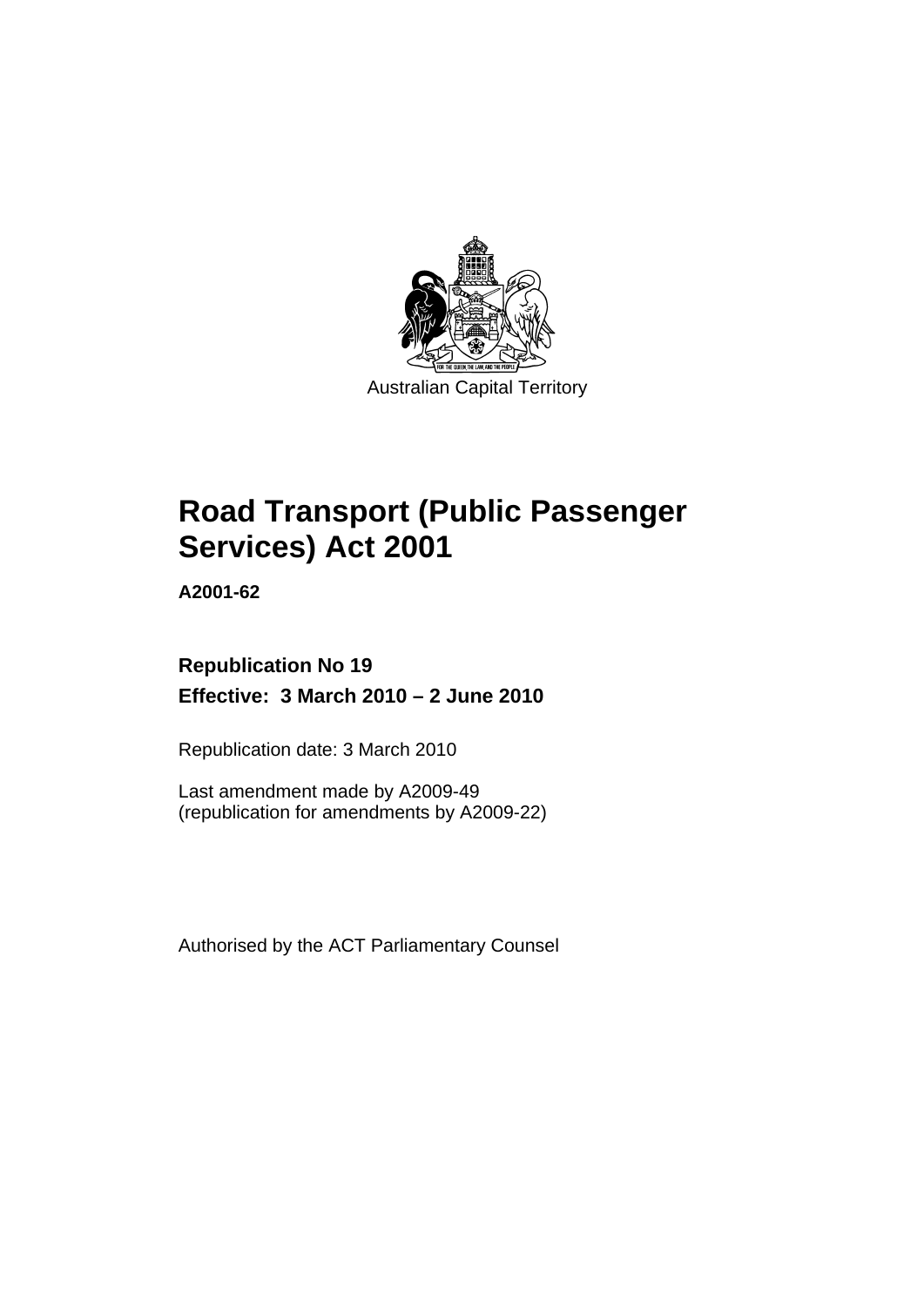Australian Capital Territory

# Road Transport (Public Passenger Services) Act 2001

**A2001-62**

**Republication No 19**

**Effective: 3 March 2010 – 2 June 2010**

Republication date: 3 March 2010

Last amendment made by A2009-49
(republication for amendments by A2009-22)

Authorised by the ACT Parliamentary Counsel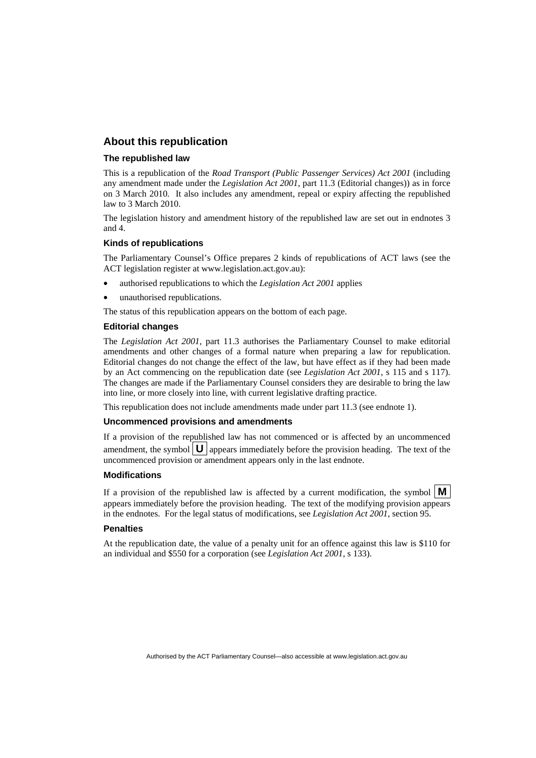## About this republication

### The republished law

This is a republication of the *Road Transport (Public Passenger Services) Act 2001* (including any amendment made under the *Legislation Act 2001*, part 11.3 (Editorial changes)) as in force on 3 March 2010. It also includes any amendment, repeal or expiry affecting the republished law to 3 March 2010.

The legislation history and amendment history of the republished law are set out in endnotes 3 and 4.

### Kinds of republications

The Parliamentary Counsel's Office prepares 2 kinds of republications of ACT laws (see the ACT legislation register at www.legislation.act.gov.au):

- authorised republications to which the *Legislation Act 2001* applies
- unauthorised republications.

The status of this republication appears on the bottom of each page.

### Editorial changes

The *Legislation Act 2001*, part 11.3 authorises the Parliamentary Counsel to make editorial amendments and other changes of a formal nature when preparing a law for republication. Editorial changes do not change the effect of the law, but have effect as if they had been made by an Act commencing on the republication date (see *Legislation Act 2001*, s 115 and s 117). The changes are made if the Parliamentary Counsel considers they are desirable to bring the law into line, or more closely into line, with current legislative drafting practice.

This republication does not include amendments made under part 11.3 (see endnote 1).

### Uncommenced provisions and amendments

If a provision of the republished law has not commenced or is affected by an uncommenced amendment, the symbol **U** appears immediately before the provision heading. The text of the uncommenced provision or amendment appears only in the last endnote.

### Modifications

If a provision of the republished law is affected by a current modification, the symbol **M** appears immediately before the provision heading. The text of the modifying provision appears in the endnotes. For the legal status of modifications, see *Legislation Act 2001*, section 95.

### Penalties

At the republication date, the value of a penalty unit for an offence against this law is \$110 for an individual and \$550 for a corporation (see *Legislation Act 2001*, s 133).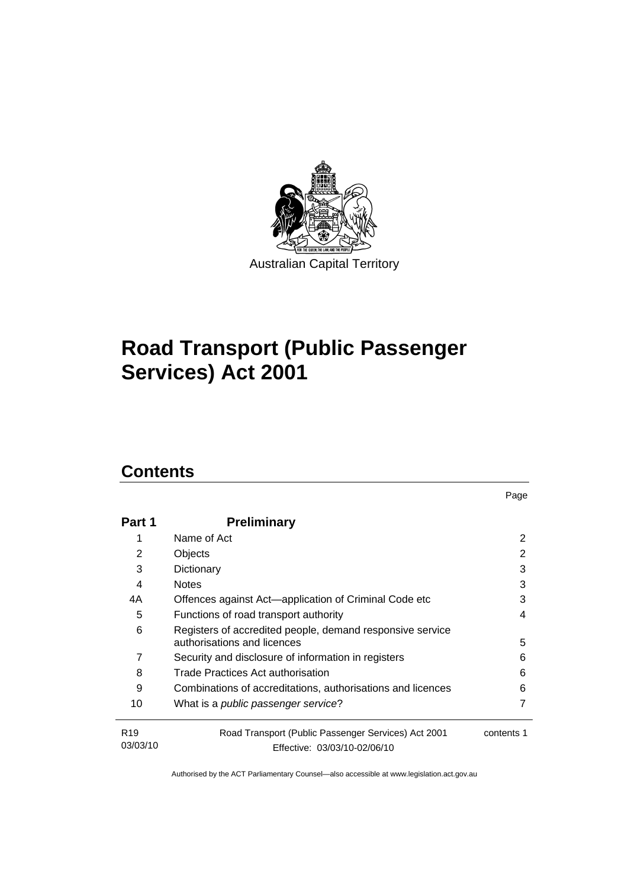Australian Capital Territory

# Road Transport (Public Passenger Services) Act 2001

## Contents

| | | Page |
|---|---|---|
| **Part 1** | **Preliminary** | |
| 1 | Name of Act | 2 |
| 2 | Objects | 2 |
| 3 | Dictionary | 3 |
| 4 | Notes | 3 |
| 4A | Offences against Act—application of Criminal Code etc | 3 |
| 5 | Functions of road transport authority | 4 |
| 6 | Registers of accredited people, demand responsive service authorisations and licences | 5 |
| 7 | Security and disclosure of information in registers | 6 |
| 8 | Trade Practices Act authorisation | 6 |
| 9 | Combinations of accreditations, authorisations and licences | 6 |
| 10 | What is a *public passenger service*? | 7 |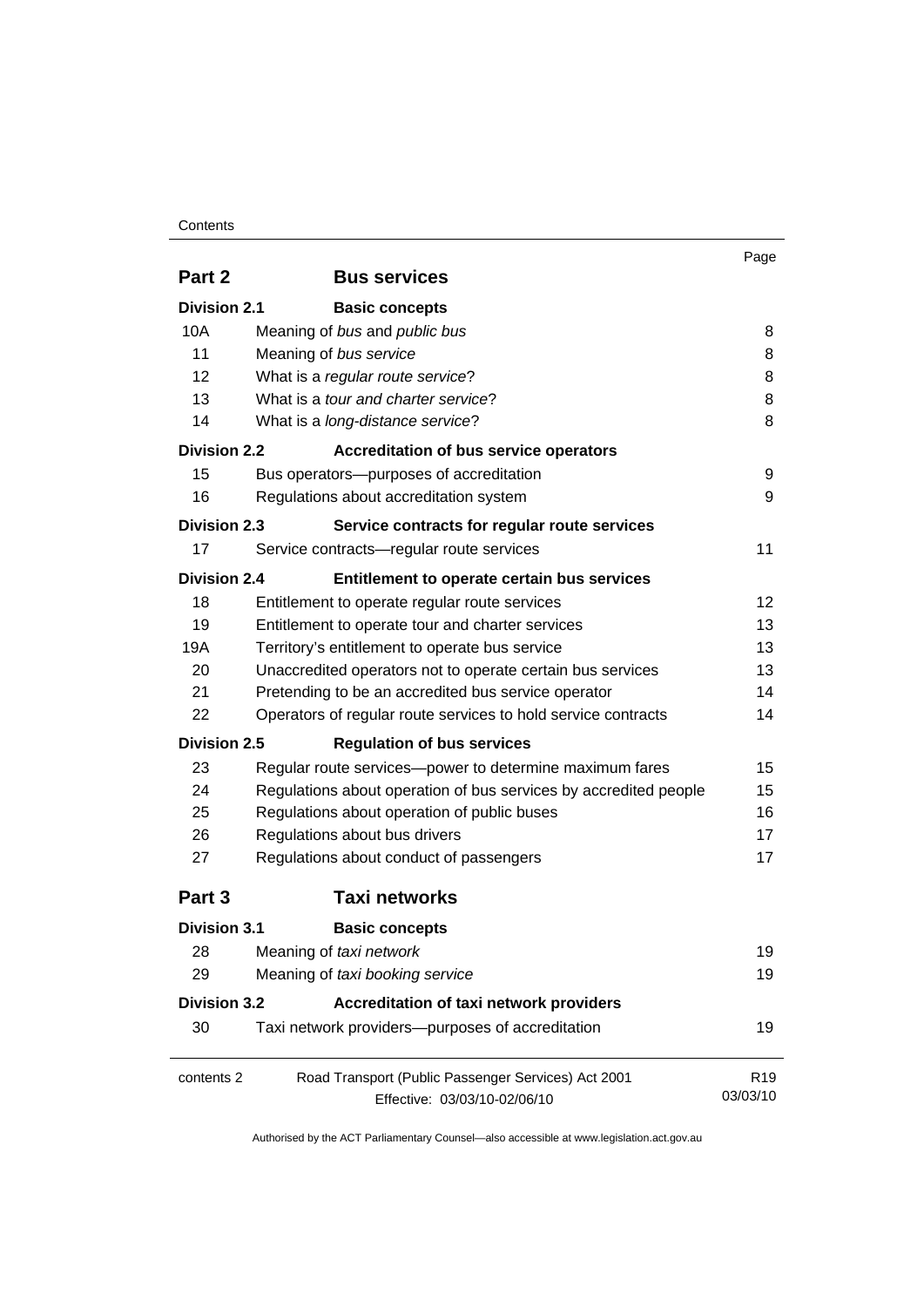| | | Page |
|---|---|---|
| **Part 2** | **Bus services** | |
| **Division 2.1** | **Basic concepts** | |
| 10A | Meaning of *bus* and *public bus* | 8 |
| 11 | Meaning of *bus service* | 8 |
| 12 | What is a *regular route service*? | 8 |
| 13 | What is a *tour and charter service*? | 8 |
| 14 | What is a *long-distance service*? | 8 |
| **Division 2.2** | **Accreditation of bus service operators** | |
| 15 | Bus operators—purposes of accreditation | 9 |
| 16 | Regulations about accreditation system | 9 |
| **Division 2.3** | **Service contracts for regular route services** | |
| 17 | Service contracts—regular route services | 11 |
| **Division 2.4** | **Entitlement to operate certain bus services** | |
| 18 | Entitlement to operate regular route services | 12 |
| 19 | Entitlement to operate tour and charter services | 13 |
| 19A | Territory's entitlement to operate bus service | 13 |
| 20 | Unaccredited operators not to operate certain bus services | 13 |
| 21 | Pretending to be an accredited bus service operator | 14 |
| 22 | Operators of regular route services to hold service contracts | 14 |
| **Division 2.5** | **Regulation of bus services** | |
| 23 | Regular route services—power to determine maximum fares | 15 |
| 24 | Regulations about operation of bus services by accredited people | 15 |
| 25 | Regulations about operation of public buses | 16 |
| 26 | Regulations about bus drivers | 17 |
| 27 | Regulations about conduct of passengers | 17 |
| **Part 3** | **Taxi networks** | |
| **Division 3.1** | **Basic concepts** | |
| 28 | Meaning of *taxi network* | 19 |
| 29 | Meaning of *taxi booking service* | 19 |
| **Division 3.2** | **Accreditation of taxi network providers** | |
| 30 | Taxi network providers—purposes of accreditation | 19 |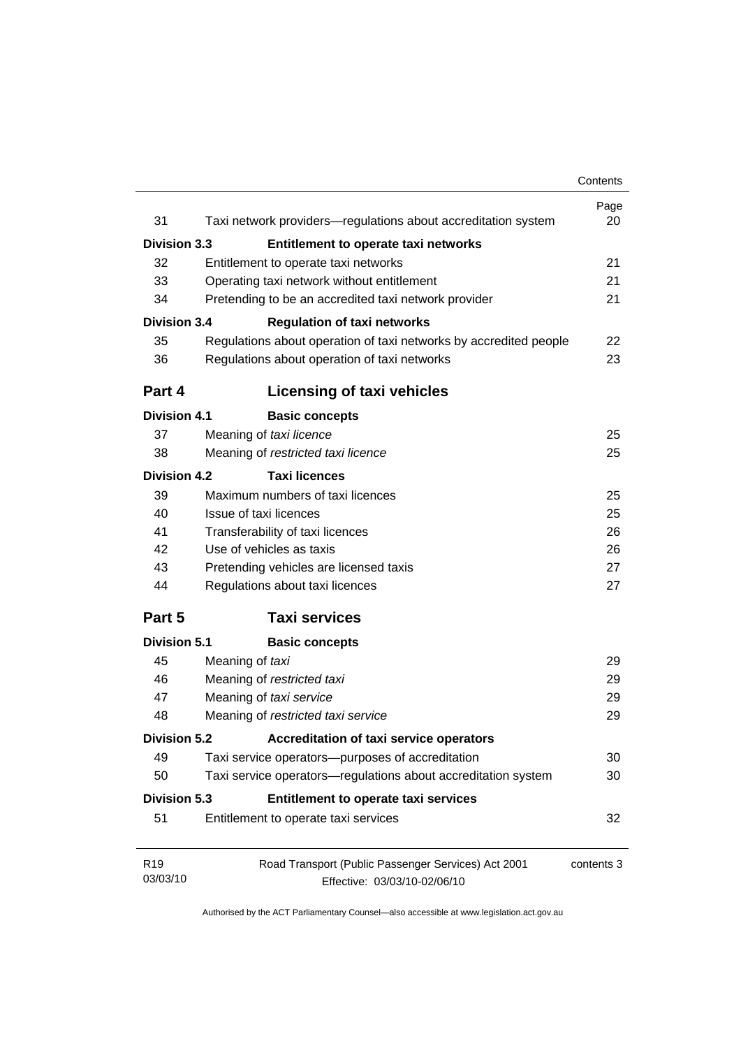| | | Page |
|---|---|---|
| 31 | Taxi network providers—regulations about accreditation system | 20 |
| **Division 3.3** | **Entitlement to operate taxi networks** | |
| 32 | Entitlement to operate taxi networks | 21 |
| 33 | Operating taxi network without entitlement | 21 |
| 34 | Pretending to be an accredited taxi network provider | 21 |
| **Division 3.4** | **Regulation of taxi networks** | |
| 35 | Regulations about operation of taxi networks by accredited people | 22 |
| 36 | Regulations about operation of taxi networks | 23 |
| **Part 4** | **Licensing of taxi vehicles** | |
| **Division 4.1** | **Basic concepts** | |
| 37 | Meaning of *taxi licence* | 25 |
| 38 | Meaning of *restricted taxi licence* | 25 |
| **Division 4.2** | **Taxi licences** | |
| 39 | Maximum numbers of taxi licences | 25 |
| 40 | Issue of taxi licences | 25 |
| 41 | Transferability of taxi licences | 26 |
| 42 | Use of vehicles as taxis | 26 |
| 43 | Pretending vehicles are licensed taxis | 27 |
| 44 | Regulations about taxi licences | 27 |
| **Part 5** | **Taxi services** | |
| **Division 5.1** | **Basic concepts** | |
| 45 | Meaning of *taxi* | 29 |
| 46 | Meaning of *restricted taxi* | 29 |
| 47 | Meaning of *taxi service* | 29 |
| 48 | Meaning of *restricted taxi service* | 29 |
| **Division 5.2** | **Accreditation of taxi service operators** | |
| 49 | Taxi service operators—purposes of accreditation | 30 |
| 50 | Taxi service operators—regulations about accreditation system | 30 |
| **Division 5.3** | **Entitlement to operate taxi services** | |
| 51 | Entitlement to operate taxi services | 32 |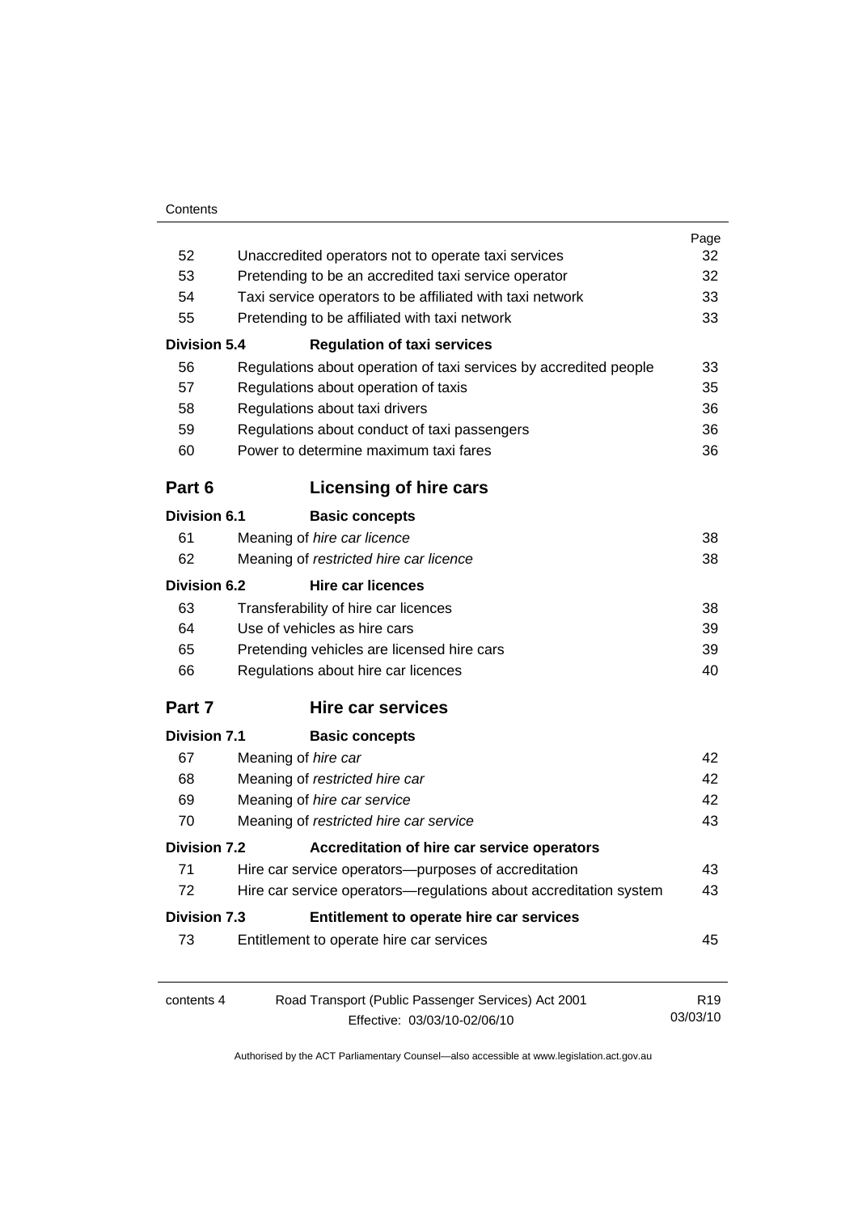| | | Page |
|---|---|---|
| 52 | Unaccredited operators not to operate taxi services | 32 |
| 53 | Pretending to be an accredited taxi service operator | 32 |
| 54 | Taxi service operators to be affiliated with taxi network | 33 |
| 55 | Pretending to be affiliated with taxi network | 33 |
| **Division 5.4** | **Regulation of taxi services** | |
| 56 | Regulations about operation of taxi services by accredited people | 33 |
| 57 | Regulations about operation of taxis | 35 |
| 58 | Regulations about taxi drivers | 36 |
| 59 | Regulations about conduct of taxi passengers | 36 |
| 60 | Power to determine maximum taxi fares | 36 |
| **Part 6** | **Licensing of hire cars** | |
| **Division 6.1** | **Basic concepts** | |
| 61 | Meaning of *hire car licence* | 38 |
| 62 | Meaning of *restricted hire car licence* | 38 |
| **Division 6.2** | **Hire car licences** | |
| 63 | Transferability of hire car licences | 38 |
| 64 | Use of vehicles as hire cars | 39 |
| 65 | Pretending vehicles are licensed hire cars | 39 |
| 66 | Regulations about hire car licences | 40 |
| **Part 7** | **Hire car services** | |
| **Division 7.1** | **Basic concepts** | |
| 67 | Meaning of *hire car* | 42 |
| 68 | Meaning of *restricted hire car* | 42 |
| 69 | Meaning of *hire car service* | 42 |
| 70 | Meaning of *restricted hire car service* | 43 |
| **Division 7.2** | **Accreditation of hire car service operators** | |
| 71 | Hire car service operators—purposes of accreditation | 43 |
| 72 | Hire car service operators—regulations about accreditation system | 43 |
| **Division 7.3** | **Entitlement to operate hire car services** | |
| 73 | Entitlement to operate hire car services | 45 |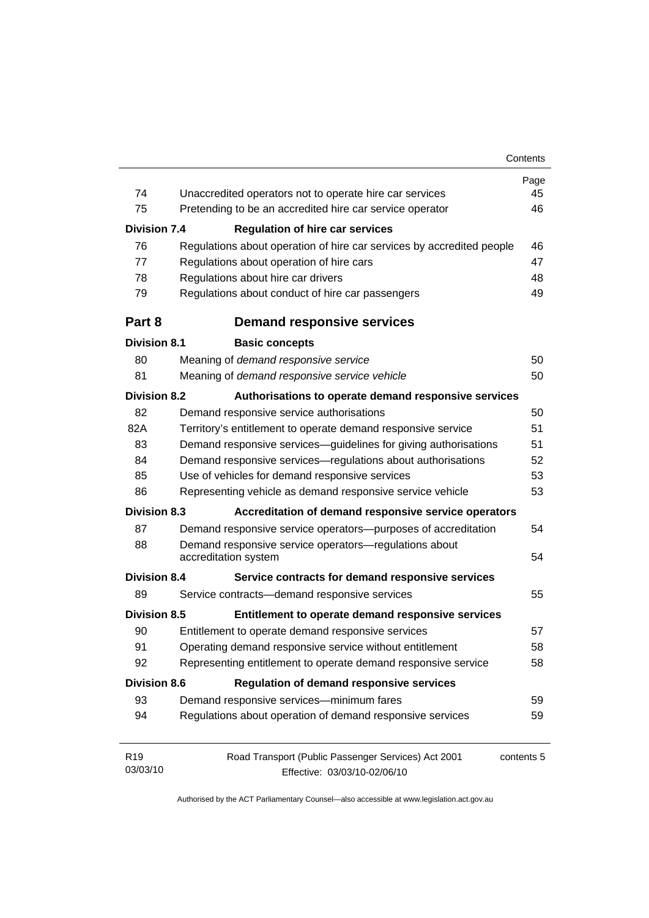| | | Page |
|---|---|---|
| 74 | Unaccredited operators not to operate hire car services | 45 |
| 75 | Pretending to be an accredited hire car service operator | 46 |
| **Division 7.4** | **Regulation of hire car services** | |
| 76 | Regulations about operation of hire car services by accredited people | 46 |
| 77 | Regulations about operation of hire cars | 47 |
| 78 | Regulations about hire car drivers | 48 |
| 79 | Regulations about conduct of hire car passengers | 49 |
| **Part 8** | **Demand responsive services** | |
| **Division 8.1** | **Basic concepts** | |
| 80 | Meaning of *demand responsive service* | 50 |
| 81 | Meaning of *demand responsive service vehicle* | 50 |
| **Division 8.2** | **Authorisations to operate demand responsive services** | |
| 82 | Demand responsive service authorisations | 50 |
| 82A | Territory's entitlement to operate demand responsive service | 51 |
| 83 | Demand responsive services—guidelines for giving authorisations | 51 |
| 84 | Demand responsive services—regulations about authorisations | 52 |
| 85 | Use of vehicles for demand responsive services | 53 |
| 86 | Representing vehicle as demand responsive service vehicle | 53 |
| **Division 8.3** | **Accreditation of demand responsive service operators** | |
| 87 | Demand responsive service operators—purposes of accreditation | 54 |
| 88 | Demand responsive service operators—regulations about accreditation system | 54 |
| **Division 8.4** | **Service contracts for demand responsive services** | |
| 89 | Service contracts—demand responsive services | 55 |
| **Division 8.5** | **Entitlement to operate demand responsive services** | |
| 90 | Entitlement to operate demand responsive services | 57 |
| 91 | Operating demand responsive service without entitlement | 58 |
| 92 | Representing entitlement to operate demand responsive service | 58 |
| **Division 8.6** | **Regulation of demand responsive services** | |
| 93 | Demand responsive services—minimum fares | 59 |
| 94 | Regulations about operation of demand responsive services | 59 |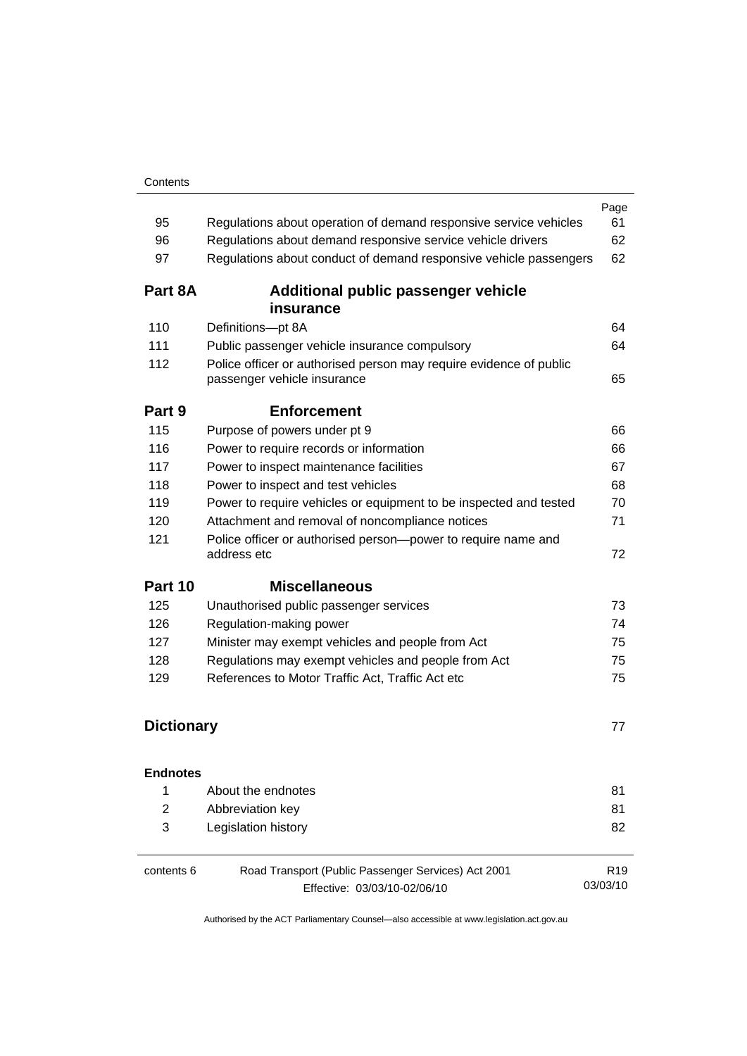| | | Page |
|---|---|---|
| 95 | Regulations about operation of demand responsive service vehicles | 61 |
| 96 | Regulations about demand responsive service vehicle drivers | 62 |
| 97 | Regulations about conduct of demand responsive vehicle passengers | 62 |
| **Part 8A** | **Additional public passenger vehicle insurance** | |
| 110 | Definitions—pt 8A | 64 |
| 111 | Public passenger vehicle insurance compulsory | 64 |
| 112 | Police officer or authorised person may require evidence of public passenger vehicle insurance | 65 |
| **Part 9** | **Enforcement** | |
| 115 | Purpose of powers under pt 9 | 66 |
| 116 | Power to require records or information | 66 |
| 117 | Power to inspect maintenance facilities | 67 |
| 118 | Power to inspect and test vehicles | 68 |
| 119 | Power to require vehicles or equipment to be inspected and tested | 70 |
| 120 | Attachment and removal of noncompliance notices | 71 |
| 121 | Police officer or authorised person—power to require name and address etc | 72 |
| **Part 10** | **Miscellaneous** | |
| 125 | Unauthorised public passenger services | 73 |
| 126 | Regulation-making power | 74 |
| 127 | Minister may exempt vehicles and people from Act | 75 |
| 128 | Regulations may exempt vehicles and people from Act | 75 |
| 129 | References to Motor Traffic Act, Traffic Act etc | 75 |

**Dictionary** 77

**Endnotes**

| | | |
|---|---|---|
| 1 | About the endnotes | 81 |
| 2 | Abbreviation key | 81 |
| 3 | Legislation history | 82 |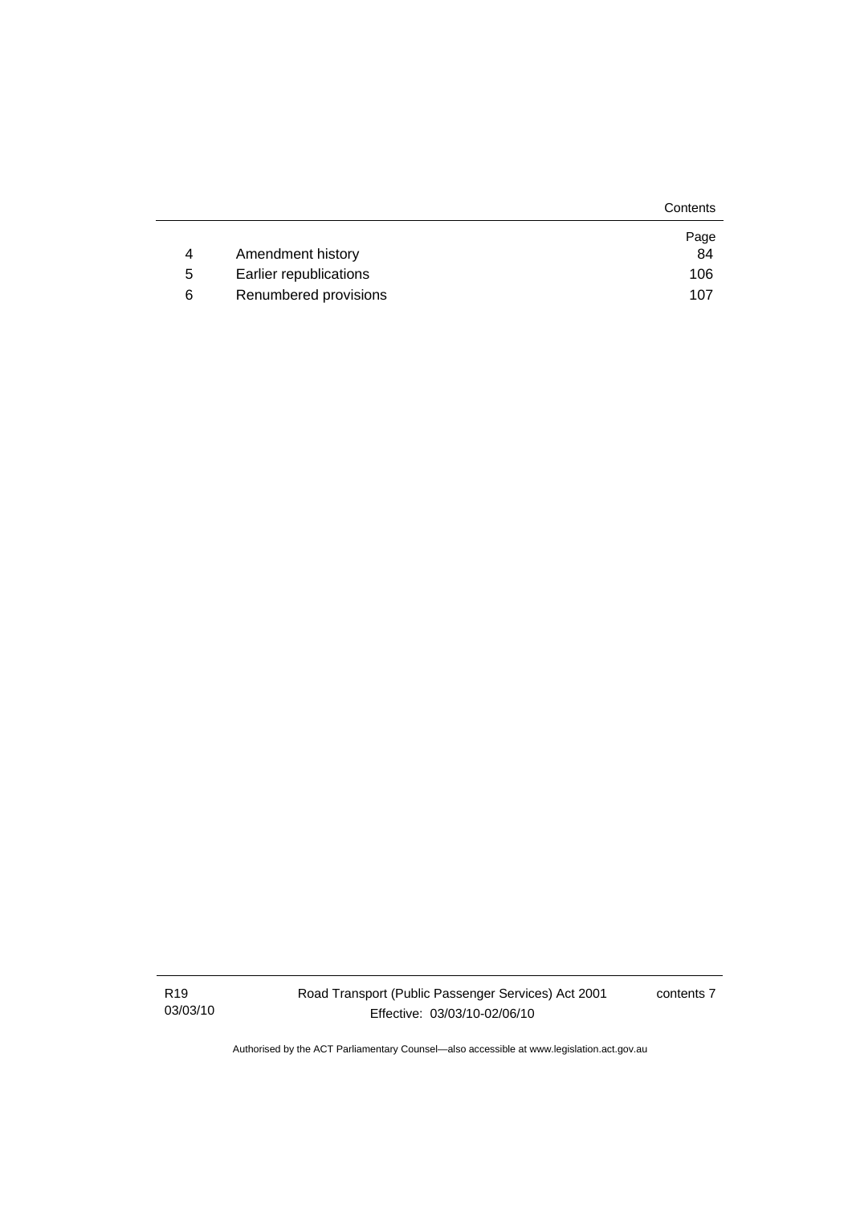| | | Page |
|---|---|---|
| 4 | Amendment history | 84 |
| 5 | Earlier republications | 106 |
| 6 | Renumbered provisions | 107 |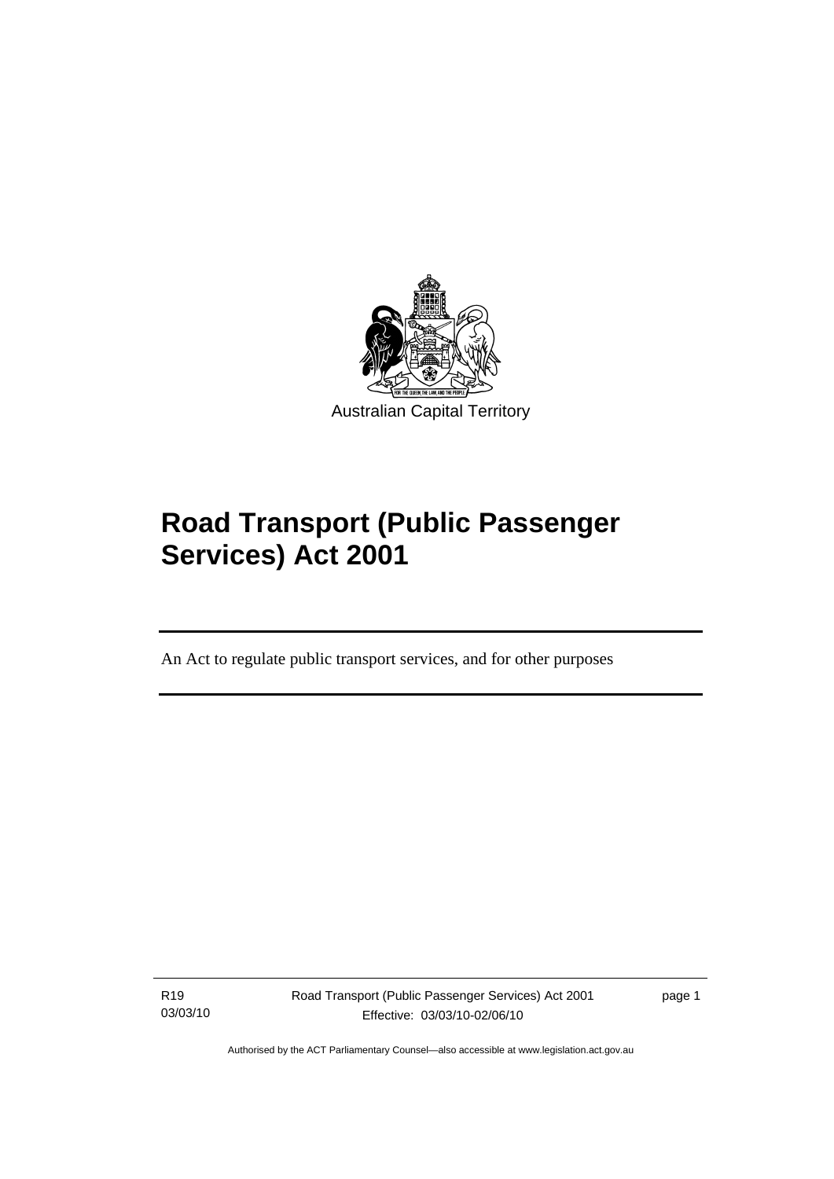Australian Capital Territory

# Road Transport (Public Passenger Services) Act 2001

An Act to regulate public transport services, and for other purposes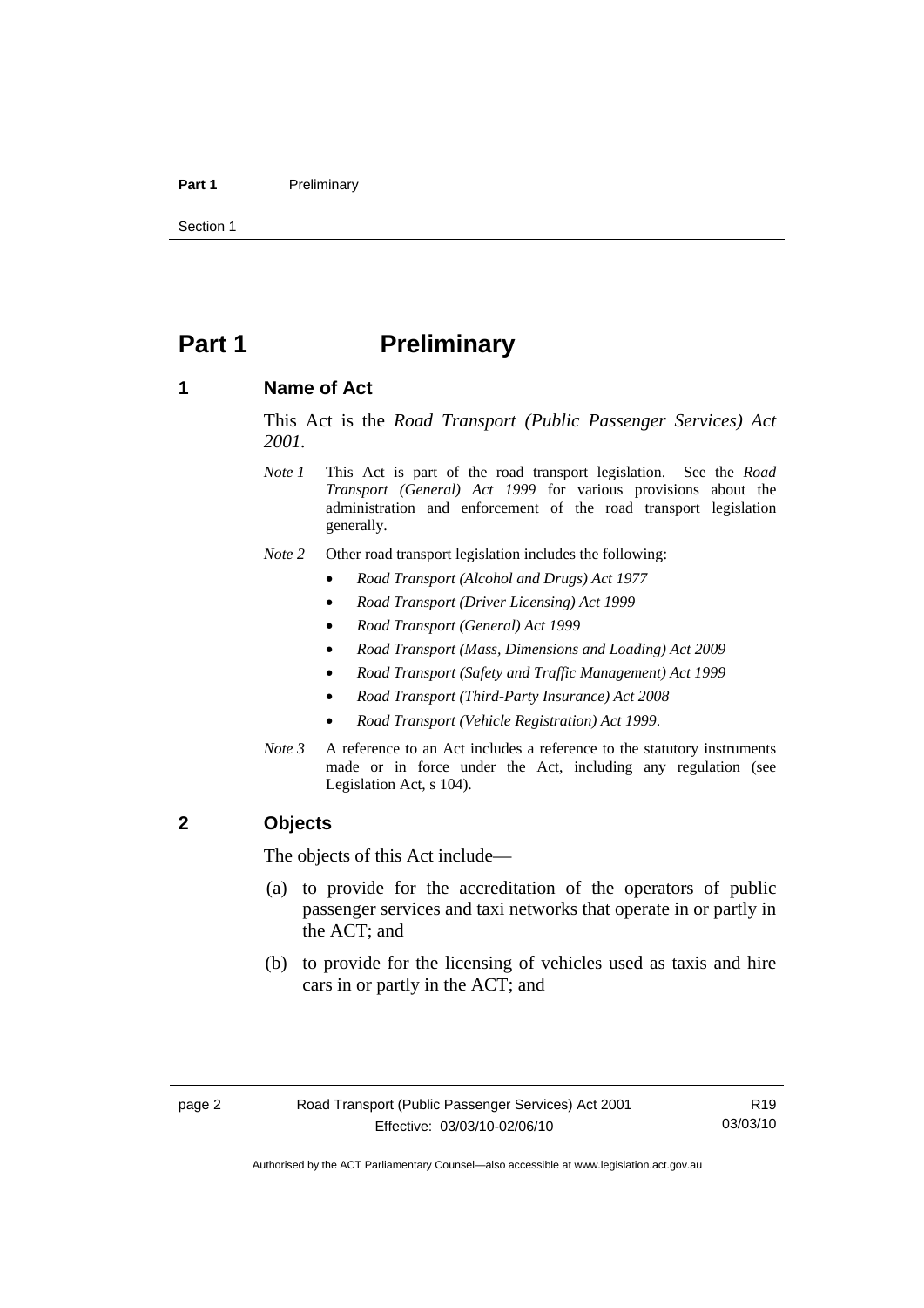# Part 1 Preliminary

## 1 Name of Act

This Act is the *Road Transport (Public Passenger Services) Act 2001*.

*Note 1* This Act is part of the road transport legislation. See the *Road Transport (General) Act 1999* for various provisions about the administration and enforcement of the road transport legislation generally.

*Note 2* Other road transport legislation includes the following:

- *Road Transport (Alcohol and Drugs) Act 1977*
- *Road Transport (Driver Licensing) Act 1999*
- *Road Transport (General) Act 1999*
- *Road Transport (Mass, Dimensions and Loading) Act 2009*
- *Road Transport (Safety and Traffic Management) Act 1999*
- *Road Transport (Third-Party Insurance) Act 2008*
- *Road Transport (Vehicle Registration) Act 1999*.

*Note 3* A reference to an Act includes a reference to the statutory instruments made or in force under the Act, including any regulation (see Legislation Act, s 104).

## 2 Objects

The objects of this Act include—

(a) to provide for the accreditation of the operators of public passenger services and taxi networks that operate in or partly in the ACT; and

(b) to provide for the licensing of vehicles used as taxis and hire cars in or partly in the ACT; and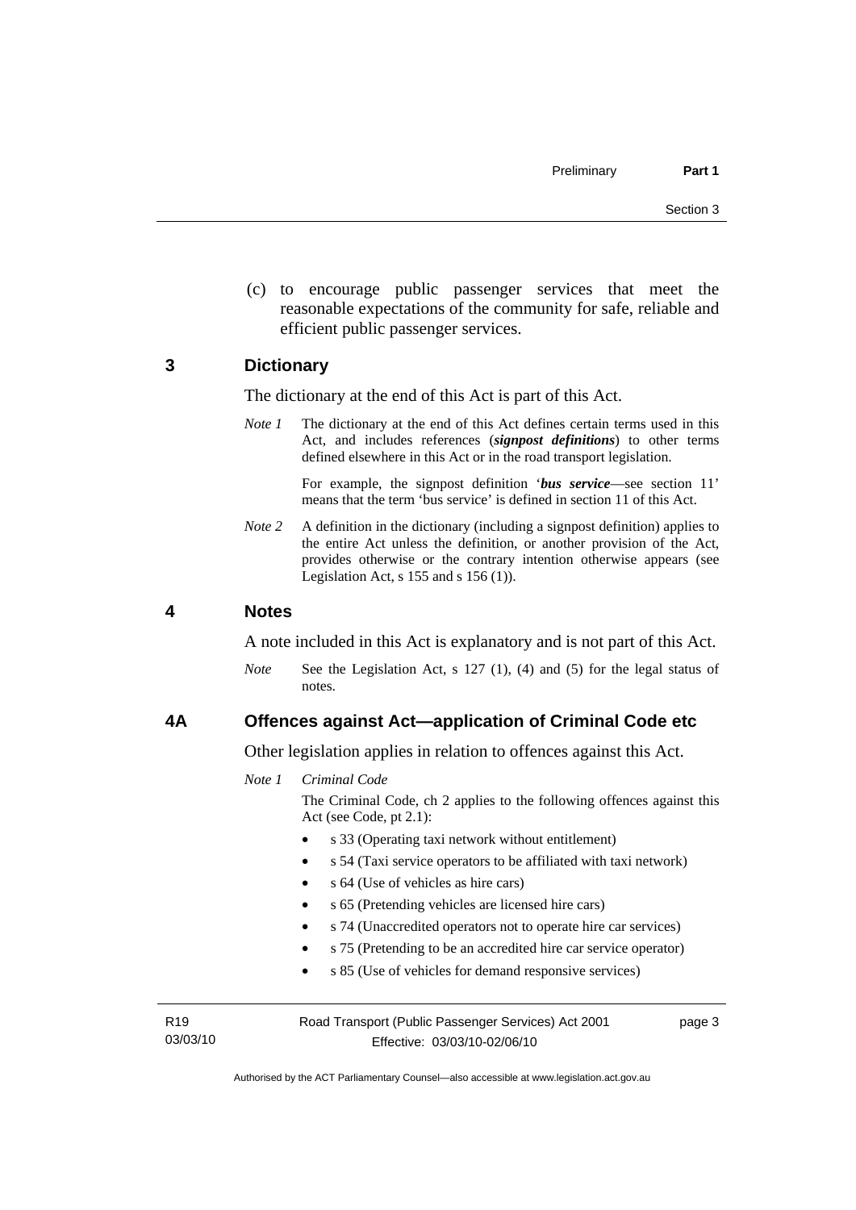(c) to encourage public passenger services that meet the reasonable expectations of the community for safe, reliable and efficient public passenger services.

## 3 Dictionary

The dictionary at the end of this Act is part of this Act.

*Note 1* The dictionary at the end of this Act defines certain terms used in this Act, and includes references (***signpost definitions***) to other terms defined elsewhere in this Act or in the road transport legislation.

For example, the signpost definition '***bus service***—see section 11' means that the term 'bus service' is defined in section 11 of this Act.

*Note 2* A definition in the dictionary (including a signpost definition) applies to the entire Act unless the definition, or another provision of the Act, provides otherwise or the contrary intention otherwise appears (see Legislation Act, s 155 and s 156 (1)).

## 4 Notes

A note included in this Act is explanatory and is not part of this Act.

*Note* See the Legislation Act, s 127 (1), (4) and (5) for the legal status of notes.

## 4A Offences against Act—application of Criminal Code etc

Other legislation applies in relation to offences against this Act.

*Note 1* *Criminal Code*

The Criminal Code, ch 2 applies to the following offences against this Act (see Code, pt 2.1):

- s 33 (Operating taxi network without entitlement)
- s 54 (Taxi service operators to be affiliated with taxi network)
- s 64 (Use of vehicles as hire cars)
- s 65 (Pretending vehicles are licensed hire cars)
- s 74 (Unaccredited operators not to operate hire car services)
- s 75 (Pretending to be an accredited hire car service operator)
- s 85 (Use of vehicles for demand responsive services)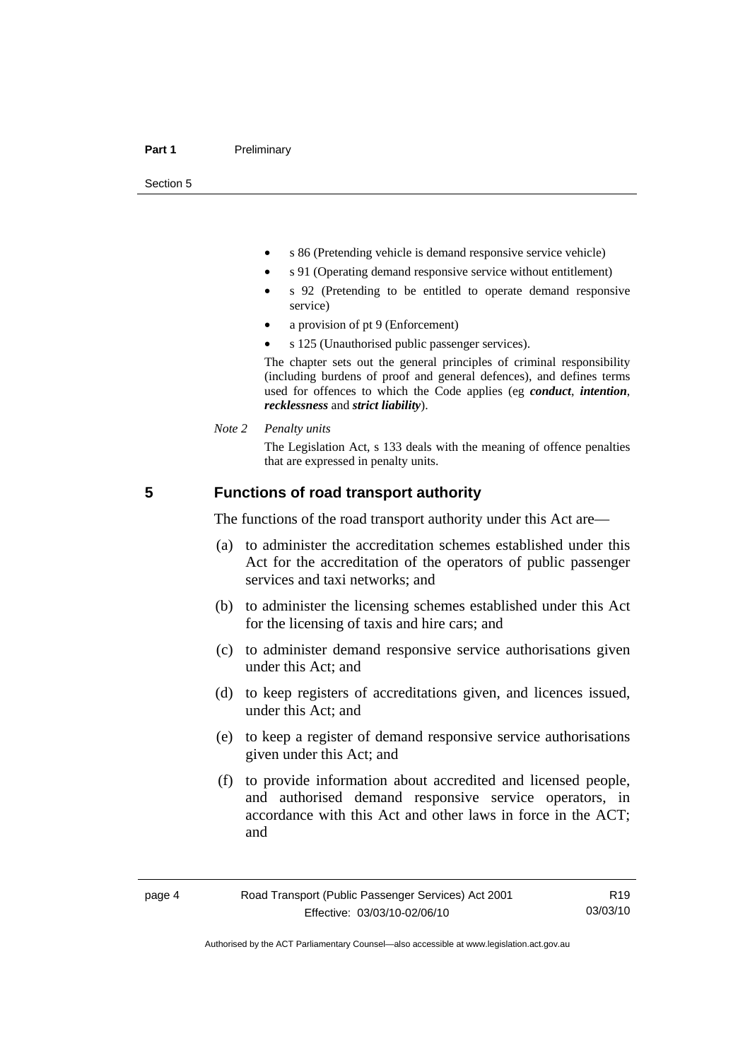- s 86 (Pretending vehicle is demand responsive service vehicle)
- s 91 (Operating demand responsive service without entitlement)
- s 92 (Pretending to be entitled to operate demand responsive service)
- a provision of pt 9 (Enforcement)
- s 125 (Unauthorised public passenger services).

The chapter sets out the general principles of criminal responsibility (including burdens of proof and general defences), and defines terms used for offences to which the Code applies (eg ***conduct***, ***intention***, ***recklessness*** and ***strict liability***).

*Note 2 Penalty units*

The Legislation Act, s 133 deals with the meaning of offence penalties that are expressed in penalty units.

## 5 Functions of road transport authority

The functions of the road transport authority under this Act are—

(a) to administer the accreditation schemes established under this Act for the accreditation of the operators of public passenger services and taxi networks; and

(b) to administer the licensing schemes established under this Act for the licensing of taxis and hire cars; and

(c) to administer demand responsive service authorisations given under this Act; and

(d) to keep registers of accreditations given, and licences issued, under this Act; and

(e) to keep a register of demand responsive service authorisations given under this Act; and

(f) to provide information about accredited and licensed people, and authorised demand responsive service operators, in accordance with this Act and other laws in force in the ACT; and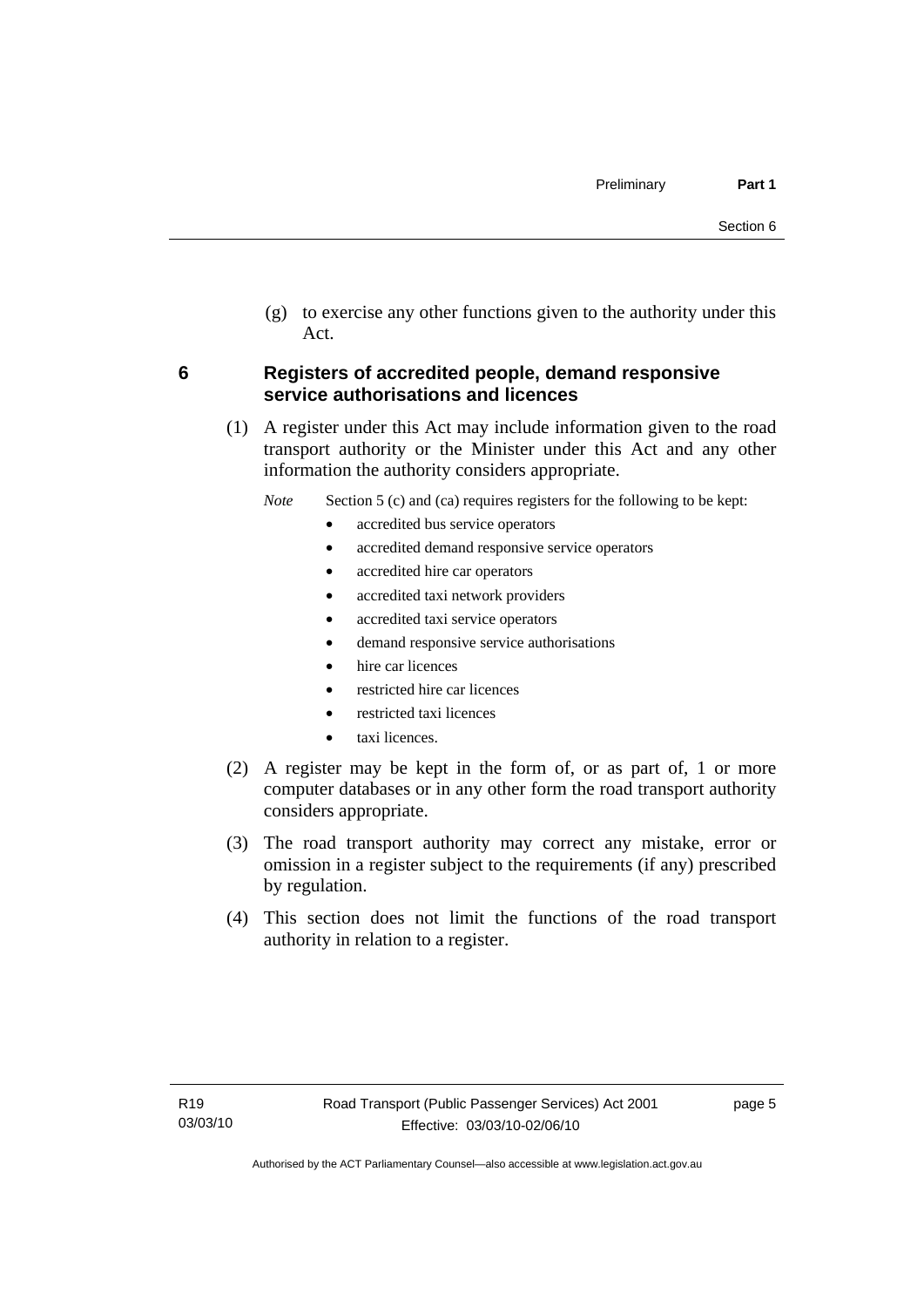(g) to exercise any other functions given to the authority under this Act.

## 6 Registers of accredited people, demand responsive service authorisations and licences

(1) A register under this Act may include information given to the road transport authority or the Minister under this Act and any other information the authority considers appropriate.

*Note* Section 5 (c) and (ca) requires registers for the following to be kept:

- accredited bus service operators
- accredited demand responsive service operators
- accredited hire car operators
- accredited taxi network providers
- accredited taxi service operators
- demand responsive service authorisations
- hire car licences
- restricted hire car licences
- restricted taxi licences
- taxi licences.

(2) A register may be kept in the form of, or as part of, 1 or more computer databases or in any other form the road transport authority considers appropriate.

(3) The road transport authority may correct any mistake, error or omission in a register subject to the requirements (if any) prescribed by regulation.

(4) This section does not limit the functions of the road transport authority in relation to a register.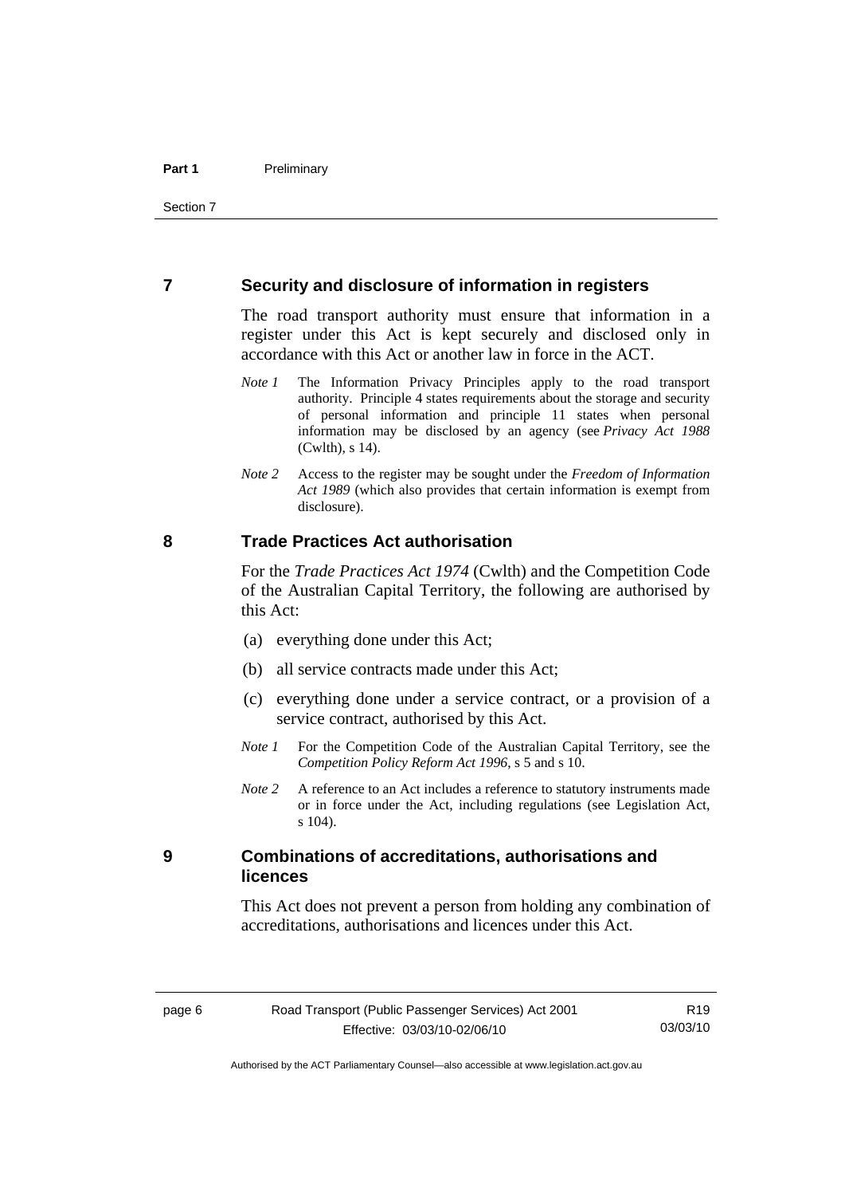## 7 Security and disclosure of information in registers

The road transport authority must ensure that information in a register under this Act is kept securely and disclosed only in accordance with this Act or another law in force in the ACT.

*Note 1* The Information Privacy Principles apply to the road transport authority. Principle 4 states requirements about the storage and security of personal information and principle 11 states when personal information may be disclosed by an agency (see *Privacy Act 1988* (Cwlth), s 14).

*Note 2* Access to the register may be sought under the *Freedom of Information Act 1989* (which also provides that certain information is exempt from disclosure).

## 8 Trade Practices Act authorisation

For the *Trade Practices Act 1974* (Cwlth) and the Competition Code of the Australian Capital Territory, the following are authorised by this Act:

(a) everything done under this Act;

(b) all service contracts made under this Act;

(c) everything done under a service contract, or a provision of a service contract, authorised by this Act.

*Note 1* For the Competition Code of the Australian Capital Territory, see the *Competition Policy Reform Act 1996*, s 5 and s 10.

*Note 2* A reference to an Act includes a reference to statutory instruments made or in force under the Act, including regulations (see Legislation Act, s 104).

## 9 Combinations of accreditations, authorisations and licences

This Act does not prevent a person from holding any combination of accreditations, authorisations and licences under this Act.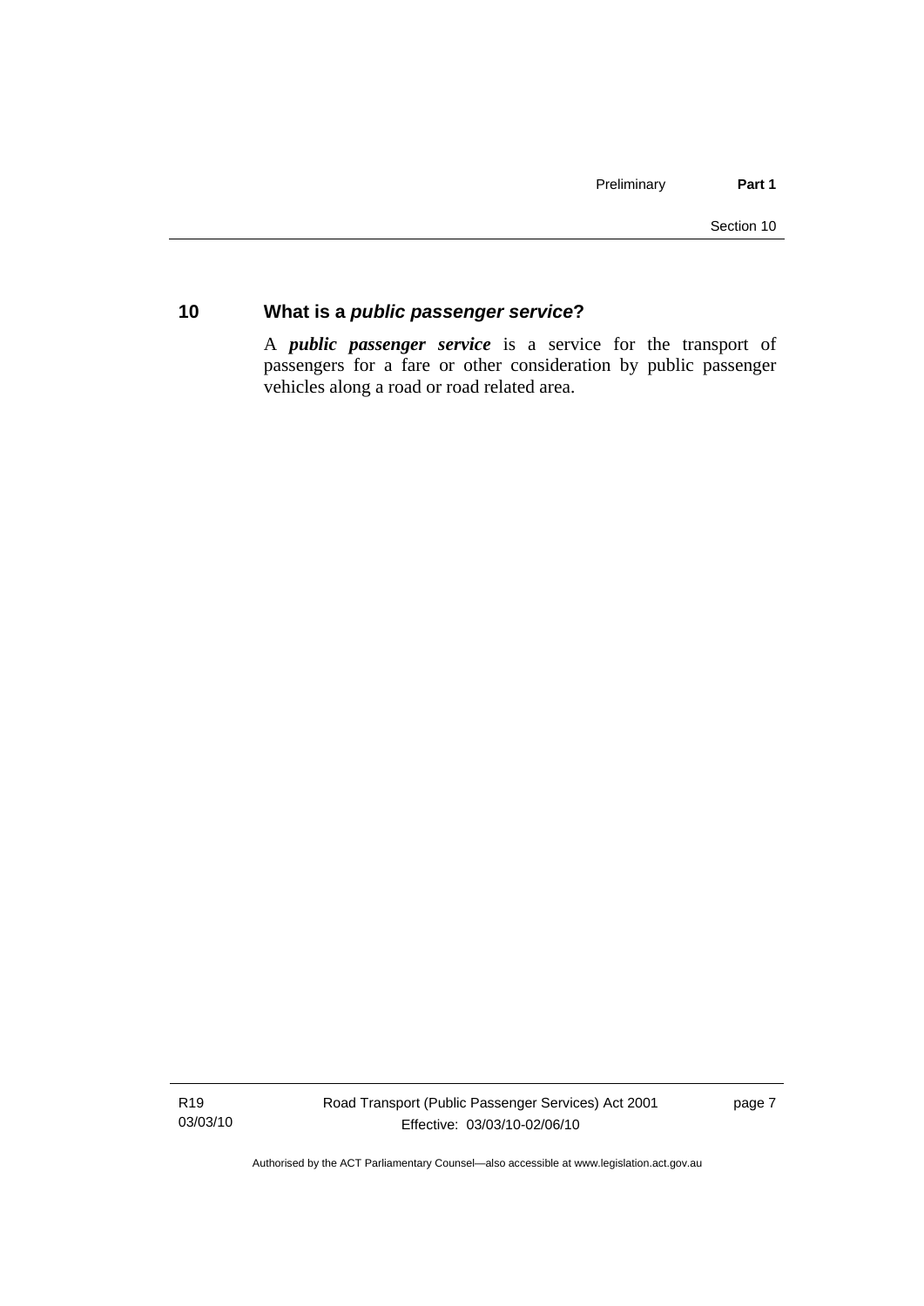## 10 What is a *public passenger service*?

A ***public passenger service*** is a service for the transport of passengers for a fare or other consideration by public passenger vehicles along a road or road related area.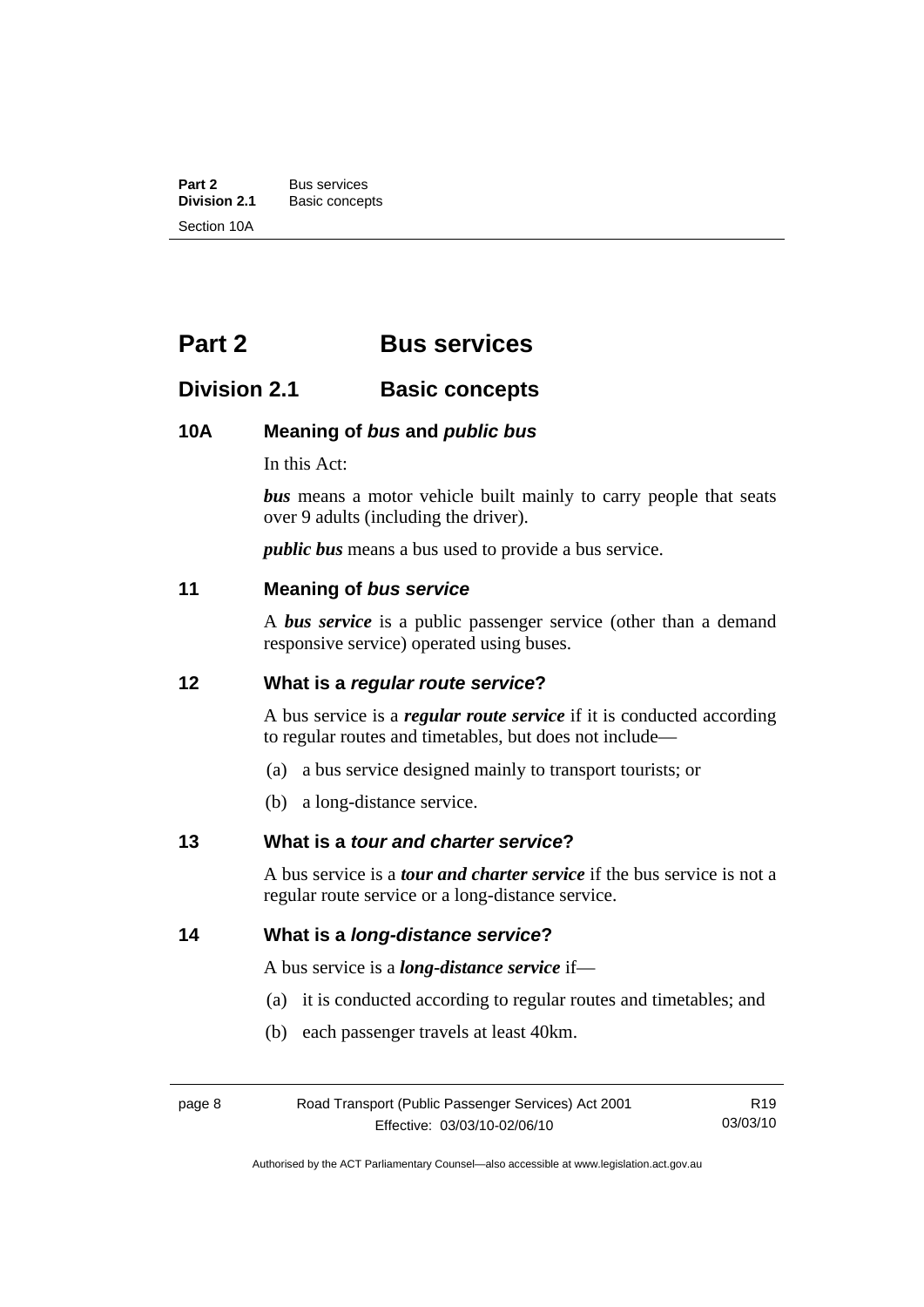# Part 2 Bus services

## Division 2.1 Basic concepts

### 10A Meaning of *bus* and *public bus*

In this Act:

***bus*** means a motor vehicle built mainly to carry people that seats over 9 adults (including the driver).

***public bus*** means a bus used to provide a bus service.

### 11 Meaning of *bus service*

A ***bus service*** is a public passenger service (other than a demand responsive service) operated using buses.

### 12 What is a *regular route service*?

A bus service is a ***regular route service*** if it is conducted according to regular routes and timetables, but does not include—

(a) a bus service designed mainly to transport tourists; or

(b) a long-distance service.

### 13 What is a *tour and charter service*?

A bus service is a ***tour and charter service*** if the bus service is not a regular route service or a long-distance service.

### 14 What is a *long-distance service*?

A bus service is a ***long-distance service*** if—

(a) it is conducted according to regular routes and timetables; and

(b) each passenger travels at least 40km.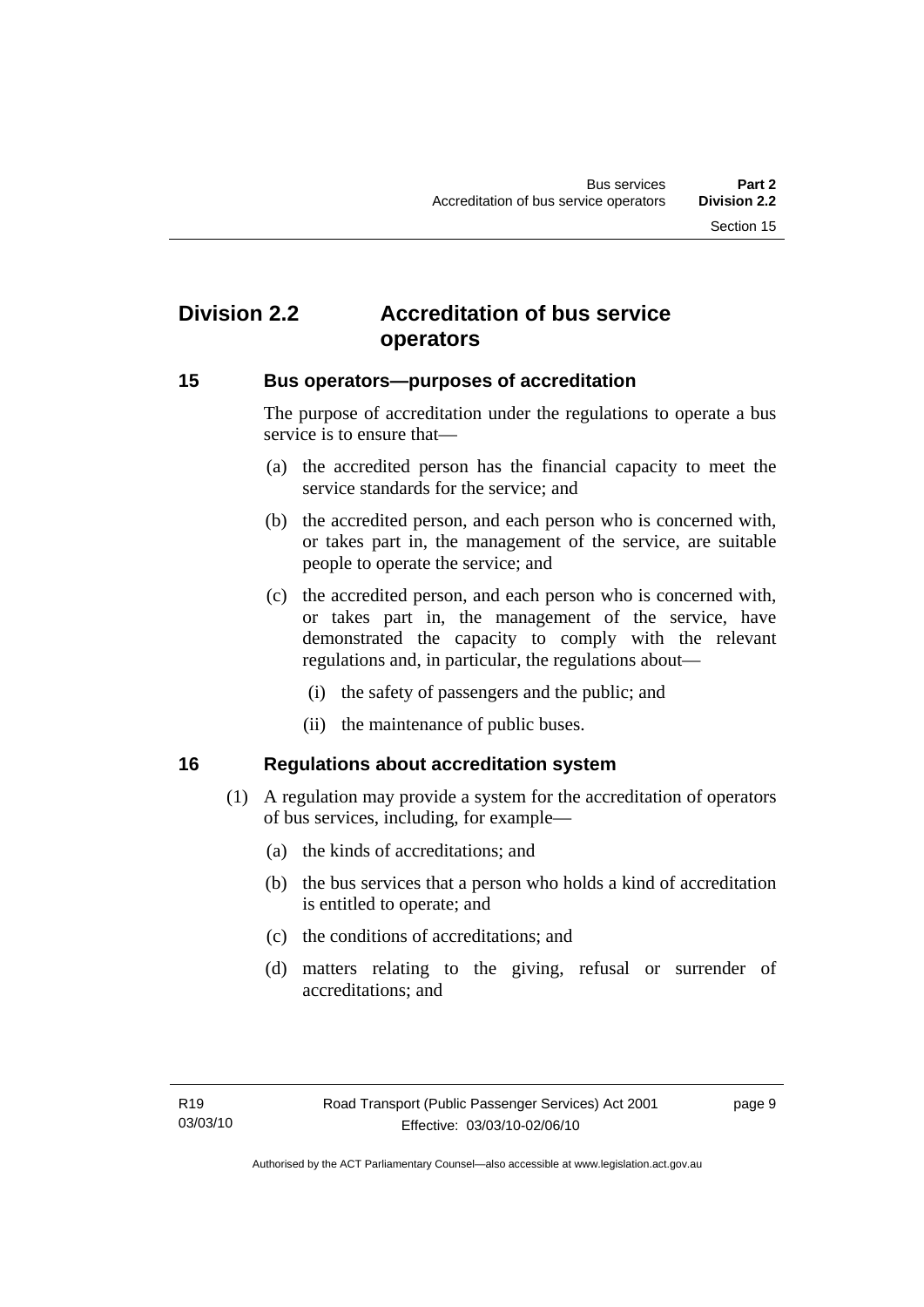## Division 2.2 Accreditation of bus service operators

### 15 Bus operators—purposes of accreditation

The purpose of accreditation under the regulations to operate a bus service is to ensure that—

(a) the accredited person has the financial capacity to meet the service standards for the service; and

(b) the accredited person, and each person who is concerned with, or takes part in, the management of the service, are suitable people to operate the service; and

(c) the accredited person, and each person who is concerned with, or takes part in, the management of the service, have demonstrated the capacity to comply with the relevant regulations and, in particular, the regulations about—

(i) the safety of passengers and the public; and

(ii) the maintenance of public buses.

### 16 Regulations about accreditation system

(1) A regulation may provide a system for the accreditation of operators of bus services, including, for example—

(a) the kinds of accreditations; and

(b) the bus services that a person who holds a kind of accreditation is entitled to operate; and

(c) the conditions of accreditations; and

(d) matters relating to the giving, refusal or surrender of accreditations; and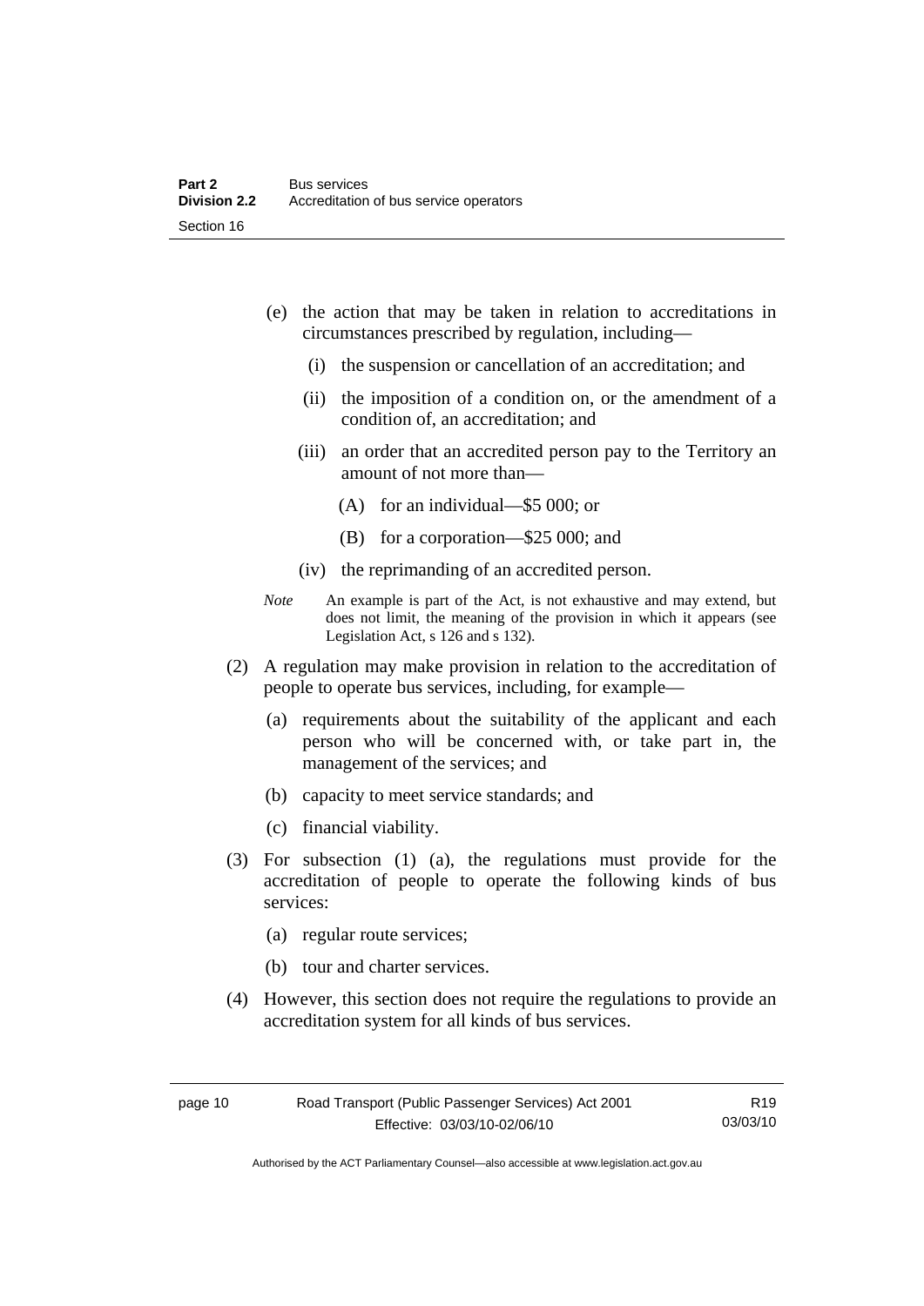(e) the action that may be taken in relation to accreditations in circumstances prescribed by regulation, including—

   (i) the suspension or cancellation of an accreditation; and

   (ii) the imposition of a condition on, or the amendment of a condition of, an accreditation; and

   (iii) an order that an accredited person pay to the Territory an amount of not more than—

      (A) for an individual—$5 000; or

      (B) for a corporation—$25 000; and

   (iv) the reprimanding of an accredited person.

*Note* An example is part of the Act, is not exhaustive and may extend, but does not limit, the meaning of the provision in which it appears (see Legislation Act, s 126 and s 132).

(2) A regulation may make provision in relation to the accreditation of people to operate bus services, including, for example—

   (a) requirements about the suitability of the applicant and each person who will be concerned with, or take part in, the management of the services; and

   (b) capacity to meet service standards; and

   (c) financial viability.

(3) For subsection (1) (a), the regulations must provide for the accreditation of people to operate the following kinds of bus services:

   (a) regular route services;

   (b) tour and charter services.

(4) However, this section does not require the regulations to provide an accreditation system for all kinds of bus services.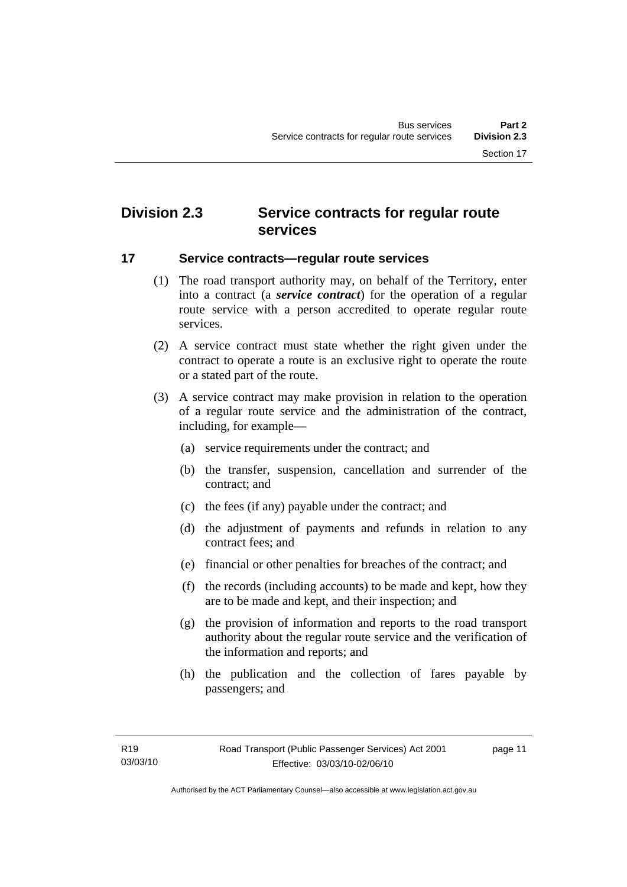## Division 2.3 Service contracts for regular route services

### 17 Service contracts—regular route services

(1) The road transport authority may, on behalf of the Territory, enter into a contract (a ***service contract***) for the operation of a regular route service with a person accredited to operate regular route services.

(2) A service contract must state whether the right given under the contract to operate a route is an exclusive right to operate the route or a stated part of the route.

(3) A service contract may make provision in relation to the operation of a regular route service and the administration of the contract, including, for example—

(a) service requirements under the contract; and

(b) the transfer, suspension, cancellation and surrender of the contract; and

(c) the fees (if any) payable under the contract; and

(d) the adjustment of payments and refunds in relation to any contract fees; and

(e) financial or other penalties for breaches of the contract; and

(f) the records (including accounts) to be made and kept, how they are to be made and kept, and their inspection; and

(g) the provision of information and reports to the road transport authority about the regular route service and the verification of the information and reports; and

(h) the publication and the collection of fares payable by passengers; and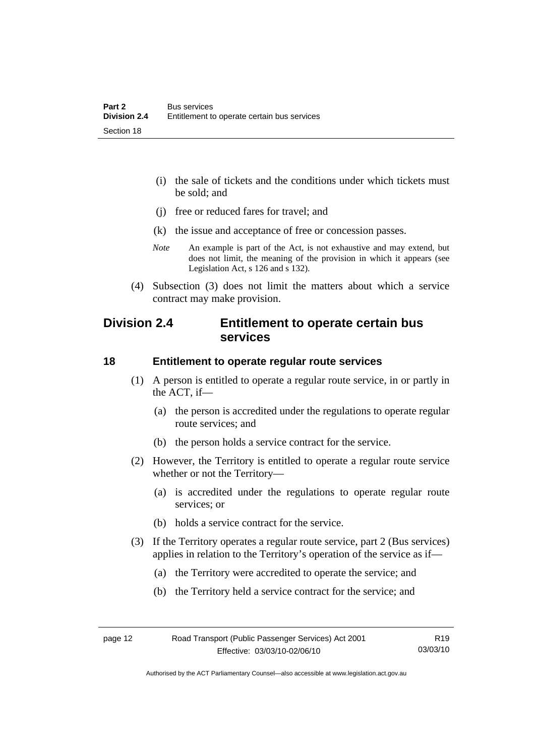(i) the sale of tickets and the conditions under which tickets must be sold; and

(j) free or reduced fares for travel; and

(k) the issue and acceptance of free or concession passes.

*Note* An example is part of the Act, is not exhaustive and may extend, but does not limit, the meaning of the provision in which it appears (see Legislation Act, s 126 and s 132).

(4) Subsection (3) does not limit the matters about which a service contract may make provision.

## Division 2.4 Entitlement to operate certain bus services

### 18 Entitlement to operate regular route services

(1) A person is entitled to operate a regular route service, in or partly in the ACT, if—

(a) the person is accredited under the regulations to operate regular route services; and

(b) the person holds a service contract for the service.

(2) However, the Territory is entitled to operate a regular route service whether or not the Territory—

(a) is accredited under the regulations to operate regular route services; or

(b) holds a service contract for the service.

(3) If the Territory operates a regular route service, part 2 (Bus services) applies in relation to the Territory's operation of the service as if—

(a) the Territory were accredited to operate the service; and

(b) the Territory held a service contract for the service; and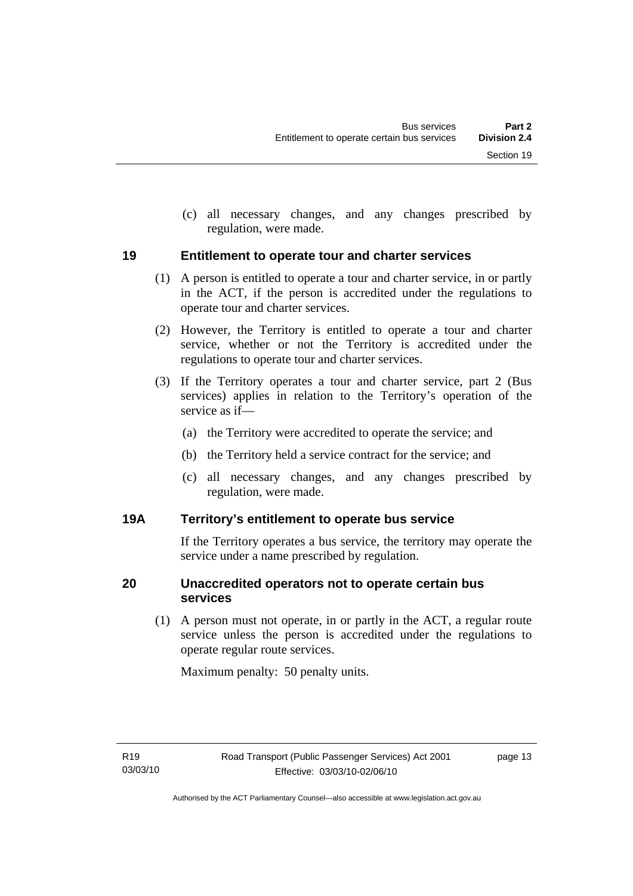(c) all necessary changes, and any changes prescribed by regulation, were made.

## 19 Entitlement to operate tour and charter services

(1) A person is entitled to operate a tour and charter service, in or partly in the ACT, if the person is accredited under the regulations to operate tour and charter services.

(2) However, the Territory is entitled to operate a tour and charter service, whether or not the Territory is accredited under the regulations to operate tour and charter services.

(3) If the Territory operates a tour and charter service, part 2 (Bus services) applies in relation to the Territory's operation of the service as if—

(a) the Territory were accredited to operate the service; and

(b) the Territory held a service contract for the service; and

(c) all necessary changes, and any changes prescribed by regulation, were made.

## 19A Territory's entitlement to operate bus service

If the Territory operates a bus service, the territory may operate the service under a name prescribed by regulation.

## 20 Unaccredited operators not to operate certain bus services

(1) A person must not operate, in or partly in the ACT, a regular route service unless the person is accredited under the regulations to operate regular route services.

Maximum penalty: 50 penalty units.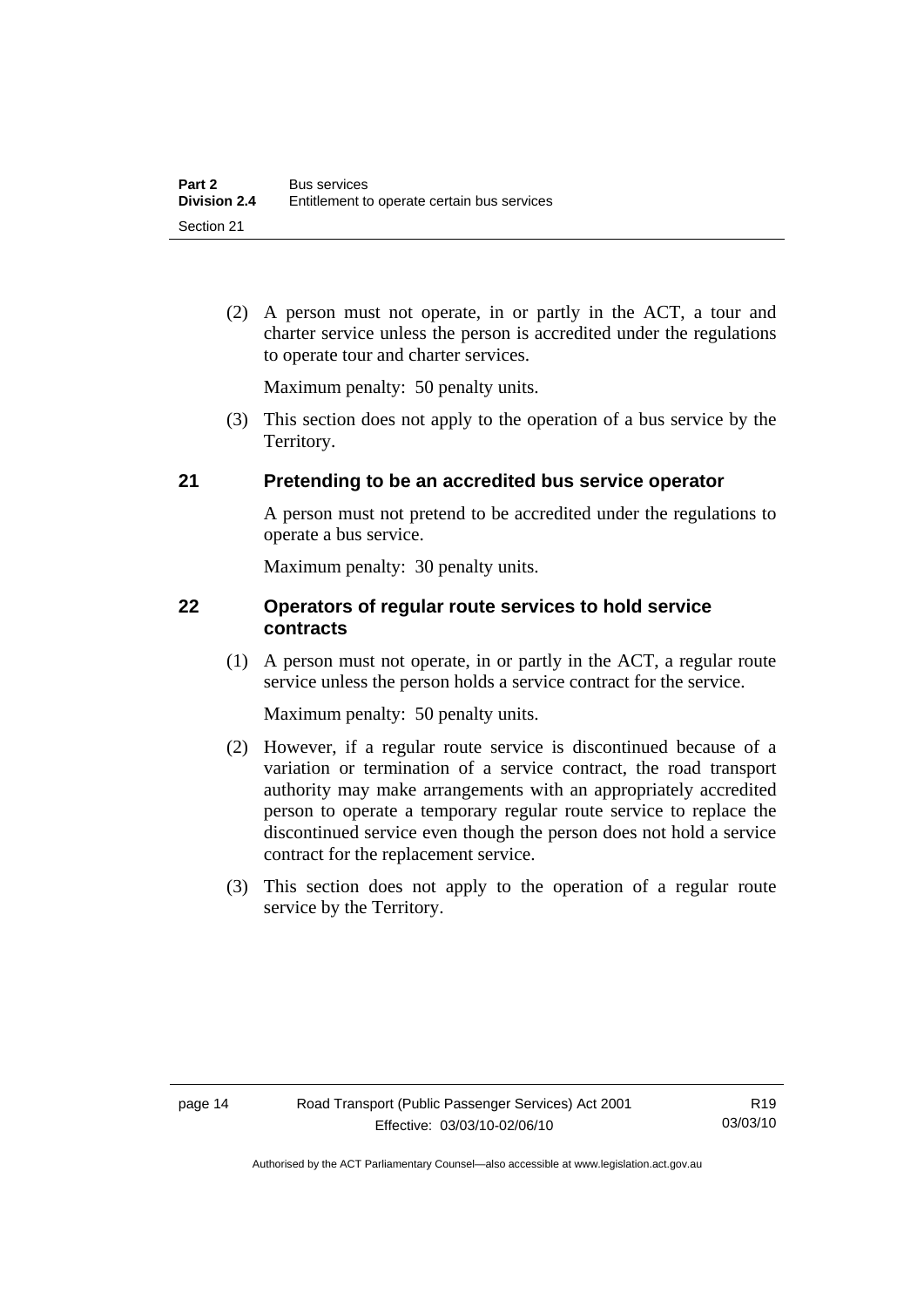(2) A person must not operate, in or partly in the ACT, a tour and charter service unless the person is accredited under the regulations to operate tour and charter services.

Maximum penalty: 50 penalty units.

(3) This section does not apply to the operation of a bus service by the Territory.

## 21 Pretending to be an accredited bus service operator

A person must not pretend to be accredited under the regulations to operate a bus service.

Maximum penalty: 30 penalty units.

## 22 Operators of regular route services to hold service contracts

(1) A person must not operate, in or partly in the ACT, a regular route service unless the person holds a service contract for the service.

Maximum penalty: 50 penalty units.

(2) However, if a regular route service is discontinued because of a variation or termination of a service contract, the road transport authority may make arrangements with an appropriately accredited person to operate a temporary regular route service to replace the discontinued service even though the person does not hold a service contract for the replacement service.

(3) This section does not apply to the operation of a regular route service by the Territory.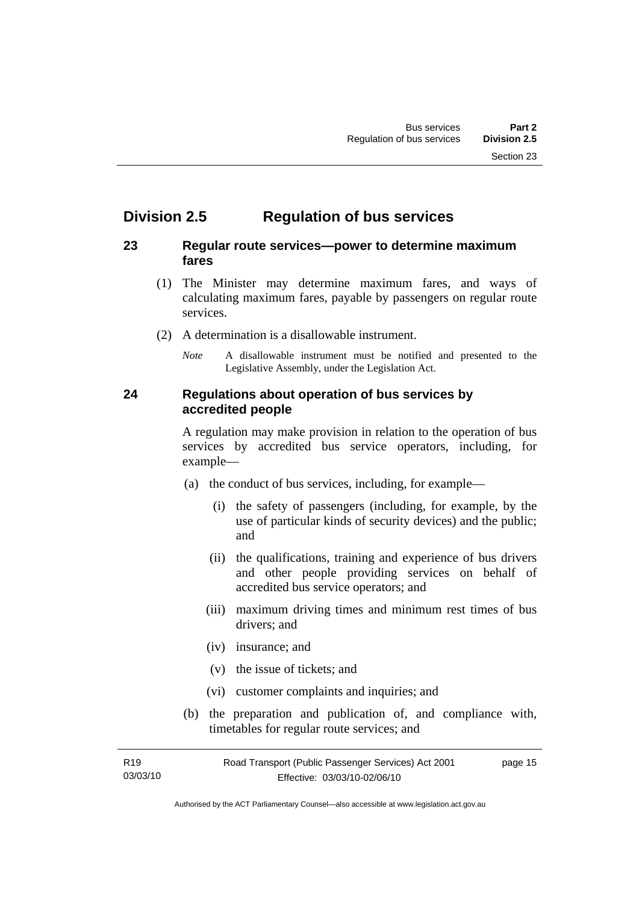## Division 2.5 Regulation of bus services

### 23 Regular route services—power to determine maximum fares

(1) The Minister may determine maximum fares, and ways of calculating maximum fares, payable by passengers on regular route services.

(2) A determination is a disallowable instrument.

*Note* A disallowable instrument must be notified and presented to the Legislative Assembly, under the Legislation Act.

### 24 Regulations about operation of bus services by accredited people

A regulation may make provision in relation to the operation of bus services by accredited bus service operators, including, for example—

(a) the conduct of bus services, including, for example—

(i) the safety of passengers (including, for example, by the use of particular kinds of security devices) and the public; and

(ii) the qualifications, training and experience of bus drivers and other people providing services on behalf of accredited bus service operators; and

(iii) maximum driving times and minimum rest times of bus drivers; and

(iv) insurance; and

(v) the issue of tickets; and

(vi) customer complaints and inquiries; and

(b) the preparation and publication of, and compliance with, timetables for regular route services; and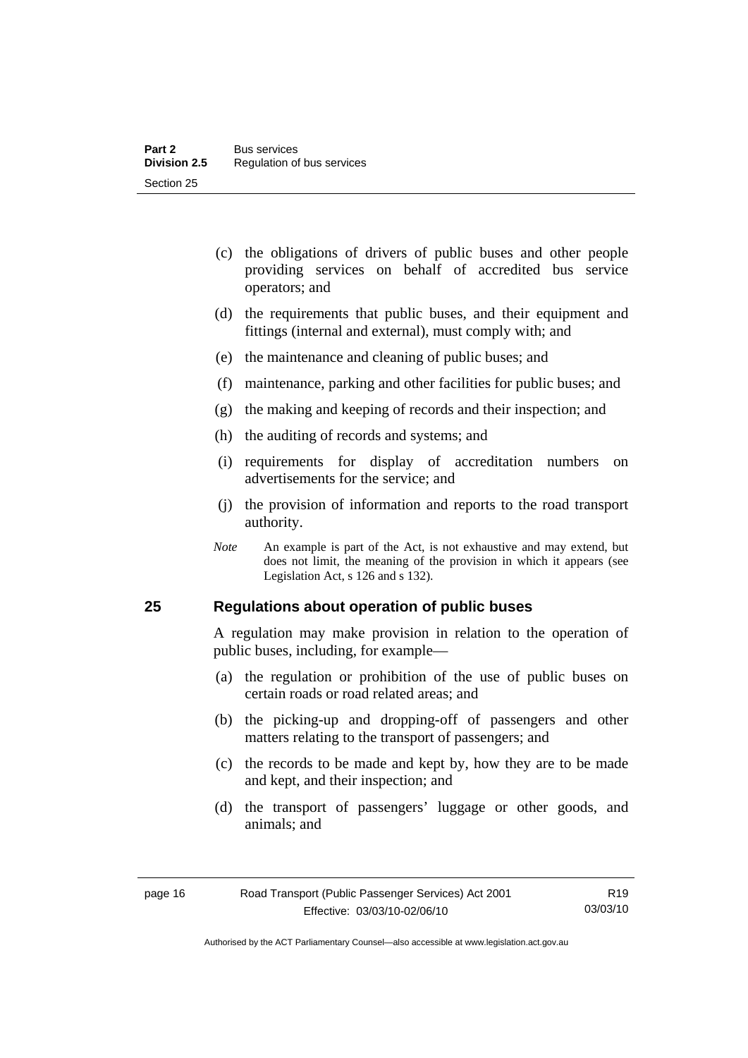(c) the obligations of drivers of public buses and other people providing services on behalf of accredited bus service operators; and

(d) the requirements that public buses, and their equipment and fittings (internal and external), must comply with; and

(e) the maintenance and cleaning of public buses; and

(f) maintenance, parking and other facilities for public buses; and

(g) the making and keeping of records and their inspection; and

(h) the auditing of records and systems; and

(i) requirements for display of accreditation numbers on advertisements for the service; and

(j) the provision of information and reports to the road transport authority.

*Note* An example is part of the Act, is not exhaustive and may extend, but does not limit, the meaning of the provision in which it appears (see Legislation Act, s 126 and s 132).

## 25 Regulations about operation of public buses

A regulation may make provision in relation to the operation of public buses, including, for example—

(a) the regulation or prohibition of the use of public buses on certain roads or road related areas; and

(b) the picking-up and dropping-off of passengers and other matters relating to the transport of passengers; and

(c) the records to be made and kept by, how they are to be made and kept, and their inspection; and

(d) the transport of passengers' luggage or other goods, and animals; and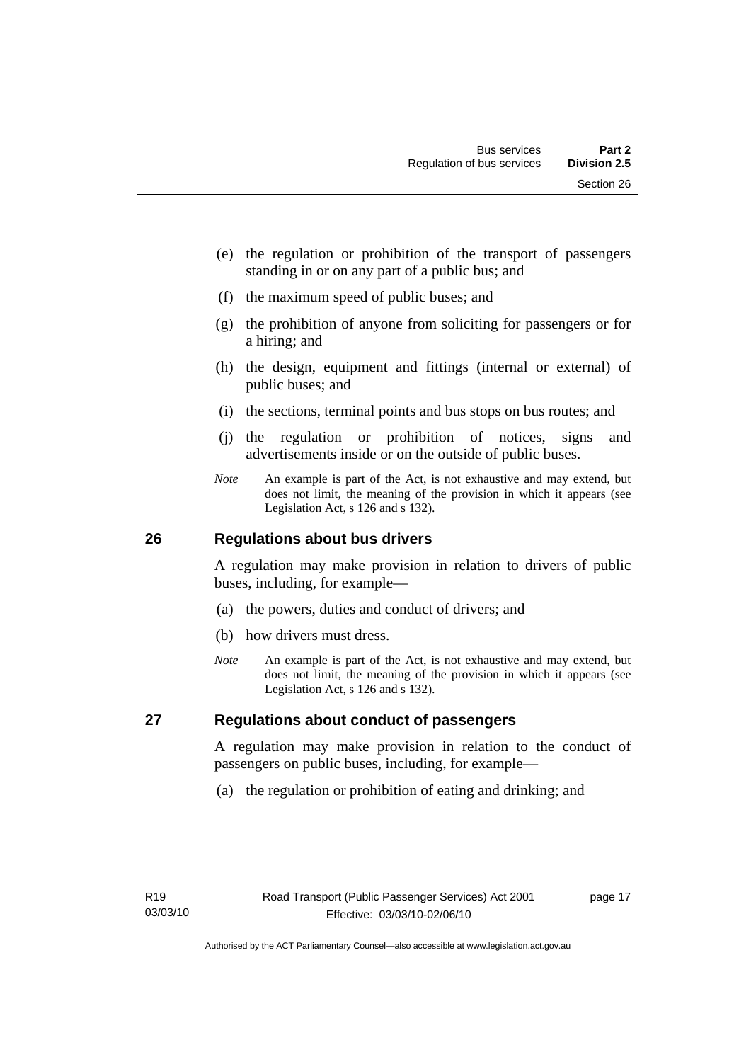(e) the regulation or prohibition of the transport of passengers standing in or on any part of a public bus; and

(f) the maximum speed of public buses; and

(g) the prohibition of anyone from soliciting for passengers or for a hiring; and

(h) the design, equipment and fittings (internal or external) of public buses; and

(i) the sections, terminal points and bus stops on bus routes; and

(j) the regulation or prohibition of notices, signs and advertisements inside or on the outside of public buses.

*Note* An example is part of the Act, is not exhaustive and may extend, but does not limit, the meaning of the provision in which it appears (see Legislation Act, s 126 and s 132).

## 26 Regulations about bus drivers

A regulation may make provision in relation to drivers of public buses, including, for example—

(a) the powers, duties and conduct of drivers; and

(b) how drivers must dress.

*Note* An example is part of the Act, is not exhaustive and may extend, but does not limit, the meaning of the provision in which it appears (see Legislation Act, s 126 and s 132).

## 27 Regulations about conduct of passengers

A regulation may make provision in relation to the conduct of passengers on public buses, including, for example—

(a) the regulation or prohibition of eating and drinking; and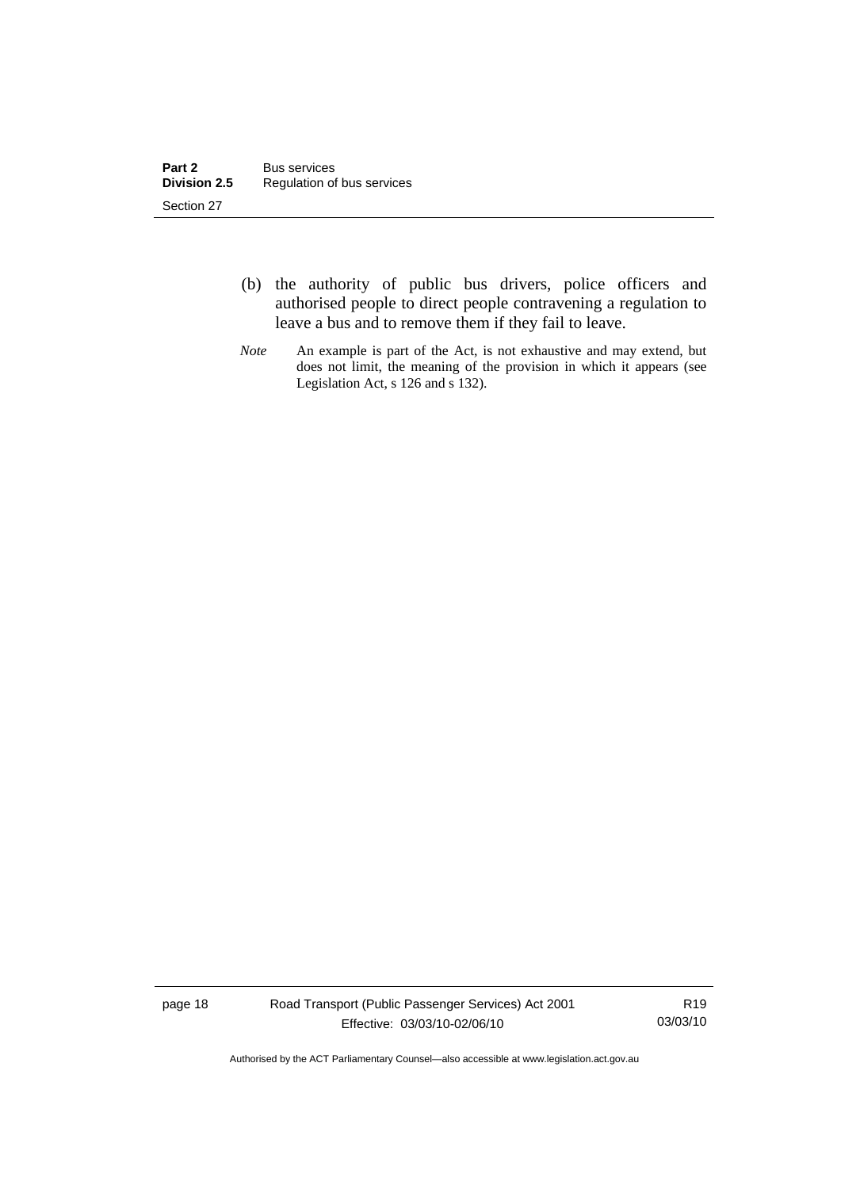(b) the authority of public bus drivers, police officers and authorised people to direct people contravening a regulation to leave a bus and to remove them if they fail to leave.

*Note* An example is part of the Act, is not exhaustive and may extend, but does not limit, the meaning of the provision in which it appears (see Legislation Act, s 126 and s 132).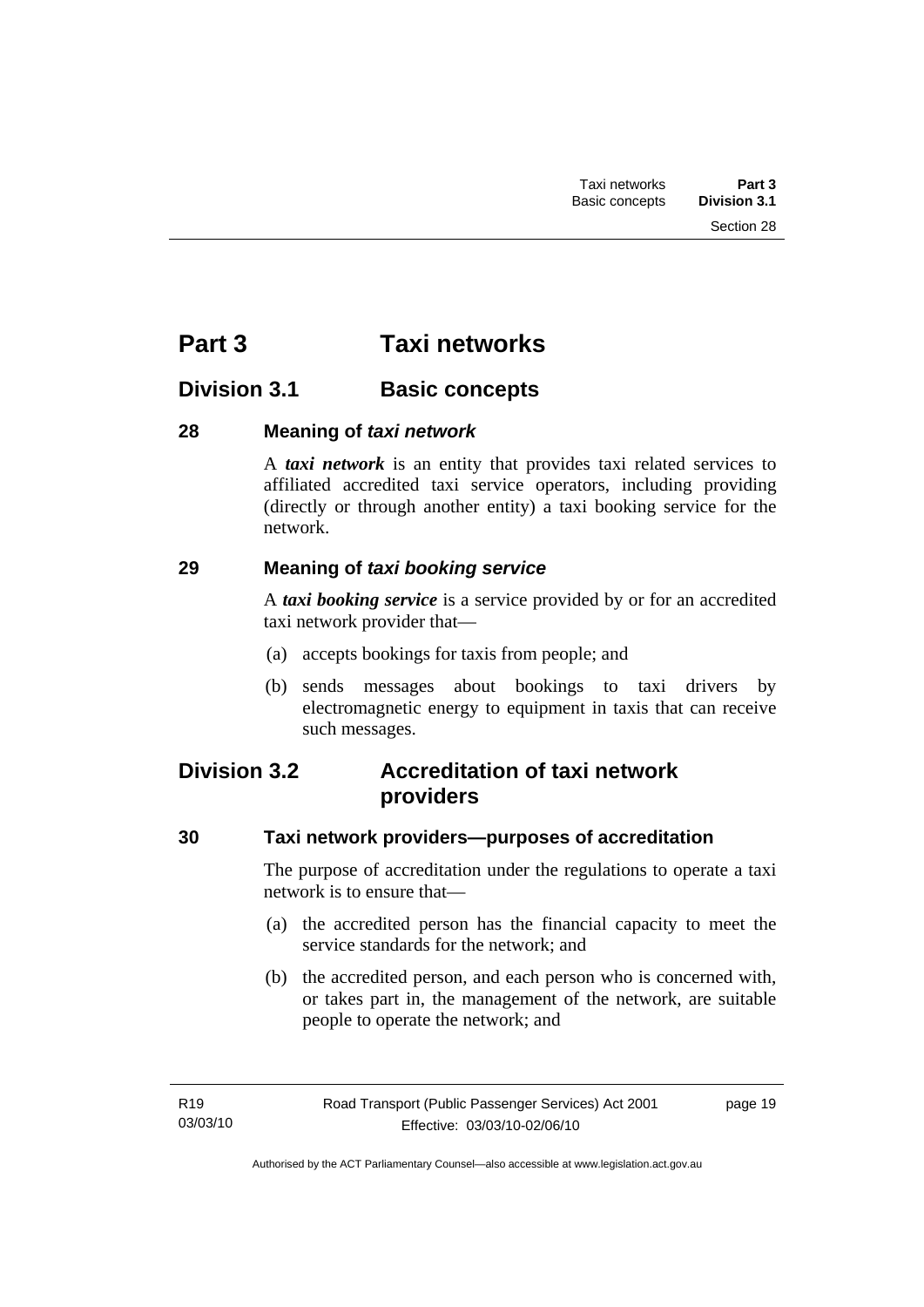# Part 3 Taxi networks

## Division 3.1 Basic concepts

### 28 Meaning of *taxi network*

A ***taxi network*** is an entity that provides taxi related services to affiliated accredited taxi service operators, including providing (directly or through another entity) a taxi booking service for the network.

### 29 Meaning of *taxi booking service*

A ***taxi booking service*** is a service provided by or for an accredited taxi network provider that—

(a) accepts bookings for taxis from people; and

(b) sends messages about bookings to taxi drivers by electromagnetic energy to equipment in taxis that can receive such messages.

## Division 3.2 Accreditation of taxi network providers

### 30 Taxi network providers—purposes of accreditation

The purpose of accreditation under the regulations to operate a taxi network is to ensure that—

(a) the accredited person has the financial capacity to meet the service standards for the network; and

(b) the accredited person, and each person who is concerned with, or takes part in, the management of the network, are suitable people to operate the network; and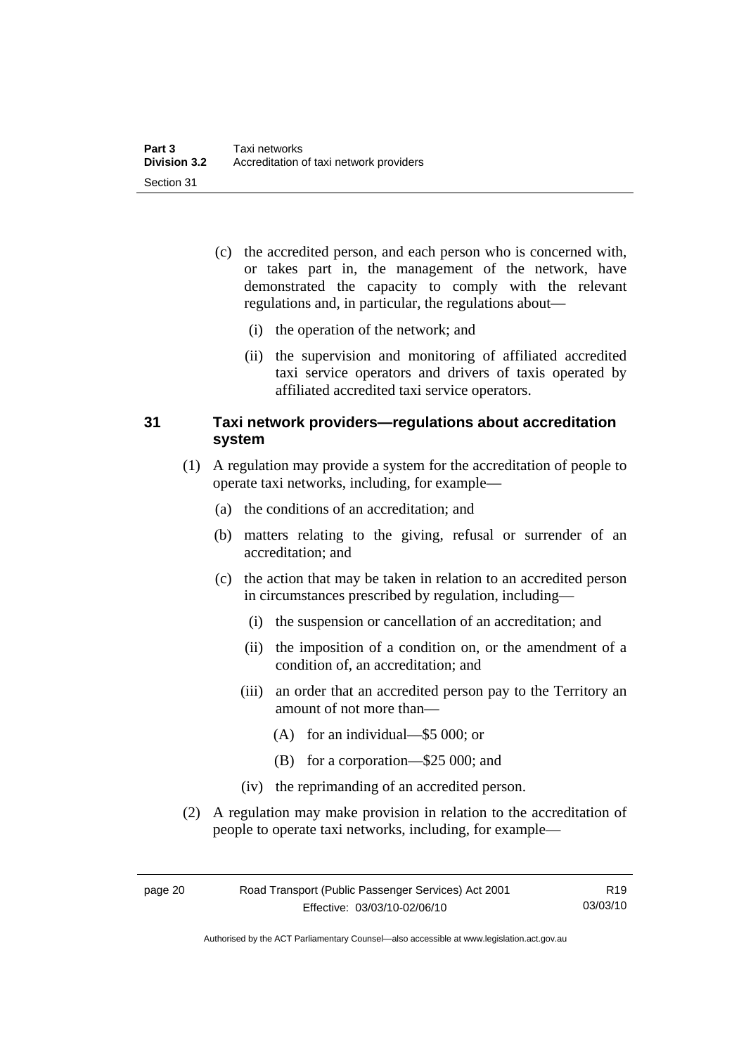(c) the accredited person, and each person who is concerned with, or takes part in, the management of the network, have demonstrated the capacity to comply with the relevant regulations and, in particular, the regulations about—

  (i) the operation of the network; and

  (ii) the supervision and monitoring of affiliated accredited taxi service operators and drivers of taxis operated by affiliated accredited taxi service operators.

### 31 Taxi network providers—regulations about accreditation system

(1) A regulation may provide a system for the accreditation of people to operate taxi networks, including, for example—

  (a) the conditions of an accreditation; and

  (b) matters relating to the giving, refusal or surrender of an accreditation; and

  (c) the action that may be taken in relation to an accredited person in circumstances prescribed by regulation, including—

    (i) the suspension or cancellation of an accreditation; and

    (ii) the imposition of a condition on, or the amendment of a condition of, an accreditation; and

    (iii) an order that an accredited person pay to the Territory an amount of not more than—

      (A) for an individual—$5 000; or

      (B) for a corporation—$25 000; and

    (iv) the reprimanding of an accredited person.

(2) A regulation may make provision in relation to the accreditation of people to operate taxi networks, including, for example—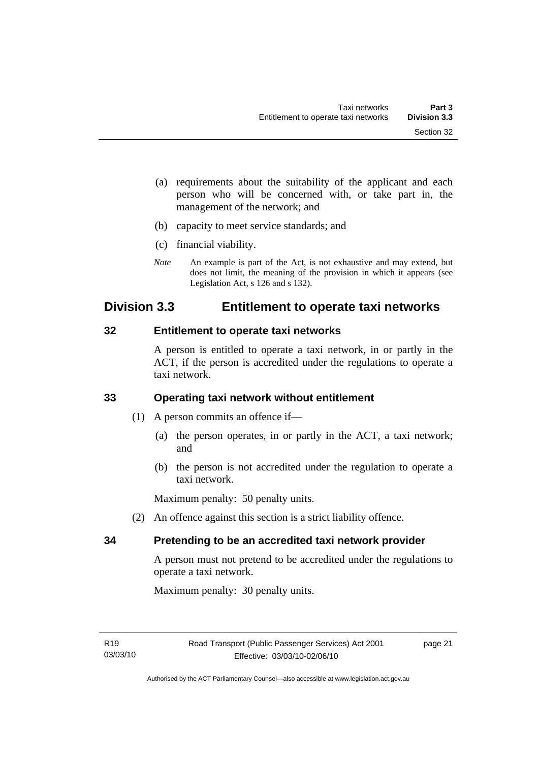(a) requirements about the suitability of the applicant and each person who will be concerned with, or take part in, the management of the network; and

(b) capacity to meet service standards; and

(c) financial viability.

*Note* An example is part of the Act, is not exhaustive and may extend, but does not limit, the meaning of the provision in which it appears (see Legislation Act, s 126 and s 132).

## Division 3.3 Entitlement to operate taxi networks

### 32 Entitlement to operate taxi networks

A person is entitled to operate a taxi network, in or partly in the ACT, if the person is accredited under the regulations to operate a taxi network.

### 33 Operating taxi network without entitlement

(1) A person commits an offence if—

(a) the person operates, in or partly in the ACT, a taxi network; and

(b) the person is not accredited under the regulation to operate a taxi network.

Maximum penalty: 50 penalty units.

(2) An offence against this section is a strict liability offence.

### 34 Pretending to be an accredited taxi network provider

A person must not pretend to be accredited under the regulations to operate a taxi network.

Maximum penalty: 30 penalty units.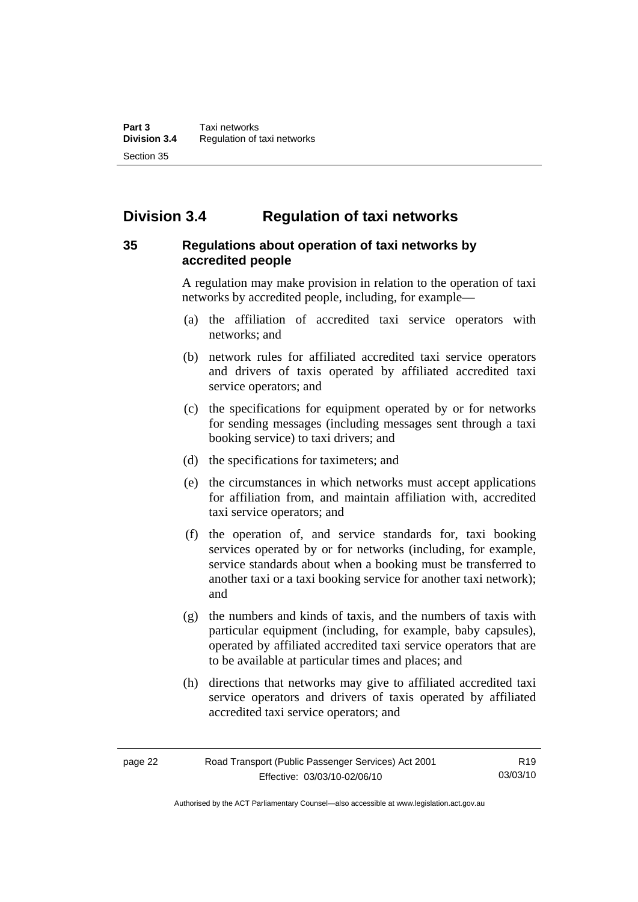## Division 3.4 Regulation of taxi networks

### 35 Regulations about operation of taxi networks by accredited people

A regulation may make provision in relation to the operation of taxi networks by accredited people, including, for example—

(a) the affiliation of accredited taxi service operators with networks; and

(b) network rules for affiliated accredited taxi service operators and drivers of taxis operated by affiliated accredited taxi service operators; and

(c) the specifications for equipment operated by or for networks for sending messages (including messages sent through a taxi booking service) to taxi drivers; and

(d) the specifications for taximeters; and

(e) the circumstances in which networks must accept applications for affiliation from, and maintain affiliation with, accredited taxi service operators; and

(f) the operation of, and service standards for, taxi booking services operated by or for networks (including, for example, service standards about when a booking must be transferred to another taxi or a taxi booking service for another taxi network); and

(g) the numbers and kinds of taxis, and the numbers of taxis with particular equipment (including, for example, baby capsules), operated by affiliated accredited taxi service operators that are to be available at particular times and places; and

(h) directions that networks may give to affiliated accredited taxi service operators and drivers of taxis operated by affiliated accredited taxi service operators; and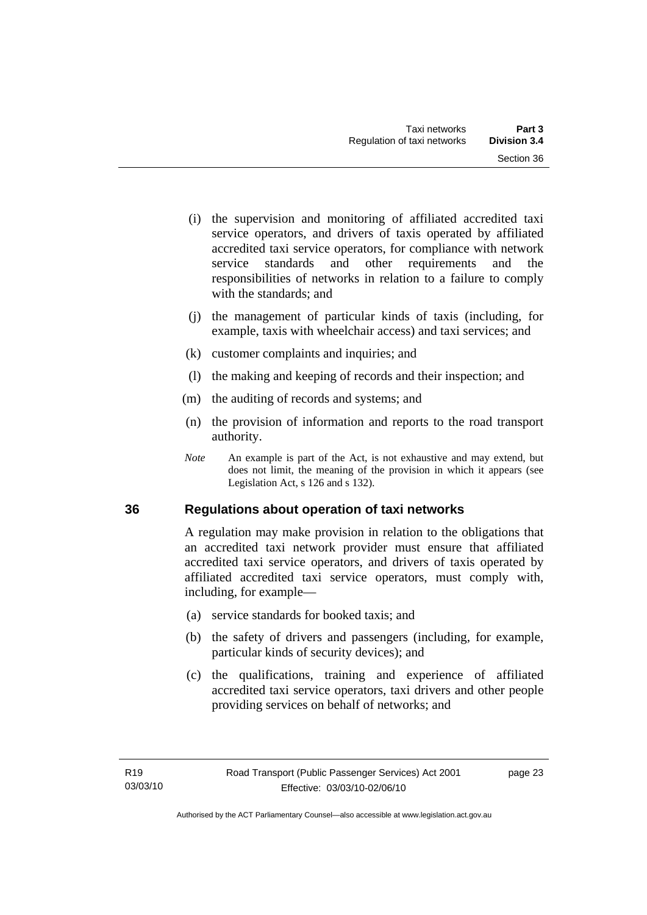(i) the supervision and monitoring of affiliated accredited taxi service operators, and drivers of taxis operated by affiliated accredited taxi service operators, for compliance with network service standards and other requirements and the responsibilities of networks in relation to a failure to comply with the standards; and

(j) the management of particular kinds of taxis (including, for example, taxis with wheelchair access) and taxi services; and

(k) customer complaints and inquiries; and

(l) the making and keeping of records and their inspection; and

(m) the auditing of records and systems; and

(n) the provision of information and reports to the road transport authority.

*Note* An example is part of the Act, is not exhaustive and may extend, but does not limit, the meaning of the provision in which it appears (see Legislation Act, s 126 and s 132).

## 36 Regulations about operation of taxi networks

A regulation may make provision in relation to the obligations that an accredited taxi network provider must ensure that affiliated accredited taxi service operators, and drivers of taxis operated by affiliated accredited taxi service operators, must comply with, including, for example—

(a) service standards for booked taxis; and

(b) the safety of drivers and passengers (including, for example, particular kinds of security devices); and

(c) the qualifications, training and experience of affiliated accredited taxi service operators, taxi drivers and other people providing services on behalf of networks; and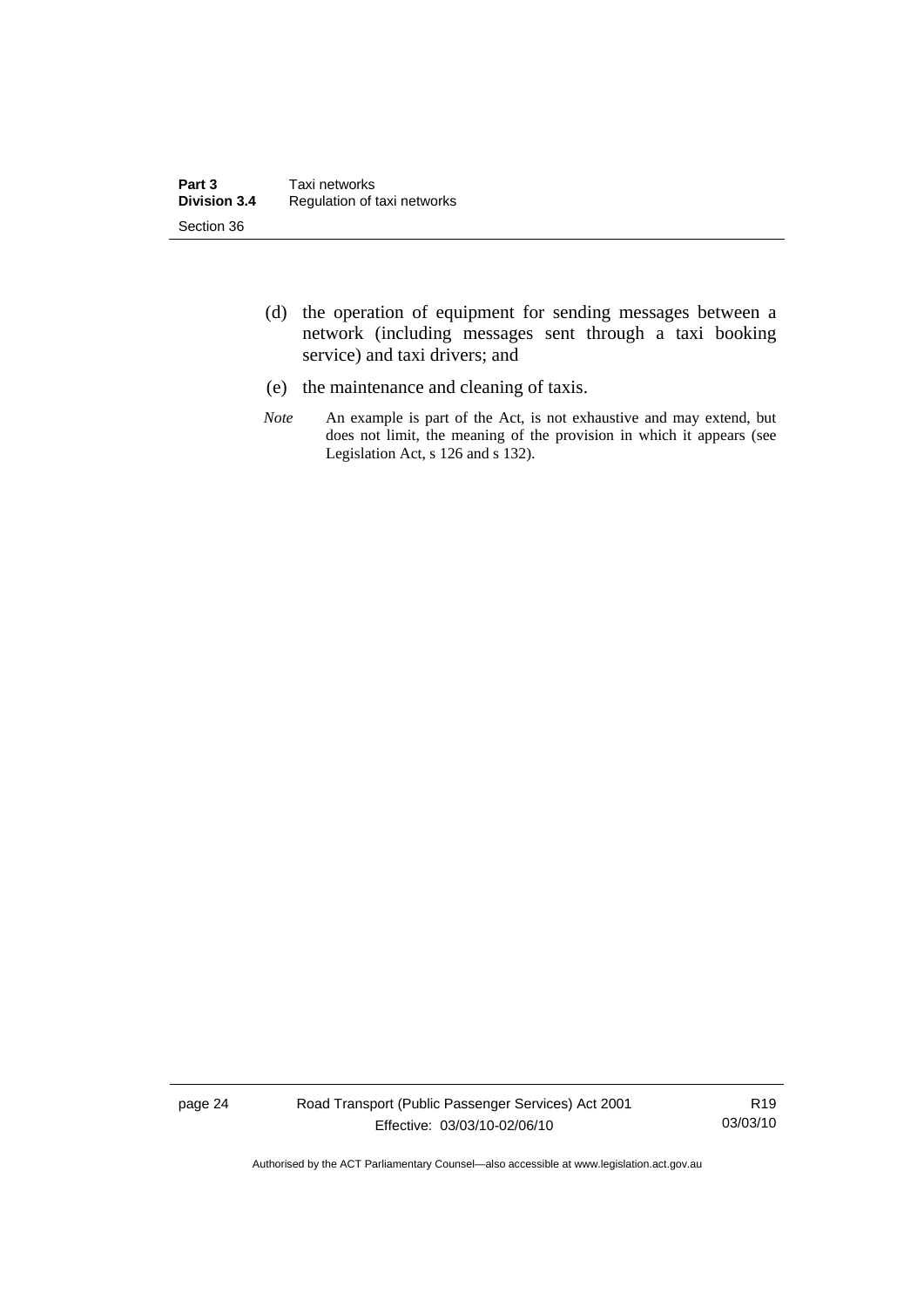(d) the operation of equipment for sending messages between a network (including messages sent through a taxi booking service) and taxi drivers; and

(e) the maintenance and cleaning of taxis.

*Note* An example is part of the Act, is not exhaustive and may extend, but does not limit, the meaning of the provision in which it appears (see Legislation Act, s 126 and s 132).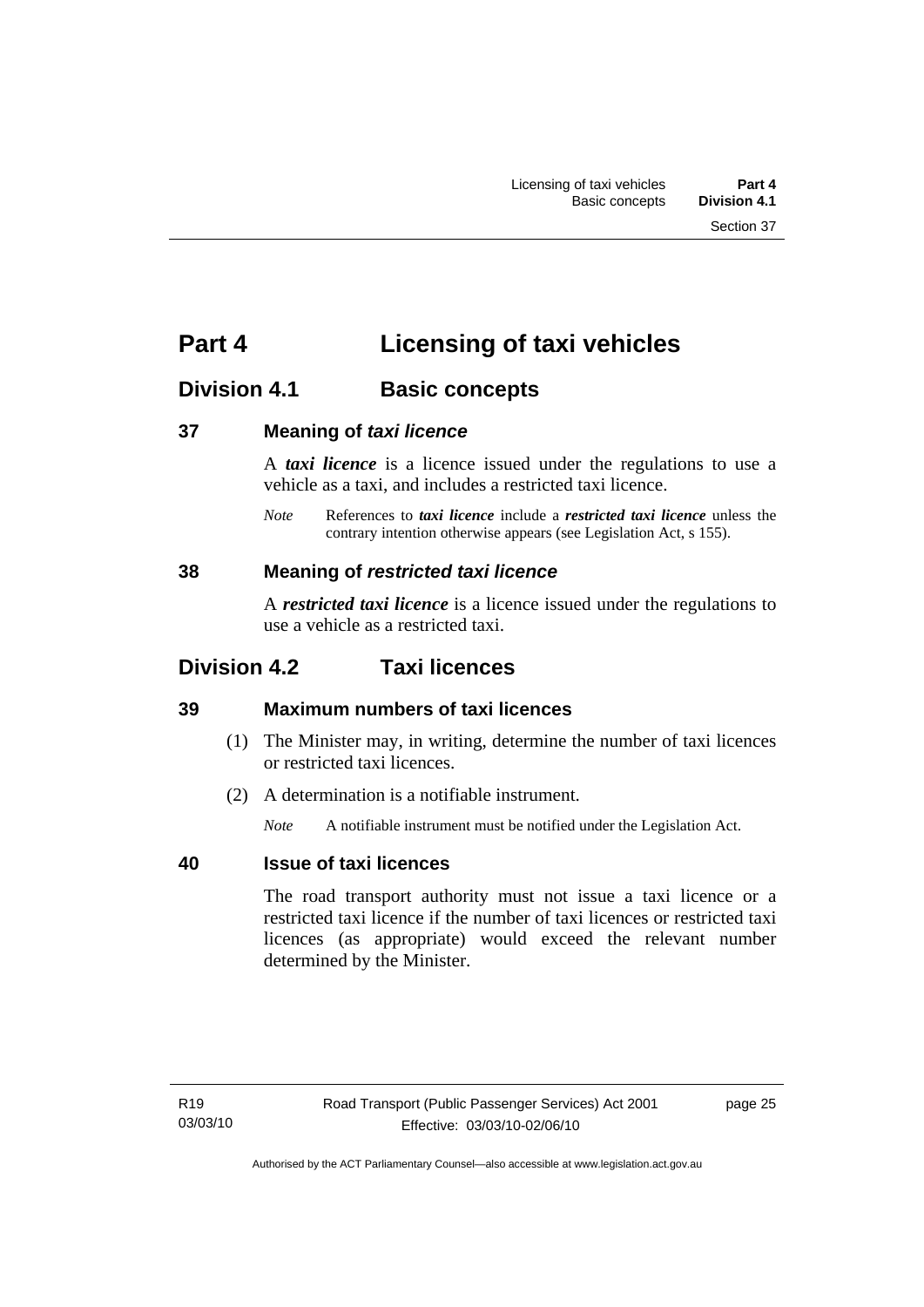# Part 4 Licensing of taxi vehicles

## Division 4.1 Basic concepts

### 37 Meaning of *taxi licence*

A ***taxi licence*** is a licence issued under the regulations to use a vehicle as a taxi, and includes a restricted taxi licence.

*Note* References to ***taxi licence*** include a ***restricted taxi licence*** unless the contrary intention otherwise appears (see Legislation Act, s 155).

### 38 Meaning of *restricted taxi licence*

A ***restricted taxi licence*** is a licence issued under the regulations to use a vehicle as a restricted taxi.

## Division 4.2 Taxi licences

### 39 Maximum numbers of taxi licences

(1) The Minister may, in writing, determine the number of taxi licences or restricted taxi licences.

(2) A determination is a notifiable instrument.

*Note* A notifiable instrument must be notified under the Legislation Act.

### 40 Issue of taxi licences

The road transport authority must not issue a taxi licence or a restricted taxi licence if the number of taxi licences or restricted taxi licences (as appropriate) would exceed the relevant number determined by the Minister.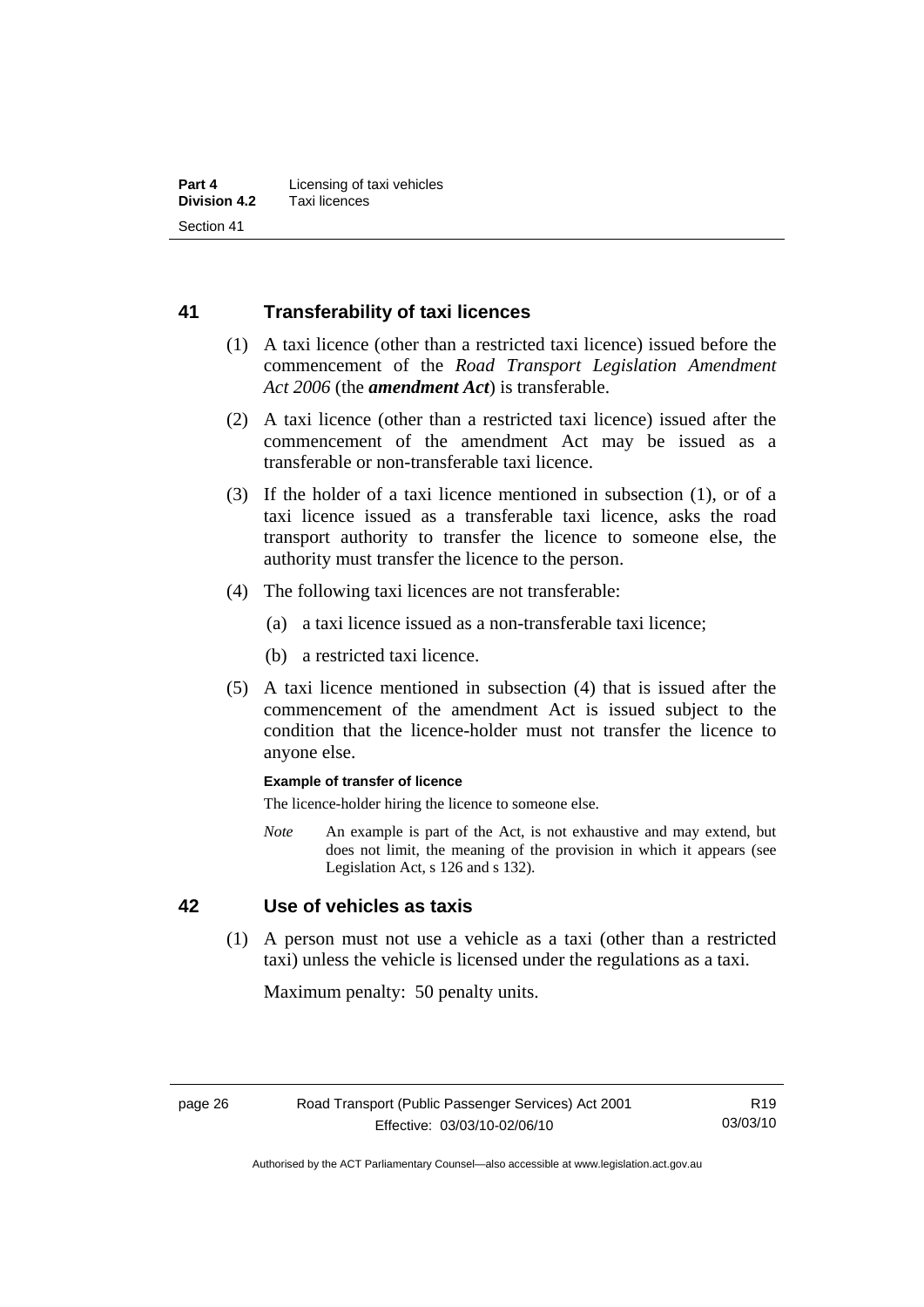## 41 Transferability of taxi licences

(1) A taxi licence (other than a restricted taxi licence) issued before the commencement of the *Road Transport Legislation Amendment Act 2006* (the ***amendment Act***) is transferable.

(2) A taxi licence (other than a restricted taxi licence) issued after the commencement of the amendment Act may be issued as a transferable or non-transferable taxi licence.

(3) If the holder of a taxi licence mentioned in subsection (1), or of a taxi licence issued as a transferable taxi licence, asks the road transport authority to transfer the licence to someone else, the authority must transfer the licence to the person.

(4) The following taxi licences are not transferable:

(a) a taxi licence issued as a non-transferable taxi licence;

(b) a restricted taxi licence.

(5) A taxi licence mentioned in subsection (4) that is issued after the commencement of the amendment Act is issued subject to the condition that the licence-holder must not transfer the licence to anyone else.

**Example of transfer of licence**

The licence-holder hiring the licence to someone else.

*Note* An example is part of the Act, is not exhaustive and may extend, but does not limit, the meaning of the provision in which it appears (see Legislation Act, s 126 and s 132).

## 42 Use of vehicles as taxis

(1) A person must not use a vehicle as a taxi (other than a restricted taxi) unless the vehicle is licensed under the regulations as a taxi.

Maximum penalty: 50 penalty units.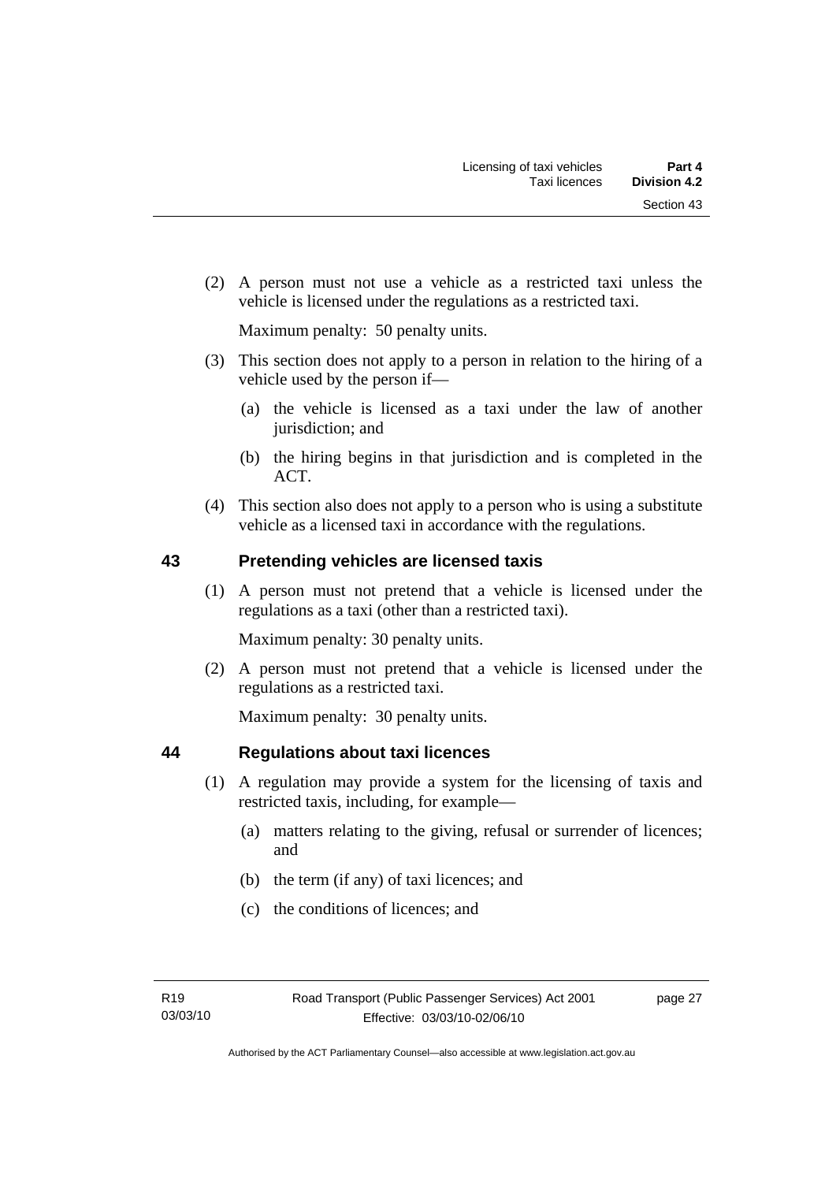(2) A person must not use a vehicle as a restricted taxi unless the vehicle is licensed under the regulations as a restricted taxi.

Maximum penalty: 50 penalty units.

(3) This section does not apply to a person in relation to the hiring of a vehicle used by the person if—

(a) the vehicle is licensed as a taxi under the law of another jurisdiction; and

(b) the hiring begins in that jurisdiction and is completed in the ACT.

(4) This section also does not apply to a person who is using a substitute vehicle as a licensed taxi in accordance with the regulations.

## 43 Pretending vehicles are licensed taxis

(1) A person must not pretend that a vehicle is licensed under the regulations as a taxi (other than a restricted taxi).

Maximum penalty: 30 penalty units.

(2) A person must not pretend that a vehicle is licensed under the regulations as a restricted taxi.

Maximum penalty: 30 penalty units.

## 44 Regulations about taxi licences

(1) A regulation may provide a system for the licensing of taxis and restricted taxis, including, for example—

(a) matters relating to the giving, refusal or surrender of licences; and

(b) the term (if any) of taxi licences; and

(c) the conditions of licences; and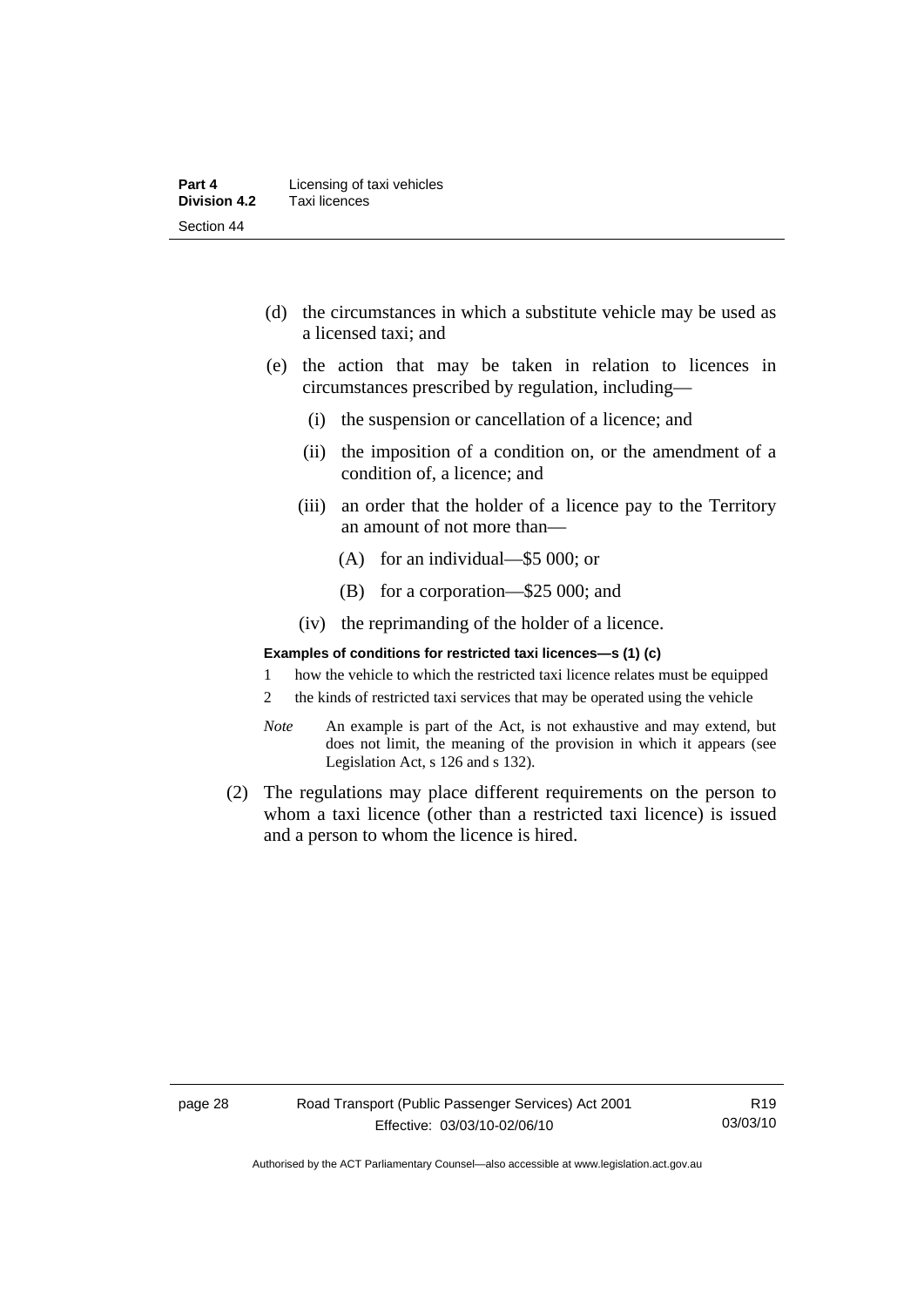(d) the circumstances in which a substitute vehicle may be used as a licensed taxi; and

(e) the action that may be taken in relation to licences in circumstances prescribed by regulation, including—

   (i) the suspension or cancellation of a licence; and

   (ii) the imposition of a condition on, or the amendment of a condition of, a licence; and

   (iii) an order that the holder of a licence pay to the Territory an amount of not more than—

      (A) for an individual—$5 000; or

      (B) for a corporation—$25 000; and

   (iv) the reprimanding of the holder of a licence.

**Examples of conditions for restricted taxi licences—s (1) (c)**

1 how the vehicle to which the restricted taxi licence relates must be equipped

2 the kinds of restricted taxi services that may be operated using the vehicle

*Note* An example is part of the Act, is not exhaustive and may extend, but does not limit, the meaning of the provision in which it appears (see Legislation Act, s 126 and s 132).

(2) The regulations may place different requirements on the person to whom a taxi licence (other than a restricted taxi licence) is issued and a person to whom the licence is hired.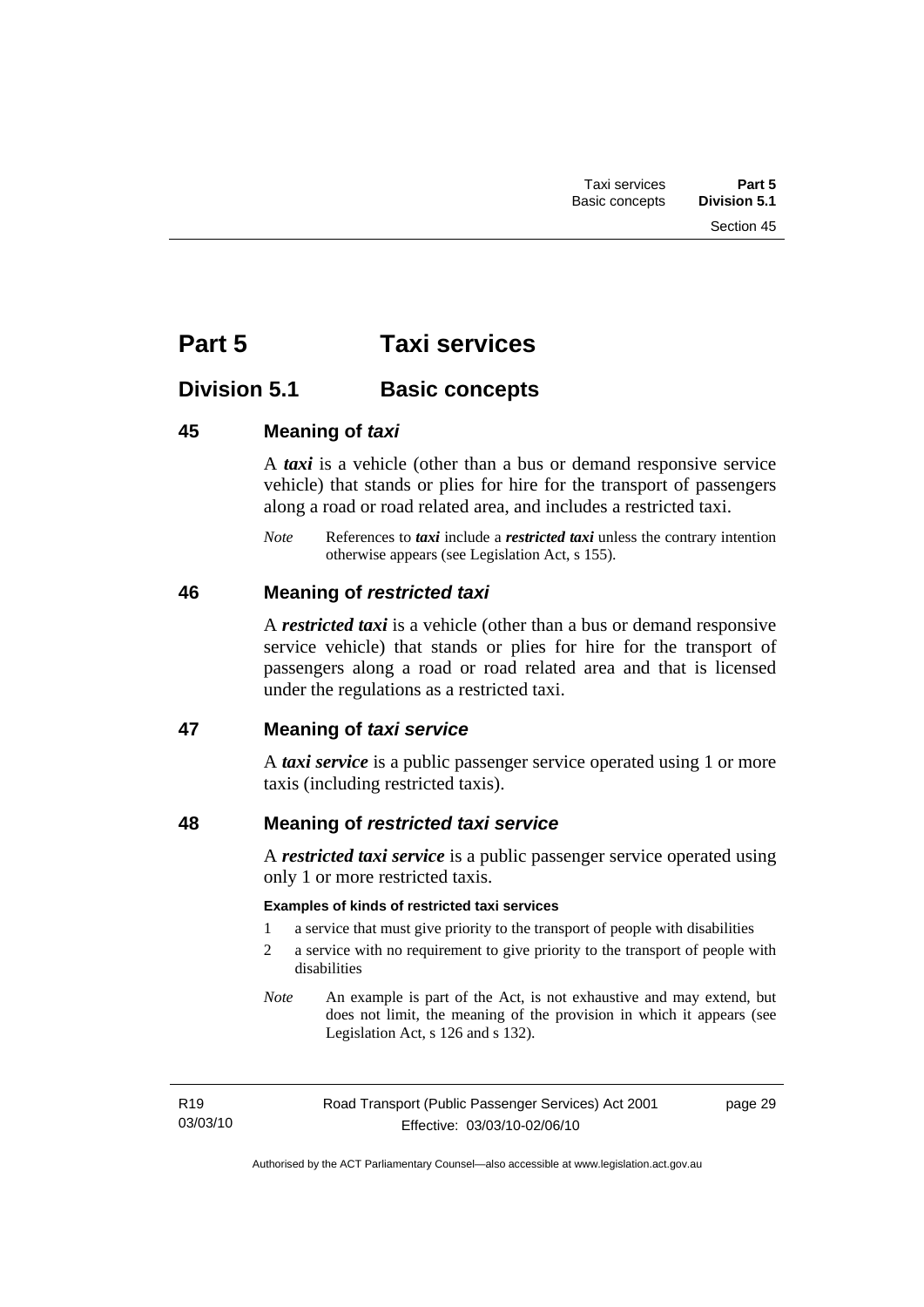# Part 5 Taxi services

## Division 5.1 Basic concepts

### 45 Meaning of *taxi*

A ***taxi*** is a vehicle (other than a bus or demand responsive service vehicle) that stands or plies for hire for the transport of passengers along a road or road related area, and includes a restricted taxi.

*Note* References to ***taxi*** include a ***restricted taxi*** unless the contrary intention otherwise appears (see Legislation Act, s 155).

### 46 Meaning of *restricted taxi*

A ***restricted taxi*** is a vehicle (other than a bus or demand responsive service vehicle) that stands or plies for hire for the transport of passengers along a road or road related area and that is licensed under the regulations as a restricted taxi.

### 47 Meaning of *taxi service*

A ***taxi service*** is a public passenger service operated using 1 or more taxis (including restricted taxis).

### 48 Meaning of *restricted taxi service*

A ***restricted taxi service*** is a public passenger service operated using only 1 or more restricted taxis.

**Examples of kinds of restricted taxi services**

1 a service that must give priority to the transport of people with disabilities
2 a service with no requirement to give priority to the transport of people with disabilities

*Note* An example is part of the Act, is not exhaustive and may extend, but does not limit, the meaning of the provision in which it appears (see Legislation Act, s 126 and s 132).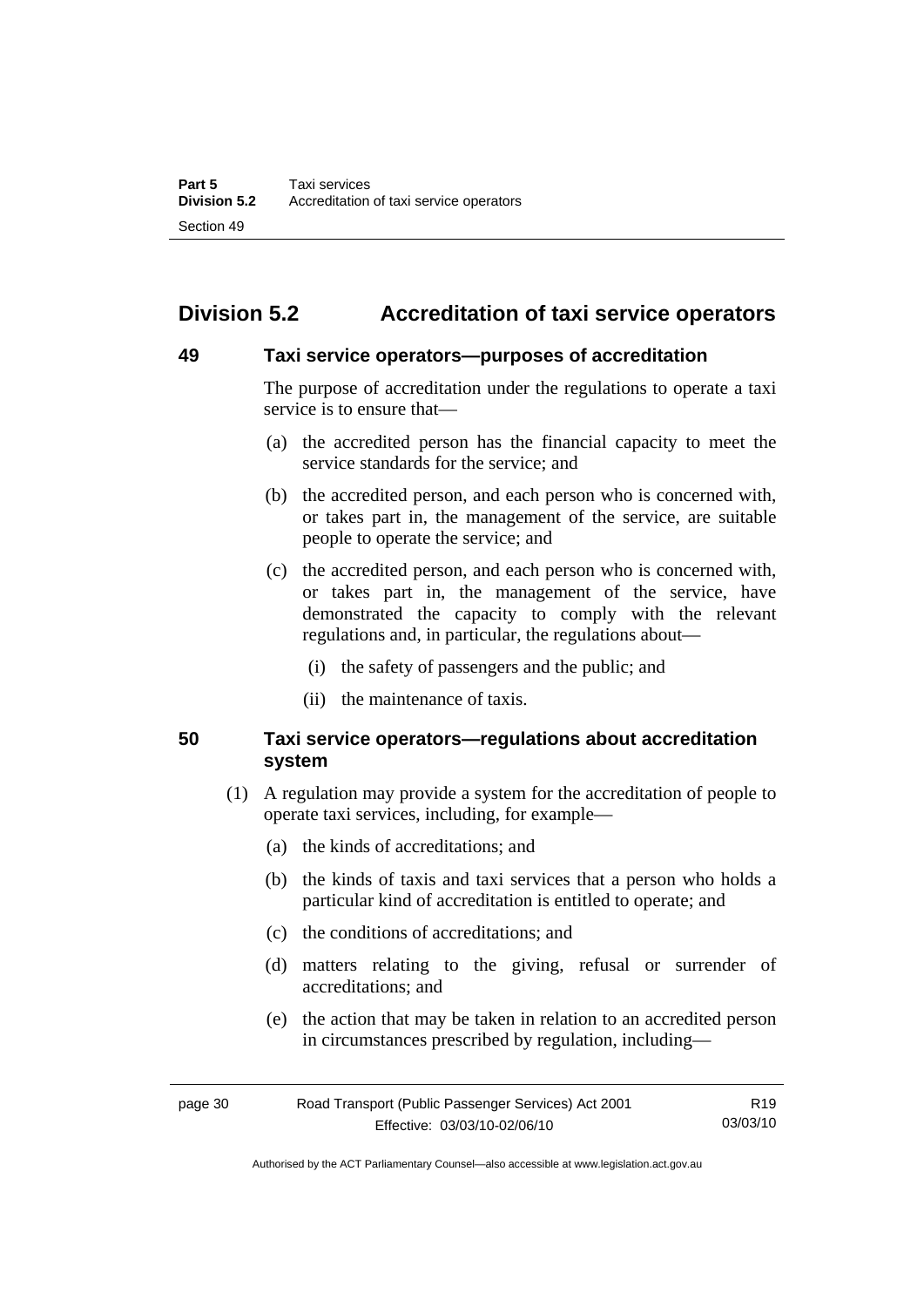## Division 5.2 Accreditation of taxi service operators

### 49 Taxi service operators—purposes of accreditation

The purpose of accreditation under the regulations to operate a taxi service is to ensure that—

(a) the accredited person has the financial capacity to meet the service standards for the service; and

(b) the accredited person, and each person who is concerned with, or takes part in, the management of the service, are suitable people to operate the service; and

(c) the accredited person, and each person who is concerned with, or takes part in, the management of the service, have demonstrated the capacity to comply with the relevant regulations and, in particular, the regulations about—

(i) the safety of passengers and the public; and

(ii) the maintenance of taxis.

### 50 Taxi service operators—regulations about accreditation system

(1) A regulation may provide a system for the accreditation of people to operate taxi services, including, for example—

(a) the kinds of accreditations; and

(b) the kinds of taxis and taxi services that a person who holds a particular kind of accreditation is entitled to operate; and

(c) the conditions of accreditations; and

(d) matters relating to the giving, refusal or surrender of accreditations; and

(e) the action that may be taken in relation to an accredited person in circumstances prescribed by regulation, including—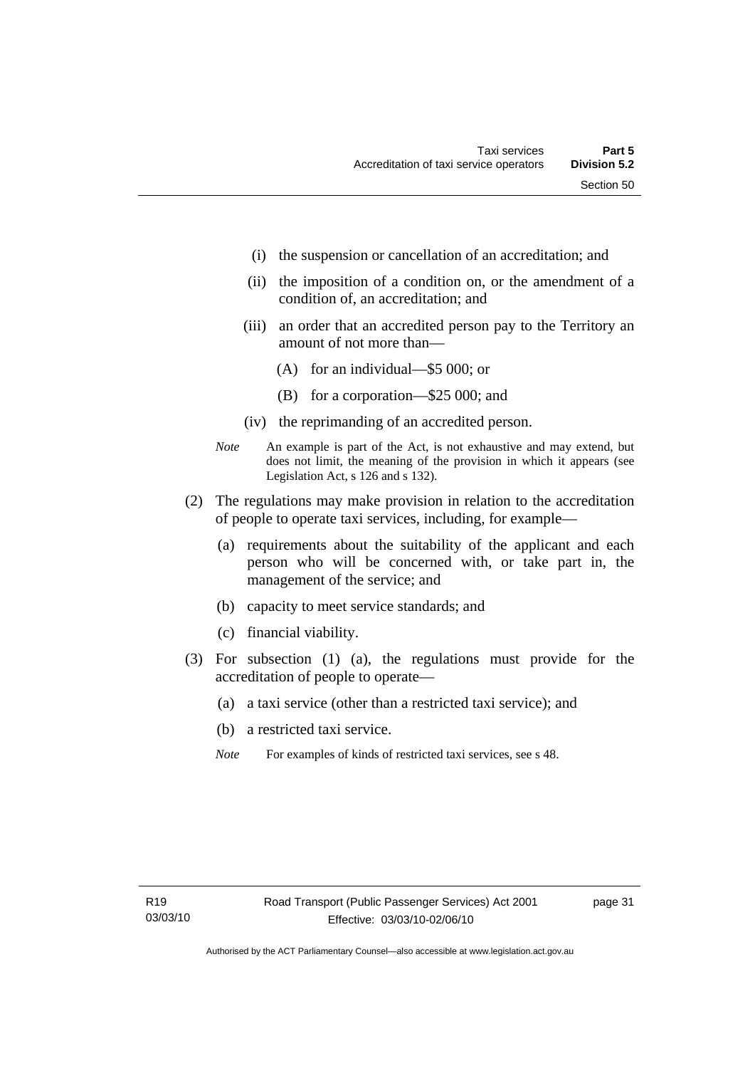(i) the suspension or cancellation of an accreditation; and

(ii) the imposition of a condition on, or the amendment of a condition of, an accreditation; and

(iii) an order that an accredited person pay to the Territory an amount of not more than—

(A) for an individual—$5 000; or

(B) for a corporation—$25 000; and

(iv) the reprimanding of an accredited person.

*Note* An example is part of the Act, is not exhaustive and may extend, but does not limit, the meaning of the provision in which it appears (see Legislation Act, s 126 and s 132).

(2) The regulations may make provision in relation to the accreditation of people to operate taxi services, including, for example—

(a) requirements about the suitability of the applicant and each person who will be concerned with, or take part in, the management of the service; and

(b) capacity to meet service standards; and

(c) financial viability.

(3) For subsection (1) (a), the regulations must provide for the accreditation of people to operate—

(a) a taxi service (other than a restricted taxi service); and

(b) a restricted taxi service.

*Note* For examples of kinds of restricted taxi services, see s 48.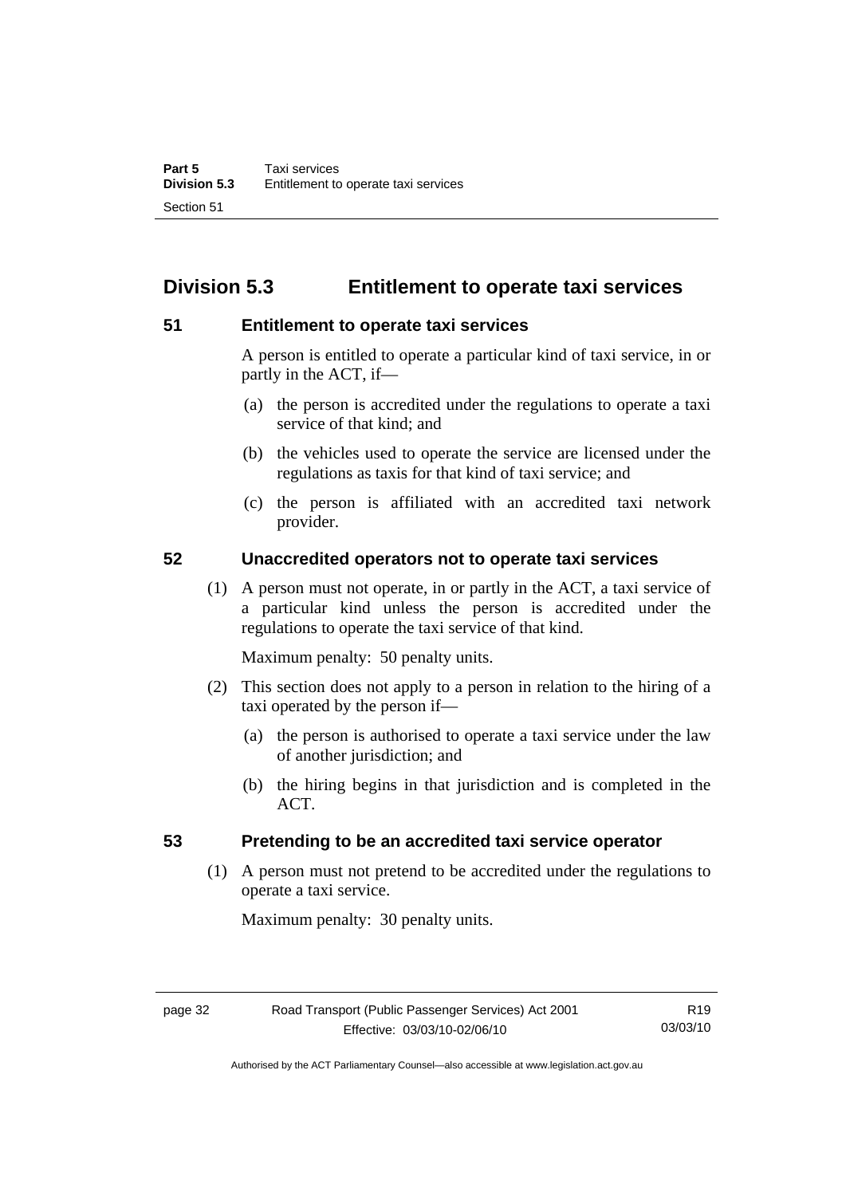## Division 5.3 Entitlement to operate taxi services

### 51 Entitlement to operate taxi services

A person is entitled to operate a particular kind of taxi service, in or partly in the ACT, if—

(a) the person is accredited under the regulations to operate a taxi service of that kind; and

(b) the vehicles used to operate the service are licensed under the regulations as taxis for that kind of taxi service; and

(c) the person is affiliated with an accredited taxi network provider.

### 52 Unaccredited operators not to operate taxi services

(1) A person must not operate, in or partly in the ACT, a taxi service of a particular kind unless the person is accredited under the regulations to operate the taxi service of that kind.

Maximum penalty: 50 penalty units.

(2) This section does not apply to a person in relation to the hiring of a taxi operated by the person if—

(a) the person is authorised to operate a taxi service under the law of another jurisdiction; and

(b) the hiring begins in that jurisdiction and is completed in the ACT.

### 53 Pretending to be an accredited taxi service operator

(1) A person must not pretend to be accredited under the regulations to operate a taxi service.

Maximum penalty: 30 penalty units.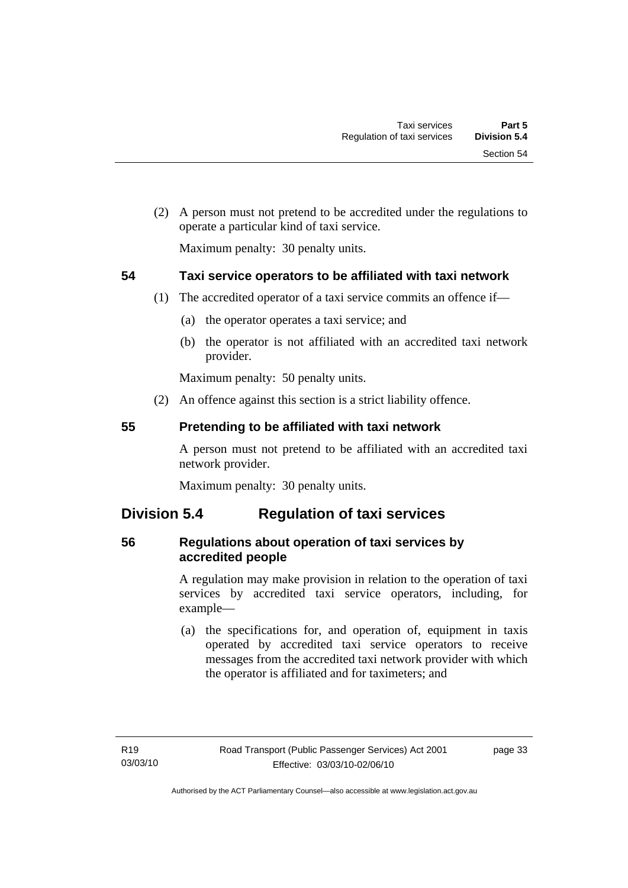(2) A person must not pretend to be accredited under the regulations to operate a particular kind of taxi service.

Maximum penalty: 30 penalty units.

### 54 Taxi service operators to be affiliated with taxi network

(1) The accredited operator of a taxi service commits an offence if—

(a) the operator operates a taxi service; and

(b) the operator is not affiliated with an accredited taxi network provider.

Maximum penalty: 50 penalty units.

(2) An offence against this section is a strict liability offence.

### 55 Pretending to be affiliated with taxi network

A person must not pretend to be affiliated with an accredited taxi network provider.

Maximum penalty: 30 penalty units.

## Division 5.4 Regulation of taxi services

### 56 Regulations about operation of taxi services by accredited people

A regulation may make provision in relation to the operation of taxi services by accredited taxi service operators, including, for example—

(a) the specifications for, and operation of, equipment in taxis operated by accredited taxi service operators to receive messages from the accredited taxi network provider with which the operator is affiliated and for taximeters; and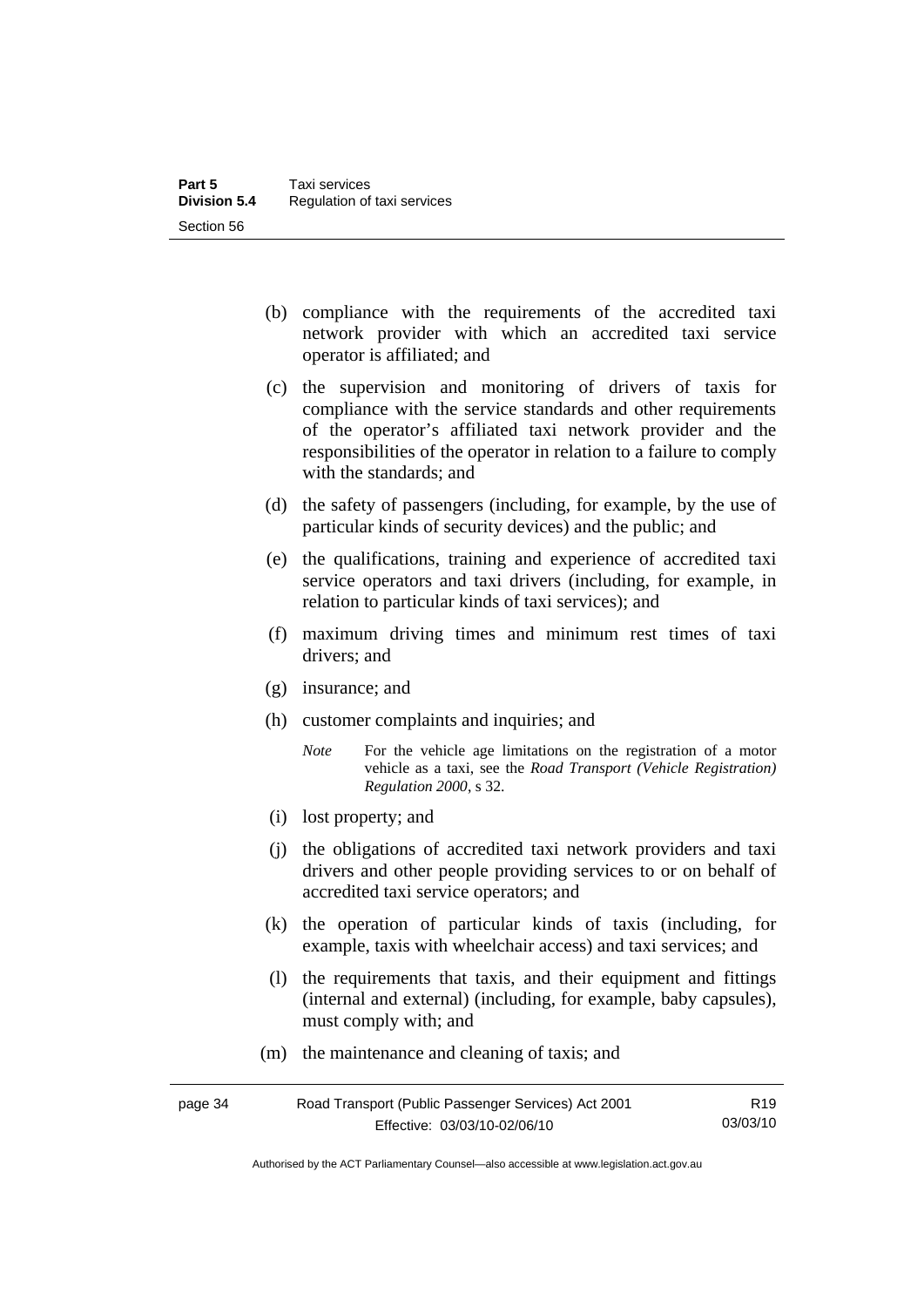(b) compliance with the requirements of the accredited taxi network provider with which an accredited taxi service operator is affiliated; and

(c) the supervision and monitoring of drivers of taxis for compliance with the service standards and other requirements of the operator's affiliated taxi network provider and the responsibilities of the operator in relation to a failure to comply with the standards; and

(d) the safety of passengers (including, for example, by the use of particular kinds of security devices) and the public; and

(e) the qualifications, training and experience of accredited taxi service operators and taxi drivers (including, for example, in relation to particular kinds of taxi services); and

(f) maximum driving times and minimum rest times of taxi drivers; and

(g) insurance; and

(h) customer complaints and inquiries; and

*Note* For the vehicle age limitations on the registration of a motor vehicle as a taxi, see the *Road Transport (Vehicle Registration) Regulation 2000*, s 32.

(i) lost property; and

(j) the obligations of accredited taxi network providers and taxi drivers and other people providing services to or on behalf of accredited taxi service operators; and

(k) the operation of particular kinds of taxis (including, for example, taxis with wheelchair access) and taxi services; and

(l) the requirements that taxis, and their equipment and fittings (internal and external) (including, for example, baby capsules), must comply with; and

(m) the maintenance and cleaning of taxis; and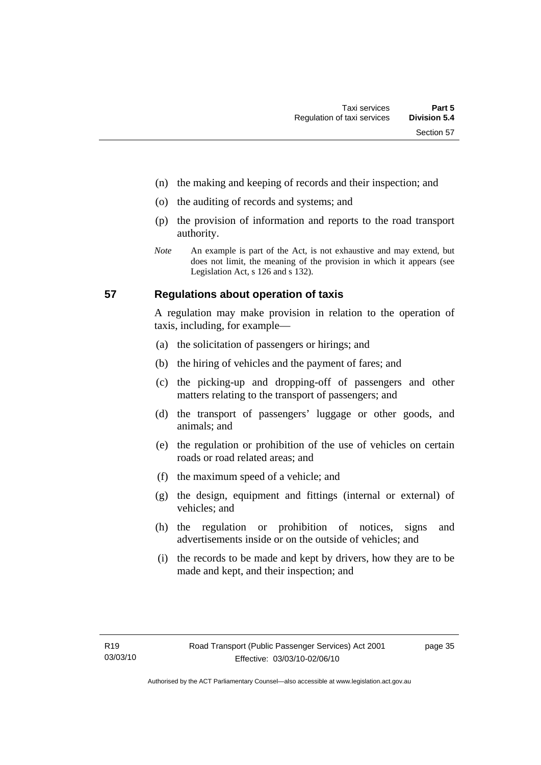(n) the making and keeping of records and their inspection; and

(o) the auditing of records and systems; and

(p) the provision of information and reports to the road transport authority.

*Note* An example is part of the Act, is not exhaustive and may extend, but does not limit, the meaning of the provision in which it appears (see Legislation Act, s 126 and s 132).

## 57 Regulations about operation of taxis

A regulation may make provision in relation to the operation of taxis, including, for example—

(a) the solicitation of passengers or hirings; and

(b) the hiring of vehicles and the payment of fares; and

(c) the picking-up and dropping-off of passengers and other matters relating to the transport of passengers; and

(d) the transport of passengers' luggage or other goods, and animals; and

(e) the regulation or prohibition of the use of vehicles on certain roads or road related areas; and

(f) the maximum speed of a vehicle; and

(g) the design, equipment and fittings (internal or external) of vehicles; and

(h) the regulation or prohibition of notices, signs and advertisements inside or on the outside of vehicles; and

(i) the records to be made and kept by drivers, how they are to be made and kept, and their inspection; and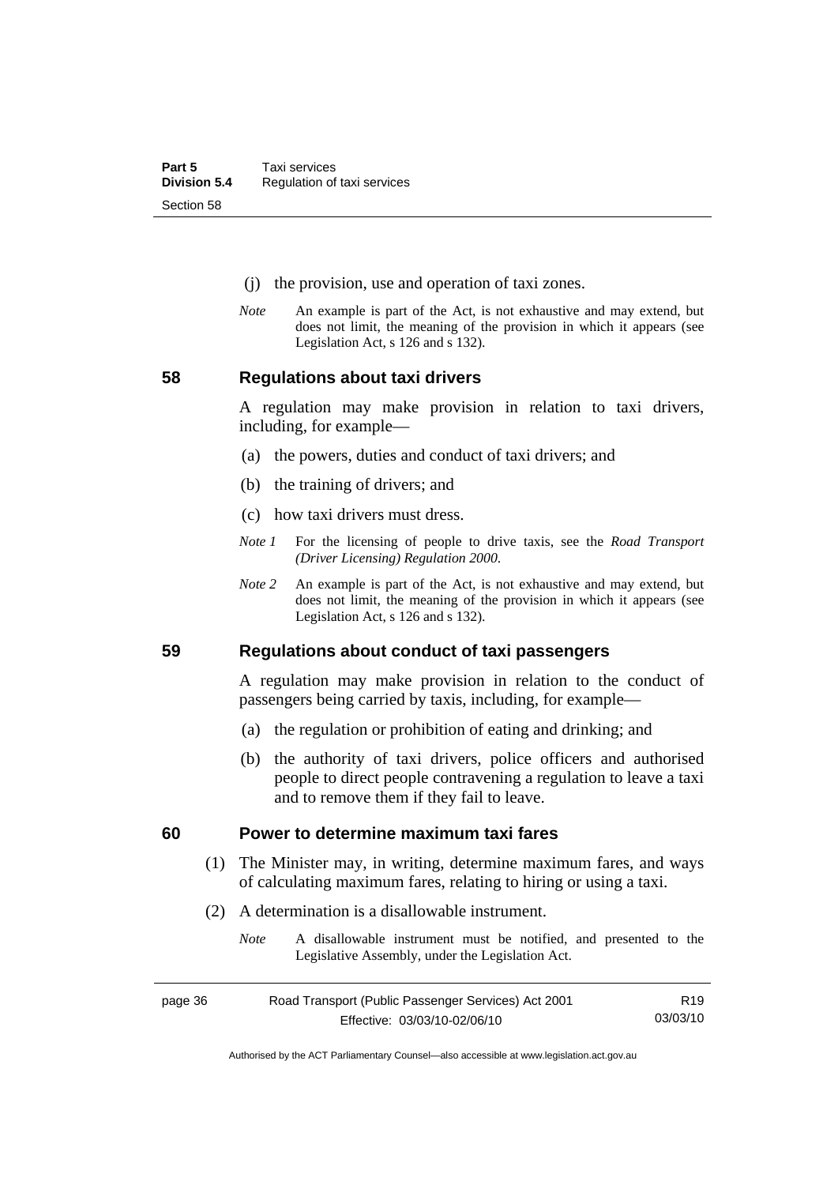(j) the provision, use and operation of taxi zones.

*Note* An example is part of the Act, is not exhaustive and may extend, but does not limit, the meaning of the provision in which it appears (see Legislation Act, s 126 and s 132).

## 58 Regulations about taxi drivers

A regulation may make provision in relation to taxi drivers, including, for example—

(a) the powers, duties and conduct of taxi drivers; and

(b) the training of drivers; and

(c) how taxi drivers must dress.

*Note 1* For the licensing of people to drive taxis, see the *Road Transport (Driver Licensing) Regulation 2000*.

*Note 2* An example is part of the Act, is not exhaustive and may extend, but does not limit, the meaning of the provision in which it appears (see Legislation Act, s 126 and s 132).

## 59 Regulations about conduct of taxi passengers

A regulation may make provision in relation to the conduct of passengers being carried by taxis, including, for example—

(a) the regulation or prohibition of eating and drinking; and

(b) the authority of taxi drivers, police officers and authorised people to direct people contravening a regulation to leave a taxi and to remove them if they fail to leave.

## 60 Power to determine maximum taxi fares

(1) The Minister may, in writing, determine maximum fares, and ways of calculating maximum fares, relating to hiring or using a taxi.

(2) A determination is a disallowable instrument.

*Note* A disallowable instrument must be notified, and presented to the Legislative Assembly, under the Legislation Act.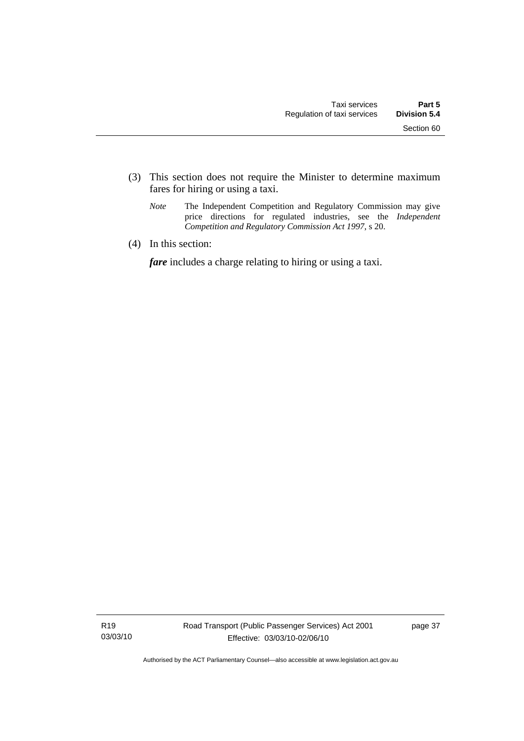(3) This section does not require the Minister to determine maximum fares for hiring or using a taxi.

*Note* The Independent Competition and Regulatory Commission may give price directions for regulated industries, see the *Independent Competition and Regulatory Commission Act 1997*, s 20.

(4) In this section:

***fare*** includes a charge relating to hiring or using a taxi.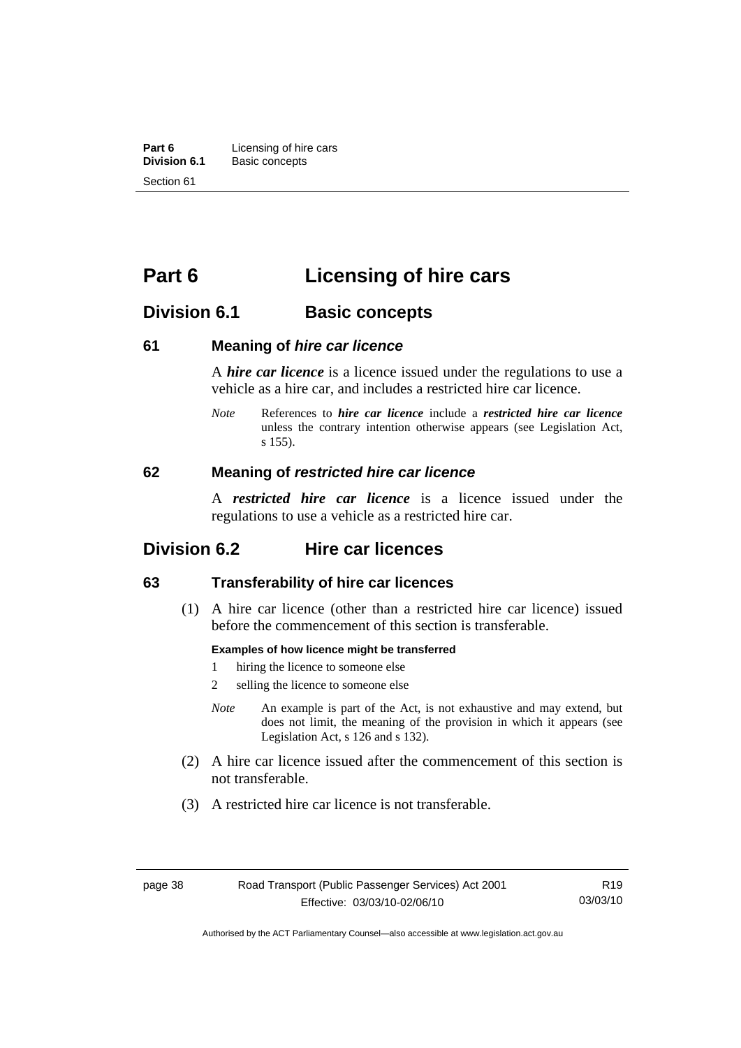# Part 6 Licensing of hire cars

## Division 6.1 Basic concepts

### 61 Meaning of *hire car licence*

A ***hire car licence*** is a licence issued under the regulations to use a vehicle as a hire car, and includes a restricted hire car licence.

*Note* References to ***hire car licence*** include a ***restricted hire car licence*** unless the contrary intention otherwise appears (see Legislation Act, s 155).

### 62 Meaning of *restricted hire car licence*

A ***restricted hire car licence*** is a licence issued under the regulations to use a vehicle as a restricted hire car.

## Division 6.2 Hire car licences

### 63 Transferability of hire car licences

(1) A hire car licence (other than a restricted hire car licence) issued before the commencement of this section is transferable.

**Examples of how licence might be transferred**

1 hiring the licence to someone else

2 selling the licence to someone else

*Note* An example is part of the Act, is not exhaustive and may extend, but does not limit, the meaning of the provision in which it appears (see Legislation Act, s 126 and s 132).

(2) A hire car licence issued after the commencement of this section is not transferable.

(3) A restricted hire car licence is not transferable.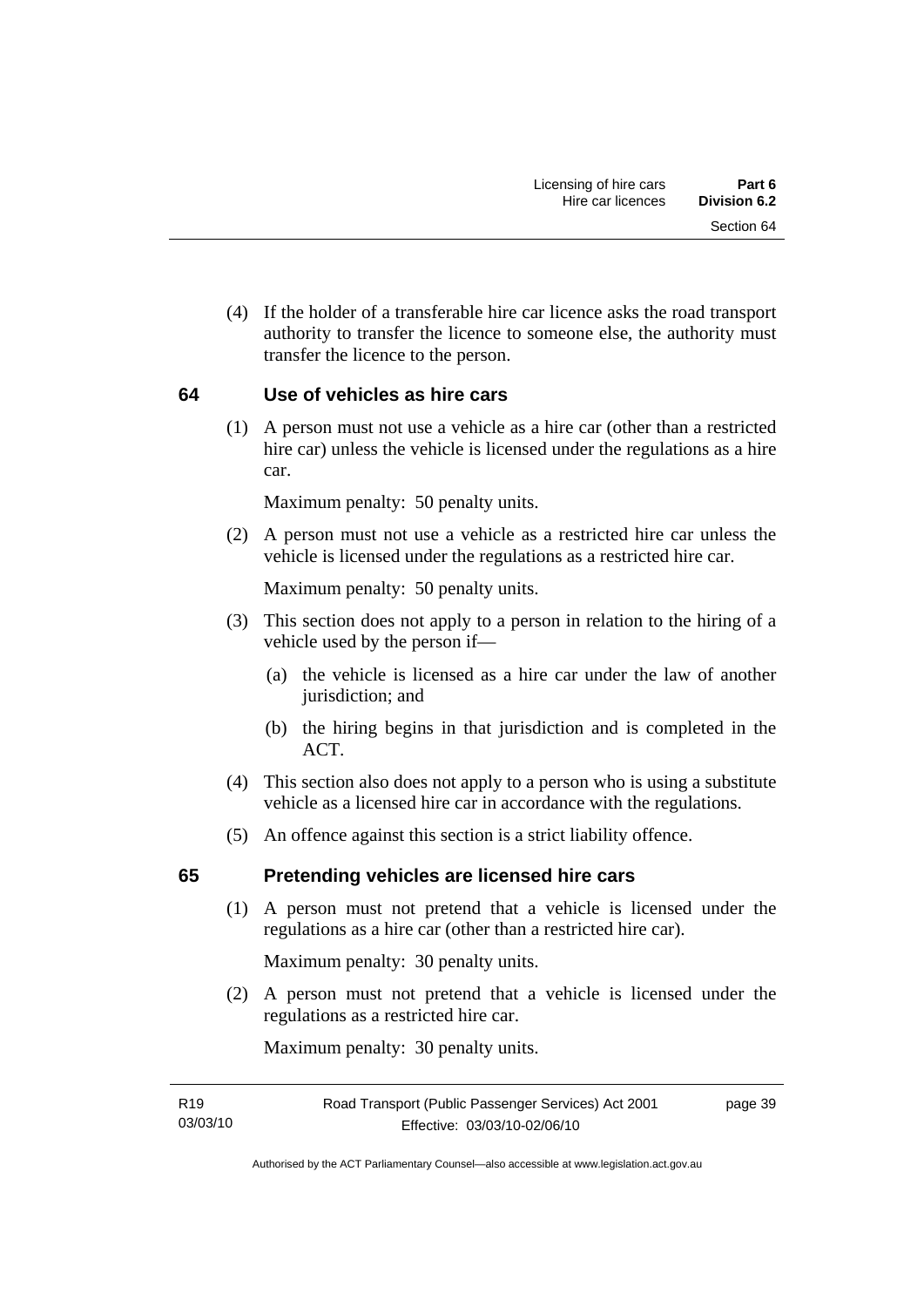(4) If the holder of a transferable hire car licence asks the road transport authority to transfer the licence to someone else, the authority must transfer the licence to the person.

## 64 Use of vehicles as hire cars

(1) A person must not use a vehicle as a hire car (other than a restricted hire car) unless the vehicle is licensed under the regulations as a hire car.

Maximum penalty: 50 penalty units.

(2) A person must not use a vehicle as a restricted hire car unless the vehicle is licensed under the regulations as a restricted hire car.

Maximum penalty: 50 penalty units.

(3) This section does not apply to a person in relation to the hiring of a vehicle used by the person if—

(a) the vehicle is licensed as a hire car under the law of another jurisdiction; and

(b) the hiring begins in that jurisdiction and is completed in the ACT.

(4) This section also does not apply to a person who is using a substitute vehicle as a licensed hire car in accordance with the regulations.

(5) An offence against this section is a strict liability offence.

## 65 Pretending vehicles are licensed hire cars

(1) A person must not pretend that a vehicle is licensed under the regulations as a hire car (other than a restricted hire car).

Maximum penalty: 30 penalty units.

(2) A person must not pretend that a vehicle is licensed under the regulations as a restricted hire car.

Maximum penalty: 30 penalty units.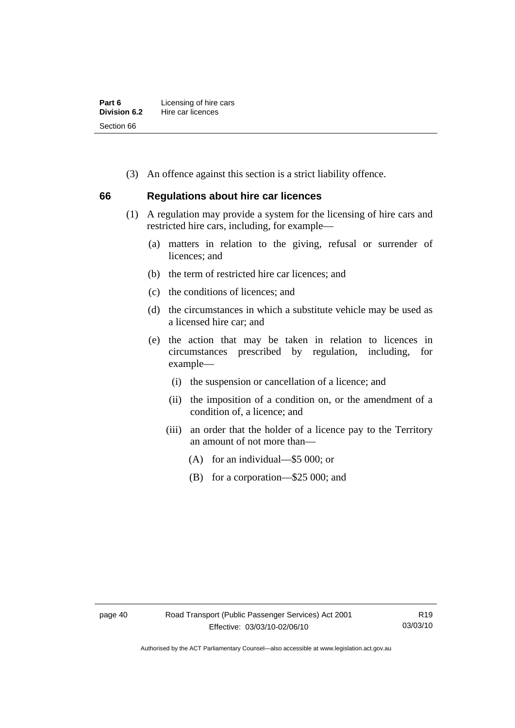(3) An offence against this section is a strict liability offence.

## 66 Regulations about hire car licences

(1) A regulation may provide a system for the licensing of hire cars and restricted hire cars, including, for example—

(a) matters in relation to the giving, refusal or surrender of licences; and

(b) the term of restricted hire car licences; and

(c) the conditions of licences; and

(d) the circumstances in which a substitute vehicle may be used as a licensed hire car; and

(e) the action that may be taken in relation to licences in circumstances prescribed by regulation, including, for example—

(i) the suspension or cancellation of a licence; and

(ii) the imposition of a condition on, or the amendment of a condition of, a licence; and

(iii) an order that the holder of a licence pay to the Territory an amount of not more than—

(A) for an individual—$5 000; or

(B) for a corporation—$25 000; and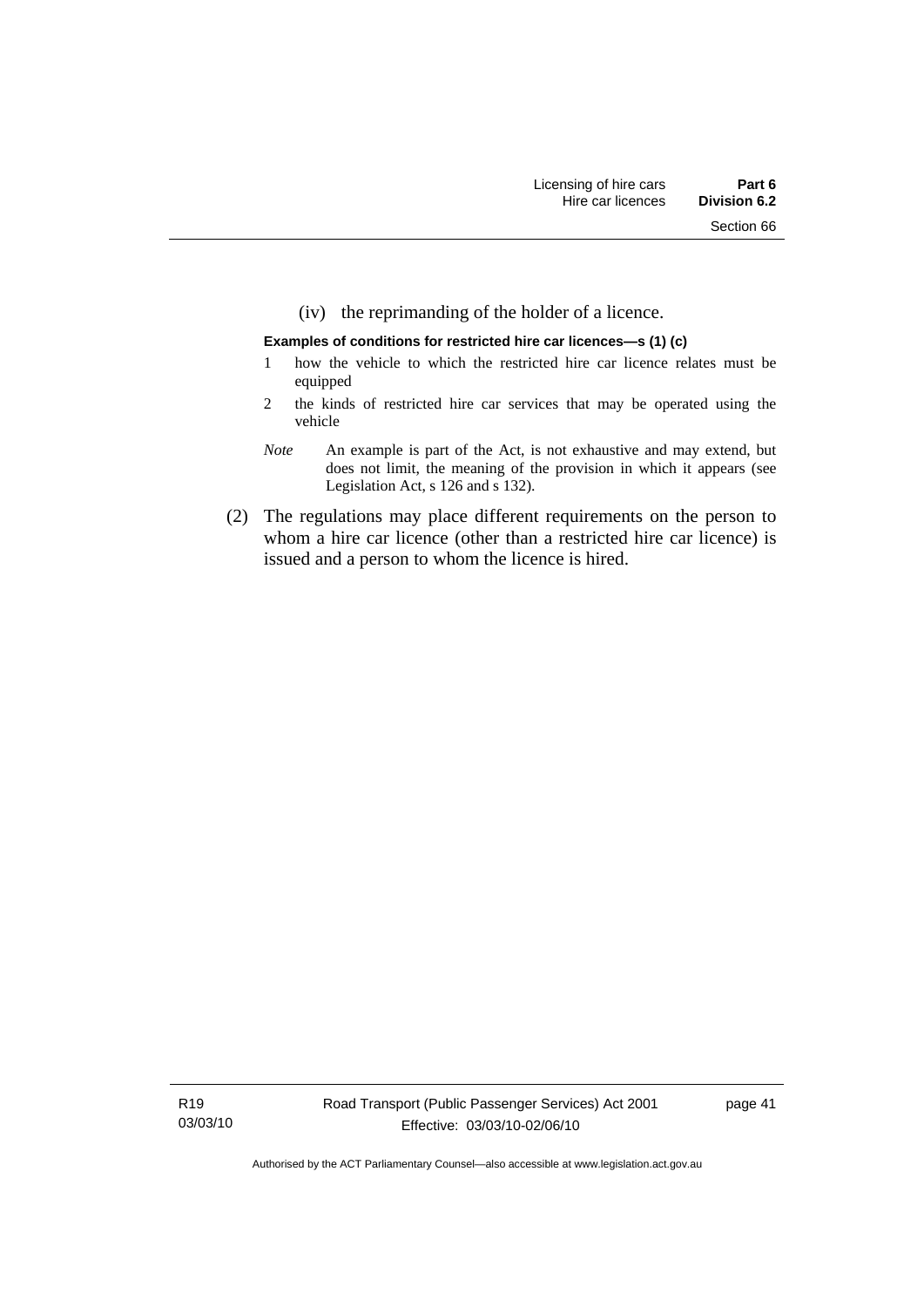(iv) the reprimanding of the holder of a licence.

**Examples of conditions for restricted hire car licences—s (1) (c)**

1 how the vehicle to which the restricted hire car licence relates must be equipped

2 the kinds of restricted hire car services that may be operated using the vehicle

*Note* An example is part of the Act, is not exhaustive and may extend, but does not limit, the meaning of the provision in which it appears (see Legislation Act, s 126 and s 132).

(2) The regulations may place different requirements on the person to whom a hire car licence (other than a restricted hire car licence) is issued and a person to whom the licence is hired.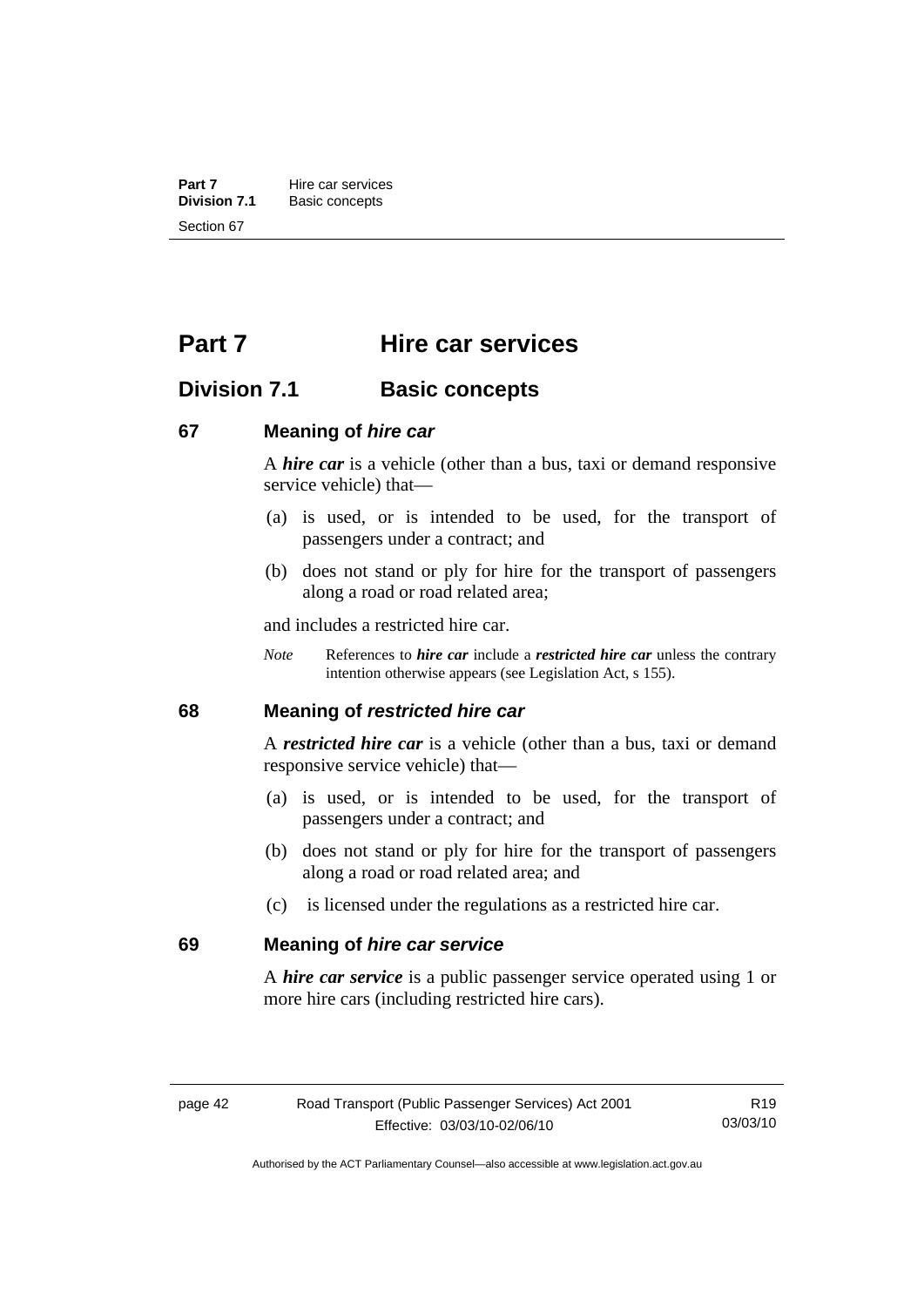# Part 7 Hire car services

## Division 7.1 Basic concepts

### 67 Meaning of *hire car*

A ***hire car*** is a vehicle (other than a bus, taxi or demand responsive service vehicle) that—

(a) is used, or is intended to be used, for the transport of passengers under a contract; and

(b) does not stand or ply for hire for the transport of passengers along a road or road related area;

and includes a restricted hire car.

*Note* References to ***hire car*** include a ***restricted hire car*** unless the contrary intention otherwise appears (see Legislation Act, s 155).

### 68 Meaning of *restricted hire car*

A ***restricted hire car*** is a vehicle (other than a bus, taxi or demand responsive service vehicle) that—

(a) is used, or is intended to be used, for the transport of passengers under a contract; and

(b) does not stand or ply for hire for the transport of passengers along a road or road related area; and

(c) is licensed under the regulations as a restricted hire car.

### 69 Meaning of *hire car service*

A ***hire car service*** is a public passenger service operated using 1 or more hire cars (including restricted hire cars).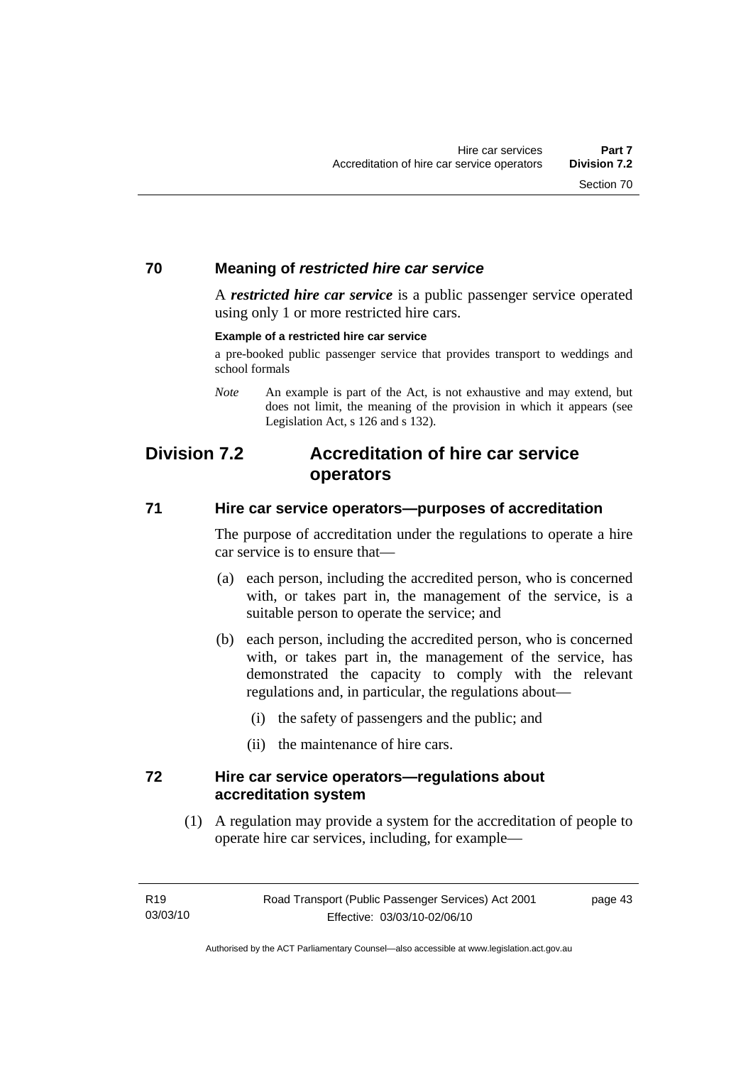### 70 Meaning of *restricted hire car service*

A ***restricted hire car service*** is a public passenger service operated using only 1 or more restricted hire cars.

**Example of a restricted hire car service**

a pre-booked public passenger service that provides transport to weddings and school formals

*Note* An example is part of the Act, is not exhaustive and may extend, but does not limit, the meaning of the provision in which it appears (see Legislation Act, s 126 and s 132).

## Division 7.2 Accreditation of hire car service operators

### 71 Hire car service operators—purposes of accreditation

The purpose of accreditation under the regulations to operate a hire car service is to ensure that—

(a) each person, including the accredited person, who is concerned with, or takes part in, the management of the service, is a suitable person to operate the service; and

(b) each person, including the accredited person, who is concerned with, or takes part in, the management of the service, has demonstrated the capacity to comply with the relevant regulations and, in particular, the regulations about—

(i) the safety of passengers and the public; and

(ii) the maintenance of hire cars.

### 72 Hire car service operators—regulations about accreditation system

(1) A regulation may provide a system for the accreditation of people to operate hire car services, including, for example—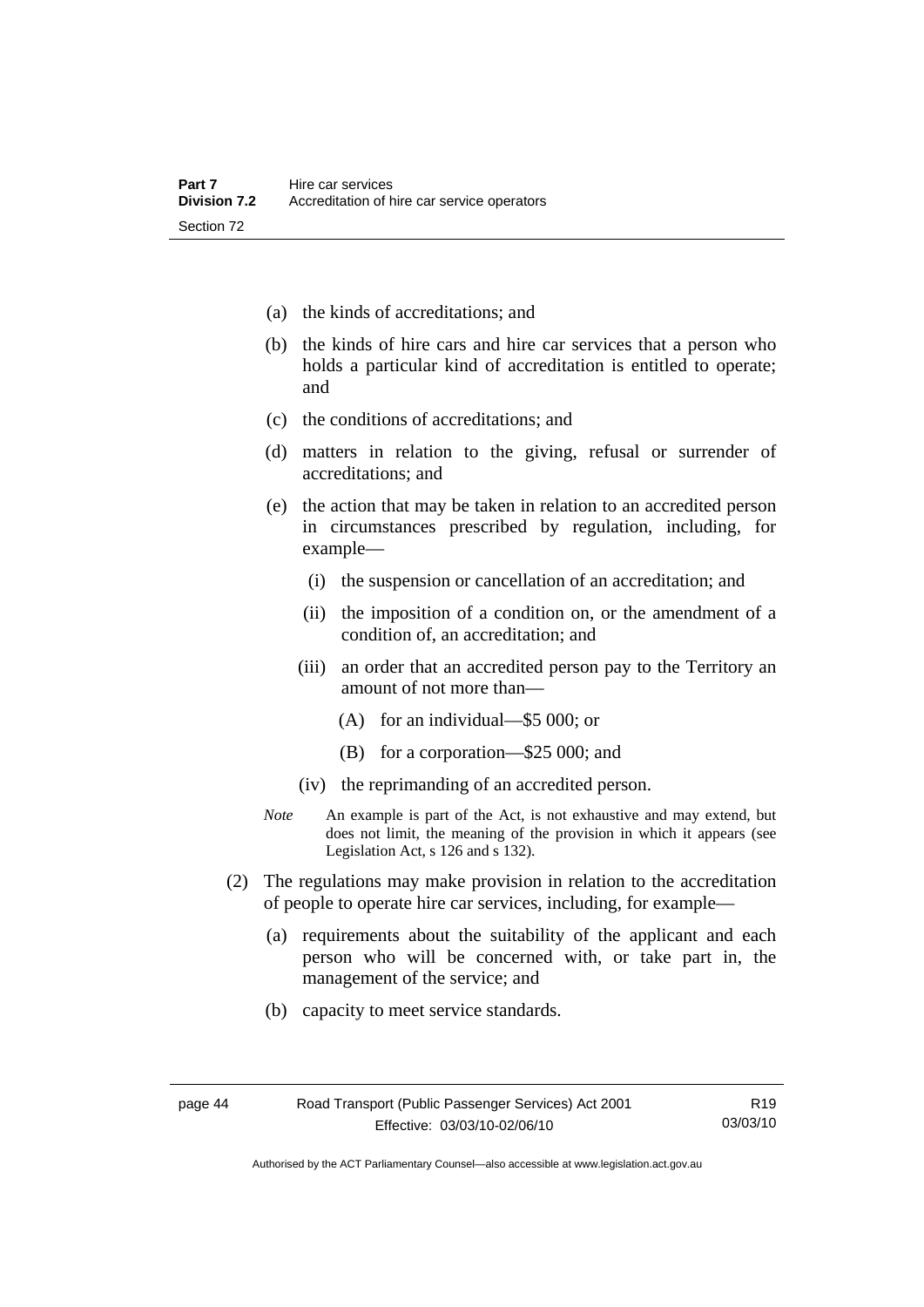(a) the kinds of accreditations; and

(b) the kinds of hire cars and hire car services that a person who holds a particular kind of accreditation is entitled to operate; and

(c) the conditions of accreditations; and

(d) matters in relation to the giving, refusal or surrender of accreditations; and

(e) the action that may be taken in relation to an accredited person in circumstances prescribed by regulation, including, for example—

  (i) the suspension or cancellation of an accreditation; and

  (ii) the imposition of a condition on, or the amendment of a condition of, an accreditation; and

  (iii) an order that an accredited person pay to the Territory an amount of not more than—

    (A) for an individual—$5 000; or

    (B) for a corporation—$25 000; and

  (iv) the reprimanding of an accredited person.

*Note* An example is part of the Act, is not exhaustive and may extend, but does not limit, the meaning of the provision in which it appears (see Legislation Act, s 126 and s 132).

(2) The regulations may make provision in relation to the accreditation of people to operate hire car services, including, for example—

(a) requirements about the suitability of the applicant and each person who will be concerned with, or take part in, the management of the service; and

(b) capacity to meet service standards.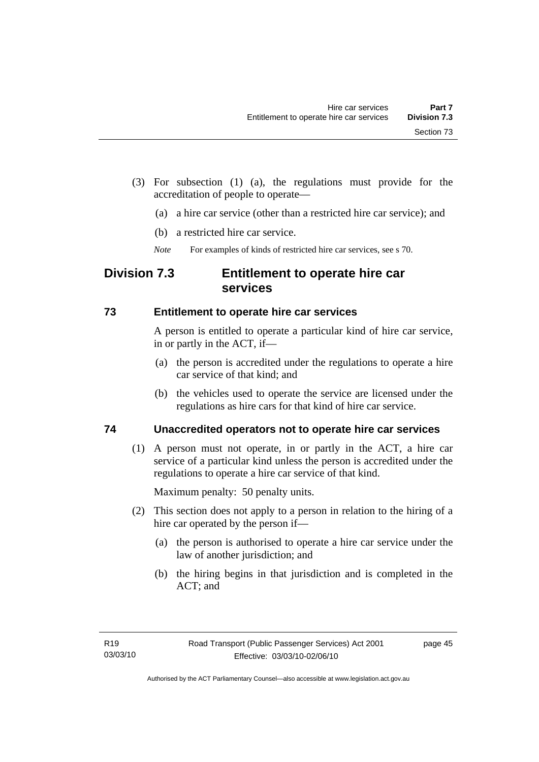(3) For subsection (1) (a), the regulations must provide for the accreditation of people to operate—

(a) a hire car service (other than a restricted hire car service); and

(b) a restricted hire car service.

*Note* For examples of kinds of restricted hire car services, see s 70.

## Division 7.3 Entitlement to operate hire car services

### 73 Entitlement to operate hire car services

A person is entitled to operate a particular kind of hire car service, in or partly in the ACT, if—

(a) the person is accredited under the regulations to operate a hire car service of that kind; and

(b) the vehicles used to operate the service are licensed under the regulations as hire cars for that kind of hire car service.

### 74 Unaccredited operators not to operate hire car services

(1) A person must not operate, in or partly in the ACT, a hire car service of a particular kind unless the person is accredited under the regulations to operate a hire car service of that kind.

Maximum penalty: 50 penalty units.

(2) This section does not apply to a person in relation to the hiring of a hire car operated by the person if—

(a) the person is authorised to operate a hire car service under the law of another jurisdiction; and

(b) the hiring begins in that jurisdiction and is completed in the ACT; and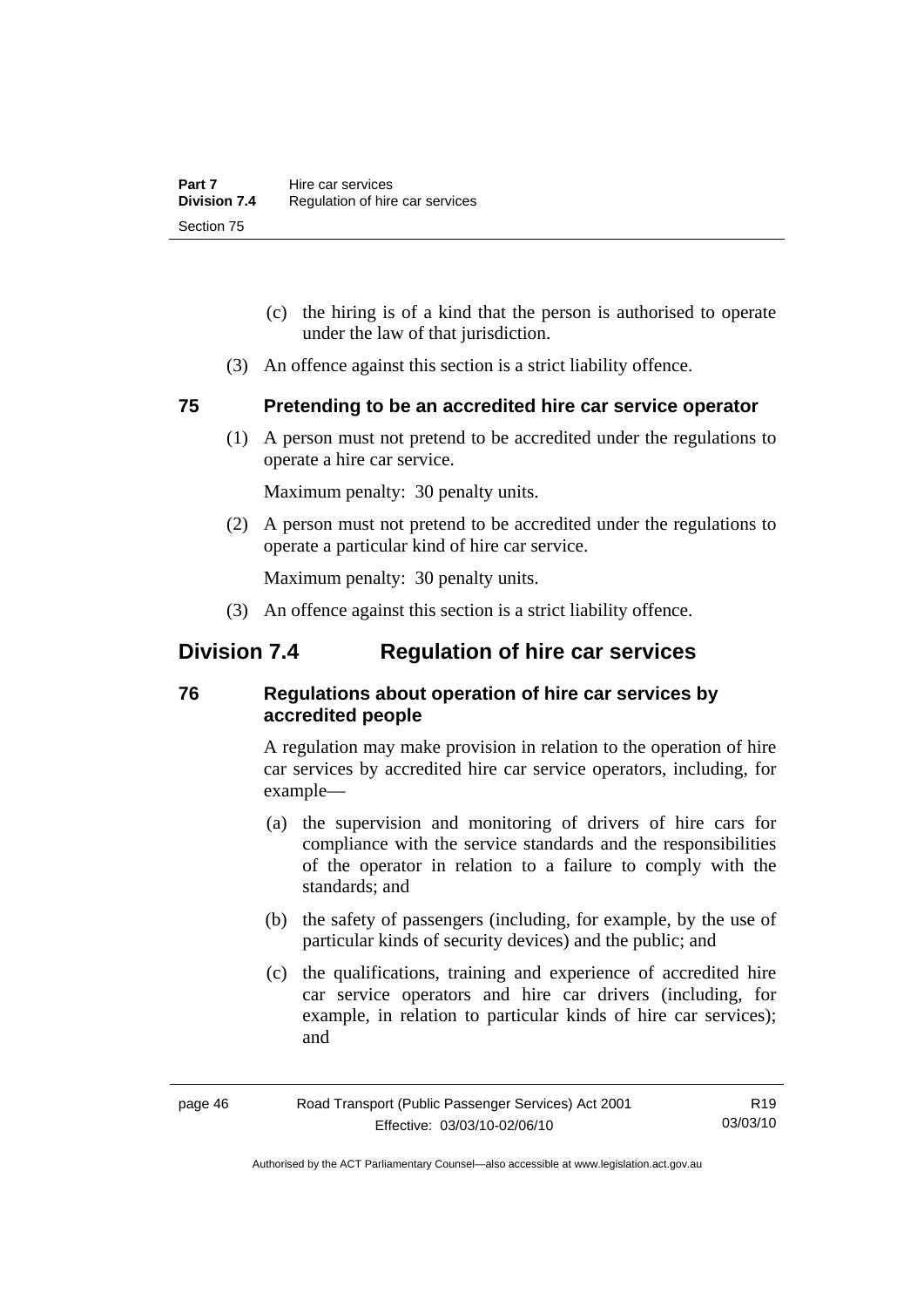(c) the hiring is of a kind that the person is authorised to operate under the law of that jurisdiction.

(3) An offence against this section is a strict liability offence.

### 75 Pretending to be an accredited hire car service operator

(1) A person must not pretend to be accredited under the regulations to operate a hire car service.

Maximum penalty: 30 penalty units.

(2) A person must not pretend to be accredited under the regulations to operate a particular kind of hire car service.

Maximum penalty: 30 penalty units.

(3) An offence against this section is a strict liability offence.

## Division 7.4 Regulation of hire car services

### 76 Regulations about operation of hire car services by accredited people

A regulation may make provision in relation to the operation of hire car services by accredited hire car service operators, including, for example—

(a) the supervision and monitoring of drivers of hire cars for compliance with the service standards and the responsibilities of the operator in relation to a failure to comply with the standards; and

(b) the safety of passengers (including, for example, by the use of particular kinds of security devices) and the public; and

(c) the qualifications, training and experience of accredited hire car service operators and hire car drivers (including, for example, in relation to particular kinds of hire car services); and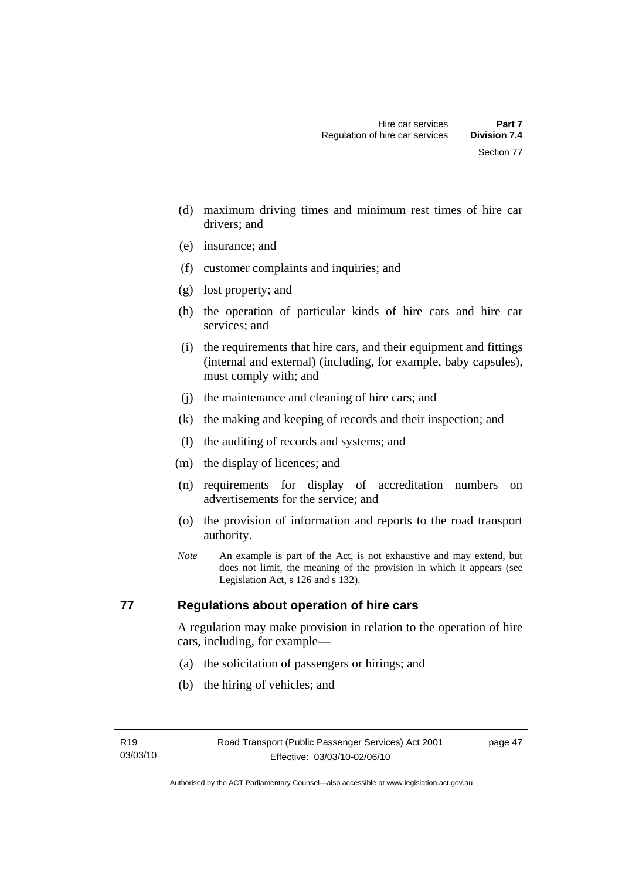(d) maximum driving times and minimum rest times of hire car drivers; and

(e) insurance; and

(f) customer complaints and inquiries; and

(g) lost property; and

(h) the operation of particular kinds of hire cars and hire car services; and

(i) the requirements that hire cars, and their equipment and fittings (internal and external) (including, for example, baby capsules), must comply with; and

(j) the maintenance and cleaning of hire cars; and

(k) the making and keeping of records and their inspection; and

(l) the auditing of records and systems; and

(m) the display of licences; and

(n) requirements for display of accreditation numbers on advertisements for the service; and

(o) the provision of information and reports to the road transport authority.

*Note* An example is part of the Act, is not exhaustive and may extend, but does not limit, the meaning of the provision in which it appears (see Legislation Act, s 126 and s 132).

## 77 Regulations about operation of hire cars

A regulation may make provision in relation to the operation of hire cars, including, for example—

(a) the solicitation of passengers or hirings; and

(b) the hiring of vehicles; and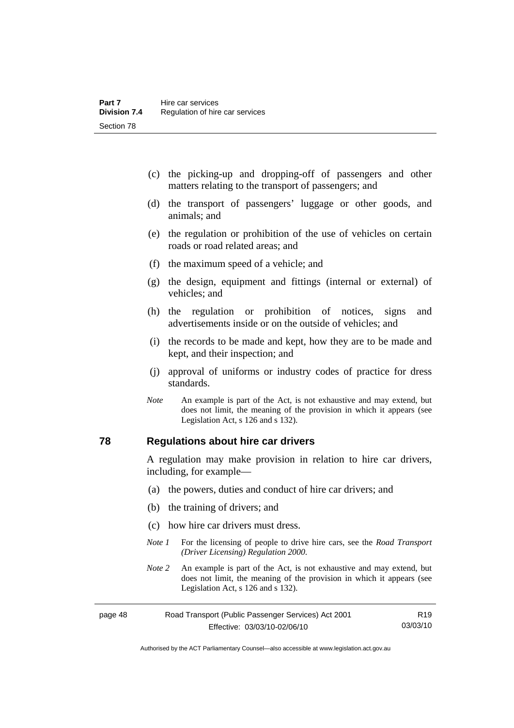(c) the picking-up and dropping-off of passengers and other matters relating to the transport of passengers; and

(d) the transport of passengers' luggage or other goods, and animals; and

(e) the regulation or prohibition of the use of vehicles on certain roads or road related areas; and

(f) the maximum speed of a vehicle; and

(g) the design, equipment and fittings (internal or external) of vehicles; and

(h) the regulation or prohibition of notices, signs and advertisements inside or on the outside of vehicles; and

(i) the records to be made and kept, how they are to be made and kept, and their inspection; and

(j) approval of uniforms or industry codes of practice for dress standards.

*Note* An example is part of the Act, is not exhaustive and may extend, but does not limit, the meaning of the provision in which it appears (see Legislation Act, s 126 and s 132).

## 78 Regulations about hire car drivers

A regulation may make provision in relation to hire car drivers, including, for example—

(a) the powers, duties and conduct of hire car drivers; and

(b) the training of drivers; and

(c) how hire car drivers must dress.

*Note 1* For the licensing of people to drive hire cars, see the *Road Transport (Driver Licensing) Regulation 2000*.

*Note 2* An example is part of the Act, is not exhaustive and may extend, but does not limit, the meaning of the provision in which it appears (see Legislation Act, s 126 and s 132).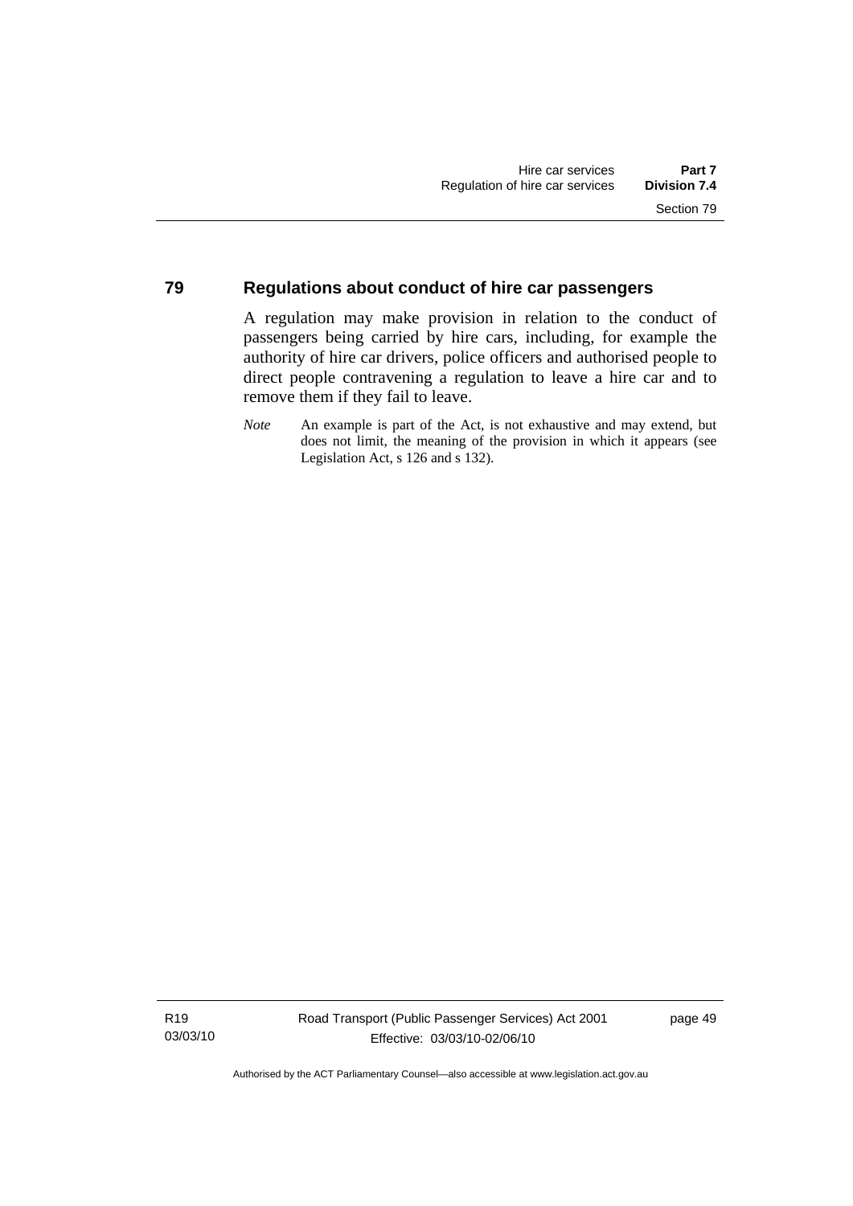## 79 Regulations about conduct of hire car passengers

A regulation may make provision in relation to the conduct of passengers being carried by hire cars, including, for example the authority of hire car drivers, police officers and authorised people to direct people contravening a regulation to leave a hire car and to remove them if they fail to leave.

*Note* An example is part of the Act, is not exhaustive and may extend, but does not limit, the meaning of the provision in which it appears (see Legislation Act, s 126 and s 132).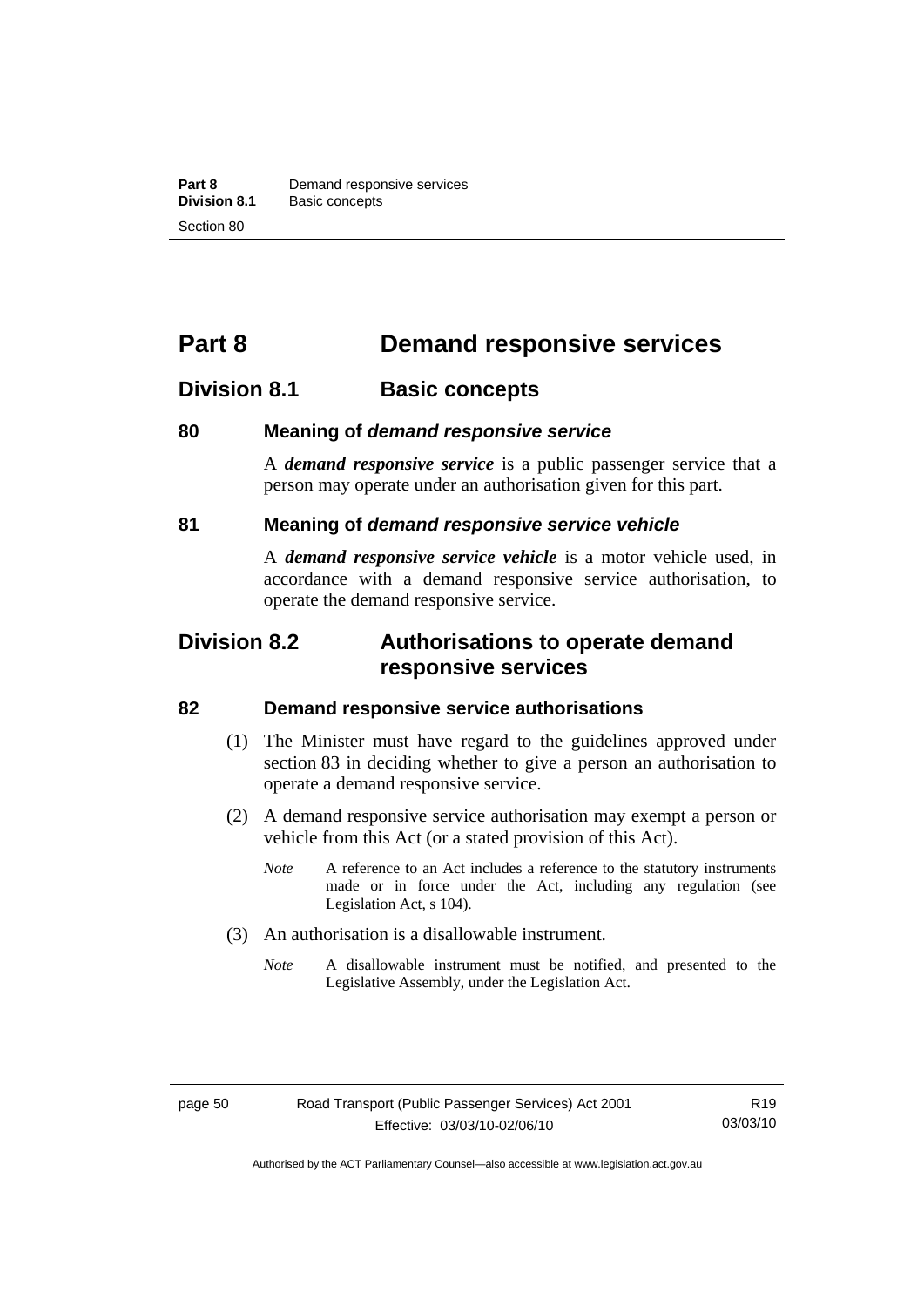# Part 8 Demand responsive services

## Division 8.1 Basic concepts

### 80 Meaning of *demand responsive service*

A ***demand responsive service*** is a public passenger service that a person may operate under an authorisation given for this part.

### 81 Meaning of *demand responsive service vehicle*

A ***demand responsive service vehicle*** is a motor vehicle used, in accordance with a demand responsive service authorisation, to operate the demand responsive service.

## Division 8.2 Authorisations to operate demand responsive services

### 82 Demand responsive service authorisations

(1) The Minister must have regard to the guidelines approved under section 83 in deciding whether to give a person an authorisation to operate a demand responsive service.

(2) A demand responsive service authorisation may exempt a person or vehicle from this Act (or a stated provision of this Act).

*Note* A reference to an Act includes a reference to the statutory instruments made or in force under the Act, including any regulation (see Legislation Act, s 104).

(3) An authorisation is a disallowable instrument.

*Note* A disallowable instrument must be notified, and presented to the Legislative Assembly, under the Legislation Act.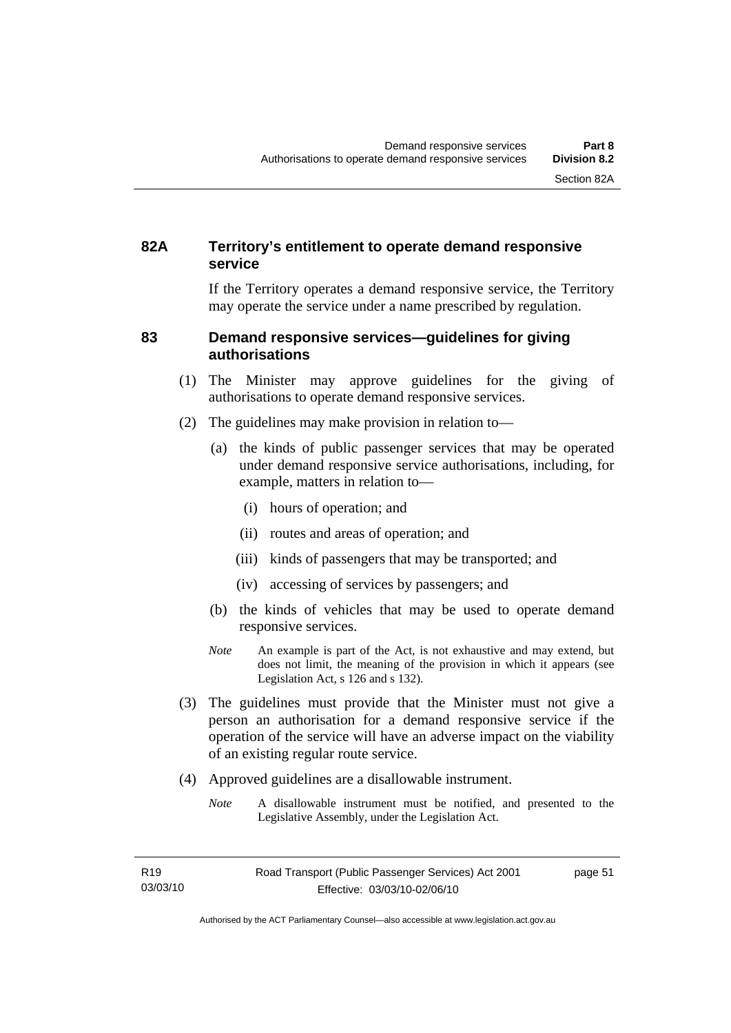### 82A Territory's entitlement to operate demand responsive service

If the Territory operates a demand responsive service, the Territory may operate the service under a name prescribed by regulation.

### 83 Demand responsive services—guidelines for giving authorisations

(1) The Minister may approve guidelines for the giving of authorisations to operate demand responsive services.

(2) The guidelines may make provision in relation to—

(a) the kinds of public passenger services that may be operated under demand responsive service authorisations, including, for example, matters in relation to—

(i) hours of operation; and

(ii) routes and areas of operation; and

(iii) kinds of passengers that may be transported; and

(iv) accessing of services by passengers; and

(b) the kinds of vehicles that may be used to operate demand responsive services.

*Note* An example is part of the Act, is not exhaustive and may extend, but does not limit, the meaning of the provision in which it appears (see Legislation Act, s 126 and s 132).

(3) The guidelines must provide that the Minister must not give a person an authorisation for a demand responsive service if the operation of the service will have an adverse impact on the viability of an existing regular route service.

(4) Approved guidelines are a disallowable instrument.

*Note* A disallowable instrument must be notified, and presented to the Legislative Assembly, under the Legislation Act.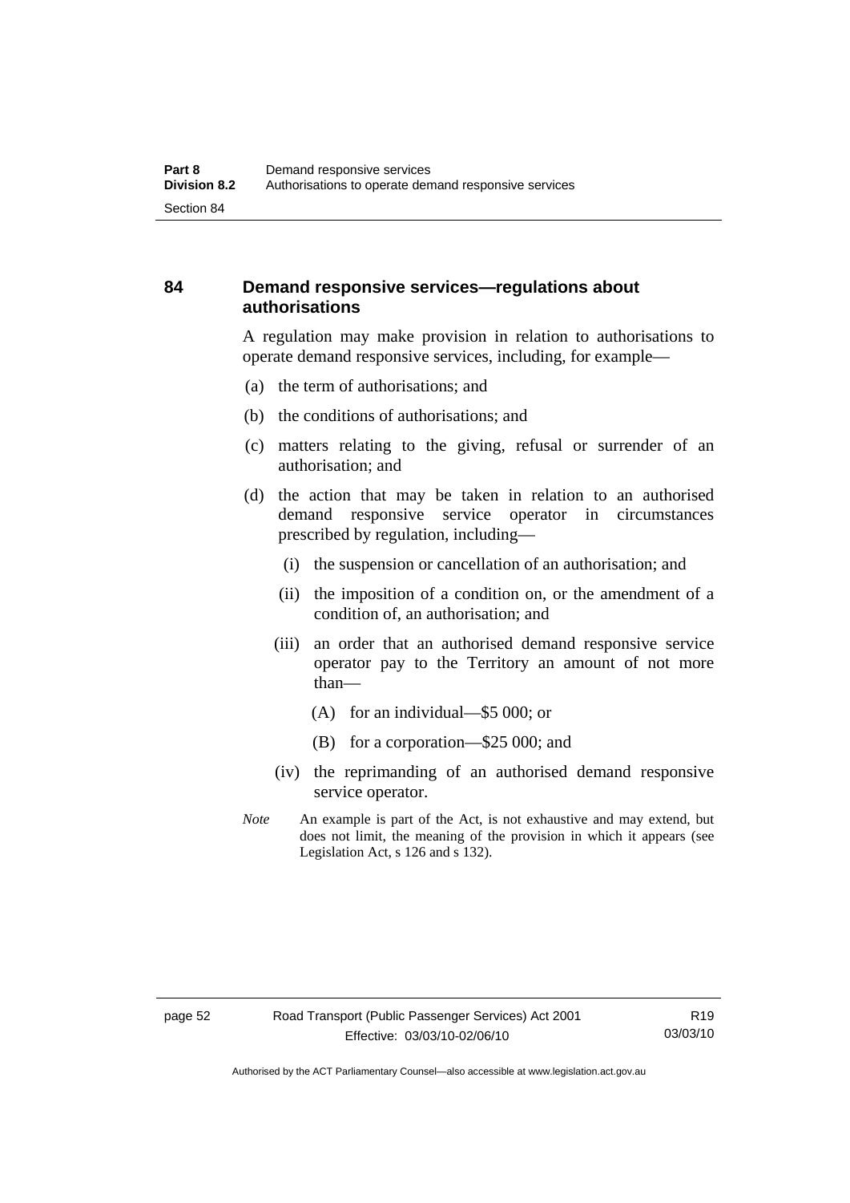## 84 Demand responsive services—regulations about authorisations

A regulation may make provision in relation to authorisations to operate demand responsive services, including, for example—

(a) the term of authorisations; and

(b) the conditions of authorisations; and

(c) matters relating to the giving, refusal or surrender of an authorisation; and

(d) the action that may be taken in relation to an authorised demand responsive service operator in circumstances prescribed by regulation, including—

 (i) the suspension or cancellation of an authorisation; and

 (ii) the imposition of a condition on, or the amendment of a condition of, an authorisation; and

 (iii) an order that an authorised demand responsive service operator pay to the Territory an amount of not more than—

  (A) for an individual—$5 000; or

  (B) for a corporation—$25 000; and

 (iv) the reprimanding of an authorised demand responsive service operator.

*Note* An example is part of the Act, is not exhaustive and may extend, but does not limit, the meaning of the provision in which it appears (see Legislation Act, s 126 and s 132).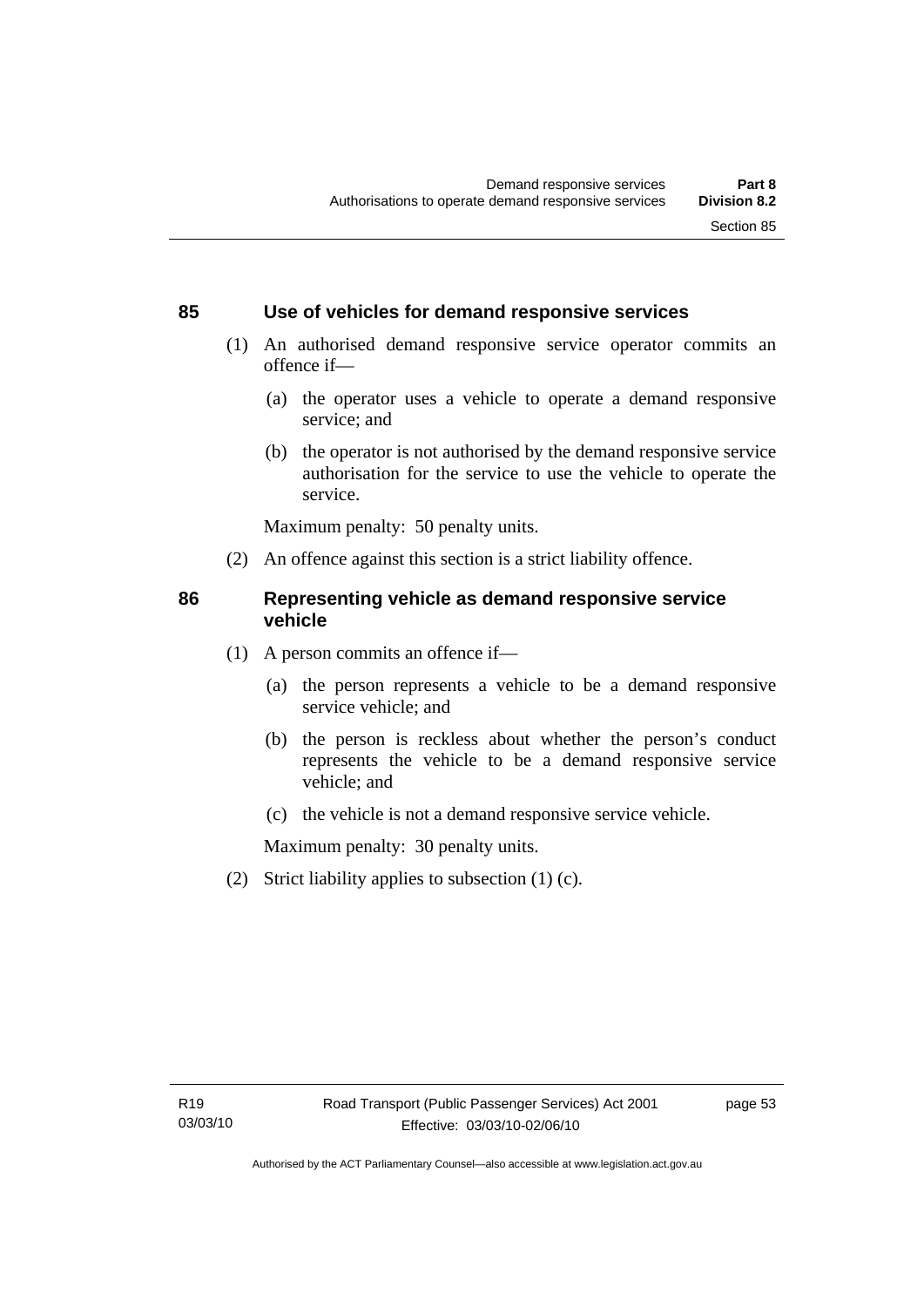## 85 Use of vehicles for demand responsive services

(1) An authorised demand responsive service operator commits an offence if—

(a) the operator uses a vehicle to operate a demand responsive service; and

(b) the operator is not authorised by the demand responsive service authorisation for the service to use the vehicle to operate the service.

Maximum penalty: 50 penalty units.

(2) An offence against this section is a strict liability offence.

## 86 Representing vehicle as demand responsive service vehicle

(1) A person commits an offence if—

(a) the person represents a vehicle to be a demand responsive service vehicle; and

(b) the person is reckless about whether the person's conduct represents the vehicle to be a demand responsive service vehicle; and

(c) the vehicle is not a demand responsive service vehicle.

Maximum penalty: 30 penalty units.

(2) Strict liability applies to subsection (1) (c).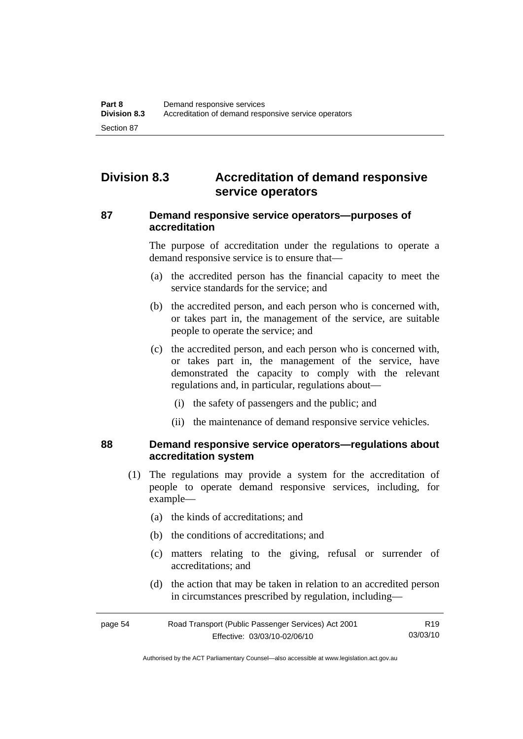## Division 8.3 Accreditation of demand responsive service operators

### 87 Demand responsive service operators—purposes of accreditation

The purpose of accreditation under the regulations to operate a demand responsive service is to ensure that—

(a) the accredited person has the financial capacity to meet the service standards for the service; and

(b) the accredited person, and each person who is concerned with, or takes part in, the management of the service, are suitable people to operate the service; and

(c) the accredited person, and each person who is concerned with, or takes part in, the management of the service, have demonstrated the capacity to comply with the relevant regulations and, in particular, regulations about—

(i) the safety of passengers and the public; and

(ii) the maintenance of demand responsive service vehicles.

### 88 Demand responsive service operators—regulations about accreditation system

(1) The regulations may provide a system for the accreditation of people to operate demand responsive services, including, for example—

(a) the kinds of accreditations; and

(b) the conditions of accreditations; and

(c) matters relating to the giving, refusal or surrender of accreditations; and

(d) the action that may be taken in relation to an accredited person in circumstances prescribed by regulation, including—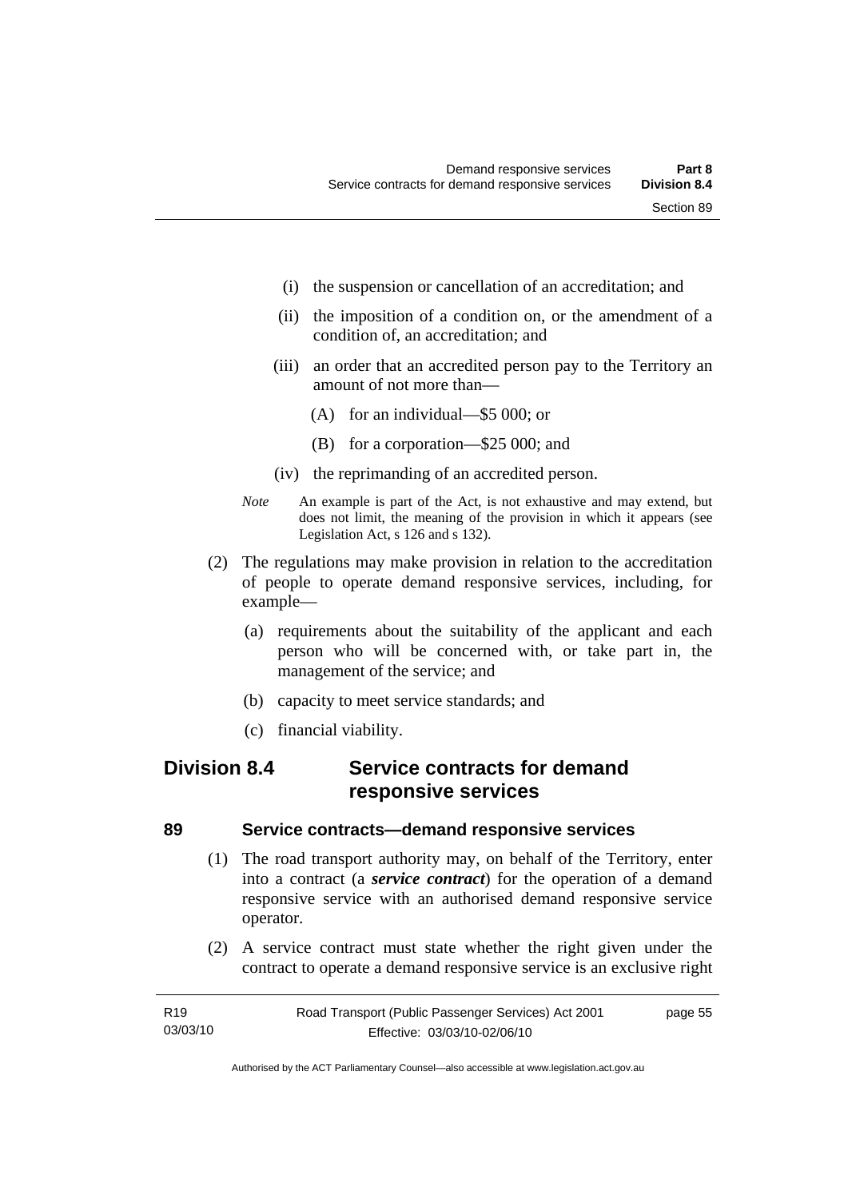(i) the suspension or cancellation of an accreditation; and

(ii) the imposition of a condition on, or the amendment of a condition of, an accreditation; and

(iii) an order that an accredited person pay to the Territory an amount of not more than—

(A) for an individual—$5 000; or

(B) for a corporation—$25 000; and

(iv) the reprimanding of an accredited person.

*Note* An example is part of the Act, is not exhaustive and may extend, but does not limit, the meaning of the provision in which it appears (see Legislation Act, s 126 and s 132).

(2) The regulations may make provision in relation to the accreditation of people to operate demand responsive services, including, for example—

(a) requirements about the suitability of the applicant and each person who will be concerned with, or take part in, the management of the service; and

(b) capacity to meet service standards; and

(c) financial viability.

## Division 8.4 Service contracts for demand responsive services

### 89 Service contracts—demand responsive services

(1) The road transport authority may, on behalf of the Territory, enter into a contract (a ***service contract***) for the operation of a demand responsive service with an authorised demand responsive service operator.

(2) A service contract must state whether the right given under the contract to operate a demand responsive service is an exclusive right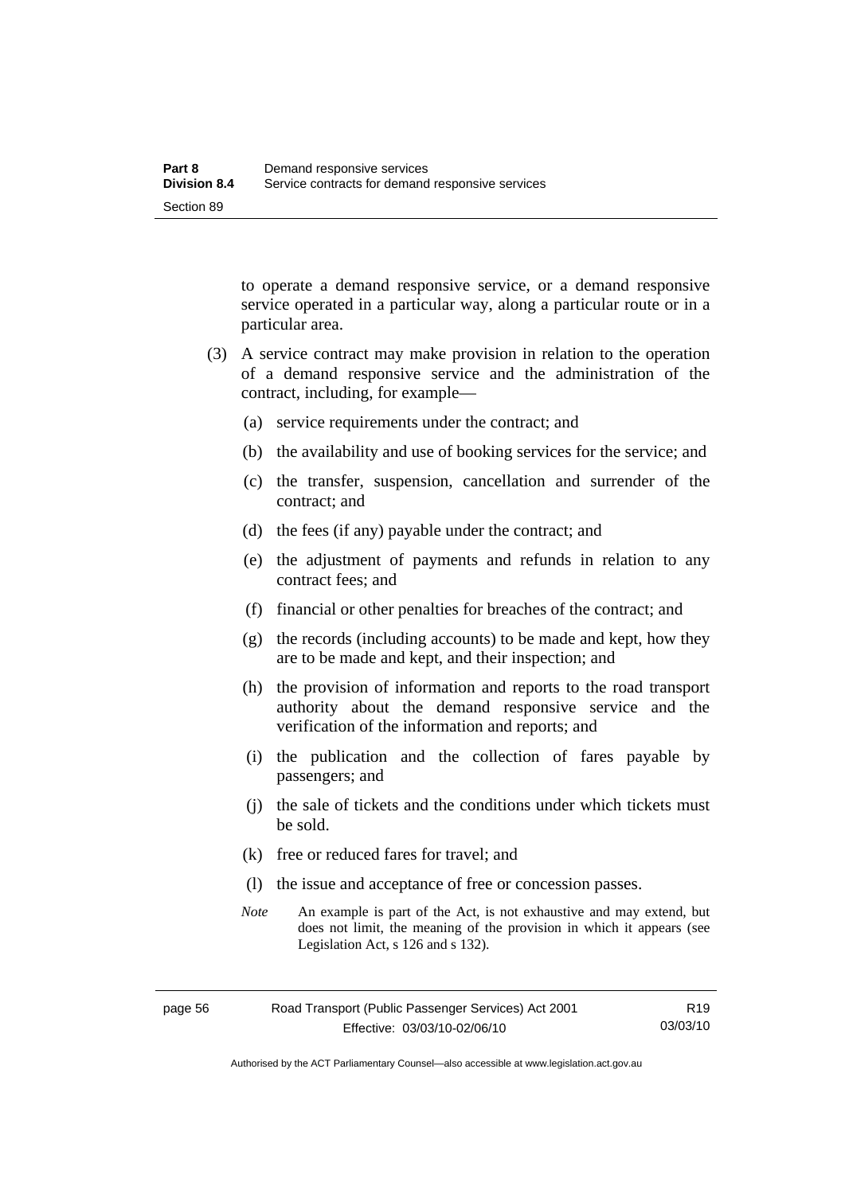to operate a demand responsive service, or a demand responsive service operated in a particular way, along a particular route or in a particular area.

(3) A service contract may make provision in relation to the operation of a demand responsive service and the administration of the contract, including, for example—

(a) service requirements under the contract; and

(b) the availability and use of booking services for the service; and

(c) the transfer, suspension, cancellation and surrender of the contract; and

(d) the fees (if any) payable under the contract; and

(e) the adjustment of payments and refunds in relation to any contract fees; and

(f) financial or other penalties for breaches of the contract; and

(g) the records (including accounts) to be made and kept, how they are to be made and kept, and their inspection; and

(h) the provision of information and reports to the road transport authority about the demand responsive service and the verification of the information and reports; and

(i) the publication and the collection of fares payable by passengers; and

(j) the sale of tickets and the conditions under which tickets must be sold.

(k) free or reduced fares for travel; and

(l) the issue and acceptance of free or concession passes.

*Note* An example is part of the Act, is not exhaustive and may extend, but does not limit, the meaning of the provision in which it appears (see Legislation Act, s 126 and s 132).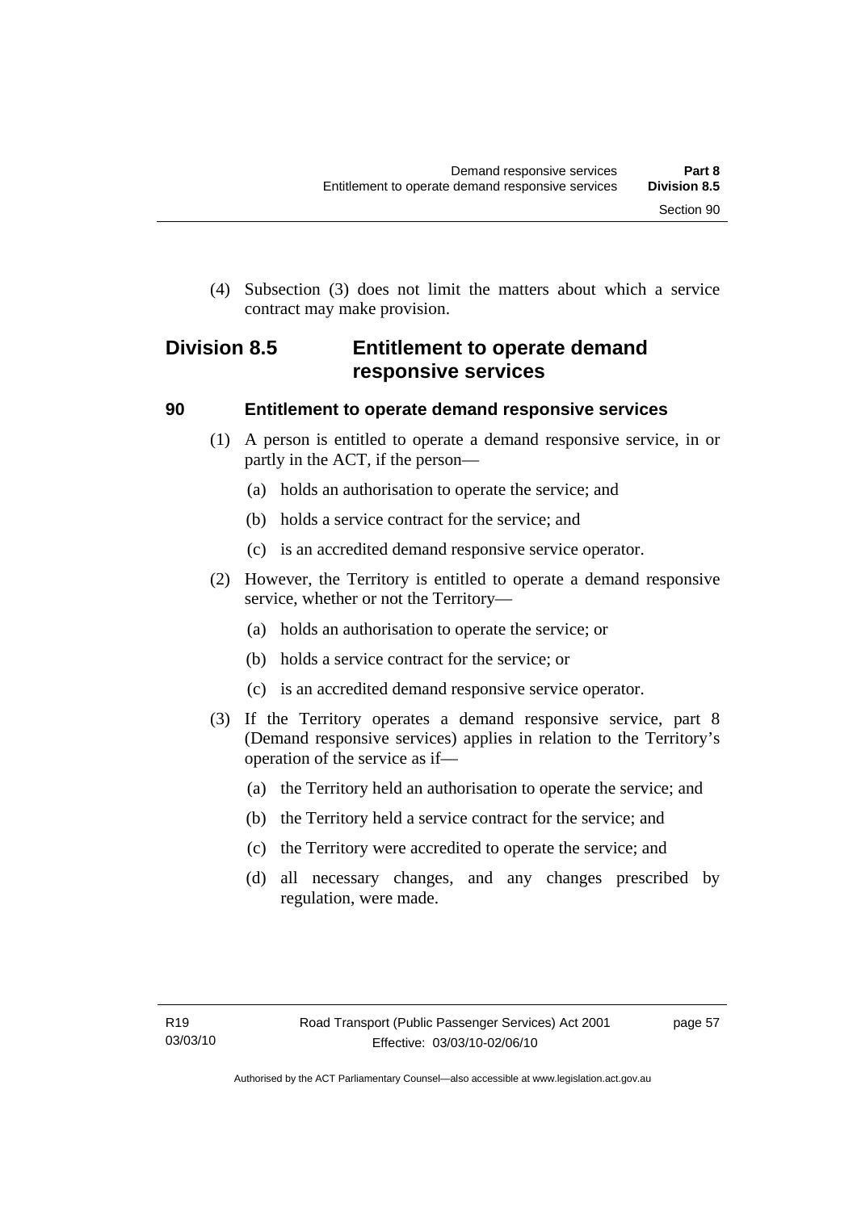(4) Subsection (3) does not limit the matters about which a service contract may make provision.

## Division 8.5 Entitlement to operate demand responsive services

### 90 Entitlement to operate demand responsive services

(1) A person is entitled to operate a demand responsive service, in or partly in the ACT, if the person—

(a) holds an authorisation to operate the service; and

(b) holds a service contract for the service; and

(c) is an accredited demand responsive service operator.

(2) However, the Territory is entitled to operate a demand responsive service, whether or not the Territory—

(a) holds an authorisation to operate the service; or

(b) holds a service contract for the service; or

(c) is an accredited demand responsive service operator.

(3) If the Territory operates a demand responsive service, part 8 (Demand responsive services) applies in relation to the Territory's operation of the service as if—

(a) the Territory held an authorisation to operate the service; and

(b) the Territory held a service contract for the service; and

(c) the Territory were accredited to operate the service; and

(d) all necessary changes, and any changes prescribed by regulation, were made.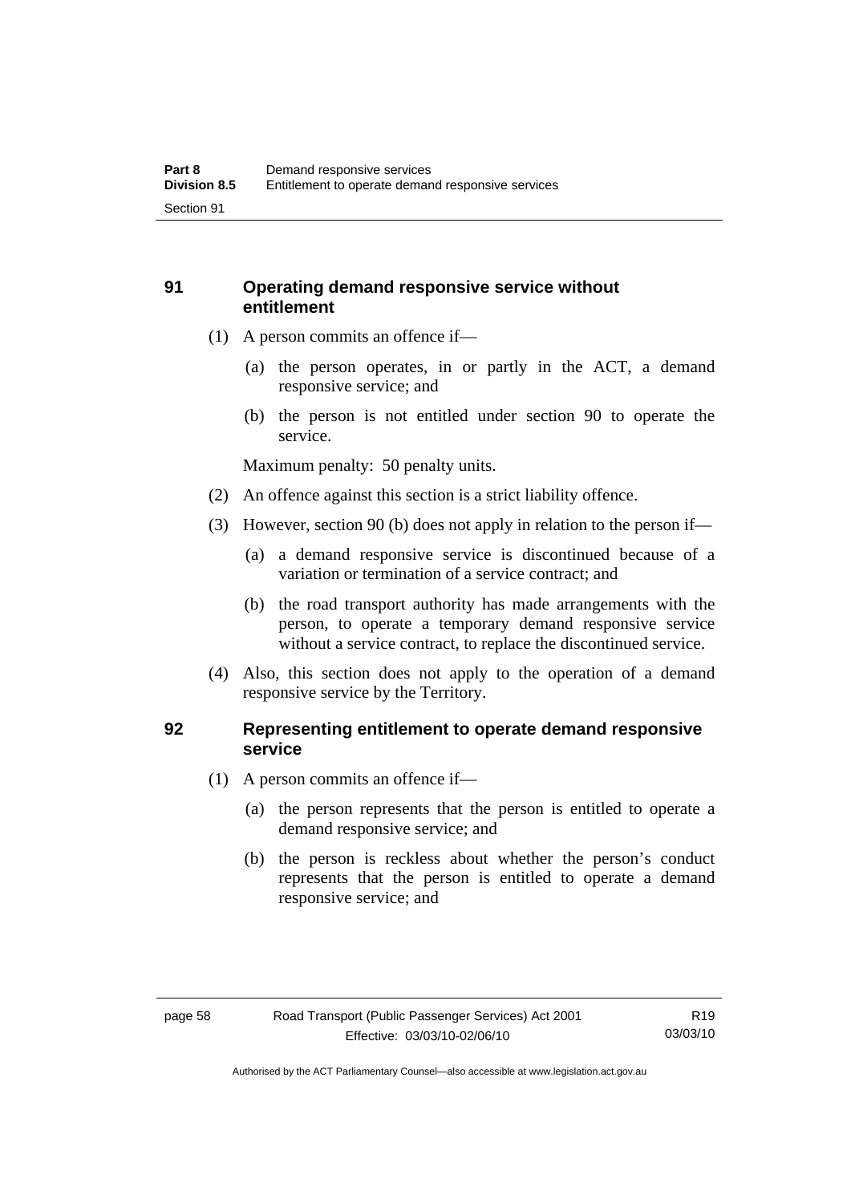### 91 Operating demand responsive service without entitlement

(1) A person commits an offence if—

(a) the person operates, in or partly in the ACT, a demand responsive service; and

(b) the person is not entitled under section 90 to operate the service.

Maximum penalty: 50 penalty units.

(2) An offence against this section is a strict liability offence.

(3) However, section 90 (b) does not apply in relation to the person if—

(a) a demand responsive service is discontinued because of a variation or termination of a service contract; and

(b) the road transport authority has made arrangements with the person, to operate a temporary demand responsive service without a service contract, to replace the discontinued service.

(4) Also, this section does not apply to the operation of a demand responsive service by the Territory.

### 92 Representing entitlement to operate demand responsive service

(1) A person commits an offence if—

(a) the person represents that the person is entitled to operate a demand responsive service; and

(b) the person is reckless about whether the person's conduct represents that the person is entitled to operate a demand responsive service; and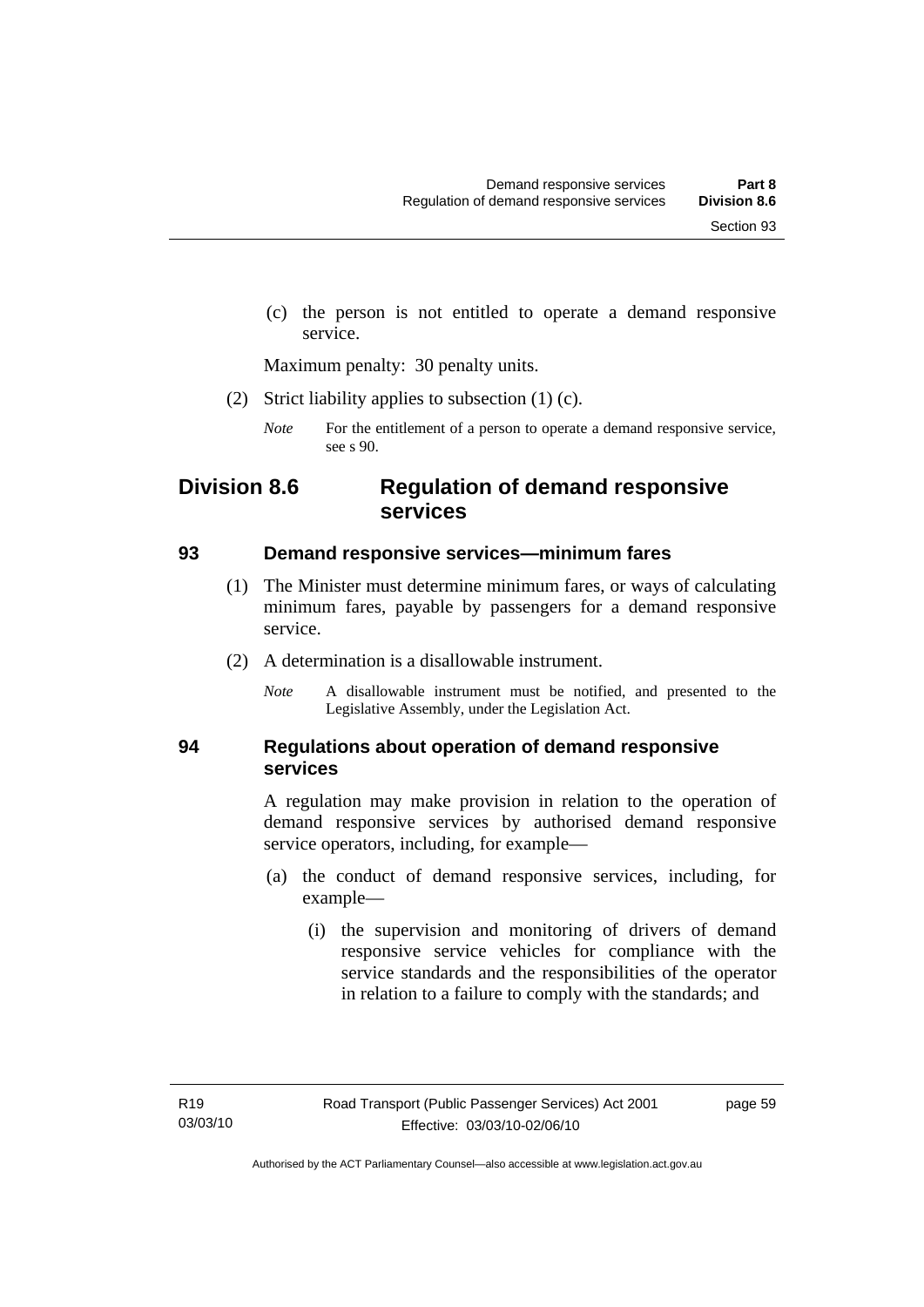(c) the person is not entitled to operate a demand responsive service.

Maximum penalty: 30 penalty units.

(2) Strict liability applies to subsection (1) (c).

*Note* For the entitlement of a person to operate a demand responsive service, see s 90.

## Division 8.6 Regulation of demand responsive services

### 93 Demand responsive services—minimum fares

(1) The Minister must determine minimum fares, or ways of calculating minimum fares, payable by passengers for a demand responsive service.

(2) A determination is a disallowable instrument.

*Note* A disallowable instrument must be notified, and presented to the Legislative Assembly, under the Legislation Act.

### 94 Regulations about operation of demand responsive services

A regulation may make provision in relation to the operation of demand responsive services by authorised demand responsive service operators, including, for example—

(a) the conduct of demand responsive services, including, for example—

(i) the supervision and monitoring of drivers of demand responsive service vehicles for compliance with the service standards and the responsibilities of the operator in relation to a failure to comply with the standards; and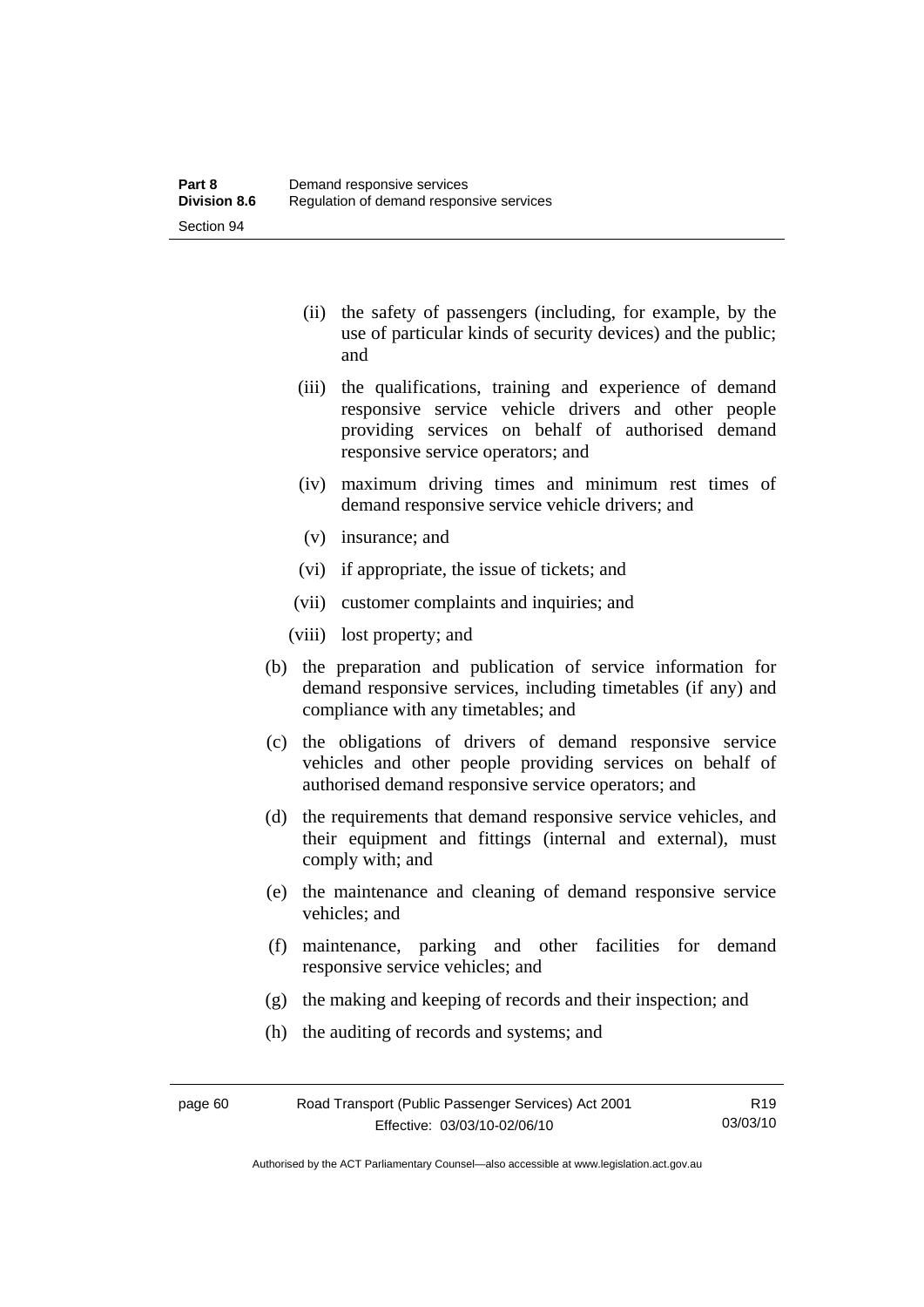- (ii) the safety of passengers (including, for example, by the use of particular kinds of security devices) and the public; and
- (iii) the qualifications, training and experience of demand responsive service vehicle drivers and other people providing services on behalf of authorised demand responsive service operators; and
- (iv) maximum driving times and minimum rest times of demand responsive service vehicle drivers; and
- (v) insurance; and
- (vi) if appropriate, the issue of tickets; and
- (vii) customer complaints and inquiries; and
- (viii) lost property; and

(b) the preparation and publication of service information for demand responsive services, including timetables (if any) and compliance with any timetables; and

(c) the obligations of drivers of demand responsive service vehicles and other people providing services on behalf of authorised demand responsive service operators; and

(d) the requirements that demand responsive service vehicles, and their equipment and fittings (internal and external), must comply with; and

(e) the maintenance and cleaning of demand responsive service vehicles; and

(f) maintenance, parking and other facilities for demand responsive service vehicles; and

(g) the making and keeping of records and their inspection; and

(h) the auditing of records and systems; and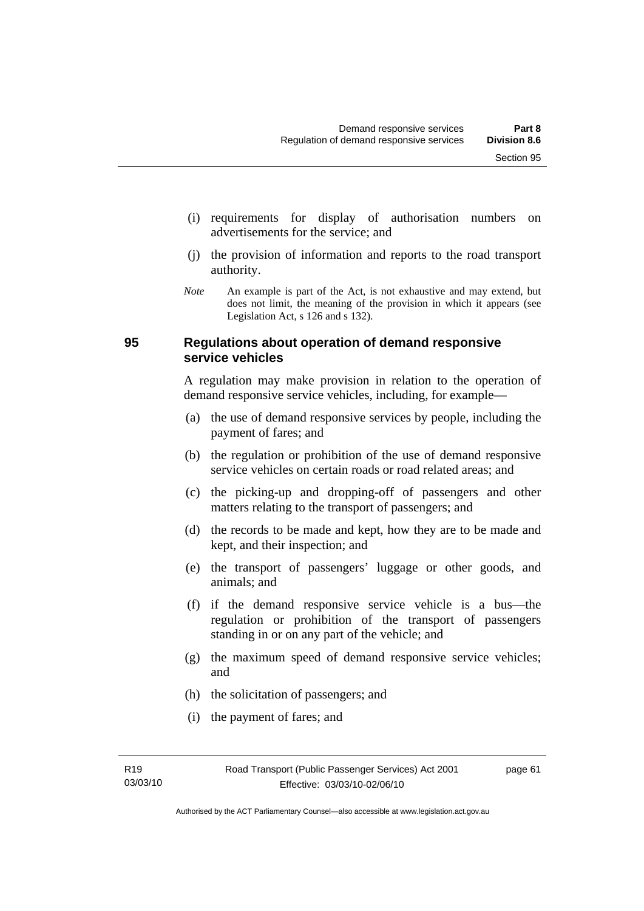(i) requirements for display of authorisation numbers on advertisements for the service; and

(j) the provision of information and reports to the road transport authority.

*Note* An example is part of the Act, is not exhaustive and may extend, but does not limit, the meaning of the provision in which it appears (see Legislation Act, s 126 and s 132).

## 95 Regulations about operation of demand responsive service vehicles

A regulation may make provision in relation to the operation of demand responsive service vehicles, including, for example—

(a) the use of demand responsive services by people, including the payment of fares; and

(b) the regulation or prohibition of the use of demand responsive service vehicles on certain roads or road related areas; and

(c) the picking-up and dropping-off of passengers and other matters relating to the transport of passengers; and

(d) the records to be made and kept, how they are to be made and kept, and their inspection; and

(e) the transport of passengers' luggage or other goods, and animals; and

(f) if the demand responsive service vehicle is a bus—the regulation or prohibition of the transport of passengers standing in or on any part of the vehicle; and

(g) the maximum speed of demand responsive service vehicles; and

(h) the solicitation of passengers; and

(i) the payment of fares; and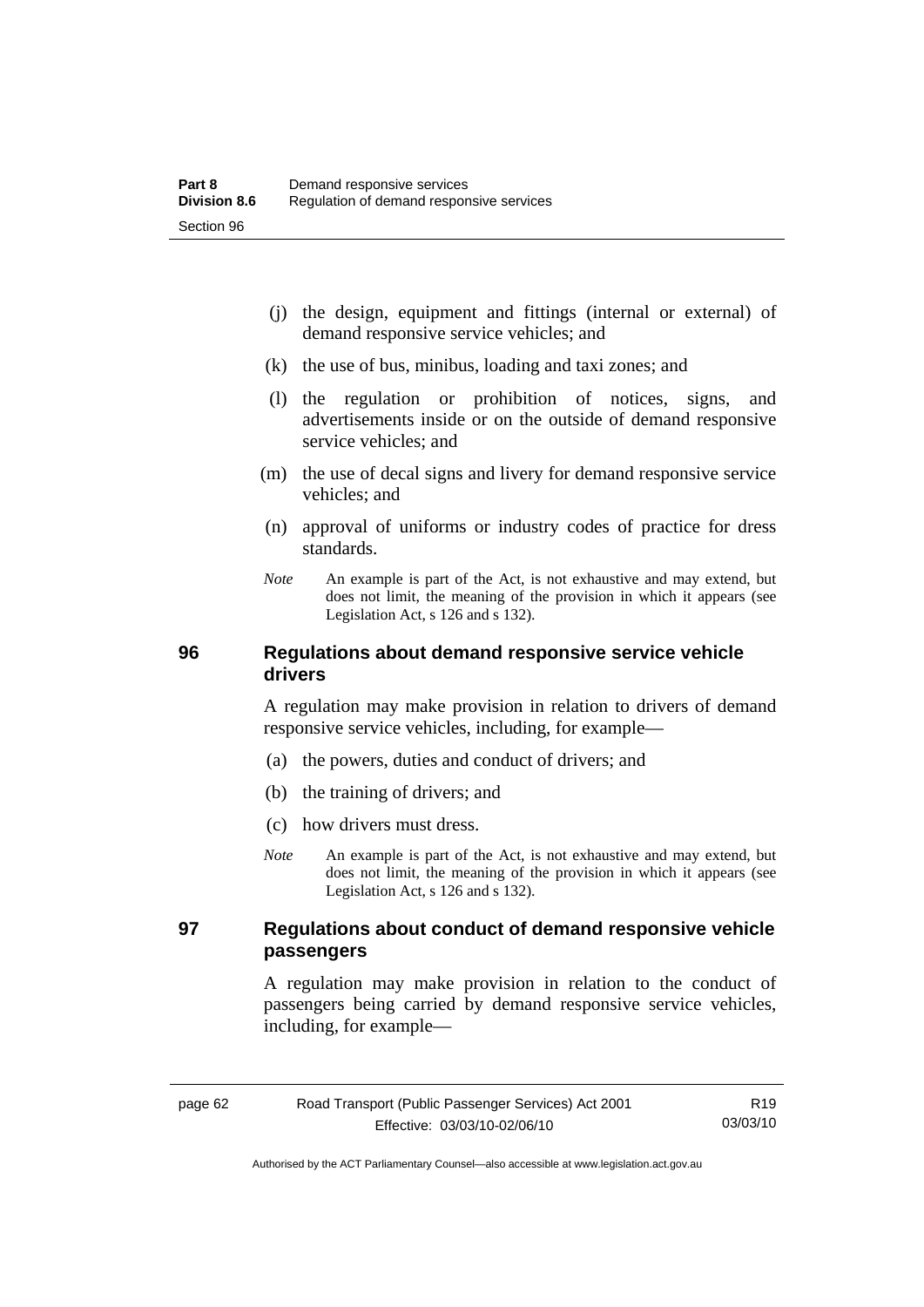(j) the design, equipment and fittings (internal or external) of demand responsive service vehicles; and

(k) the use of bus, minibus, loading and taxi zones; and

(l) the regulation or prohibition of notices, signs, and advertisements inside or on the outside of demand responsive service vehicles; and

(m) the use of decal signs and livery for demand responsive service vehicles; and

(n) approval of uniforms or industry codes of practice for dress standards.

*Note* An example is part of the Act, is not exhaustive and may extend, but does not limit, the meaning of the provision in which it appears (see Legislation Act, s 126 and s 132).

## 96 Regulations about demand responsive service vehicle drivers

A regulation may make provision in relation to drivers of demand responsive service vehicles, including, for example—

(a) the powers, duties and conduct of drivers; and

(b) the training of drivers; and

(c) how drivers must dress.

*Note* An example is part of the Act, is not exhaustive and may extend, but does not limit, the meaning of the provision in which it appears (see Legislation Act, s 126 and s 132).

## 97 Regulations about conduct of demand responsive vehicle passengers

A regulation may make provision in relation to the conduct of passengers being carried by demand responsive service vehicles, including, for example—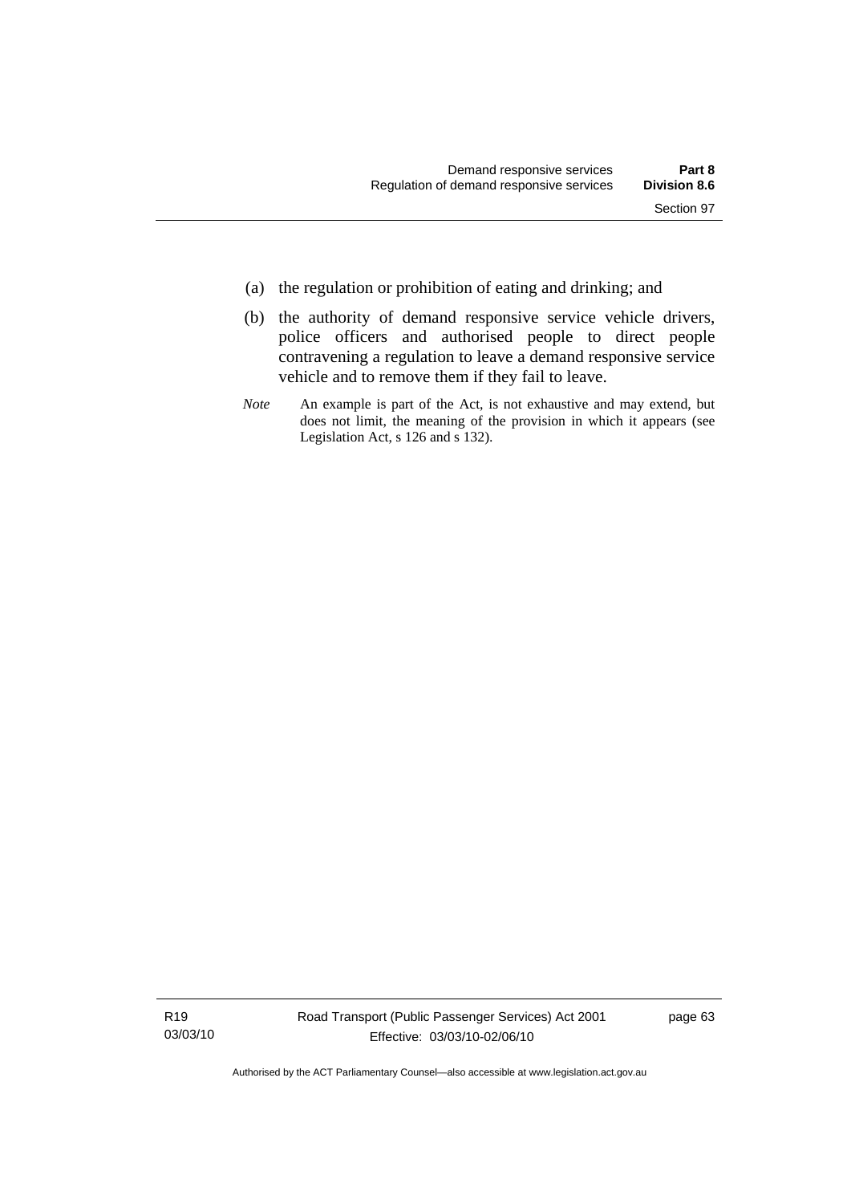(a) the regulation or prohibition of eating and drinking; and

(b) the authority of demand responsive service vehicle drivers, police officers and authorised people to direct people contravening a regulation to leave a demand responsive service vehicle and to remove them if they fail to leave.

*Note* An example is part of the Act, is not exhaustive and may extend, but does not limit, the meaning of the provision in which it appears (see Legislation Act, s 126 and s 132).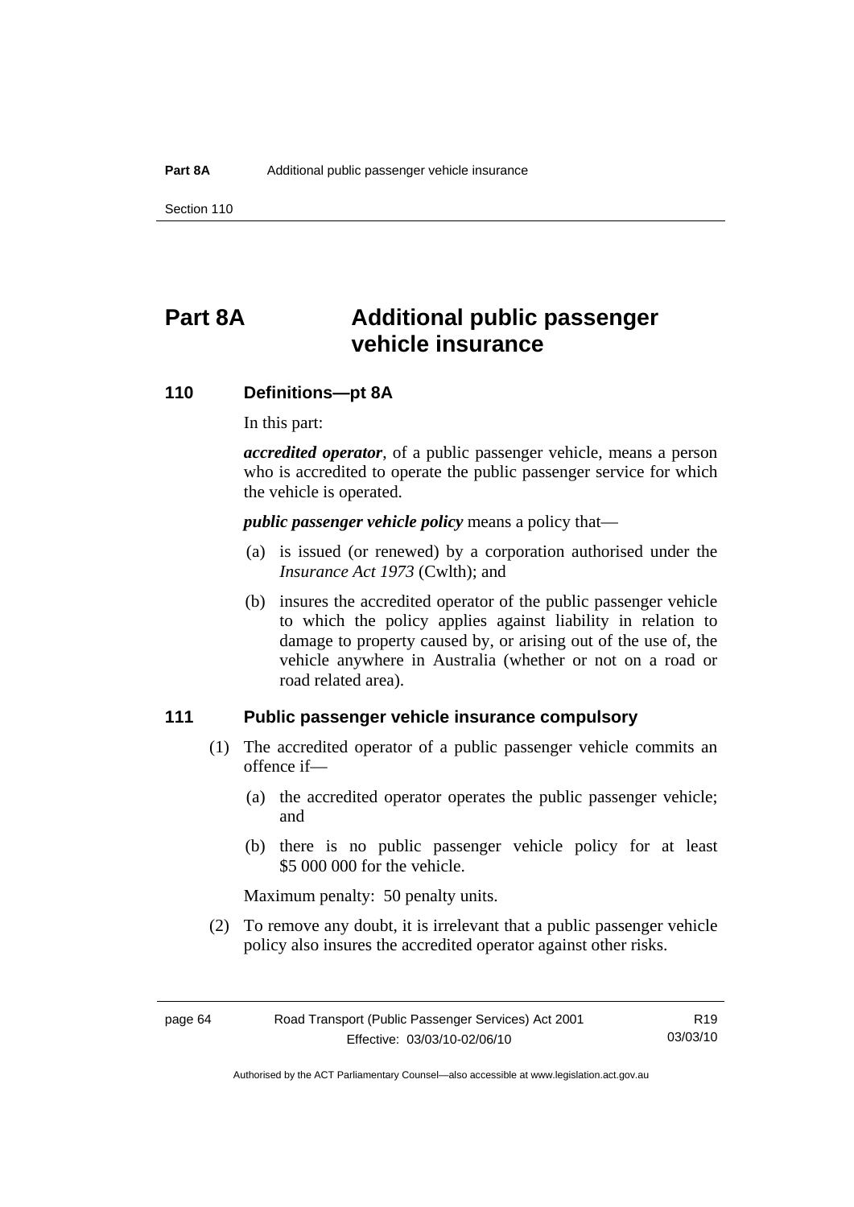# Part 8A Additional public passenger vehicle insurance

## 110 Definitions—pt 8A

In this part:

***accredited operator***, of a public passenger vehicle, means a person who is accredited to operate the public passenger service for which the vehicle is operated.

***public passenger vehicle policy*** means a policy that—

(a) is issued (or renewed) by a corporation authorised under the *Insurance Act 1973* (Cwlth); and

(b) insures the accredited operator of the public passenger vehicle to which the policy applies against liability in relation to damage to property caused by, or arising out of the use of, the vehicle anywhere in Australia (whether or not on a road or road related area).

## 111 Public passenger vehicle insurance compulsory

(1) The accredited operator of a public passenger vehicle commits an offence if—

(a) the accredited operator operates the public passenger vehicle; and

(b) there is no public passenger vehicle policy for at least $5 000 000 for the vehicle.

Maximum penalty: 50 penalty units.

(2) To remove any doubt, it is irrelevant that a public passenger vehicle policy also insures the accredited operator against other risks.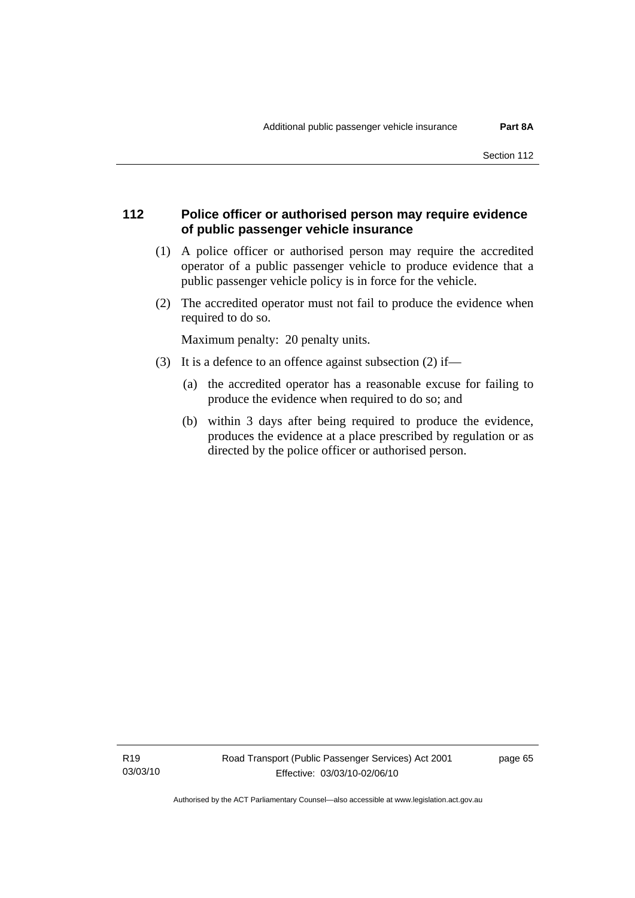## 112 Police officer or authorised person may require evidence of public passenger vehicle insurance

(1) A police officer or authorised person may require the accredited operator of a public passenger vehicle to produce evidence that a public passenger vehicle policy is in force for the vehicle.

(2) The accredited operator must not fail to produce the evidence when required to do so.

Maximum penalty: 20 penalty units.

(3) It is a defence to an offence against subsection (2) if—

(a) the accredited operator has a reasonable excuse for failing to produce the evidence when required to do so; and

(b) within 3 days after being required to produce the evidence, produces the evidence at a place prescribed by regulation or as directed by the police officer or authorised person.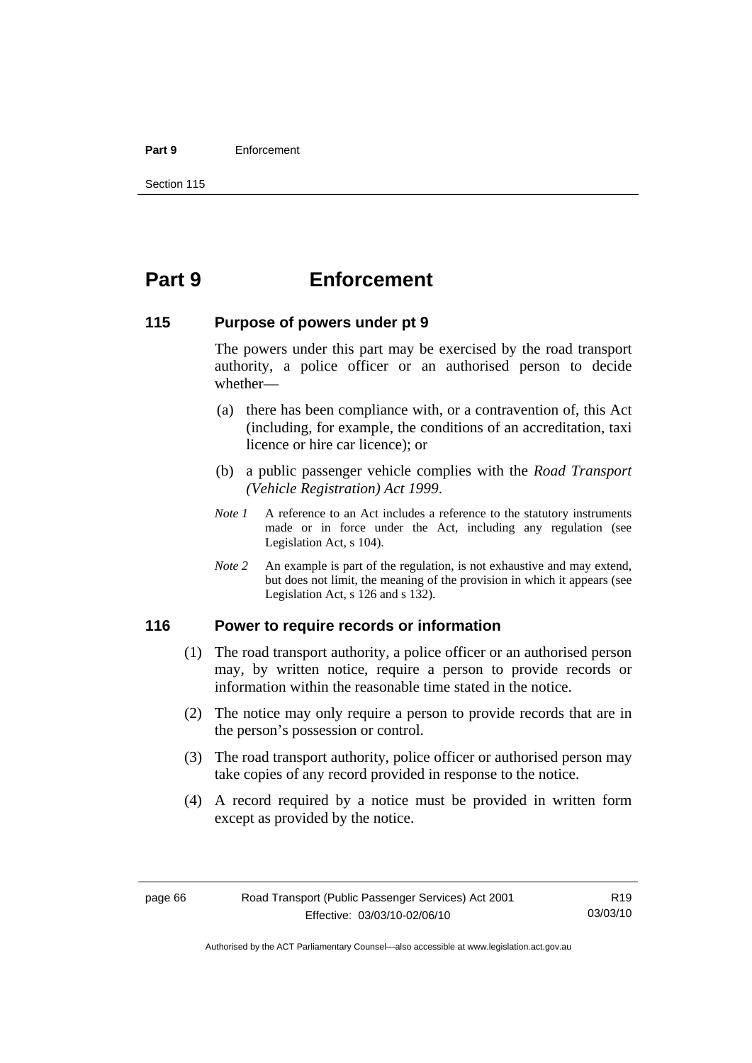# Part 9 Enforcement

## 115 Purpose of powers under pt 9

The powers under this part may be exercised by the road transport authority, a police officer or an authorised person to decide whether—

(a) there has been compliance with, or a contravention of, this Act (including, for example, the conditions of an accreditation, taxi licence or hire car licence); or

(b) a public passenger vehicle complies with the *Road Transport (Vehicle Registration) Act 1999*.

*Note 1* A reference to an Act includes a reference to the statutory instruments made or in force under the Act, including any regulation (see Legislation Act, s 104).

*Note 2* An example is part of the regulation, is not exhaustive and may extend, but does not limit, the meaning of the provision in which it appears (see Legislation Act, s 126 and s 132).

## 116 Power to require records or information

(1) The road transport authority, a police officer or an authorised person may, by written notice, require a person to provide records or information within the reasonable time stated in the notice.

(2) The notice may only require a person to provide records that are in the person's possession or control.

(3) The road transport authority, police officer or authorised person may take copies of any record provided in response to the notice.

(4) A record required by a notice must be provided in written form except as provided by the notice.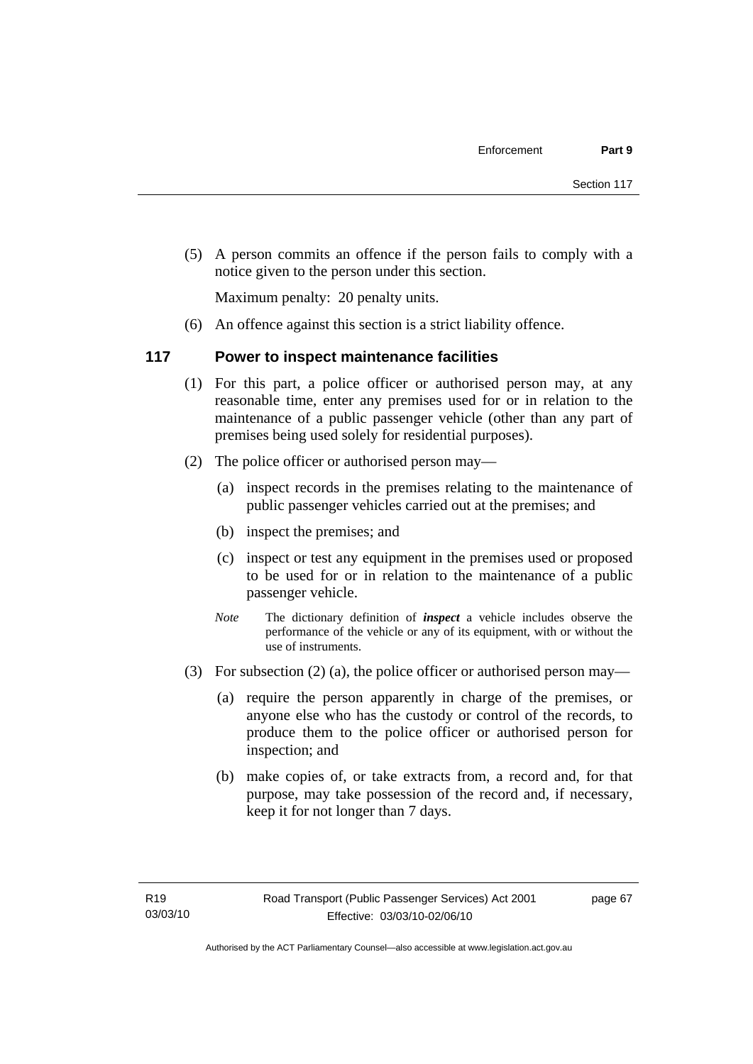(5) A person commits an offence if the person fails to comply with a notice given to the person under this section.

Maximum penalty: 20 penalty units.

(6) An offence against this section is a strict liability offence.

## 117 Power to inspect maintenance facilities

(1) For this part, a police officer or authorised person may, at any reasonable time, enter any premises used for or in relation to the maintenance of a public passenger vehicle (other than any part of premises being used solely for residential purposes).

(2) The police officer or authorised person may—

(a) inspect records in the premises relating to the maintenance of public passenger vehicles carried out at the premises; and

(b) inspect the premises; and

(c) inspect or test any equipment in the premises used or proposed to be used for or in relation to the maintenance of a public passenger vehicle.

*Note* The dictionary definition of ***inspect*** a vehicle includes observe the performance of the vehicle or any of its equipment, with or without the use of instruments.

(3) For subsection (2) (a), the police officer or authorised person may—

(a) require the person apparently in charge of the premises, or anyone else who has the custody or control of the records, to produce them to the police officer or authorised person for inspection; and

(b) make copies of, or take extracts from, a record and, for that purpose, may take possession of the record and, if necessary, keep it for not longer than 7 days.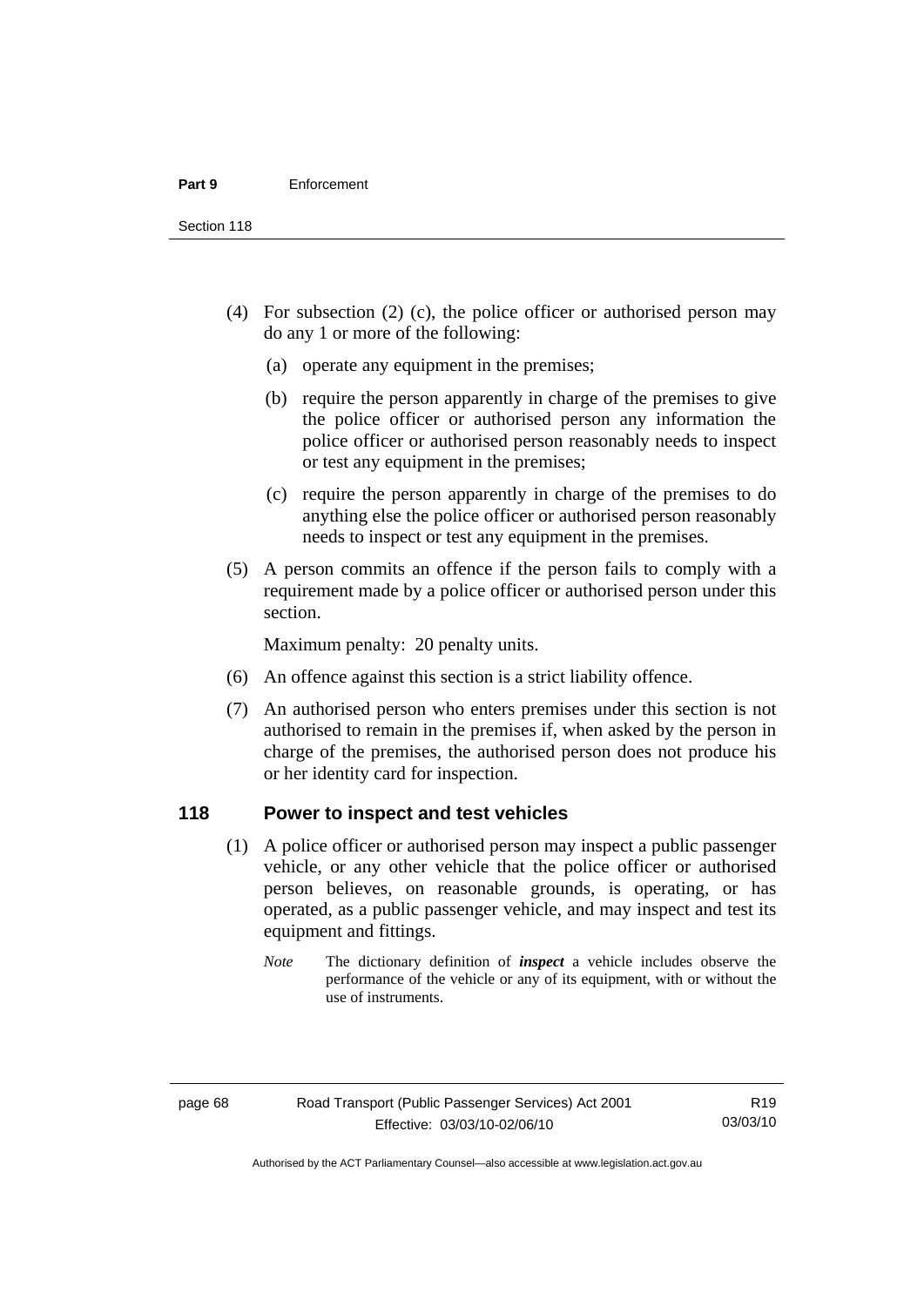(4) For subsection (2) (c), the police officer or authorised person may do any 1 or more of the following:

(a) operate any equipment in the premises;

(b) require the person apparently in charge of the premises to give the police officer or authorised person any information the police officer or authorised person reasonably needs to inspect or test any equipment in the premises;

(c) require the person apparently in charge of the premises to do anything else the police officer or authorised person reasonably needs to inspect or test any equipment in the premises.

(5) A person commits an offence if the person fails to comply with a requirement made by a police officer or authorised person under this section.

Maximum penalty: 20 penalty units.

(6) An offence against this section is a strict liability offence.

(7) An authorised person who enters premises under this section is not authorised to remain in the premises if, when asked by the person in charge of the premises, the authorised person does not produce his or her identity card for inspection.

## 118 Power to inspect and test vehicles

(1) A police officer or authorised person may inspect a public passenger vehicle, or any other vehicle that the police officer or authorised person believes, on reasonable grounds, is operating, or has operated, as a public passenger vehicle, and may inspect and test its equipment and fittings.

*Note* The dictionary definition of ***inspect*** a vehicle includes observe the performance of the vehicle or any of its equipment, with or without the use of instruments.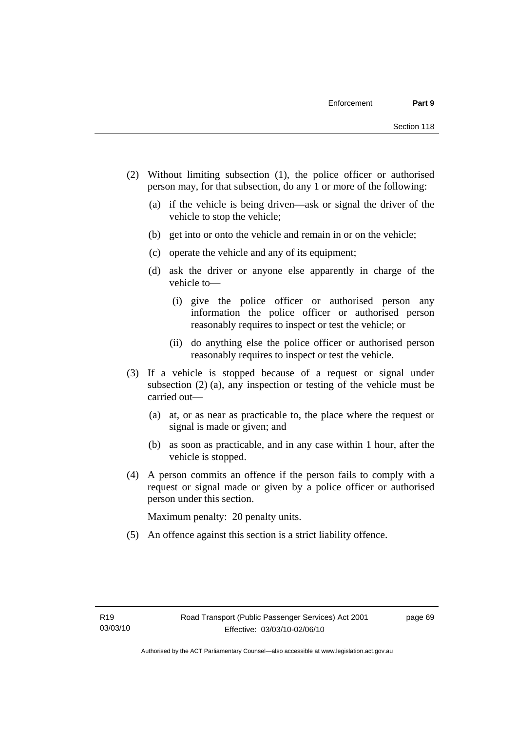(2) Without limiting subsection (1), the police officer or authorised person may, for that subsection, do any 1 or more of the following:

   (a) if the vehicle is being driven—ask or signal the driver of the vehicle to stop the vehicle;

   (b) get into or onto the vehicle and remain in or on the vehicle;

   (c) operate the vehicle and any of its equipment;

   (d) ask the driver or anyone else apparently in charge of the vehicle to—

      (i) give the police officer or authorised person any information the police officer or authorised person reasonably requires to inspect or test the vehicle; or

      (ii) do anything else the police officer or authorised person reasonably requires to inspect or test the vehicle.

(3) If a vehicle is stopped because of a request or signal under subsection (2) (a), any inspection or testing of the vehicle must be carried out—

   (a) at, or as near as practicable to, the place where the request or signal is made or given; and

   (b) as soon as practicable, and in any case within 1 hour, after the vehicle is stopped.

(4) A person commits an offence if the person fails to comply with a request or signal made or given by a police officer or authorised person under this section.

Maximum penalty: 20 penalty units.

(5) An offence against this section is a strict liability offence.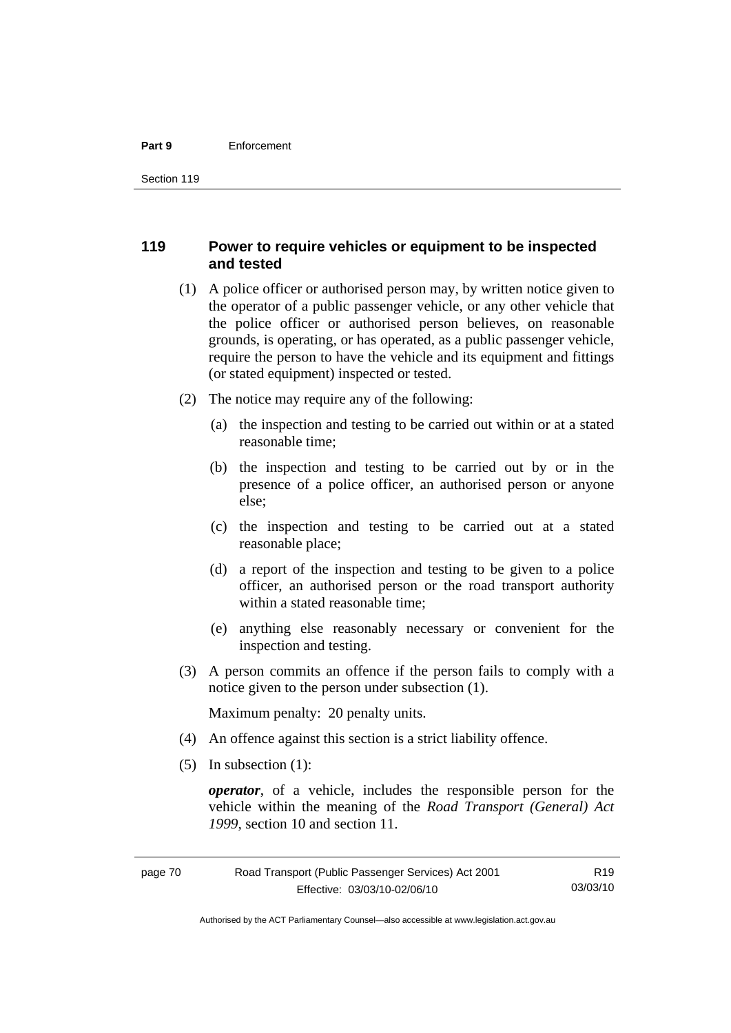## 119 Power to require vehicles or equipment to be inspected and tested

(1) A police officer or authorised person may, by written notice given to the operator of a public passenger vehicle, or any other vehicle that the police officer or authorised person believes, on reasonable grounds, is operating, or has operated, as a public passenger vehicle, require the person to have the vehicle and its equipment and fittings (or stated equipment) inspected or tested.

(2) The notice may require any of the following:

(a) the inspection and testing to be carried out within or at a stated reasonable time;

(b) the inspection and testing to be carried out by or in the presence of a police officer, an authorised person or anyone else;

(c) the inspection and testing to be carried out at a stated reasonable place;

(d) a report of the inspection and testing to be given to a police officer, an authorised person or the road transport authority within a stated reasonable time;

(e) anything else reasonably necessary or convenient for the inspection and testing.

(3) A person commits an offence if the person fails to comply with a notice given to the person under subsection (1).

Maximum penalty: 20 penalty units.

(4) An offence against this section is a strict liability offence.

(5) In subsection (1):

***operator***, of a vehicle, includes the responsible person for the vehicle within the meaning of the *Road Transport (General) Act 1999*, section 10 and section 11.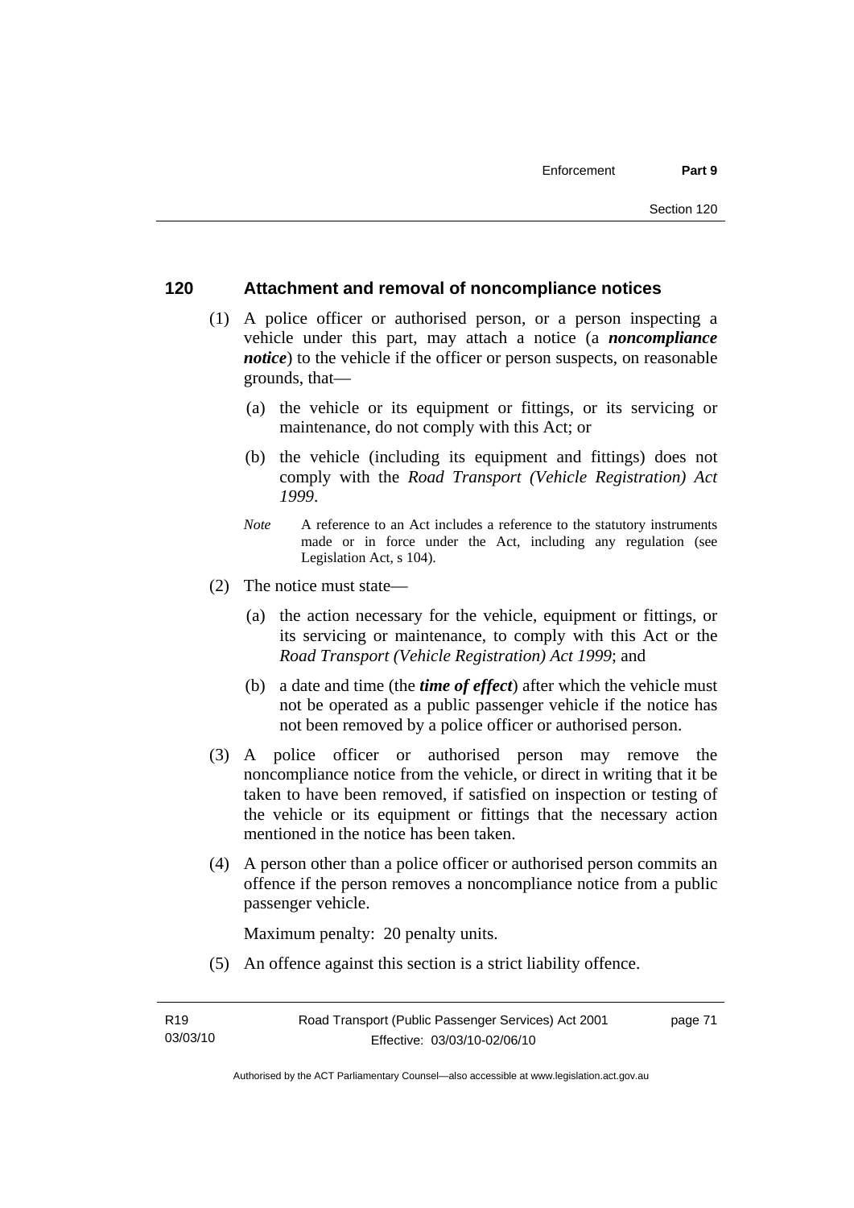## 120 Attachment and removal of noncompliance notices

(1) A police officer or authorised person, or a person inspecting a vehicle under this part, may attach a notice (a ***noncompliance notice***) to the vehicle if the officer or person suspects, on reasonable grounds, that—

(a) the vehicle or its equipment or fittings, or its servicing or maintenance, do not comply with this Act; or

(b) the vehicle (including its equipment and fittings) does not comply with the *Road Transport (Vehicle Registration) Act 1999*.

*Note* A reference to an Act includes a reference to the statutory instruments made or in force under the Act, including any regulation (see Legislation Act, s 104).

(2) The notice must state—

(a) the action necessary for the vehicle, equipment or fittings, or its servicing or maintenance, to comply with this Act or the *Road Transport (Vehicle Registration) Act 1999*; and

(b) a date and time (the ***time of effect***) after which the vehicle must not be operated as a public passenger vehicle if the notice has not been removed by a police officer or authorised person.

(3) A police officer or authorised person may remove the noncompliance notice from the vehicle, or direct in writing that it be taken to have been removed, if satisfied on inspection or testing of the vehicle or its equipment or fittings that the necessary action mentioned in the notice has been taken.

(4) A person other than a police officer or authorised person commits an offence if the person removes a noncompliance notice from a public passenger vehicle.

Maximum penalty: 20 penalty units.

(5) An offence against this section is a strict liability offence.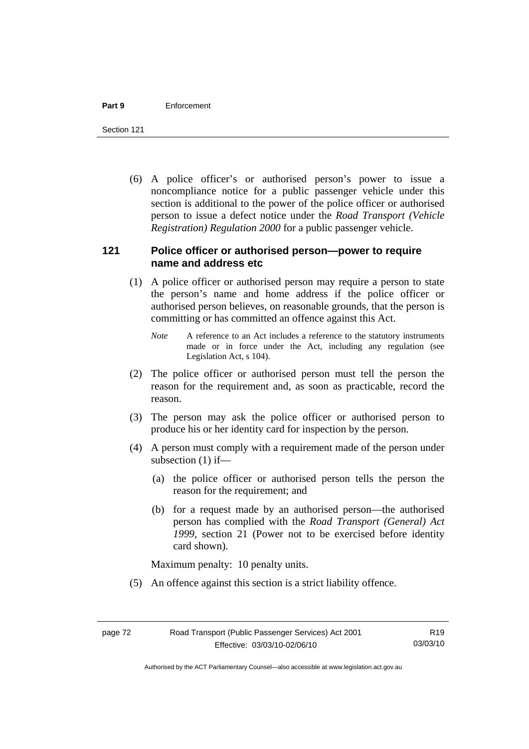(6) A police officer's or authorised person's power to issue a noncompliance notice for a public passenger vehicle under this section is additional to the power of the police officer or authorised person to issue a defect notice under the *Road Transport (Vehicle Registration) Regulation 2000* for a public passenger vehicle.

### 121 Police officer or authorised person—power to require name and address etc

(1) A police officer or authorised person may require a person to state the person's name and home address if the police officer or authorised person believes, on reasonable grounds, that the person is committing or has committed an offence against this Act.

*Note* A reference to an Act includes a reference to the statutory instruments made or in force under the Act, including any regulation (see Legislation Act, s 104).

(2) The police officer or authorised person must tell the person the reason for the requirement and, as soon as practicable, record the reason.

(3) The person may ask the police officer or authorised person to produce his or her identity card for inspection by the person.

(4) A person must comply with a requirement made of the person under subsection (1) if—

(a) the police officer or authorised person tells the person the reason for the requirement; and

(b) for a request made by an authorised person—the authorised person has complied with the *Road Transport (General) Act 1999*, section 21 (Power not to be exercised before identity card shown).

Maximum penalty: 10 penalty units.

(5) An offence against this section is a strict liability offence.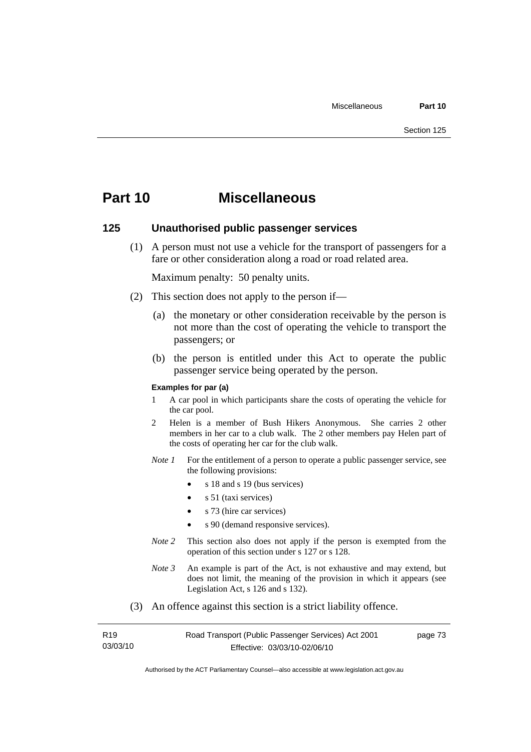# Part 10 Miscellaneous

## 125 Unauthorised public passenger services

(1) A person must not use a vehicle for the transport of passengers for a fare or other consideration along a road or road related area.

Maximum penalty: 50 penalty units.

(2) This section does not apply to the person if—

(a) the monetary or other consideration receivable by the person is not more than the cost of operating the vehicle to transport the passengers; or

(b) the person is entitled under this Act to operate the public passenger service being operated by the person.

**Examples for par (a)**

1 A car pool in which participants share the costs of operating the vehicle for the car pool.

2 Helen is a member of Bush Hikers Anonymous. She carries 2 other members in her car to a club walk. The 2 other members pay Helen part of the costs of operating her car for the club walk.

*Note 1* For the entitlement of a person to operate a public passenger service, see the following provisions:

- s 18 and s 19 (bus services)
- s 51 (taxi services)
- s 73 (hire car services)
- s 90 (demand responsive services).

*Note 2* This section also does not apply if the person is exempted from the operation of this section under s 127 or s 128.

*Note 3* An example is part of the Act, is not exhaustive and may extend, but does not limit, the meaning of the provision in which it appears (see Legislation Act, s 126 and s 132).

(3) An offence against this section is a strict liability offence.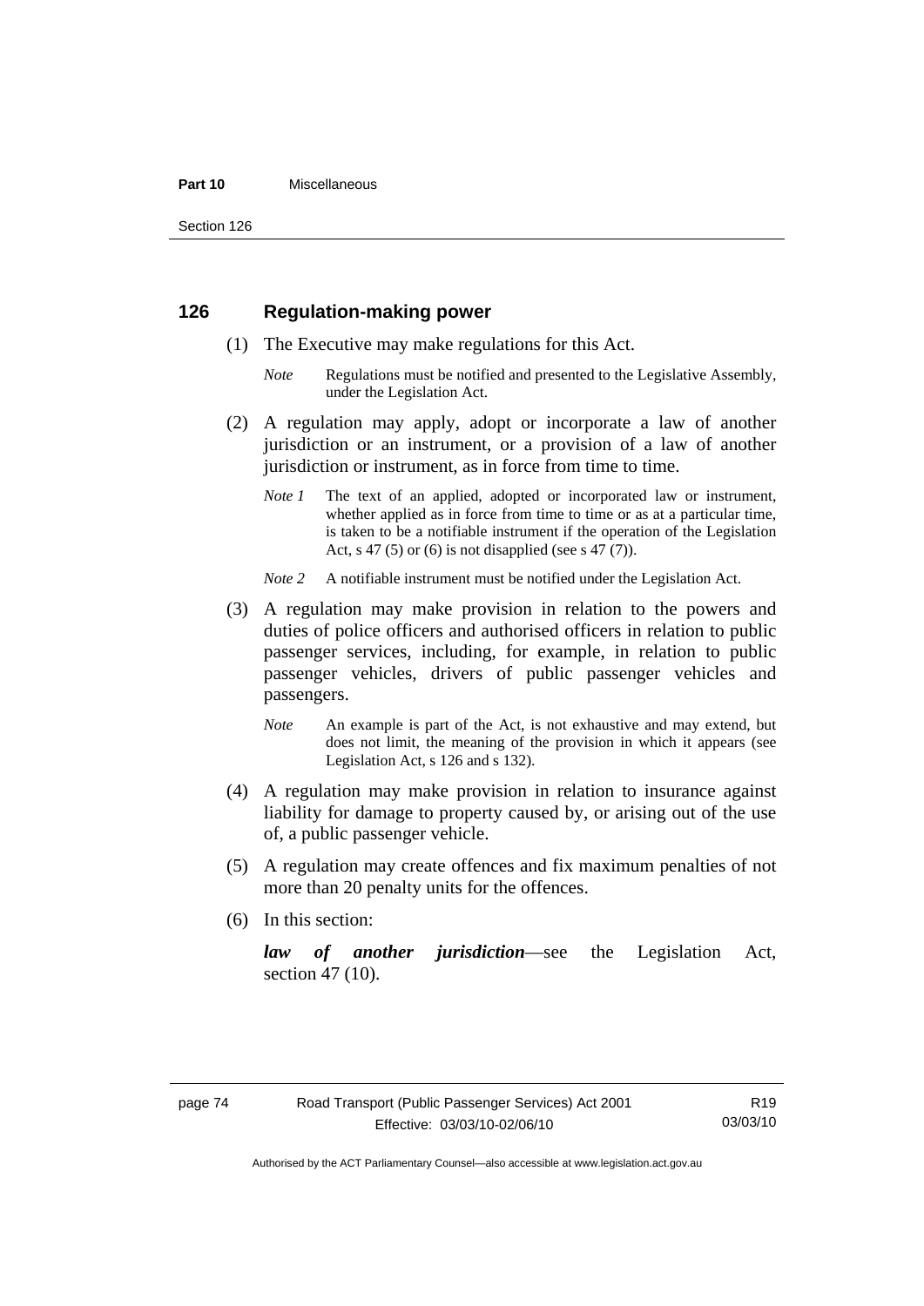## 126 Regulation-making power

(1) The Executive may make regulations for this Act.

*Note* Regulations must be notified and presented to the Legislative Assembly, under the Legislation Act.

(2) A regulation may apply, adopt or incorporate a law of another jurisdiction or an instrument, or a provision of a law of another jurisdiction or instrument, as in force from time to time.

*Note 1* The text of an applied, adopted or incorporated law or instrument, whether applied as in force from time to time or as at a particular time, is taken to be a notifiable instrument if the operation of the Legislation Act, s 47 (5) or (6) is not disapplied (see s 47 (7)).

*Note 2* A notifiable instrument must be notified under the Legislation Act.

(3) A regulation may make provision in relation to the powers and duties of police officers and authorised officers in relation to public passenger services, including, for example, in relation to public passenger vehicles, drivers of public passenger vehicles and passengers.

*Note* An example is part of the Act, is not exhaustive and may extend, but does not limit, the meaning of the provision in which it appears (see Legislation Act, s 126 and s 132).

(4) A regulation may make provision in relation to insurance against liability for damage to property caused by, or arising out of the use of, a public passenger vehicle.

(5) A regulation may create offences and fix maximum penalties of not more than 20 penalty units for the offences.

(6) In this section:

***law of another jurisdiction***—see the Legislation Act, section 47 (10).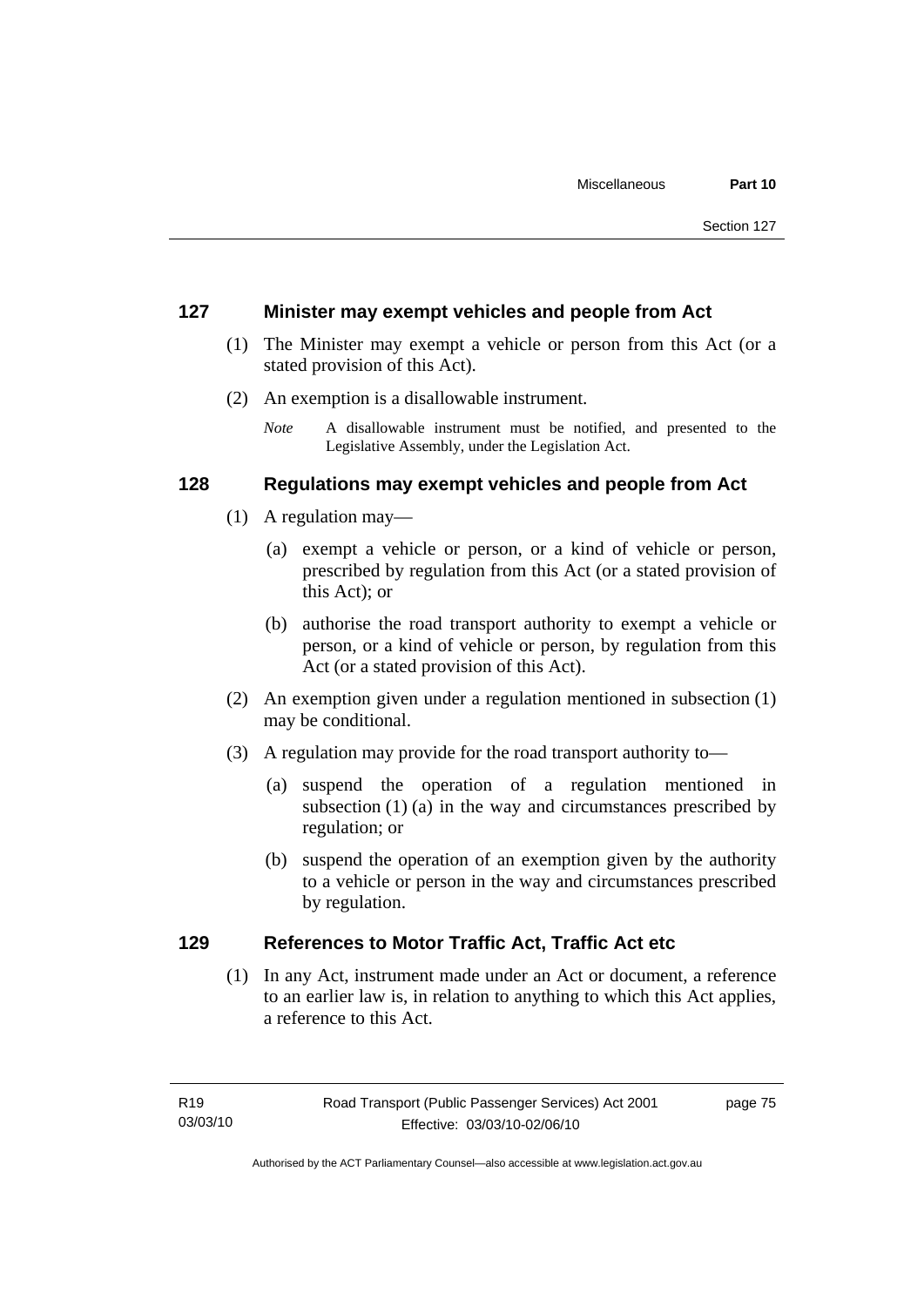## 127 Minister may exempt vehicles and people from Act

(1) The Minister may exempt a vehicle or person from this Act (or a stated provision of this Act).

(2) An exemption is a disallowable instrument.

*Note* A disallowable instrument must be notified, and presented to the Legislative Assembly, under the Legislation Act.

## 128 Regulations may exempt vehicles and people from Act

(1) A regulation may—

(a) exempt a vehicle or person, or a kind of vehicle or person, prescribed by regulation from this Act (or a stated provision of this Act); or

(b) authorise the road transport authority to exempt a vehicle or person, or a kind of vehicle or person, by regulation from this Act (or a stated provision of this Act).

(2) An exemption given under a regulation mentioned in subsection (1) may be conditional.

(3) A regulation may provide for the road transport authority to—

(a) suspend the operation of a regulation mentioned in subsection (1) (a) in the way and circumstances prescribed by regulation; or

(b) suspend the operation of an exemption given by the authority to a vehicle or person in the way and circumstances prescribed by regulation.

## 129 References to Motor Traffic Act, Traffic Act etc

(1) In any Act, instrument made under an Act or document, a reference to an earlier law is, in relation to anything to which this Act applies, a reference to this Act.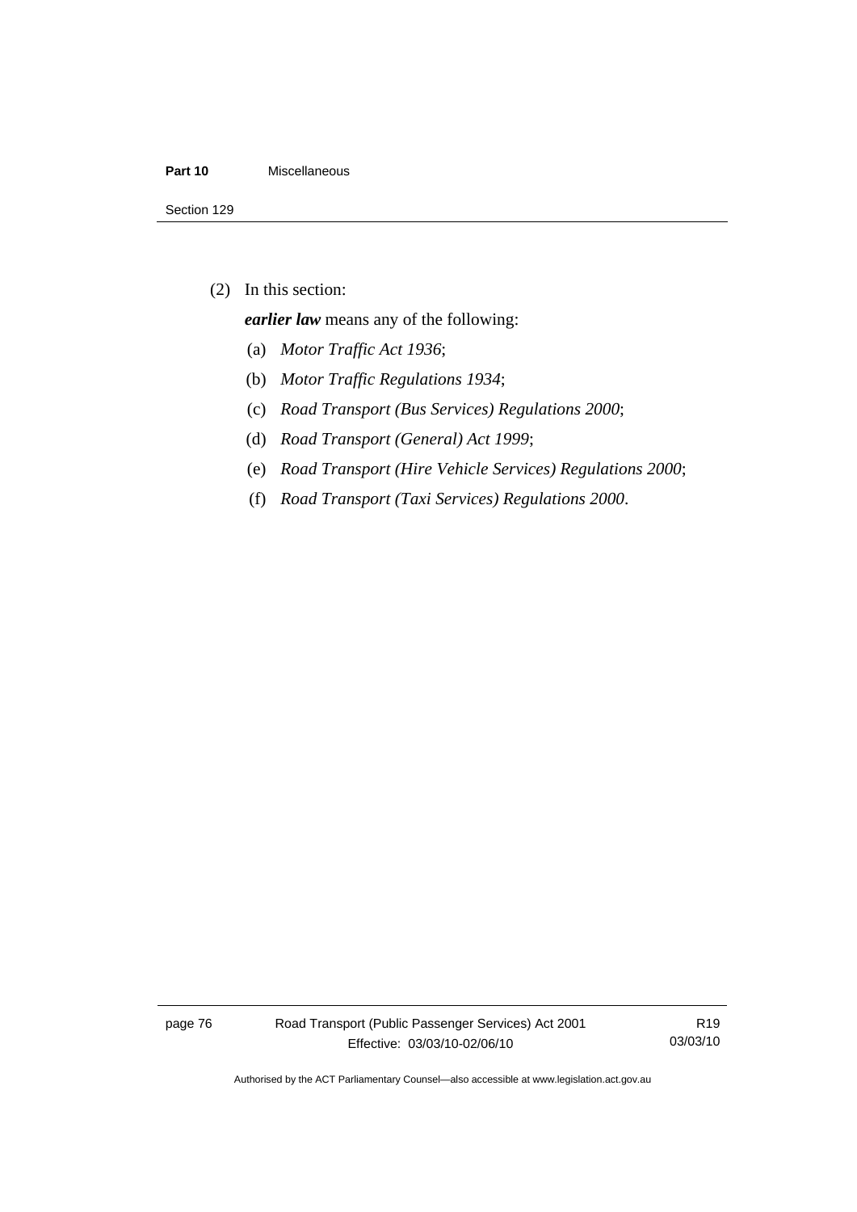(2) In this section:

***earlier law*** means any of the following:

(a) *Motor Traffic Act 1936*;

(b) *Motor Traffic Regulations 1934*;

(c) *Road Transport (Bus Services) Regulations 2000*;

(d) *Road Transport (General) Act 1999*;

(e) *Road Transport (Hire Vehicle Services) Regulations 2000*;

(f) *Road Transport (Taxi Services) Regulations 2000*.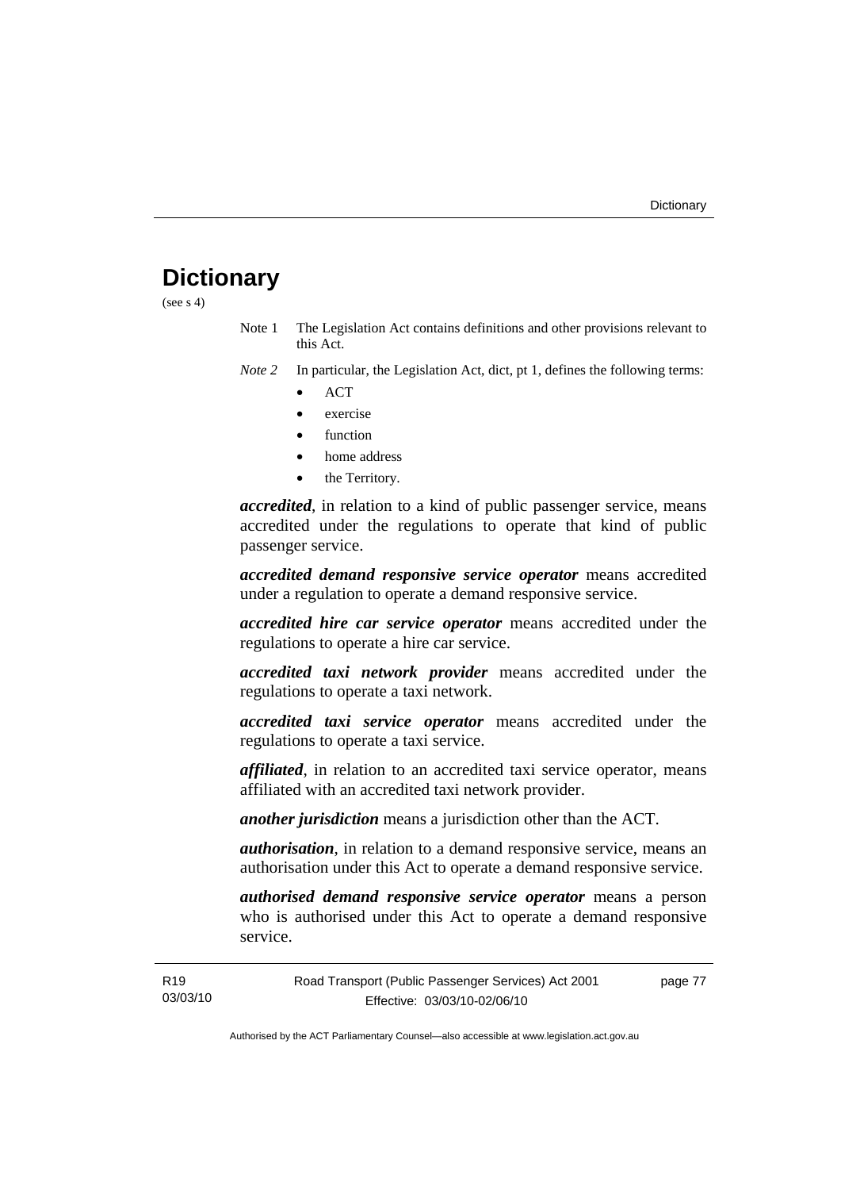# Dictionary

(see s 4)

Note 1 The Legislation Act contains definitions and other provisions relevant to this Act.

*Note 2* In particular, the Legislation Act, dict, pt 1, defines the following terms:

- ACT
- exercise
- function
- home address
- the Territory.

***accredited***, in relation to a kind of public passenger service, means accredited under the regulations to operate that kind of public passenger service.

***accredited demand responsive service operator*** means accredited under a regulation to operate a demand responsive service.

***accredited hire car service operator*** means accredited under the regulations to operate a hire car service.

***accredited taxi network provider*** means accredited under the regulations to operate a taxi network.

***accredited taxi service operator*** means accredited under the regulations to operate a taxi service.

***affiliated***, in relation to an accredited taxi service operator, means affiliated with an accredited taxi network provider.

***another jurisdiction*** means a jurisdiction other than the ACT.

***authorisation***, in relation to a demand responsive service, means an authorisation under this Act to operate a demand responsive service.

***authorised demand responsive service operator*** means a person who is authorised under this Act to operate a demand responsive service.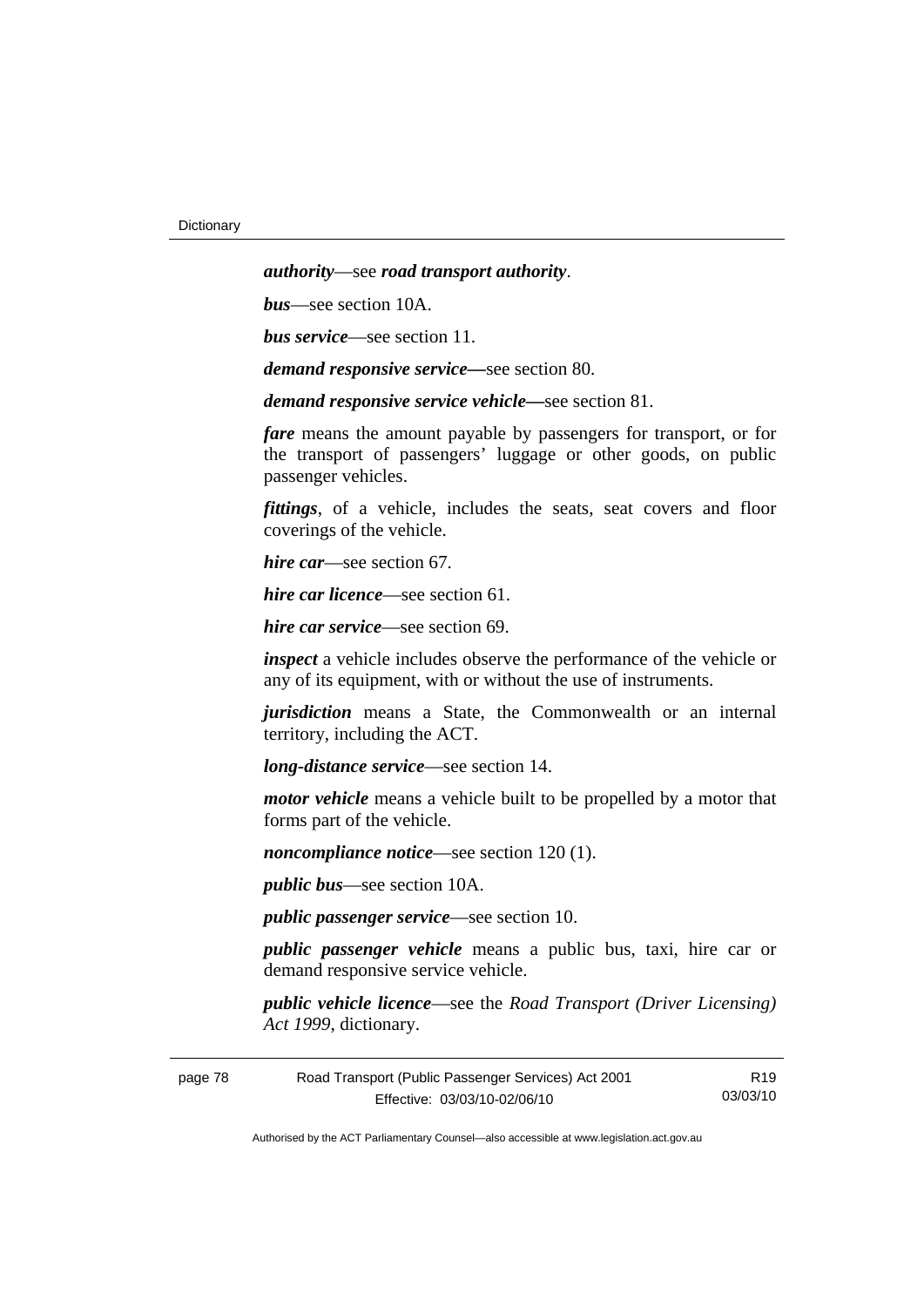***authority***—see ***road transport authority***.

***bus***—see section 10A.

***bus service***—see section 11.

***demand responsive service—***see section 80.

***demand responsive service vehicle—***see section 81.

***fare*** means the amount payable by passengers for transport, or for the transport of passengers' luggage or other goods, on public passenger vehicles.

***fittings***, of a vehicle, includes the seats, seat covers and floor coverings of the vehicle.

***hire car***—see section 67.

***hire car licence***—see section 61.

***hire car service***—see section 69.

***inspect*** a vehicle includes observe the performance of the vehicle or any of its equipment, with or without the use of instruments.

***jurisdiction*** means a State, the Commonwealth or an internal territory, including the ACT.

***long-distance service***—see section 14.

***motor vehicle*** means a vehicle built to be propelled by a motor that forms part of the vehicle.

***noncompliance notice***—see section 120 (1).

***public bus***—see section 10A.

***public passenger service***—see section 10.

***public passenger vehicle*** means a public bus, taxi, hire car or demand responsive service vehicle.

***public vehicle licence***—see the *Road Transport (Driver Licensing) Act 1999*, dictionary.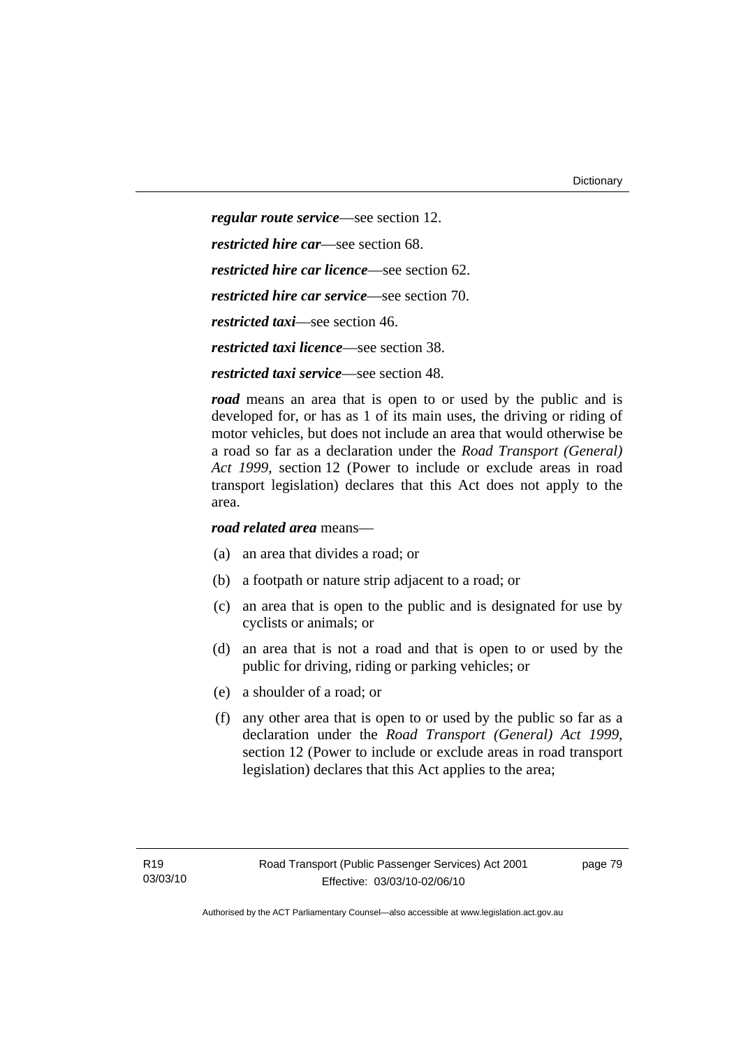***regular route service***—see section 12.

***restricted hire car***—see section 68.

***restricted hire car licence***—see section 62.

***restricted hire car service***—see section 70.

***restricted taxi***—see section 46.

***restricted taxi licence***—see section 38.

***restricted taxi service***—see section 48.

***road*** means an area that is open to or used by the public and is developed for, or has as 1 of its main uses, the driving or riding of motor vehicles, but does not include an area that would otherwise be a road so far as a declaration under the *Road Transport (General) Act 1999*, section 12 (Power to include or exclude areas in road transport legislation) declares that this Act does not apply to the area.

***road related area*** means—

(a) an area that divides a road; or

(b) a footpath or nature strip adjacent to a road; or

(c) an area that is open to the public and is designated for use by cyclists or animals; or

(d) an area that is not a road and that is open to or used by the public for driving, riding or parking vehicles; or

(e) a shoulder of a road; or

(f) any other area that is open to or used by the public so far as a declaration under the *Road Transport (General) Act 1999*, section 12 (Power to include or exclude areas in road transport legislation) declares that this Act applies to the area;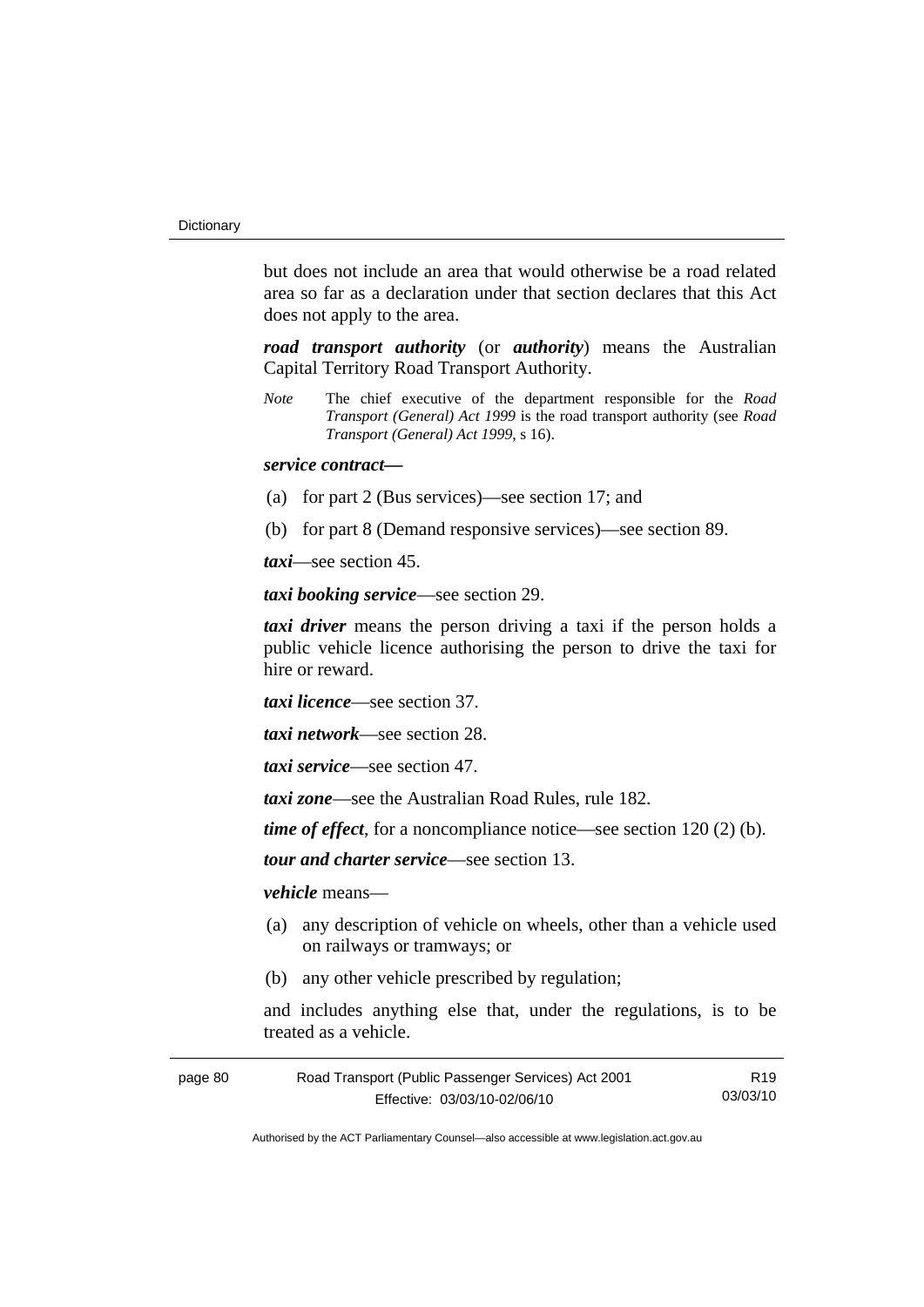but does not include an area that would otherwise be a road related area so far as a declaration under that section declares that this Act does not apply to the area.

***road transport authority*** (or ***authority***) means the Australian Capital Territory Road Transport Authority.

*Note* The chief executive of the department responsible for the *Road Transport (General) Act 1999* is the road transport authority (see *Road Transport (General) Act 1999*, s 16).

***service contract*****—**

(a) for part 2 (Bus services)—see section 17; and

(b) for part 8 (Demand responsive services)—see section 89.

***taxi***—see section 45.

***taxi booking service***—see section 29.

***taxi driver*** means the person driving a taxi if the person holds a public vehicle licence authorising the person to drive the taxi for hire or reward.

***taxi licence***—see section 37.

***taxi network***—see section 28.

***taxi service***—see section 47.

***taxi zone***—see the Australian Road Rules, rule 182.

***time of effect***, for a noncompliance notice—see section 120 (2) (b).

***tour and charter service***—see section 13.

***vehicle*** means—

(a) any description of vehicle on wheels, other than a vehicle used on railways or tramways; or

(b) any other vehicle prescribed by regulation;

and includes anything else that, under the regulations, is to be treated as a vehicle.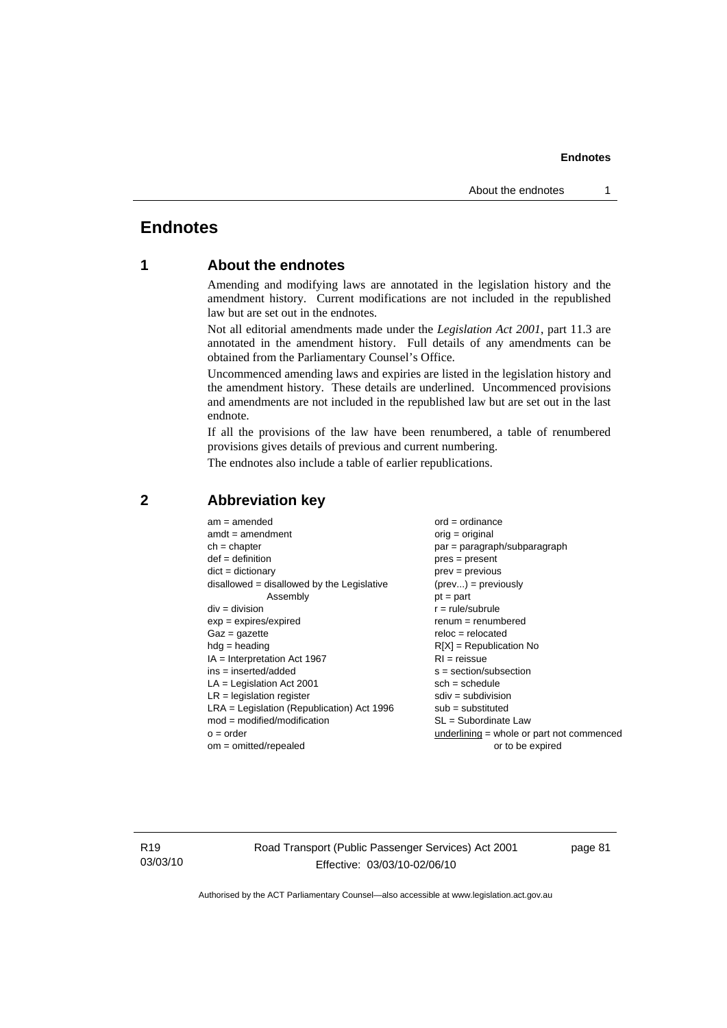# Endnotes

## 1 About the endnotes

Amending and modifying laws are annotated in the legislation history and the amendment history. Current modifications are not included in the republished law but are set out in the endnotes.

Not all editorial amendments made under the *Legislation Act 2001*, part 11.3 are annotated in the amendment history. Full details of any amendments can be obtained from the Parliamentary Counsel's Office.

Uncommenced amending laws and expiries are listed in the legislation history and the amendment history. These details are underlined. Uncommenced provisions and amendments are not included in the republished law but are set out in the last endnote.

If all the provisions of the law have been renumbered, a table of renumbered provisions gives details of previous and current numbering.

The endnotes also include a table of earlier republications.

## 2 Abbreviation key

am = amended
amdt = amendment
ch = chapter
def = definition
dict = dictionary
disallowed = disallowed by the Legislative Assembly
div = division
exp = expires/expired
Gaz = gazette
hdg = heading
IA = Interpretation Act 1967
ins = inserted/added
LA = Legislation Act 2001
LR = legislation register
LRA = Legislation (Republication) Act 1996
mod = modified/modification
o = order
om = omitted/repealed
ord = ordinance
orig = original
par = paragraph/subparagraph
pres = present
prev = previous
(prev...) = previously
pt = part
r = rule/subrule
renum = renumbered
reloc = relocated
R[X] = Republication No
RI = reissue
s = section/subsection
sch = schedule
sdiv = subdivision
sub = substituted
SL = Subordinate Law
<u>underlining</u> = whole or part not commenced or to be expired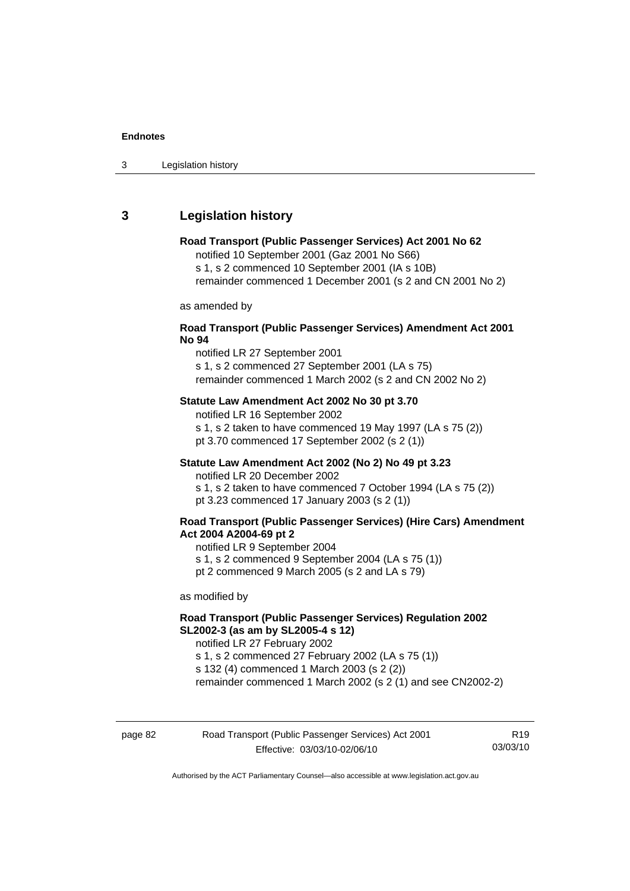## 3 Legislation history

**Road Transport (Public Passenger Services) Act 2001 No 62**

notified 10 September 2001 (Gaz 2001 No S66)
s 1, s 2 commenced 10 September 2001 (IA s 10B)
remainder commenced 1 December 2001 (s 2 and CN 2001 No 2)

as amended by

**Road Transport (Public Passenger Services) Amendment Act 2001 No 94**

notified LR 27 September 2001
s 1, s 2 commenced 27 September 2001 (LA s 75)
remainder commenced 1 March 2002 (s 2 and CN 2002 No 2)

**Statute Law Amendment Act 2002 No 30 pt 3.70**

notified LR 16 September 2002
s 1, s 2 taken to have commenced 19 May 1997 (LA s 75 (2))
pt 3.70 commenced 17 September 2002 (s 2 (1))

**Statute Law Amendment Act 2002 (No 2) No 49 pt 3.23**

notified LR 20 December 2002
s 1, s 2 taken to have commenced 7 October 1994 (LA s 75 (2))
pt 3.23 commenced 17 January 2003 (s 2 (1))

**Road Transport (Public Passenger Services) (Hire Cars) Amendment Act 2004 A2004-69 pt 2**

notified LR 9 September 2004
s 1, s 2 commenced 9 September 2004 (LA s 75 (1))
pt 2 commenced 9 March 2005 (s 2 and LA s 79)

as modified by

**Road Transport (Public Passenger Services) Regulation 2002 SL2002-3 (as am by SL2005-4 s 12)**

notified LR 27 February 2002
s 1, s 2 commenced 27 February 2002 (LA s 75 (1))
s 132 (4) commenced 1 March 2003 (s 2 (2))
remainder commenced 1 March 2002 (s 2 (1) and see CN2002-2)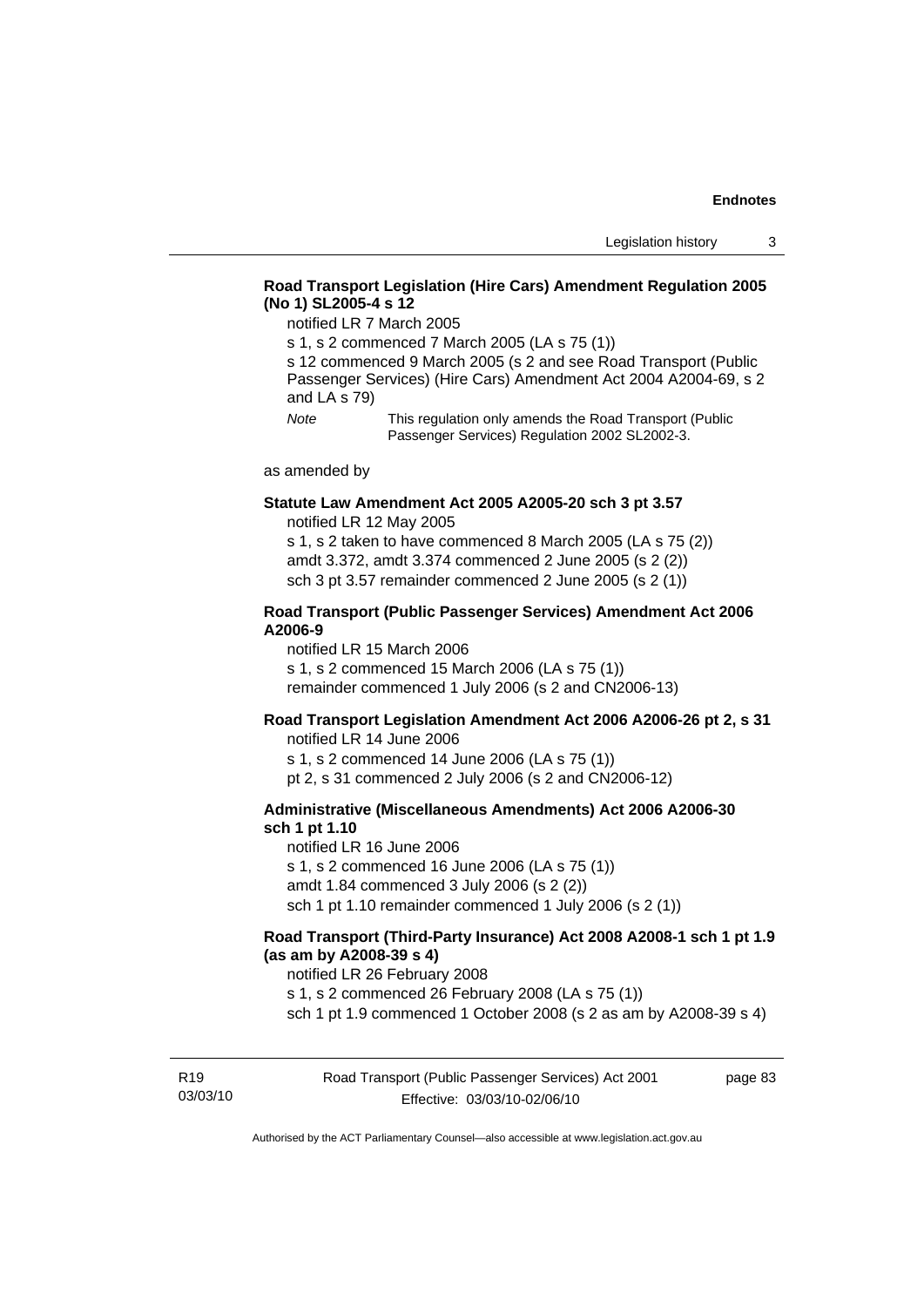**Road Transport Legislation (Hire Cars) Amendment Regulation 2005 (No 1) SL2005-4 s 12**

notified LR 7 March 2005

s 1, s 2 commenced 7 March 2005 (LA s 75 (1))

s 12 commenced 9 March 2005 (s 2 and see Road Transport (Public Passenger Services) (Hire Cars) Amendment Act 2004 A2004-69, s 2 and LA s 79)

*Note* This regulation only amends the Road Transport (Public Passenger Services) Regulation 2002 SL2002-3.

as amended by

**Statute Law Amendment Act 2005 A2005-20 sch 3 pt 3.57**

notified LR 12 May 2005

s 1, s 2 taken to have commenced 8 March 2005 (LA s 75 (2))

amdt 3.372, amdt 3.374 commenced 2 June 2005 (s 2 (2))

sch 3 pt 3.57 remainder commenced 2 June 2005 (s 2 (1))

**Road Transport (Public Passenger Services) Amendment Act 2006 A2006-9**

notified LR 15 March 2006

s 1, s 2 commenced 15 March 2006 (LA s 75 (1))

remainder commenced 1 July 2006 (s 2 and CN2006-13)

**Road Transport Legislation Amendment Act 2006 A2006-26 pt 2, s 31**

notified LR 14 June 2006

s 1, s 2 commenced 14 June 2006 (LA s 75 (1))

pt 2, s 31 commenced 2 July 2006 (s 2 and CN2006-12)

**Administrative (Miscellaneous Amendments) Act 2006 A2006-30 sch 1 pt 1.10**

notified LR 16 June 2006

s 1, s 2 commenced 16 June 2006 (LA s 75 (1))

amdt 1.84 commenced 3 July 2006 (s 2 (2))

sch 1 pt 1.10 remainder commenced 1 July 2006 (s 2 (1))

**Road Transport (Third-Party Insurance) Act 2008 A2008-1 sch 1 pt 1.9 (as am by A2008-39 s 4)**

notified LR 26 February 2008

s 1, s 2 commenced 26 February 2008 (LA s 75 (1))

sch 1 pt 1.9 commenced 1 October 2008 (s 2 as am by A2008-39 s 4)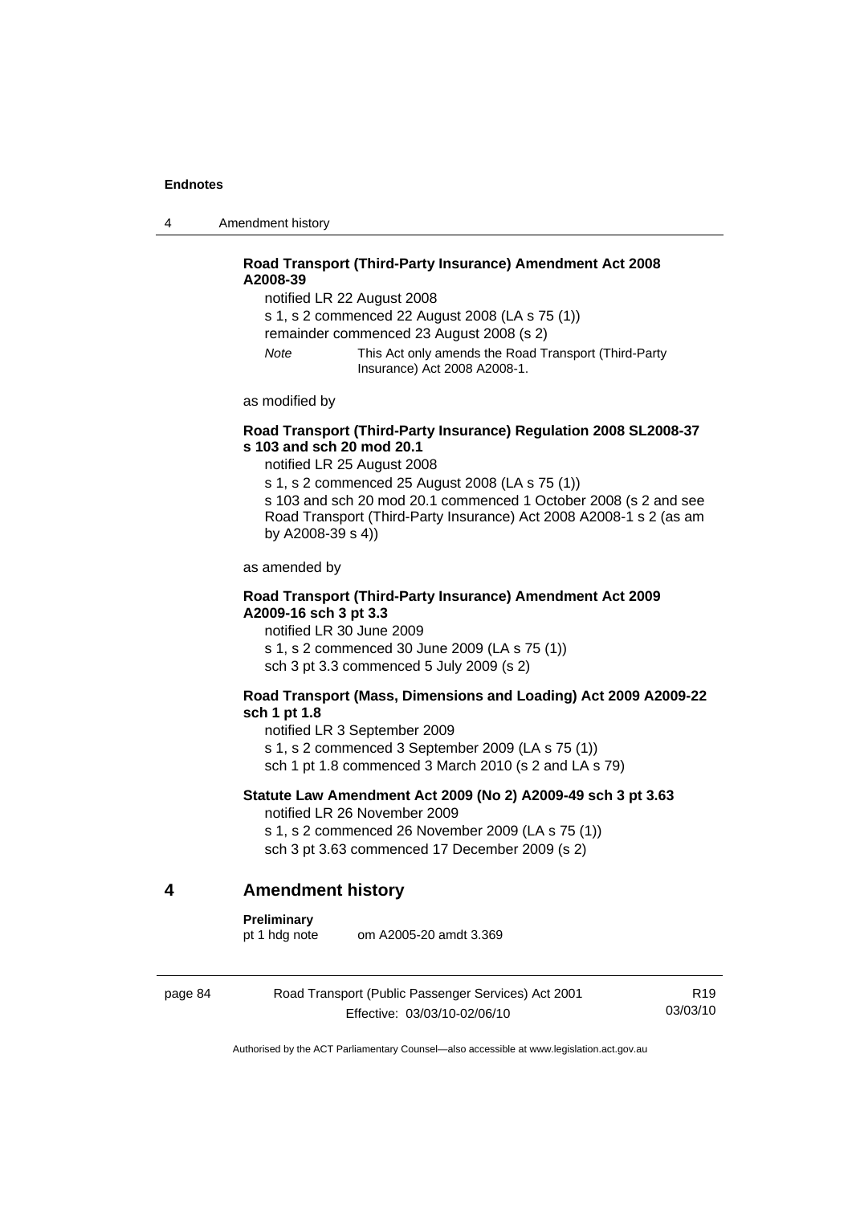**Road Transport (Third-Party Insurance) Amendment Act 2008 A2008-39**

notified LR 22 August 2008

s 1, s 2 commenced 22 August 2008 (LA s 75 (1))

remainder commenced 23 August 2008 (s 2)

*Note* This Act only amends the Road Transport (Third-Party Insurance) Act 2008 A2008-1.

as modified by

**Road Transport (Third-Party Insurance) Regulation 2008 SL2008-37 s 103 and sch 20 mod 20.1**

notified LR 25 August 2008

s 1, s 2 commenced 25 August 2008 (LA s 75 (1))

s 103 and sch 20 mod 20.1 commenced 1 October 2008 (s 2 and see Road Transport (Third-Party Insurance) Act 2008 A2008-1 s 2 (as am by A2008-39 s 4))

as amended by

**Road Transport (Third-Party Insurance) Amendment Act 2009 A2009-16 sch 3 pt 3.3**

notified LR 30 June 2009

s 1, s 2 commenced 30 June 2009 (LA s 75 (1))

sch 3 pt 3.3 commenced 5 July 2009 (s 2)

**Road Transport (Mass, Dimensions and Loading) Act 2009 A2009-22 sch 1 pt 1.8**

notified LR 3 September 2009

s 1, s 2 commenced 3 September 2009 (LA s 75 (1))

sch 1 pt 1.8 commenced 3 March 2010 (s 2 and LA s 79)

**Statute Law Amendment Act 2009 (No 2) A2009-49 sch 3 pt 3.63**

notified LR 26 November 2009

s 1, s 2 commenced 26 November 2009 (LA s 75 (1))

sch 3 pt 3.63 commenced 17 December 2009 (s 2)

## 4 Amendment history

**Preliminary**

pt 1 hdg note om A2005-20 amdt 3.369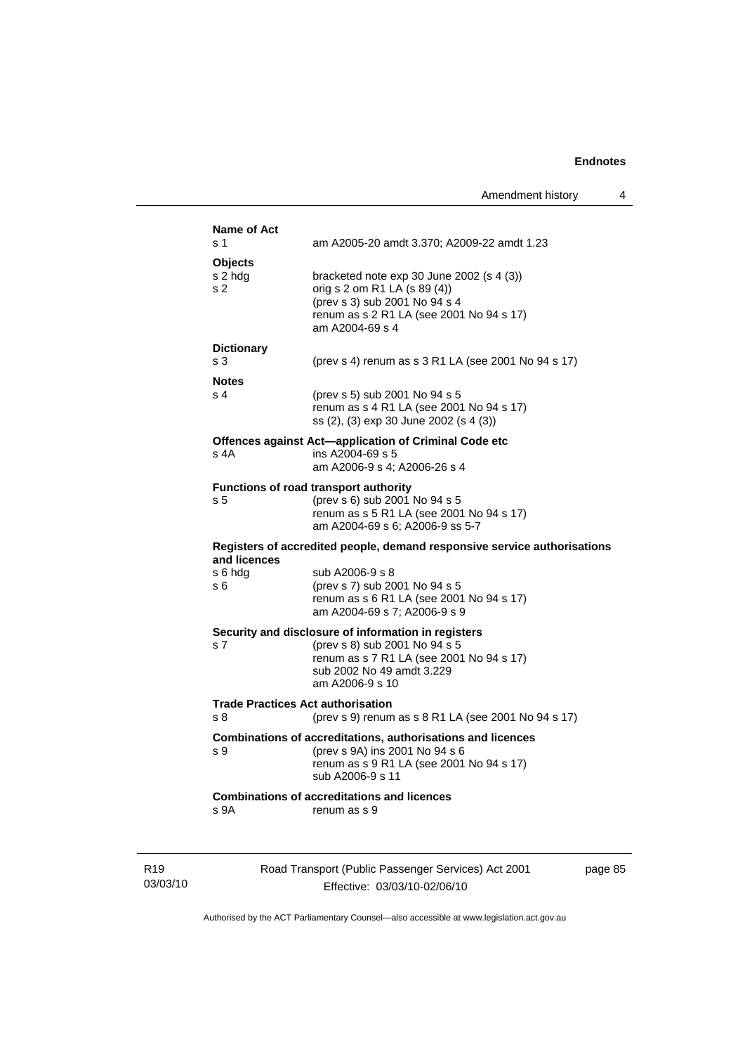**Name of Act**

s 1 am A2005-20 amdt 3.370; A2009-22 amdt 1.23

**Objects**

s 2 hdg bracketed note exp 30 June 2002 (s 4 (3))

s 2 orig s 2 om R1 LA (s 89 (4))
(prev s 3) sub 2001 No 94 s 4
renum as s 2 R1 LA (see 2001 No 94 s 17)
am A2004-69 s 4

**Dictionary**

s 3 (prev s 4) renum as s 3 R1 LA (see 2001 No 94 s 17)

**Notes**

s 4 (prev s 5) sub 2001 No 94 s 5
renum as s 4 R1 LA (see 2001 No 94 s 17)
ss (2), (3) exp 30 June 2002 (s 4 (3))

**Offences against Act—application of Criminal Code etc**

s 4A ins A2004-69 s 5
am A2006-9 s 4; A2006-26 s 4

**Functions of road transport authority**

s 5 (prev s 6) sub 2001 No 94 s 5
renum as s 5 R1 LA (see 2001 No 94 s 17)
am A2004-69 s 6; A2006-9 ss 5-7

**Registers of accredited people, demand responsive service authorisations and licences**

s 6 hdg sub A2006-9 s 8

s 6 (prev s 7) sub 2001 No 94 s 5
renum as s 6 R1 LA (see 2001 No 94 s 17)
am A2004-69 s 7; A2006-9 s 9

**Security and disclosure of information in registers**

s 7 (prev s 8) sub 2001 No 94 s 5
renum as s 7 R1 LA (see 2001 No 94 s 17)
sub 2002 No 49 amdt 3.229
am A2006-9 s 10

**Trade Practices Act authorisation**

s 8 (prev s 9) renum as s 8 R1 LA (see 2001 No 94 s 17)

**Combinations of accreditations, authorisations and licences**

s 9 (prev s 9A) ins 2001 No 94 s 6
renum as s 9 R1 LA (see 2001 No 94 s 17)
sub A2006-9 s 11

**Combinations of accreditations and licences**

s 9A renum as s 9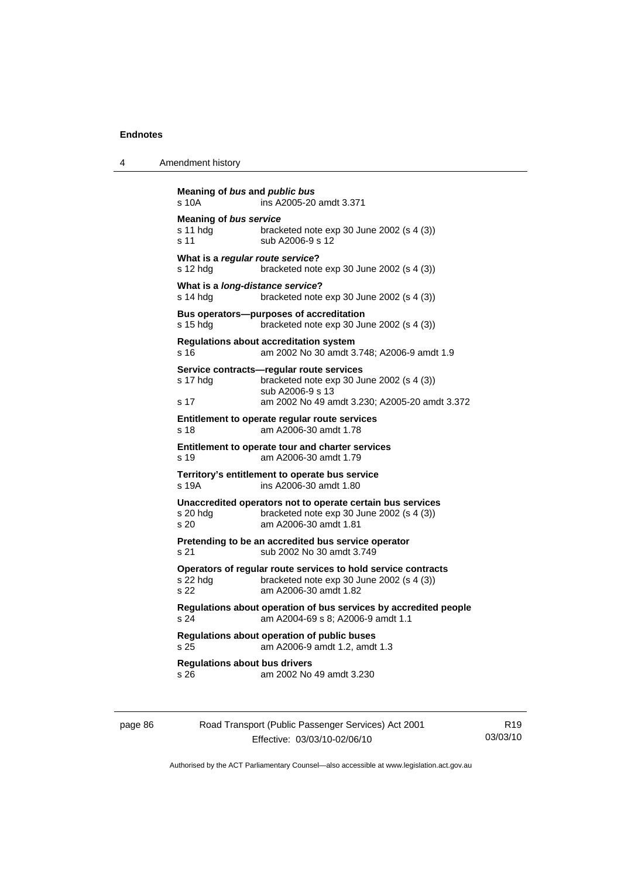**Meaning of *bus* and *public bus***
s 10A ins A2005-20 amdt 3.371

**Meaning of *bus service***
s 11 hdg bracketed note exp 30 June 2002 (s 4 (3))
s 11 sub A2006-9 s 12

**What is a *regular route service*?**
s 12 hdg bracketed note exp 30 June 2002 (s 4 (3))

**What is a *long-distance service*?**
s 14 hdg bracketed note exp 30 June 2002 (s 4 (3))

**Bus operators—purposes of accreditation**
s 15 hdg bracketed note exp 30 June 2002 (s 4 (3))

**Regulations about accreditation system**
s 16 am 2002 No 30 amdt 3.748; A2006-9 amdt 1.9

**Service contracts—regular route services**
s 17 hdg bracketed note exp 30 June 2002 (s 4 (3))
sub A2006-9 s 13
s 17 am 2002 No 49 amdt 3.230; A2005-20 amdt 3.372

**Entitlement to operate regular route services**
s 18 am A2006-30 amdt 1.78

**Entitlement to operate tour and charter services**
s 19 am A2006-30 amdt 1.79

**Territory's entitlement to operate bus service**
s 19A ins A2006-30 amdt 1.80

**Unaccredited operators not to operate certain bus services**
s 20 hdg bracketed note exp 30 June 2002 (s 4 (3))
s 20 am A2006-30 amdt 1.81

**Pretending to be an accredited bus service operator**
s 21 sub 2002 No 30 amdt 3.749

**Operators of regular route services to hold service contracts**
s 22 hdg bracketed note exp 30 June 2002 (s 4 (3))
s 22 am A2006-30 amdt 1.82

**Regulations about operation of bus services by accredited people**
s 24 am A2004-69 s 8; A2006-9 amdt 1.1

**Regulations about operation of public buses**
s 25 am A2006-9 amdt 1.2, amdt 1.3

**Regulations about bus drivers**
s 26 am 2002 No 49 amdt 3.230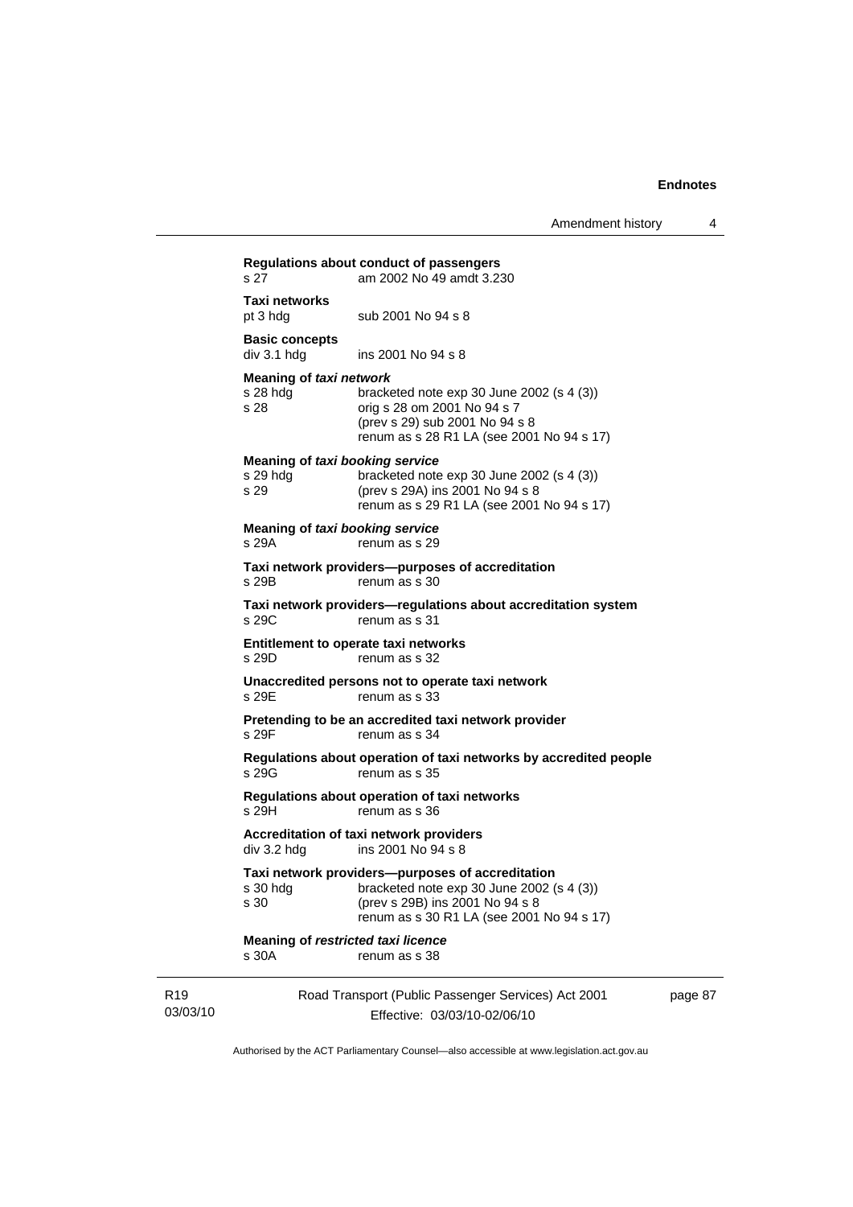**Regulations about conduct of passengers**
s 27 am 2002 No 49 amdt 3.230

**Taxi networks**
pt 3 hdg sub 2001 No 94 s 8

**Basic concepts**
div 3.1 hdg ins 2001 No 94 s 8

**Meaning of *taxi network***
s 28 hdg bracketed note exp 30 June 2002 (s 4 (3))
s 28 orig s 28 om 2001 No 94 s 7
(prev s 29) sub 2001 No 94 s 8
renum as s 28 R1 LA (see 2001 No 94 s 17)

**Meaning of *taxi booking service***
s 29 hdg bracketed note exp 30 June 2002 (s 4 (3))
s 29 (prev s 29A) ins 2001 No 94 s 8
renum as s 29 R1 LA (see 2001 No 94 s 17)

**Meaning of *taxi booking service***
s 29A renum as s 29

**Taxi network providers—purposes of accreditation**
s 29B renum as s 30

**Taxi network providers—regulations about accreditation system**
s 29C renum as s 31

**Entitlement to operate taxi networks**
s 29D renum as s 32

**Unaccredited persons not to operate taxi network**
s 29E renum as s 33

**Pretending to be an accredited taxi network provider**
s 29F renum as s 34

**Regulations about operation of taxi networks by accredited people**
s 29G renum as s 35

**Regulations about operation of taxi networks**
s 29H renum as s 36

**Accreditation of taxi network providers**
div 3.2 hdg ins 2001 No 94 s 8

**Taxi network providers—purposes of accreditation**
s 30 hdg bracketed note exp 30 June 2002 (s 4 (3))
s 30 (prev s 29B) ins 2001 No 94 s 8
renum as s 30 R1 LA (see 2001 No 94 s 17)

**Meaning of *restricted taxi licence***
s 30A renum as s 38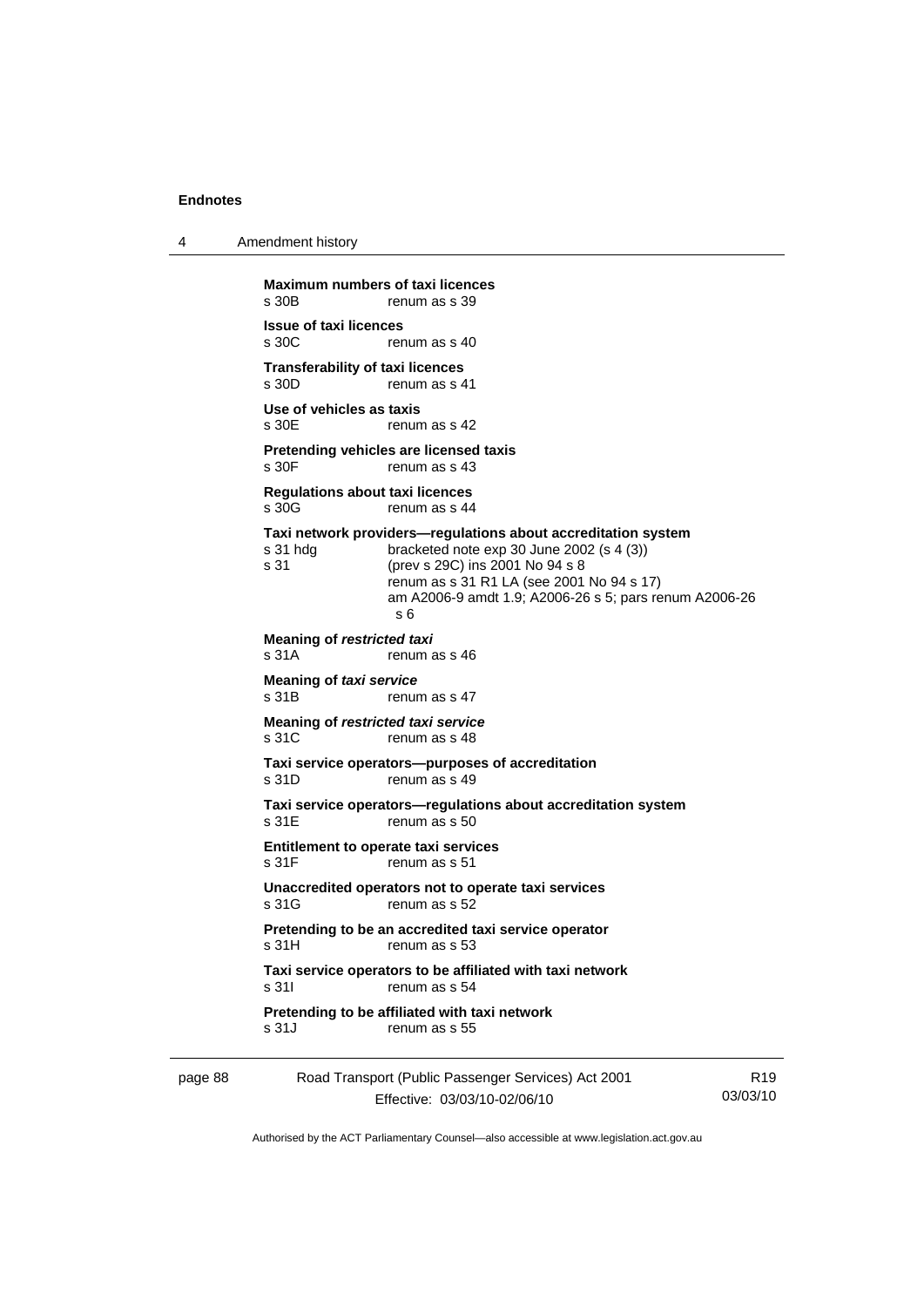**Maximum numbers of taxi licences**
s 30B renum as s 39

**Issue of taxi licences**
s 30C renum as s 40

**Transferability of taxi licences**
s 30D renum as s 41

**Use of vehicles as taxis**
s 30E renum as s 42

**Pretending vehicles are licensed taxis**
s 30F renum as s 43

**Regulations about taxi licences**
s 30G renum as s 44

**Taxi network providers—regulations about accreditation system**
s 31 hdg bracketed note exp 30 June 2002 (s 4 (3))
s 31 (prev s 29C) ins 2001 No 94 s 8
renum as s 31 R1 LA (see 2001 No 94 s 17)
am A2006-9 amdt 1.9; A2006-26 s 5; pars renum A2006-26 s 6

**Meaning of *restricted taxi***
s 31A renum as s 46

**Meaning of *taxi service***
s 31B renum as s 47

**Meaning of *restricted taxi service***
s 31C renum as s 48

**Taxi service operators—purposes of accreditation**
s 31D renum as s 49

**Taxi service operators—regulations about accreditation system**
s 31E renum as s 50

**Entitlement to operate taxi services**
s 31F renum as s 51

**Unaccredited operators not to operate taxi services**
s 31G renum as s 52

**Pretending to be an accredited taxi service operator**
s 31H renum as s 53

**Taxi service operators to be affiliated with taxi network**
s 31I renum as s 54

**Pretending to be affiliated with taxi network**
s 31J renum as s 55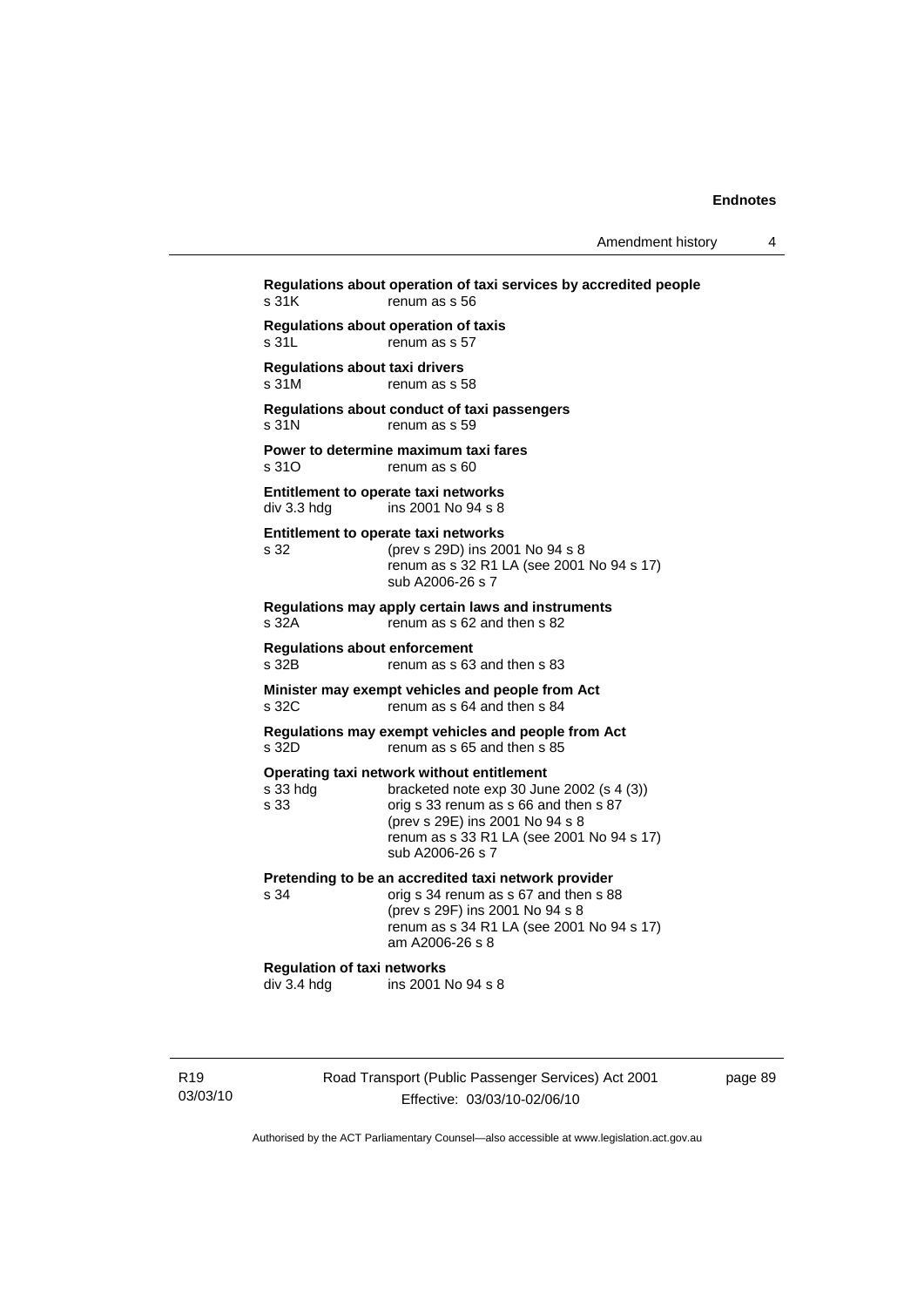**Regulations about operation of taxi services by accredited people**
s 31K renum as s 56

**Regulations about operation of taxis**
s 31L renum as s 57

**Regulations about taxi drivers**
s 31M renum as s 58

**Regulations about conduct of taxi passengers**
s 31N renum as s 59

**Power to determine maximum taxi fares**
s 31O renum as s 60

**Entitlement to operate taxi networks**
div 3.3 hdg ins 2001 No 94 s 8

**Entitlement to operate taxi networks**
s 32 (prev s 29D) ins 2001 No 94 s 8
renum as s 32 R1 LA (see 2001 No 94 s 17)
sub A2006-26 s 7

**Regulations may apply certain laws and instruments**
s 32A renum as s 62 and then s 82

**Regulations about enforcement**
s 32B renum as s 63 and then s 83

**Minister may exempt vehicles and people from Act**
s 32C renum as s 64 and then s 84

**Regulations may exempt vehicles and people from Act**
s 32D renum as s 65 and then s 85

**Operating taxi network without entitlement**
s 33 hdg bracketed note exp 30 June 2002 (s 4 (3))
s 33 orig s 33 renum as s 66 and then s 87
(prev s 29E) ins 2001 No 94 s 8
renum as s 33 R1 LA (see 2001 No 94 s 17)
sub A2006-26 s 7

**Pretending to be an accredited taxi network provider**
s 34 orig s 34 renum as s 67 and then s 88
(prev s 29F) ins 2001 No 94 s 8
renum as s 34 R1 LA (see 2001 No 94 s 17)
am A2006-26 s 8

**Regulation of taxi networks**
div 3.4 hdg ins 2001 No 94 s 8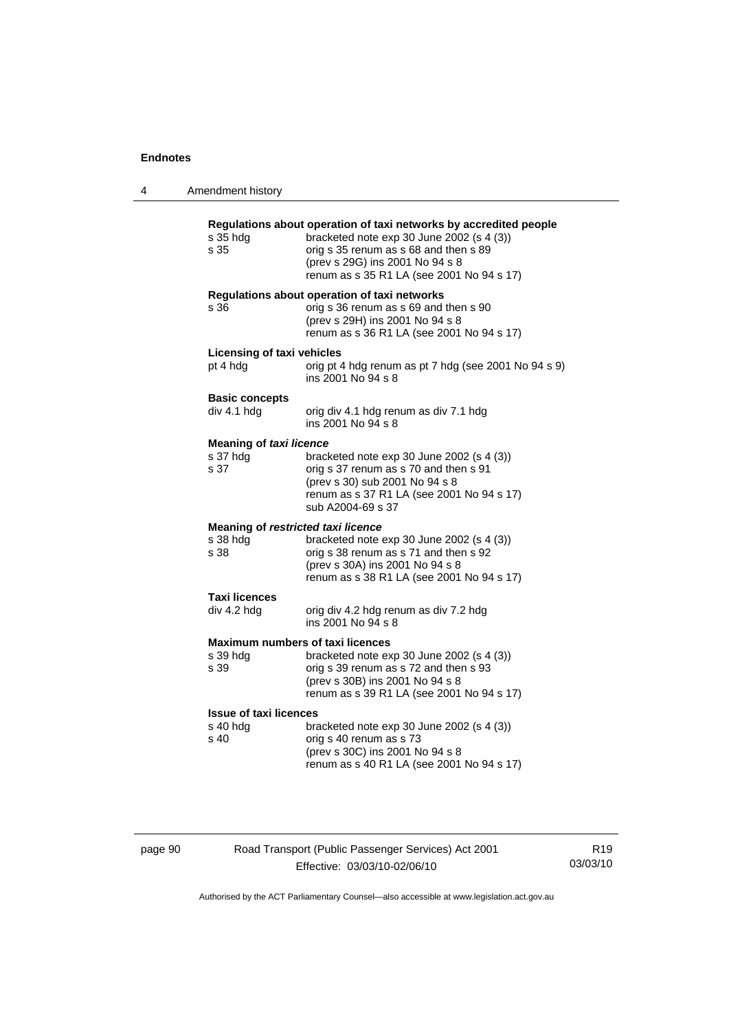**Regulations about operation of taxi networks by accredited people**

| | |
|---|---|
| s 35 hdg | bracketed note exp 30 June 2002 (s 4 (3)) |
| s 35 | orig s 35 renum as s 68 and then s 89 <br> (prev s 29G) ins 2001 No 94 s 8 <br> renum as s 35 R1 LA (see 2001 No 94 s 17) |

**Regulations about operation of taxi networks**

| | |
|---|---|
| s 36 | orig s 36 renum as s 69 and then s 90 <br> (prev s 29H) ins 2001 No 94 s 8 <br> renum as s 36 R1 LA (see 2001 No 94 s 17) |

**Licensing of taxi vehicles**

| | |
|---|---|
| pt 4 hdg | orig pt 4 hdg renum as pt 7 hdg (see 2001 No 94 s 9) <br> ins 2001 No 94 s 8 |

**Basic concepts**

| | |
|---|---|
| div 4.1 hdg | orig div 4.1 hdg renum as div 7.1 hdg <br> ins 2001 No 94 s 8 |

**Meaning of *taxi licence***

| | |
|---|---|
| s 37 hdg | bracketed note exp 30 June 2002 (s 4 (3)) |
| s 37 | orig s 37 renum as s 70 and then s 91 <br> (prev s 30) sub 2001 No 94 s 8 <br> renum as s 37 R1 LA (see 2001 No 94 s 17) <br> sub A2004-69 s 37 |

**Meaning of *restricted taxi licence***

| | |
|---|---|
| s 38 hdg | bracketed note exp 30 June 2002 (s 4 (3)) |
| s 38 | orig s 38 renum as s 71 and then s 92 <br> (prev s 30A) ins 2001 No 94 s 8 <br> renum as s 38 R1 LA (see 2001 No 94 s 17) |

**Taxi licences**

| | |
|---|---|
| div 4.2 hdg | orig div 4.2 hdg renum as div 7.2 hdg <br> ins 2001 No 94 s 8 |

**Maximum numbers of taxi licences**

| | |
|---|---|
| s 39 hdg | bracketed note exp 30 June 2002 (s 4 (3)) |
| s 39 | orig s 39 renum as s 72 and then s 93 <br> (prev s 30B) ins 2001 No 94 s 8 <br> renum as s 39 R1 LA (see 2001 No 94 s 17) |

**Issue of taxi licences**

| | |
|---|---|
| s 40 hdg | bracketed note exp 30 June 2002 (s 4 (3)) |
| s 40 | orig s 40 renum as s 73 <br> (prev s 30C) ins 2001 No 94 s 8 <br> renum as s 40 R1 LA (see 2001 No 94 s 17) |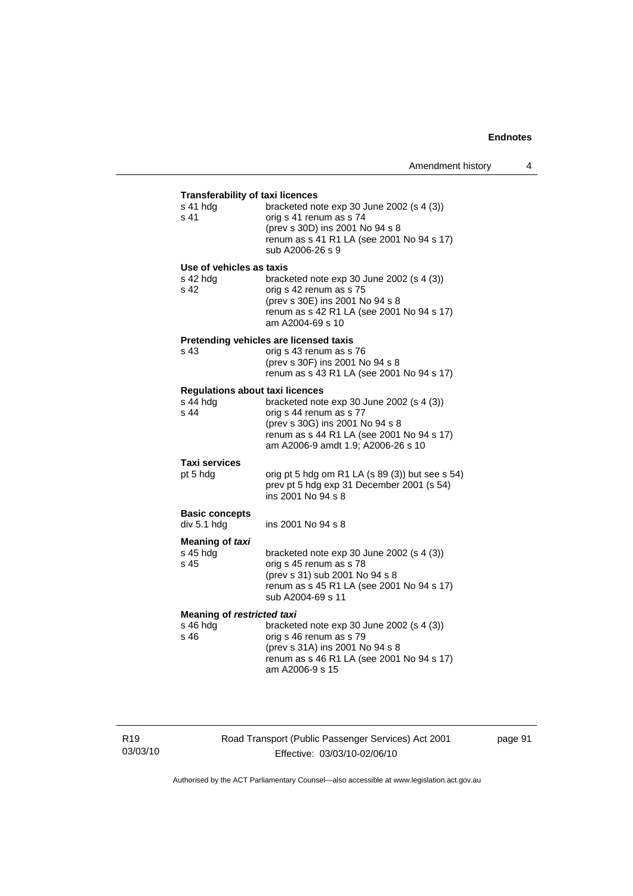**Transferability of taxi licences**

| | |
|---|---|
| s 41 hdg | bracketed note exp 30 June 2002 (s 4 (3)) |
| s 41 | orig s 41 renum as s 74<br>(prev s 30D) ins 2001 No 94 s 8<br>renum as s 41 R1 LA (see 2001 No 94 s 17)<br>sub A2006-26 s 9 |

**Use of vehicles as taxis**

| | |
|---|---|
| s 42 hdg | bracketed note exp 30 June 2002 (s 4 (3)) |
| s 42 | orig s 42 renum as s 75<br>(prev s 30E) ins 2001 No 94 s 8<br>renum as s 42 R1 LA (see 2001 No 94 s 17)<br>am A2004-69 s 10 |

**Pretending vehicles are licensed taxis**

| | |
|---|---|
| s 43 | orig s 43 renum as s 76<br>(prev s 30F) ins 2001 No 94 s 8<br>renum as s 43 R1 LA (see 2001 No 94 s 17) |

**Regulations about taxi licences**

| | |
|---|---|
| s 44 hdg | bracketed note exp 30 June 2002 (s 4 (3)) |
| s 44 | orig s 44 renum as s 77<br>(prev s 30G) ins 2001 No 94 s 8<br>renum as s 44 R1 LA (see 2001 No 94 s 17)<br>am A2006-9 amdt 1.9; A2006-26 s 10 |

**Taxi services**

| | |
|---|---|
| pt 5 hdg | orig pt 5 hdg om R1 LA (s 89 (3)) but see s 54)<br>prev pt 5 hdg exp 31 December 2001 (s 54)<br>ins 2001 No 94 s 8 |

**Basic concepts**

| | |
|---|---|
| div 5.1 hdg | ins 2001 No 94 s 8 |

**Meaning of *taxi***

| | |
|---|---|
| s 45 hdg | bracketed note exp 30 June 2002 (s 4 (3)) |
| s 45 | orig s 45 renum as s 78<br>(prev s 31) sub 2001 No 94 s 8<br>renum as s 45 R1 LA (see 2001 No 94 s 17)<br>sub A2004-69 s 11 |

**Meaning of *restricted taxi***

| | |
|---|---|
| s 46 hdg | bracketed note exp 30 June 2002 (s 4 (3)) |
| s 46 | orig s 46 renum as s 79<br>(prev s 31A) ins 2001 No 94 s 8<br>renum as s 46 R1 LA (see 2001 No 94 s 17)<br>am A2006-9 s 15 |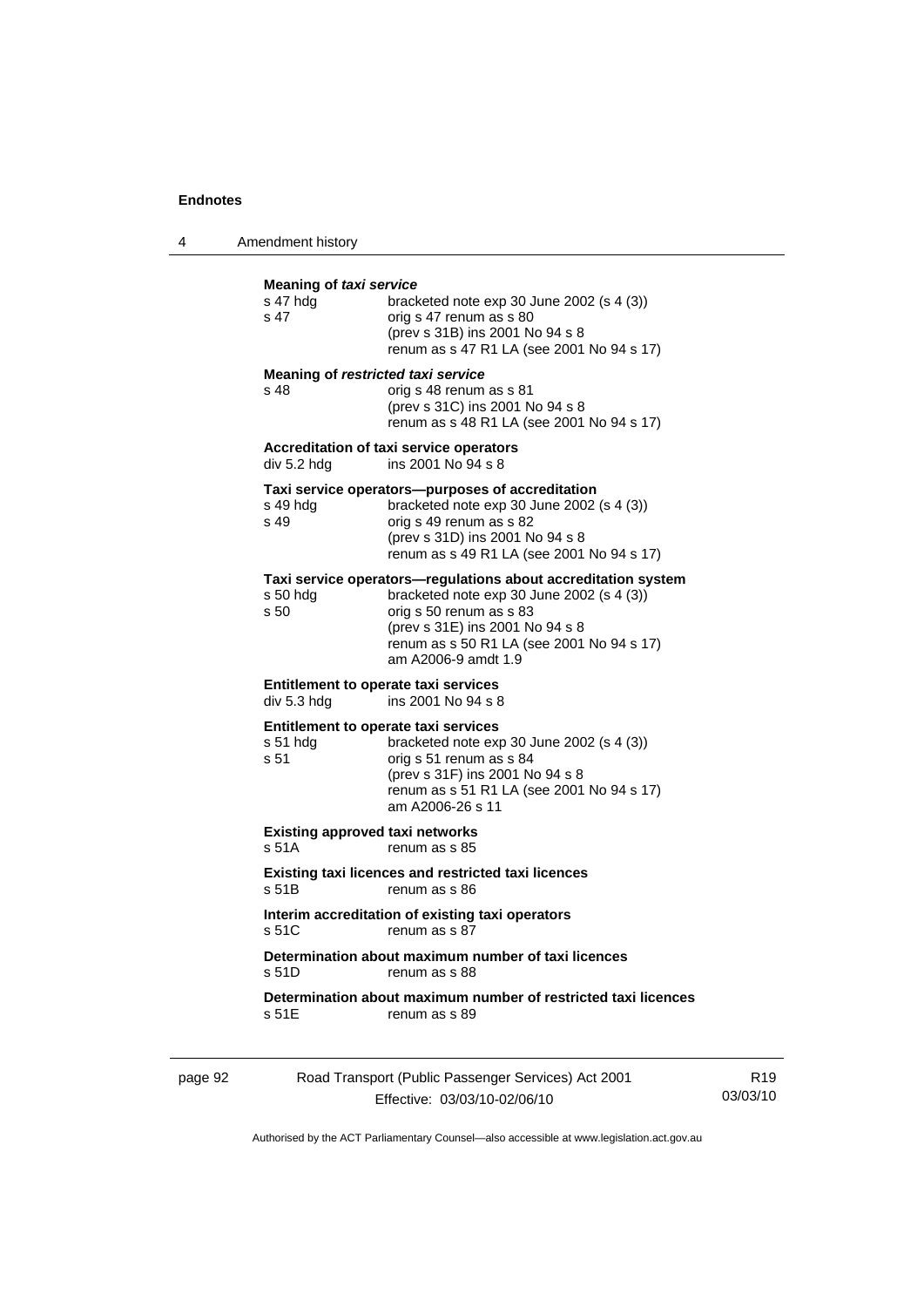**Meaning of *taxi service***

| | |
|---|---|
| s 47 hdg | bracketed note exp 30 June 2002 (s 4 (3)) |
| s 47 | orig s 47 renum as s 80<br>(prev s 31B) ins 2001 No 94 s 8<br>renum as s 47 R1 LA (see 2001 No 94 s 17) |

**Meaning of *restricted taxi service***

| | |
|---|---|
| s 48 | orig s 48 renum as s 81<br>(prev s 31C) ins 2001 No 94 s 8<br>renum as s 48 R1 LA (see 2001 No 94 s 17) |

**Accreditation of taxi service operators**

| | |
|---|---|
| div 5.2 hdg | ins 2001 No 94 s 8 |

**Taxi service operators—purposes of accreditation**

| | |
|---|---|
| s 49 hdg | bracketed note exp 30 June 2002 (s 4 (3)) |
| s 49 | orig s 49 renum as s 82<br>(prev s 31D) ins 2001 No 94 s 8<br>renum as s 49 R1 LA (see 2001 No 94 s 17) |

**Taxi service operators—regulations about accreditation system**

| | |
|---|---|
| s 50 hdg | bracketed note exp 30 June 2002 (s 4 (3)) |
| s 50 | orig s 50 renum as s 83<br>(prev s 31E) ins 2001 No 94 s 8<br>renum as s 50 R1 LA (see 2001 No 94 s 17)<br>am A2006-9 amdt 1.9 |

**Entitlement to operate taxi services**

| | |
|---|---|
| div 5.3 hdg | ins 2001 No 94 s 8 |

**Entitlement to operate taxi services**

| | |
|---|---|
| s 51 hdg | bracketed note exp 30 June 2002 (s 4 (3)) |
| s 51 | orig s 51 renum as s 84<br>(prev s 31F) ins 2001 No 94 s 8<br>renum as s 51 R1 LA (see 2001 No 94 s 17)<br>am A2006-26 s 11 |

**Existing approved taxi networks**

| | |
|---|---|
| s 51A | renum as s 85 |

**Existing taxi licences and restricted taxi licences**

| | |
|---|---|
| s 51B | renum as s 86 |

**Interim accreditation of existing taxi operators**

| | |
|---|---|
| s 51C | renum as s 87 |

**Determination about maximum number of taxi licences**

| | |
|---|---|
| s 51D | renum as s 88 |

**Determination about maximum number of restricted taxi licences**

| | |
|---|---|
| s 51E | renum as s 89 |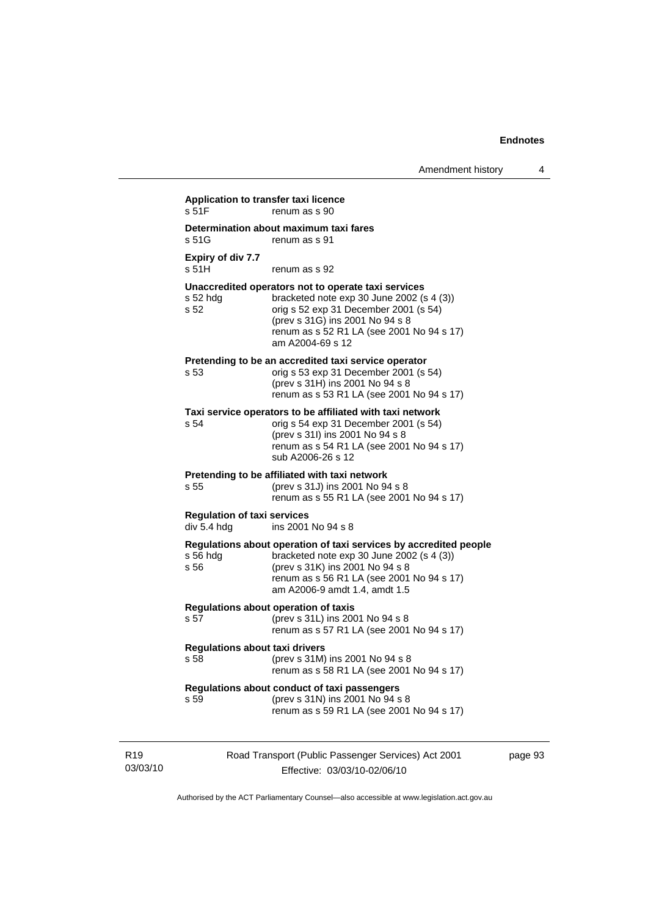**Application to transfer taxi licence**

s 51F renum as s 90

**Determination about maximum taxi fares**

s 51G renum as s 91

**Expiry of div 7.7**

s 51H renum as s 92

**Unaccredited operators not to operate taxi services**

s 52 hdg bracketed note exp 30 June 2002 (s 4 (3))
s 52 orig s 52 exp 31 December 2001 (s 54)
(prev s 31G) ins 2001 No 94 s 8
renum as s 52 R1 LA (see 2001 No 94 s 17)
am A2004-69 s 12

**Pretending to be an accredited taxi service operator**

s 53 orig s 53 exp 31 December 2001 (s 54)
(prev s 31H) ins 2001 No 94 s 8
renum as s 53 R1 LA (see 2001 No 94 s 17)

**Taxi service operators to be affiliated with taxi network**

s 54 orig s 54 exp 31 December 2001 (s 54)
(prev s 31I) ins 2001 No 94 s 8
renum as s 54 R1 LA (see 2001 No 94 s 17)
sub A2006-26 s 12

**Pretending to be affiliated with taxi network**

s 55 (prev s 31J) ins 2001 No 94 s 8
renum as s 55 R1 LA (see 2001 No 94 s 17)

**Regulation of taxi services**

div 5.4 hdg ins 2001 No 94 s 8

**Regulations about operation of taxi services by accredited people**

s 56 hdg bracketed note exp 30 June 2002 (s 4 (3))
s 56 (prev s 31K) ins 2001 No 94 s 8
renum as s 56 R1 LA (see 2001 No 94 s 17)
am A2006-9 amdt 1.4, amdt 1.5

**Regulations about operation of taxis**

s 57 (prev s 31L) ins 2001 No 94 s 8
renum as s 57 R1 LA (see 2001 No 94 s 17)

**Regulations about taxi drivers**

s 58 (prev s 31M) ins 2001 No 94 s 8
renum as s 58 R1 LA (see 2001 No 94 s 17)

**Regulations about conduct of taxi passengers**

s 59 (prev s 31N) ins 2001 No 94 s 8
renum as s 59 R1 LA (see 2001 No 94 s 17)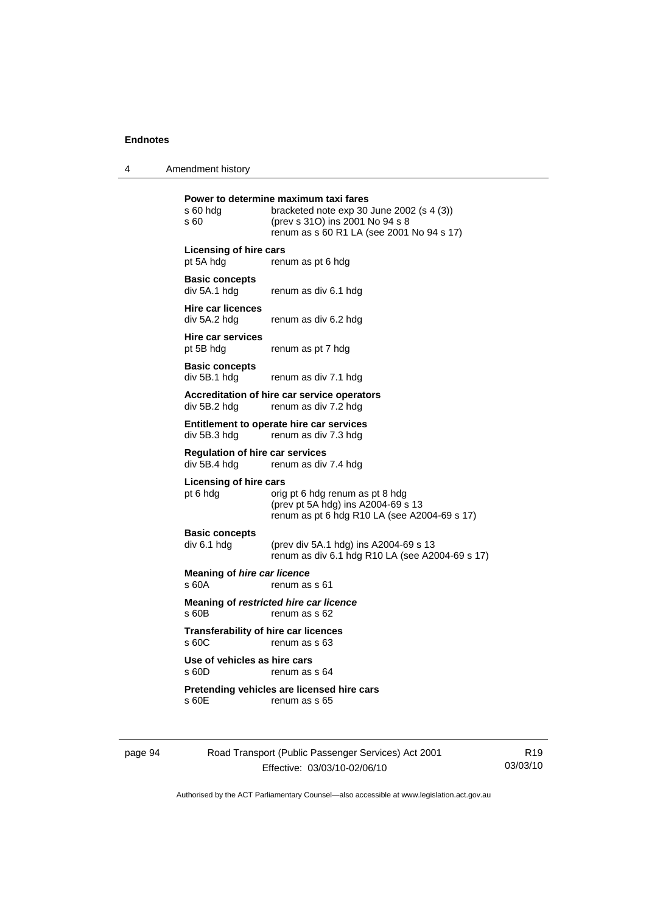**Power to determine maximum taxi fares**

| | |
|---|---|
| s 60 hdg | bracketed note exp 30 June 2002 (s 4 (3)) |
| s 60 | (prev s 31O) ins 2001 No 94 s 8<br>renum as s 60 R1 LA (see 2001 No 94 s 17) |

**Licensing of hire cars**

| | |
|---|---|
| pt 5A hdg | renum as pt 6 hdg |

**Basic concepts**

| | |
|---|---|
| div 5A.1 hdg | renum as div 6.1 hdg |

**Hire car licences**

| | |
|---|---|
| div 5A.2 hdg | renum as div 6.2 hdg |

**Hire car services**

| | |
|---|---|
| pt 5B hdg | renum as pt 7 hdg |

**Basic concepts**

| | |
|---|---|
| div 5B.1 hdg | renum as div 7.1 hdg |

**Accreditation of hire car service operators**

| | |
|---|---|
| div 5B.2 hdg | renum as div 7.2 hdg |

**Entitlement to operate hire car services**

| | |
|---|---|
| div 5B.3 hdg | renum as div 7.3 hdg |

**Regulation of hire car services**

| | |
|---|---|
| div 5B.4 hdg | renum as div 7.4 hdg |

**Licensing of hire cars**

| | |
|---|---|
| pt 6 hdg | orig pt 6 hdg renum as pt 8 hdg<br>(prev pt 5A hdg) ins A2004-69 s 13<br>renum as pt 6 hdg R10 LA (see A2004-69 s 17) |

**Basic concepts**

| | |
|---|---|
| div 6.1 hdg | (prev div 5A.1 hdg) ins A2004-69 s 13<br>renum as div 6.1 hdg R10 LA (see A2004-69 s 17) |

**Meaning of *hire car licence***

| | |
|---|---|
| s 60A | renum as s 61 |

**Meaning of *restricted hire car licence***

| | |
|---|---|
| s 60B | renum as s 62 |

**Transferability of hire car licences**

| | |
|---|---|
| s 60C | renum as s 63 |

**Use of vehicles as hire cars**

| | |
|---|---|
| s 60D | renum as s 64 |

**Pretending vehicles are licensed hire cars**

| | |
|---|---|
| s 60E | renum as s 65 |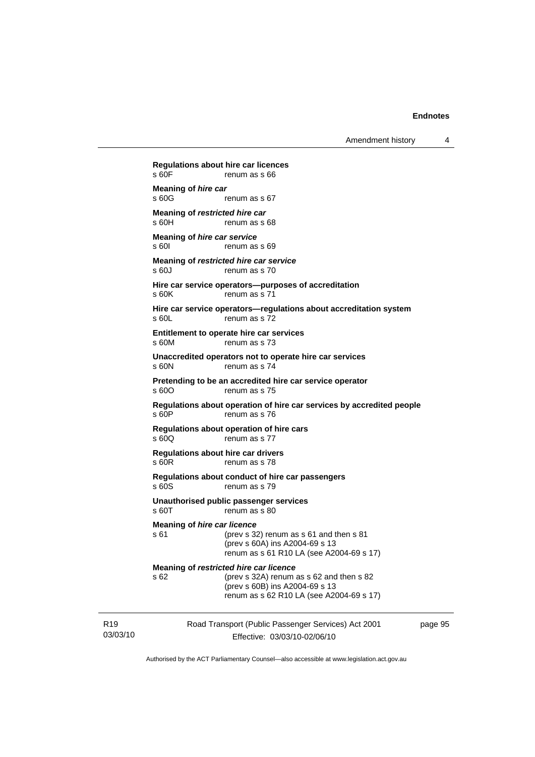**Regulations about hire car licences**
s 60F renum as s 66

**Meaning of *hire car***
s 60G renum as s 67

**Meaning of *restricted hire car***
s 60H renum as s 68

**Meaning of *hire car service***
s 60I renum as s 69

**Meaning of *restricted hire car service***
s 60J renum as s 70

**Hire car service operators—purposes of accreditation**
s 60K renum as s 71

**Hire car service operators—regulations about accreditation system**
s 60L renum as s 72

**Entitlement to operate hire car services**
s 60M renum as s 73

**Unaccredited operators not to operate hire car services**
s 60N renum as s 74

**Pretending to be an accredited hire car service operator**
s 60O renum as s 75

**Regulations about operation of hire car services by accredited people**
s 60P renum as s 76

**Regulations about operation of hire cars**
s 60Q renum as s 77

**Regulations about hire car drivers**
s 60R renum as s 78

**Regulations about conduct of hire car passengers**
s 60S renum as s 79

**Unauthorised public passenger services**
s 60T renum as s 80

**Meaning of *hire car licence***
s 61 (prev s 32) renum as s 61 and then s 81
(prev s 60A) ins A2004-69 s 13
renum as s 61 R10 LA (see A2004-69 s 17)

**Meaning of *restricted hire car licence***
s 62 (prev s 32A) renum as s 62 and then s 82
(prev s 60B) ins A2004-69 s 13
renum as s 62 R10 LA (see A2004-69 s 17)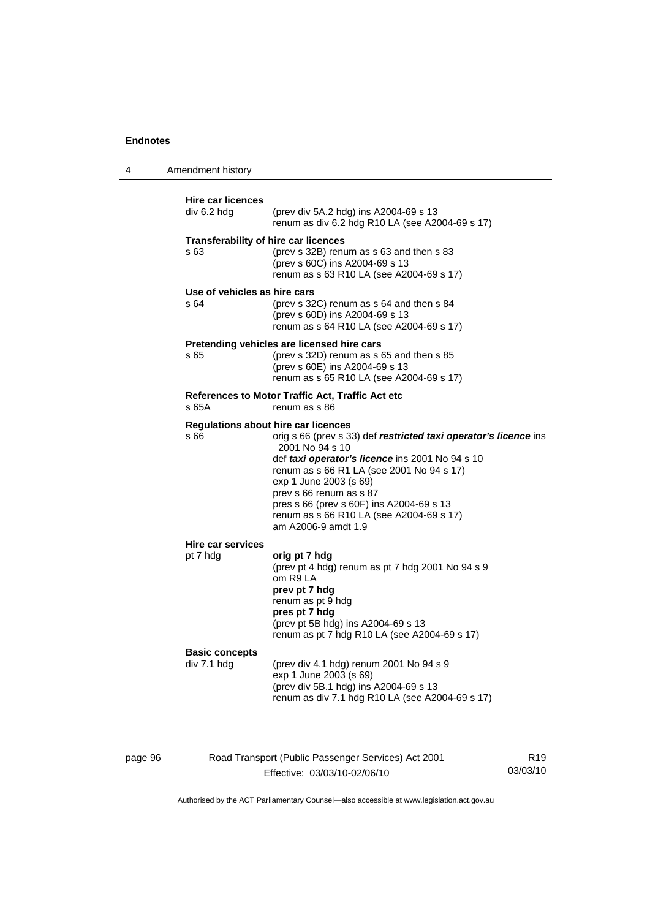**Hire car licences**

div 6.2 hdg (prev div 5A.2 hdg) ins A2004-69 s 13
renum as div 6.2 hdg R10 LA (see A2004-69 s 17)

**Transferability of hire car licences**

s 63 (prev s 32B) renum as s 63 and then s 83
(prev s 60C) ins A2004-69 s 13
renum as s 63 R10 LA (see A2004-69 s 17)

**Use of vehicles as hire cars**

s 64 (prev s 32C) renum as s 64 and then s 84
(prev s 60D) ins A2004-69 s 13
renum as s 64 R10 LA (see A2004-69 s 17)

**Pretending vehicles are licensed hire cars**

s 65 (prev s 32D) renum as s 65 and then s 85
(prev s 60E) ins A2004-69 s 13
renum as s 65 R10 LA (see A2004-69 s 17)

**References to Motor Traffic Act, Traffic Act etc**

s 65A renum as s 86

**Regulations about hire car licences**

s 66 orig s 66 (prev s 33) def ***restricted taxi operator's licence*** ins 2001 No 94 s 10
def ***taxi operator's licence*** ins 2001 No 94 s 10
renum as s 66 R1 LA (see 2001 No 94 s 17)
exp 1 June 2003 (s 69)
prev s 66 renum as s 87
pres s 66 (prev s 60F) ins A2004-69 s 13
renum as s 66 R10 LA (see A2004-69 s 17)
am A2006-9 amdt 1.9

**Hire car services**

pt 7 hdg **orig pt 7 hdg**
(prev pt 4 hdg) renum as pt 7 hdg 2001 No 94 s 9
om R9 LA
**prev pt 7 hdg**
renum as pt 9 hdg
**pres pt 7 hdg**
(prev pt 5B hdg) ins A2004-69 s 13
renum as pt 7 hdg R10 LA (see A2004-69 s 17)

**Basic concepts**

div 7.1 hdg (prev div 4.1 hdg) renum 2001 No 94 s 9
exp 1 June 2003 (s 69)
(prev div 5B.1 hdg) ins A2004-69 s 13
renum as div 7.1 hdg R10 LA (see A2004-69 s 17)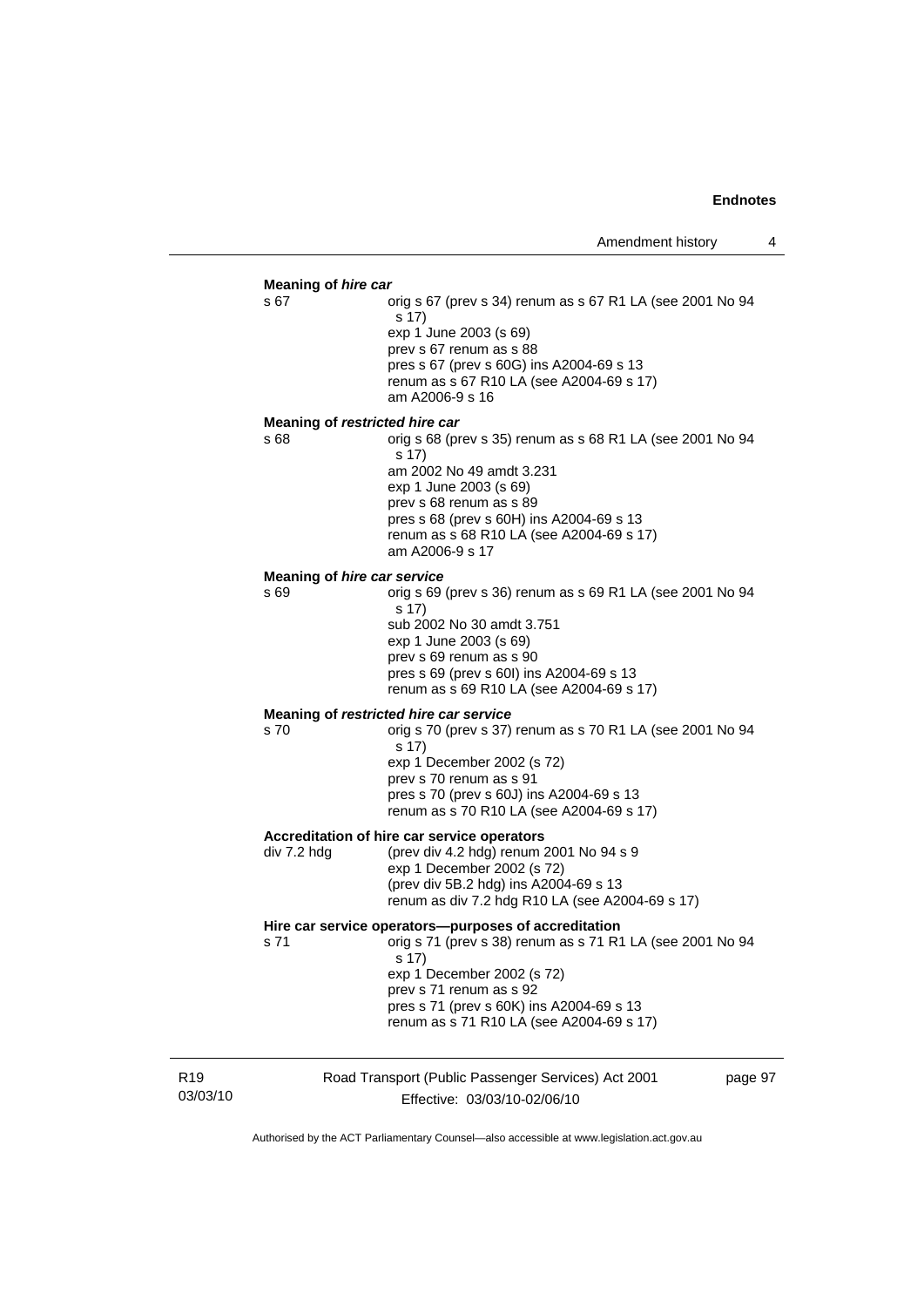**Meaning of *hire car***

s 67 orig s 67 (prev s 34) renum as s 67 R1 LA (see 2001 No 94 s 17)
exp 1 June 2003 (s 69)
prev s 67 renum as s 88
pres s 67 (prev s 60G) ins A2004-69 s 13
renum as s 67 R10 LA (see A2004-69 s 17)
am A2006-9 s 16

**Meaning of *restricted hire car***

s 68 orig s 68 (prev s 35) renum as s 68 R1 LA (see 2001 No 94 s 17)
am 2002 No 49 amdt 3.231
exp 1 June 2003 (s 69)
prev s 68 renum as s 89
pres s 68 (prev s 60H) ins A2004-69 s 13
renum as s 68 R10 LA (see A2004-69 s 17)
am A2006-9 s 17

**Meaning of *hire car service***

s 69 orig s 69 (prev s 36) renum as s 69 R1 LA (see 2001 No 94 s 17)
sub 2002 No 30 amdt 3.751
exp 1 June 2003 (s 69)
prev s 69 renum as s 90
pres s 69 (prev s 60I) ins A2004-69 s 13
renum as s 69 R10 LA (see A2004-69 s 17)

**Meaning of *restricted hire car service***

s 70 orig s 70 (prev s 37) renum as s 70 R1 LA (see 2001 No 94 s 17)
exp 1 December 2002 (s 72)
prev s 70 renum as s 91
pres s 70 (prev s 60J) ins A2004-69 s 13
renum as s 70 R10 LA (see A2004-69 s 17)

**Accreditation of hire car service operators**

div 7.2 hdg (prev div 4.2 hdg) renum 2001 No 94 s 9
exp 1 December 2002 (s 72)
(prev div 5B.2 hdg) ins A2004-69 s 13
renum as div 7.2 hdg R10 LA (see A2004-69 s 17)

**Hire car service operators—purposes of accreditation**

s 71 orig s 71 (prev s 38) renum as s 71 R1 LA (see 2001 No 94 s 17)
exp 1 December 2002 (s 72)
prev s 71 renum as s 92
pres s 71 (prev s 60K) ins A2004-69 s 13
renum as s 71 R10 LA (see A2004-69 s 17)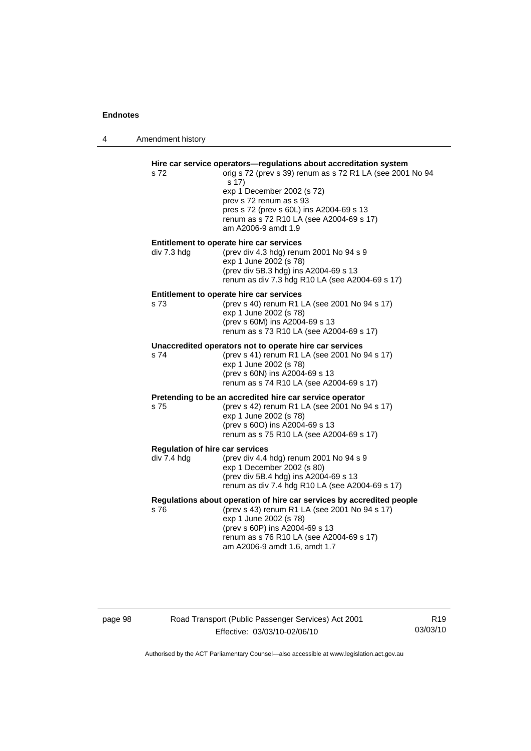**Hire car service operators—regulations about accreditation system**

s 72 — orig s 72 (prev s 39) renum as s 72 R1 LA (see 2001 No 94 s 17)
exp 1 December 2002 (s 72)
prev s 72 renum as s 93
pres s 72 (prev s 60L) ins A2004-69 s 13
renum as s 72 R10 LA (see A2004-69 s 17)
am A2006-9 amdt 1.9

**Entitlement to operate hire car services**

div 7.3 hdg — (prev div 4.3 hdg) renum 2001 No 94 s 9
exp 1 June 2002 (s 78)
(prev div 5B.3 hdg) ins A2004-69 s 13
renum as div 7.3 hdg R10 LA (see A2004-69 s 17)

**Entitlement to operate hire car services**

s 73 — (prev s 40) renum R1 LA (see 2001 No 94 s 17)
exp 1 June 2002 (s 78)
(prev s 60M) ins A2004-69 s 13
renum as s 73 R10 LA (see A2004-69 s 17)

**Unaccredited operators not to operate hire car services**

s 74 — (prev s 41) renum R1 LA (see 2001 No 94 s 17)
exp 1 June 2002 (s 78)
(prev s 60N) ins A2004-69 s 13
renum as s 74 R10 LA (see A2004-69 s 17)

**Pretending to be an accredited hire car service operator**

s 75 — (prev s 42) renum R1 LA (see 2001 No 94 s 17)
exp 1 June 2002 (s 78)
(prev s 60O) ins A2004-69 s 13
renum as s 75 R10 LA (see A2004-69 s 17)

**Regulation of hire car services**

div 7.4 hdg — (prev div 4.4 hdg) renum 2001 No 94 s 9
exp 1 December 2002 (s 80)
(prev div 5B.4 hdg) ins A2004-69 s 13
renum as div 7.4 hdg R10 LA (see A2004-69 s 17)

**Regulations about operation of hire car services by accredited people**

s 76 — (prev s 43) renum R1 LA (see 2001 No 94 s 17)
exp 1 June 2002 (s 78)
(prev s 60P) ins A2004-69 s 13
renum as s 76 R10 LA (see A2004-69 s 17)
am A2006-9 amdt 1.6, amdt 1.7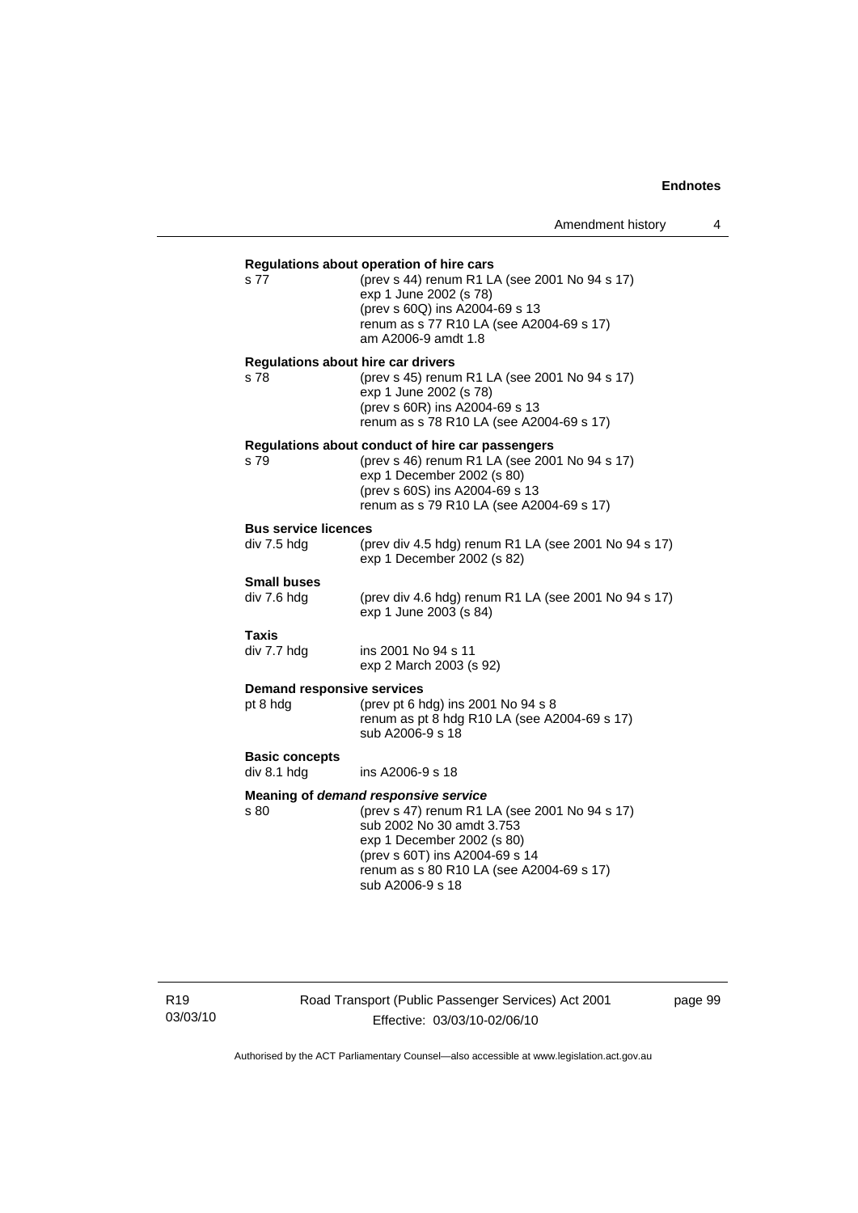**Regulations about operation of hire cars**

s 77 (prev s 44) renum R1 LA (see 2001 No 94 s 17)
exp 1 June 2002 (s 78)
(prev s 60Q) ins A2004-69 s 13
renum as s 77 R10 LA (see A2004-69 s 17)
am A2006-9 amdt 1.8

**Regulations about hire car drivers**

s 78 (prev s 45) renum R1 LA (see 2001 No 94 s 17)
exp 1 June 2002 (s 78)
(prev s 60R) ins A2004-69 s 13
renum as s 78 R10 LA (see A2004-69 s 17)

**Regulations about conduct of hire car passengers**

s 79 (prev s 46) renum R1 LA (see 2001 No 94 s 17)
exp 1 December 2002 (s 80)
(prev s 60S) ins A2004-69 s 13
renum as s 79 R10 LA (see A2004-69 s 17)

**Bus service licences**

div 7.5 hdg (prev div 4.5 hdg) renum R1 LA (see 2001 No 94 s 17)
exp 1 December 2002 (s 82)

**Small buses**

div 7.6 hdg (prev div 4.6 hdg) renum R1 LA (see 2001 No 94 s 17)
exp 1 June 2003 (s 84)

**Taxis**

div 7.7 hdg ins 2001 No 94 s 11
exp 2 March 2003 (s 92)

**Demand responsive services**

pt 8 hdg (prev pt 6 hdg) ins 2001 No 94 s 8
renum as pt 8 hdg R10 LA (see A2004-69 s 17)
sub A2006-9 s 18

**Basic concepts**

div 8.1 hdg ins A2006-9 s 18

**Meaning of *demand responsive service***

s 80 (prev s 47) renum R1 LA (see 2001 No 94 s 17)
sub 2002 No 30 amdt 3.753
exp 1 December 2002 (s 80)
(prev s 60T) ins A2004-69 s 14
renum as s 80 R10 LA (see A2004-69 s 17)
sub A2006-9 s 18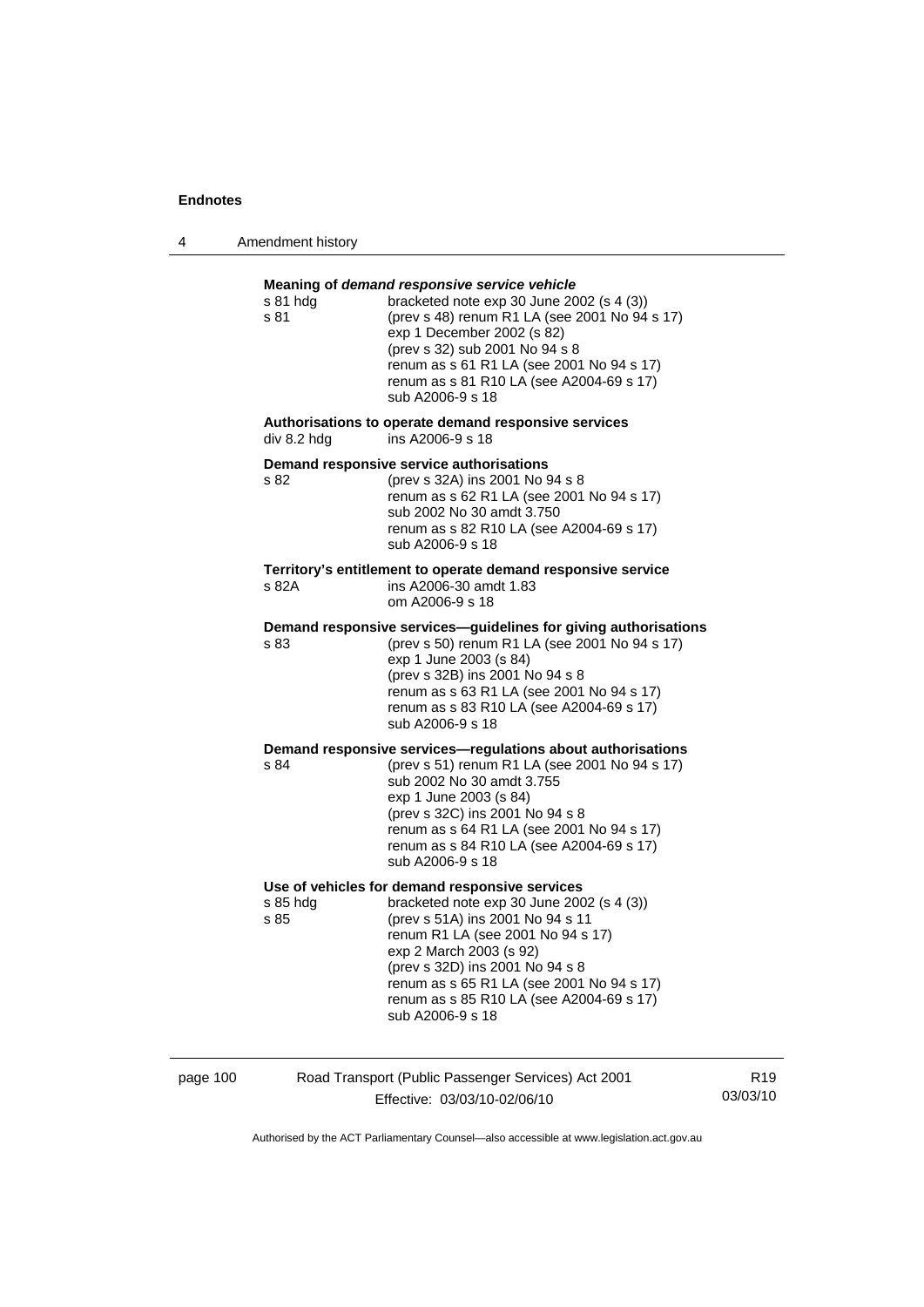**Meaning of *demand responsive service vehicle***

s 81 hdg bracketed note exp 30 June 2002 (s 4 (3))
s 81 (prev s 48) renum R1 LA (see 2001 No 94 s 17)
exp 1 December 2002 (s 82)
(prev s 32) sub 2001 No 94 s 8
renum as s 61 R1 LA (see 2001 No 94 s 17)
renum as s 81 R10 LA (see A2004-69 s 17)
sub A2006-9 s 18

**Authorisations to operate demand responsive services**

div 8.2 hdg ins A2006-9 s 18

**Demand responsive service authorisations**

s 82 (prev s 32A) ins 2001 No 94 s 8
renum as s 62 R1 LA (see 2001 No 94 s 17)
sub 2002 No 30 amdt 3.750
renum as s 82 R10 LA (see A2004-69 s 17)
sub A2006-9 s 18

**Territory's entitlement to operate demand responsive service**

s 82A ins A2006-30 amdt 1.83
om A2006-9 s 18

**Demand responsive services—guidelines for giving authorisations**

s 83 (prev s 50) renum R1 LA (see 2001 No 94 s 17)
exp 1 June 2003 (s 84)
(prev s 32B) ins 2001 No 94 s 8
renum as s 63 R1 LA (see 2001 No 94 s 17)
renum as s 83 R10 LA (see A2004-69 s 17)
sub A2006-9 s 18

**Demand responsive services—regulations about authorisations**

s 84 (prev s 51) renum R1 LA (see 2001 No 94 s 17)
sub 2002 No 30 amdt 3.755
exp 1 June 2003 (s 84)
(prev s 32C) ins 2001 No 94 s 8
renum as s 64 R1 LA (see 2001 No 94 s 17)
renum as s 84 R10 LA (see A2004-69 s 17)
sub A2006-9 s 18

**Use of vehicles for demand responsive services**

s 85 hdg bracketed note exp 30 June 2002 (s 4 (3))
s 85 (prev s 51A) ins 2001 No 94 s 11
renum R1 LA (see 2001 No 94 s 17)
exp 2 March 2003 (s 92)
(prev s 32D) ins 2001 No 94 s 8
renum as s 65 R1 LA (see 2001 No 94 s 17)
renum as s 85 R10 LA (see A2004-69 s 17)
sub A2006-9 s 18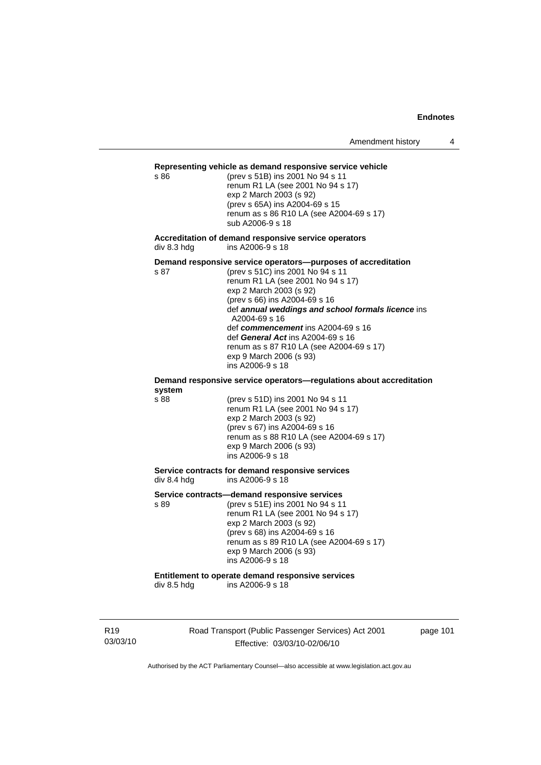**Representing vehicle as demand responsive service vehicle**

s 86 (prev s 51B) ins 2001 No 94 s 11
renum R1 LA (see 2001 No 94 s 17)
exp 2 March 2003 (s 92)
(prev s 65A) ins A2004-69 s 15
renum as s 86 R10 LA (see A2004-69 s 17)
sub A2006-9 s 18

**Accreditation of demand responsive service operators**

div 8.3 hdg ins A2006-9 s 18

**Demand responsive service operators—purposes of accreditation**

s 87 (prev s 51C) ins 2001 No 94 s 11
renum R1 LA (see 2001 No 94 s 17)
exp 2 March 2003 (s 92)
(prev s 66) ins A2004-69 s 16
def ***annual weddings and school formals licence*** ins A2004-69 s 16
def ***commencement*** ins A2004-69 s 16
def ***General Act*** ins A2004-69 s 16
renum as s 87 R10 LA (see A2004-69 s 17)
exp 9 March 2006 (s 93)
ins A2006-9 s 18

**Demand responsive service operators—regulations about accreditation system**

s 88 (prev s 51D) ins 2001 No 94 s 11
renum R1 LA (see 2001 No 94 s 17)
exp 2 March 2003 (s 92)
(prev s 67) ins A2004-69 s 16
renum as s 88 R10 LA (see A2004-69 s 17)
exp 9 March 2006 (s 93)
ins A2006-9 s 18

**Service contracts for demand responsive services**

div 8.4 hdg ins A2006-9 s 18

**Service contracts—demand responsive services**

s 89 (prev s 51E) ins 2001 No 94 s 11
renum R1 LA (see 2001 No 94 s 17)
exp 2 March 2003 (s 92)
(prev s 68) ins A2004-69 s 16
renum as s 89 R10 LA (see A2004-69 s 17)
exp 9 March 2006 (s 93)
ins A2006-9 s 18

**Entitlement to operate demand responsive services**

div 8.5 hdg ins A2006-9 s 18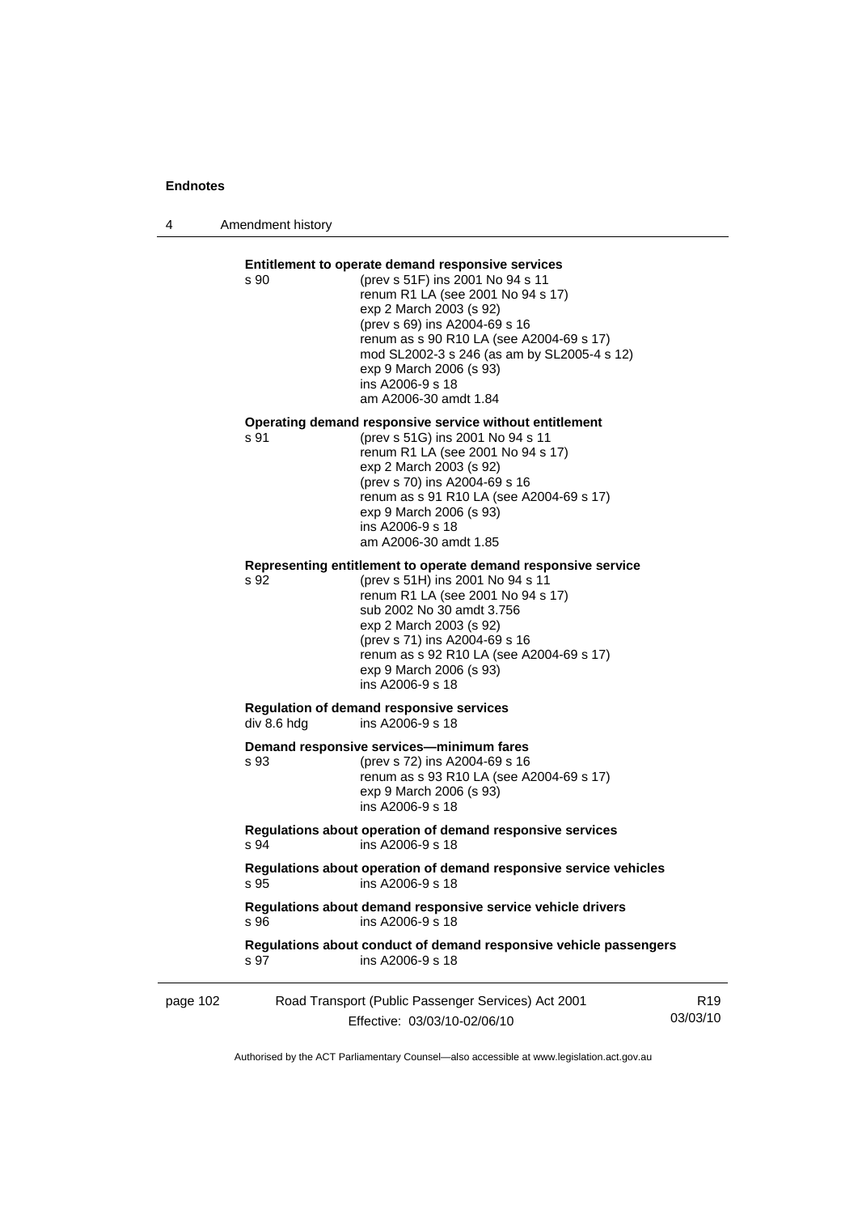**Entitlement to operate demand responsive services**

s 90 (prev s 51F) ins 2001 No 94 s 11
renum R1 LA (see 2001 No 94 s 17)
exp 2 March 2003 (s 92)
(prev s 69) ins A2004-69 s 16
renum as s 90 R10 LA (see A2004-69 s 17)
mod SL2002-3 s 246 (as am by SL2005-4 s 12)
exp 9 March 2006 (s 93)
ins A2006-9 s 18
am A2006-30 amdt 1.84

**Operating demand responsive service without entitlement**

s 91 (prev s 51G) ins 2001 No 94 s 11
renum R1 LA (see 2001 No 94 s 17)
exp 2 March 2003 (s 92)
(prev s 70) ins A2004-69 s 16
renum as s 91 R10 LA (see A2004-69 s 17)
exp 9 March 2006 (s 93)
ins A2006-9 s 18
am A2006-30 amdt 1.85

**Representing entitlement to operate demand responsive service**

s 92 (prev s 51H) ins 2001 No 94 s 11
renum R1 LA (see 2001 No 94 s 17)
sub 2002 No 30 amdt 3.756
exp 2 March 2003 (s 92)
(prev s 71) ins A2004-69 s 16
renum as s 92 R10 LA (see A2004-69 s 17)
exp 9 March 2006 (s 93)
ins A2006-9 s 18

**Regulation of demand responsive services**

div 8.6 hdg ins A2006-9 s 18

**Demand responsive services—minimum fares**

s 93 (prev s 72) ins A2004-69 s 16
renum as s 93 R10 LA (see A2004-69 s 17)
exp 9 March 2006 (s 93)
ins A2006-9 s 18

**Regulations about operation of demand responsive services**

s 94 ins A2006-9 s 18

**Regulations about operation of demand responsive service vehicles**

s 95 ins A2006-9 s 18

**Regulations about demand responsive service vehicle drivers**

s 96 ins A2006-9 s 18

**Regulations about conduct of demand responsive vehicle passengers**

s 97 ins A2006-9 s 18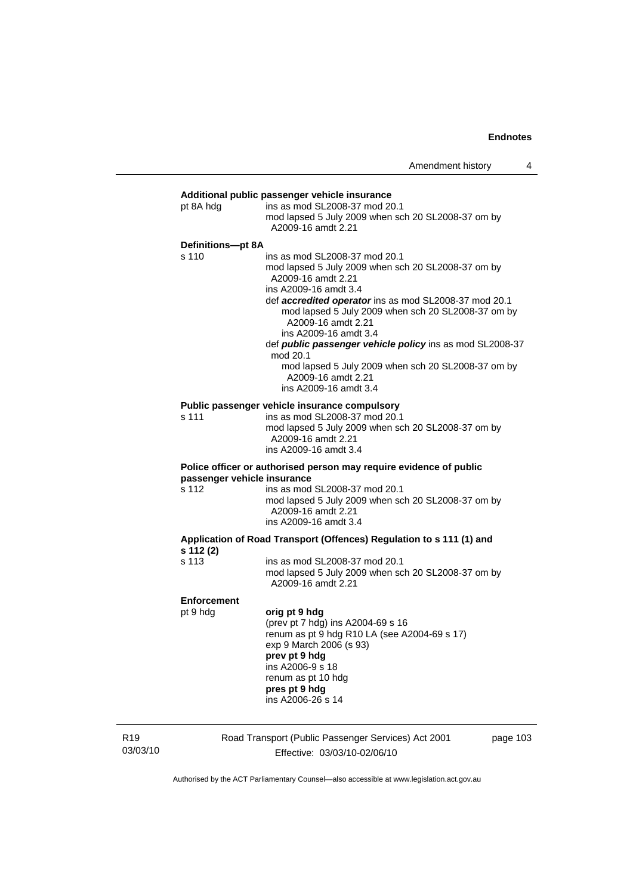**Additional public passenger vehicle insurance**

pt 8A hdg ins as mod SL2008-37 mod 20.1
mod lapsed 5 July 2009 when sch 20 SL2008-37 om by A2009-16 amdt 2.21

**Definitions—pt 8A**

s 110 ins as mod SL2008-37 mod 20.1
mod lapsed 5 July 2009 when sch 20 SL2008-37 om by A2009-16 amdt 2.21
ins A2009-16 amdt 3.4
def ***accredited operator*** ins as mod SL2008-37 mod 20.1
mod lapsed 5 July 2009 when sch 20 SL2008-37 om by A2009-16 amdt 2.21
ins A2009-16 amdt 3.4
def ***public passenger vehicle policy*** ins as mod SL2008-37 mod 20.1
mod lapsed 5 July 2009 when sch 20 SL2008-37 om by A2009-16 amdt 2.21
ins A2009-16 amdt 3.4

**Public passenger vehicle insurance compulsory**

s 111 ins as mod SL2008-37 mod 20.1
mod lapsed 5 July 2009 when sch 20 SL2008-37 om by A2009-16 amdt 2.21
ins A2009-16 amdt 3.4

**Police officer or authorised person may require evidence of public passenger vehicle insurance**

s 112 ins as mod SL2008-37 mod 20.1
mod lapsed 5 July 2009 when sch 20 SL2008-37 om by A2009-16 amdt 2.21
ins A2009-16 amdt 3.4

**Application of Road Transport (Offences) Regulation to s 111 (1) and s 112 (2)**

s 113 ins as mod SL2008-37 mod 20.1
mod lapsed 5 July 2009 when sch 20 SL2008-37 om by A2009-16 amdt 2.21

**Enforcement**

pt 9 hdg **orig pt 9 hdg**
(prev pt 7 hdg) ins A2004-69 s 16
renum as pt 9 hdg R10 LA (see A2004-69 s 17)
exp 9 March 2006 (s 93)
**prev pt 9 hdg**
ins A2006-9 s 18
renum as pt 10 hdg
**pres pt 9 hdg**
ins A2006-26 s 14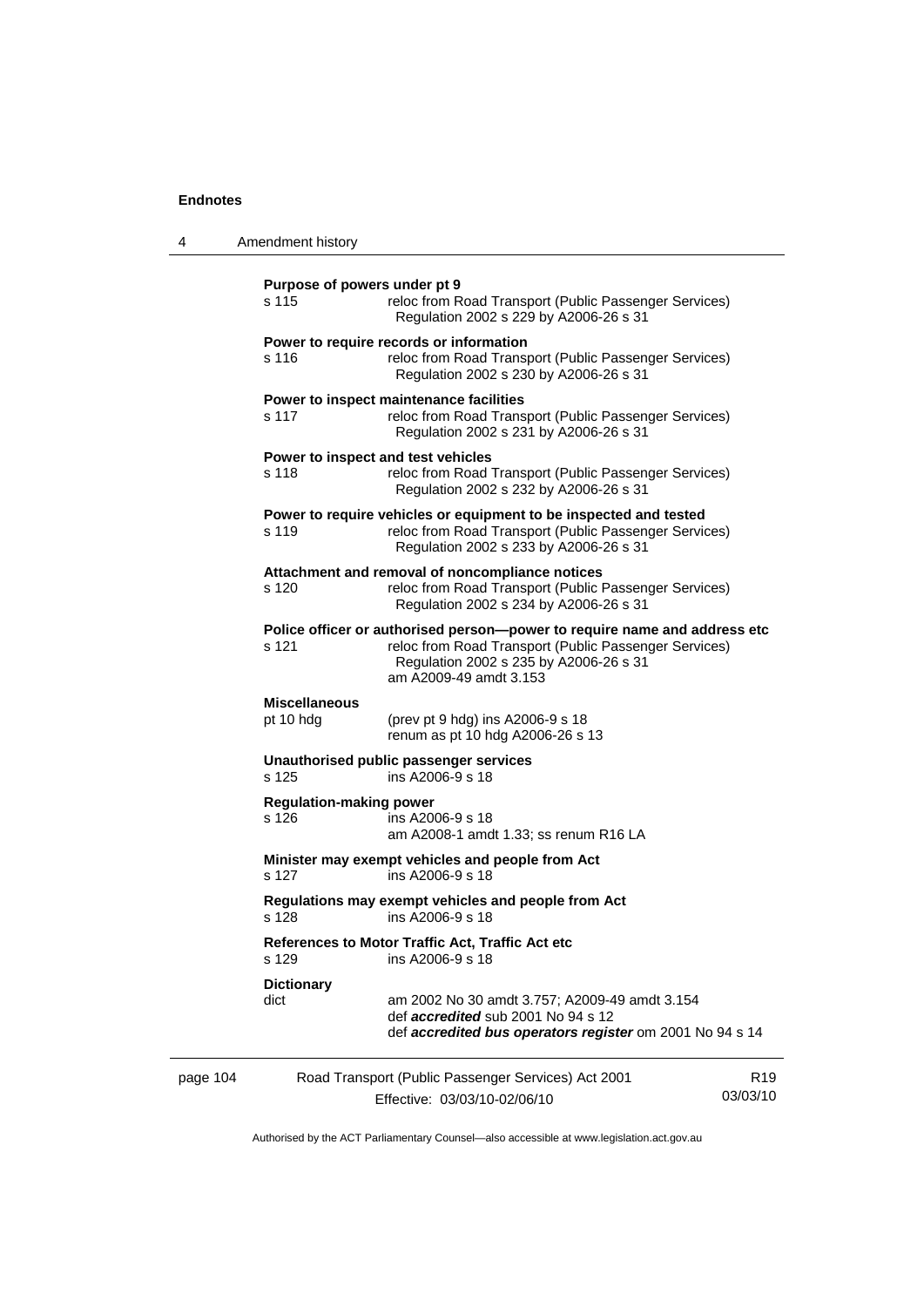**Purpose of powers under pt 9**
s 115 reloc from Road Transport (Public Passenger Services) Regulation 2002 s 229 by A2006-26 s 31

**Power to require records or information**
s 116 reloc from Road Transport (Public Passenger Services) Regulation 2002 s 230 by A2006-26 s 31

**Power to inspect maintenance facilities**
s 117 reloc from Road Transport (Public Passenger Services) Regulation 2002 s 231 by A2006-26 s 31

**Power to inspect and test vehicles**
s 118 reloc from Road Transport (Public Passenger Services) Regulation 2002 s 232 by A2006-26 s 31

**Power to require vehicles or equipment to be inspected and tested**
s 119 reloc from Road Transport (Public Passenger Services) Regulation 2002 s 233 by A2006-26 s 31

**Attachment and removal of noncompliance notices**
s 120 reloc from Road Transport (Public Passenger Services) Regulation 2002 s 234 by A2006-26 s 31

**Police officer or authorised person—power to require name and address etc**
s 121 reloc from Road Transport (Public Passenger Services) Regulation 2002 s 235 by A2006-26 s 31
am A2009-49 amdt 3.153

**Miscellaneous**
pt 10 hdg (prev pt 9 hdg) ins A2006-9 s 18
renum as pt 10 hdg A2006-26 s 13

**Unauthorised public passenger services**
s 125 ins A2006-9 s 18

**Regulation-making power**
s 126 ins A2006-9 s 18
am A2008-1 amdt 1.33; ss renum R16 LA

**Minister may exempt vehicles and people from Act**
s 127 ins A2006-9 s 18

**Regulations may exempt vehicles and people from Act**
s 128 ins A2006-9 s 18

**References to Motor Traffic Act, Traffic Act etc**
s 129 ins A2006-9 s 18

**Dictionary**
dict am 2002 No 30 amdt 3.757; A2009-49 amdt 3.154
def ***accredited*** sub 2001 No 94 s 12
def ***accredited bus operators register*** om 2001 No 94 s 14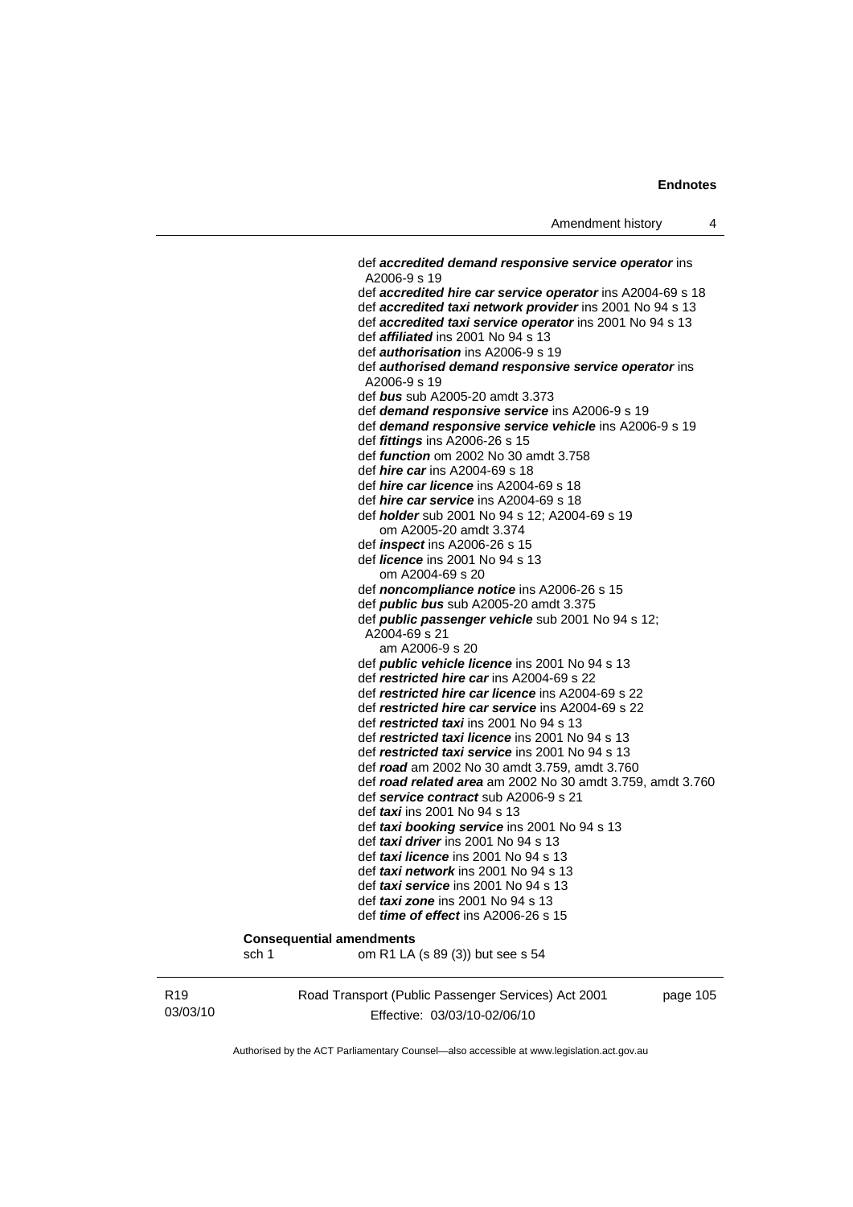def ***accredited demand responsive service operator*** ins A2006-9 s 19
def ***accredited hire car service operator*** ins A2004-69 s 18
def ***accredited taxi network provider*** ins 2001 No 94 s 13
def ***accredited taxi service operator*** ins 2001 No 94 s 13
def ***affiliated*** ins 2001 No 94 s 13
def ***authorisation*** ins A2006-9 s 19
def ***authorised demand responsive service operator*** ins A2006-9 s 19
def ***bus*** sub A2005-20 amdt 3.373
def ***demand responsive service*** ins A2006-9 s 19
def ***demand responsive service vehicle*** ins A2006-9 s 19
def ***fittings*** ins A2006-26 s 15
def ***function*** om 2002 No 30 amdt 3.758
def ***hire car*** ins A2004-69 s 18
def ***hire car licence*** ins A2004-69 s 18
def ***hire car service*** ins A2004-69 s 18
def ***holder*** sub 2001 No 94 s 12; A2004-69 s 19
om A2005-20 amdt 3.374
def ***inspect*** ins A2006-26 s 15
def ***licence*** ins 2001 No 94 s 13
om A2004-69 s 20
def ***noncompliance notice*** ins A2006-26 s 15
def ***public bus*** sub A2005-20 amdt 3.375
def ***public passenger vehicle*** sub 2001 No 94 s 12; A2004-69 s 21
am A2006-9 s 20
def ***public vehicle licence*** ins 2001 No 94 s 13
def ***restricted hire car*** ins A2004-69 s 22
def ***restricted hire car licence*** ins A2004-69 s 22
def ***restricted hire car service*** ins A2004-69 s 22
def ***restricted taxi*** ins 2001 No 94 s 13
def ***restricted taxi licence*** ins 2001 No 94 s 13
def ***restricted taxi service*** ins 2001 No 94 s 13
def ***road*** am 2002 No 30 amdt 3.759, amdt 3.760
def ***road related area*** am 2002 No 30 amdt 3.759, amdt 3.760
def ***service contract*** sub A2006-9 s 21
def ***taxi*** ins 2001 No 94 s 13
def ***taxi booking service*** ins 2001 No 94 s 13
def ***taxi driver*** ins 2001 No 94 s 13
def ***taxi licence*** ins 2001 No 94 s 13
def ***taxi network*** ins 2001 No 94 s 13
def ***taxi service*** ins 2001 No 94 s 13
def ***taxi zone*** ins 2001 No 94 s 13
def ***time of effect*** ins A2006-26 s 15

**Consequential amendments**

sch 1 om R1 LA (s 89 (3)) but see s 54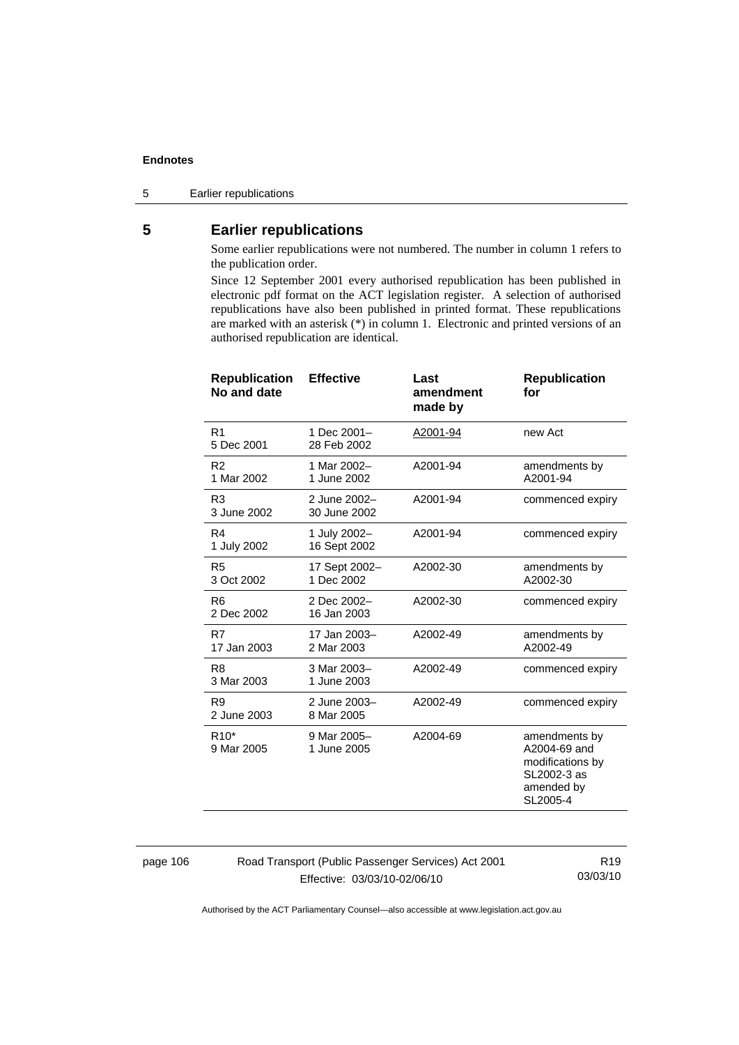## 5 Earlier republications

Some earlier republications were not numbered. The number in column 1 refers to the publication order.

Since 12 September 2001 every authorised republication has been published in electronic pdf format on the ACT legislation register. A selection of authorised republications have also been published in printed format. These republications are marked with an asterisk (*) in column 1. Electronic and printed versions of an authorised republication are identical.

| Republication No and date | Effective | Last amendment made by | Republication for |
|---|---|---|---|
| R1<br>5 Dec 2001 | 1 Dec 2001–<br>28 Feb 2002 | A2001-94 | new Act |
| R2<br>1 Mar 2002 | 1 Mar 2002–<br>1 June 2002 | A2001-94 | amendments by A2001-94 |
| R3<br>3 June 2002 | 2 June 2002–<br>30 June 2002 | A2001-94 | commenced expiry |
| R4<br>1 July 2002 | 1 July 2002–<br>16 Sept 2002 | A2001-94 | commenced expiry |
| R5<br>3 Oct 2002 | 17 Sept 2002–<br>1 Dec 2002 | A2002-30 | amendments by A2002-30 |
| R6<br>2 Dec 2002 | 2 Dec 2002–<br>16 Jan 2003 | A2002-30 | commenced expiry |
| R7<br>17 Jan 2003 | 17 Jan 2003–<br>2 Mar 2003 | A2002-49 | amendments by A2002-49 |
| R8<br>3 Mar 2003 | 3 Mar 2003–<br>1 June 2003 | A2002-49 | commenced expiry |
| R9<br>2 June 2003 | 2 June 2003–<br>8 Mar 2005 | A2002-49 | commenced expiry |
| R10*<br>9 Mar 2005 | 9 Mar 2005–<br>1 June 2005 | A2004-69 | amendments by A2004-69 and modifications by SL2002-3 as amended by SL2005-4 |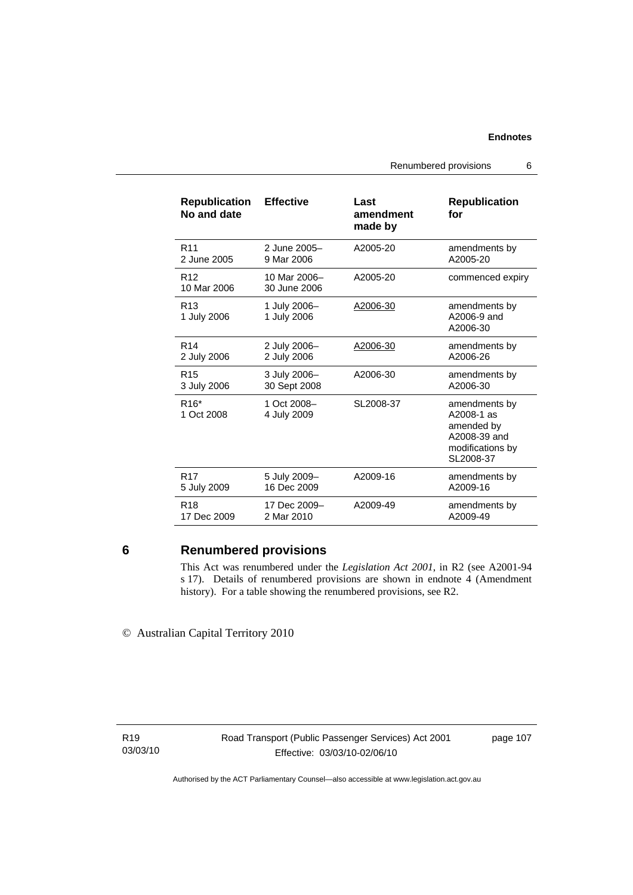| Republication No and date | Effective | Last amendment made by | Republication for |
|---|---|---|---|
| R11 2 June 2005 | 2 June 2005– 9 Mar 2006 | A2005-20 | amendments by A2005-20 |
| R12 10 Mar 2006 | 10 Mar 2006– 30 June 2006 | A2005-20 | commenced expiry |
| R13 1 July 2006 | 1 July 2006– 1 July 2006 | A2006-30 | amendments by A2006-9 and A2006-30 |
| R14 2 July 2006 | 2 July 2006– 2 July 2006 | A2006-30 | amendments by A2006-26 |
| R15 3 July 2006 | 3 July 2006– 30 Sept 2008 | A2006-30 | amendments by A2006-30 |
| R16* 1 Oct 2008 | 1 Oct 2008– 4 July 2009 | SL2008-37 | amendments by A2008-1 as amended by A2008-39 and modifications by SL2008-37 |
| R17 5 July 2009 | 5 July 2009– 16 Dec 2009 | A2009-16 | amendments by A2009-16 |
| R18 17 Dec 2009 | 17 Dec 2009– 2 Mar 2010 | A2009-49 | amendments by A2009-49 |

## 6 Renumbered provisions

This Act was renumbered under the *Legislation Act 2001*, in R2 (see A2001-94 s 17). Details of renumbered provisions are shown in endnote 4 (Amendment history). For a table showing the renumbered provisions, see R2.

© Australian Capital Territory 2010